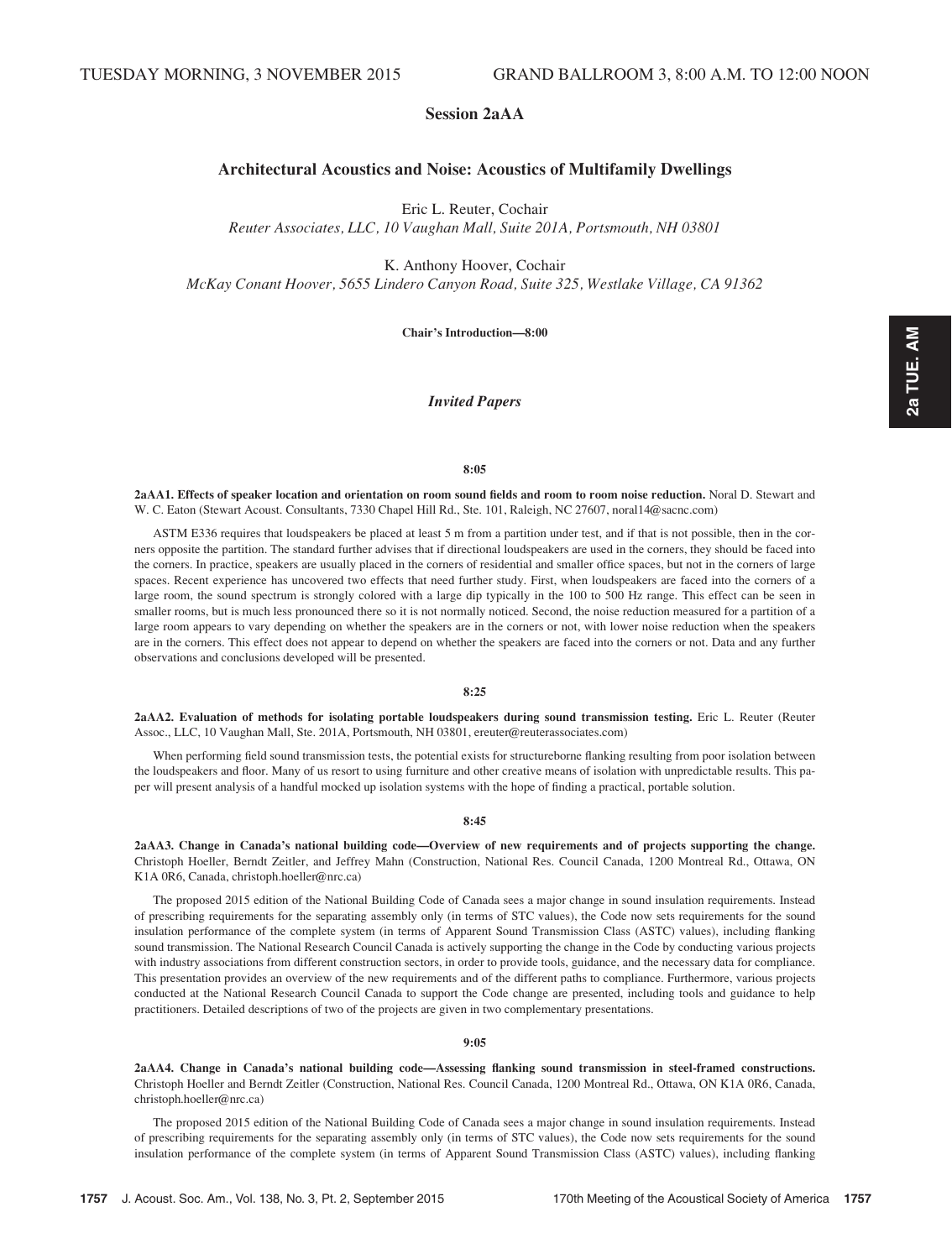TUESDAY MORNING, 3 NOVEMBER 2015 GRAND BALLROOM 3, 8:00 A.M. TO 12:00 NOON

## Session 2aAA

### Architectural Acoustics and Noise: Acoustics of Multifamily Dwellings

Eric L. Reuter, Cochair

*Reuter Associates, LLC, 10 Vaughan Mall, Suite 201A, Portsmouth, NH 03801*

K. Anthony Hoover, Cochair

*McKay Conant Hoover, 5655 Lindero Canyon Road, Suite 325, Westlake Village, CA 91362*

**Chair's Introduction—8:00**

### *Invited Papers*

**8:05**

**2aAA1. Effects of speaker location and orientation on room sound fields and room to room noise reduction.** Noral D. Stewart and W. C. Eaton (Stewart Acoust. Consultants, 7330 Chapel Hill Rd., Ste. 101, Raleigh, NC 27607, noral14@sacnc.com)

ASTM E336 requires that loudspeakers be placed at least 5 m from a partition under test, and if that is not possible, then in the corners opposite the partition. The standard further advises that if directional loudspeakers are used in the corners, they should be faced into the corners. In practice, speakers are usually placed in the corners of residential and smaller office spaces, but not in the corners of large spaces. Recent experience has uncovered two effects that need further study. First, when loudspeakers are faced into the corners of a large room, the sound spectrum is strongly colored with a large dip typically in the 100 to 500 Hz range. This effect can be seen in smaller rooms, but is much less pronounced there so it is not normally noticed. Second, the noise reduction measured for a partition of a large room appears to vary depending on whether the speakers are in the corners or not, with lower noise reduction when the speakers are in the corners. This effect does not appear to depend on whether the speakers are faced into the corners or not. Data and any further observations and conclusions developed will be presented.

**8:25**

**2aAA2. Evaluation of methods for isolating portable loudspeakers during sound transmission testing.** Eric L. Reuter (Reuter Assoc., LLC, 10 Vaughan Mall, Ste. 201A, Portsmouth, NH 03801, ereuter@reuterassociates.com)

When performing field sound transmission tests, the potential exists for structureborne flanking resulting from poor isolation between the loudspeakers and floor. Many of us resort to using furniture and other creative means of isolation with unpredictable results. This paper will present analysis of a handful mocked up isolation systems with the hope of finding a practical, portable solution.

**8:45**

**2aAA3. Change in Canada's national building code—Overview of new requirements and of projects supporting the change.** Christoph Hoeller, Berndt Zeitler, and Jeffrey Mahn (Construction, National Res. Council Canada, 1200 Montreal Rd., Ottawa, ON K1A 0R6, Canada, christoph.hoeller@nrc.ca)

The proposed 2015 edition of the National Building Code of Canada sees a major change in sound insulation requirements. Instead of prescribing requirements for the separating assembly only (in terms of STC values), the Code now sets requirements for the sound insulation performance of the complete system (in terms of Apparent Sound Transmission Class (ASTC) values), including flanking sound transmission. The National Research Council Canada is actively supporting the change in the Code by conducting various projects with industry associations from different construction sectors, in order to provide tools, guidance, and the necessary data for compliance. This presentation provides an overview of the new requirements and of the different paths to compliance. Furthermore, various projects conducted at the National Research Council Canada to support the Code change are presented, including tools and guidance to help practitioners. Detailed descriptions of two of the projects are given in two complementary presentations.

**9:05**

**2aAA4. Change in Canada's national building code—Assessing flanking sound transmission in steel-framed constructions.** Christoph Hoeller and Berndt Zeitler (Construction, National Res. Council Canada, 1200 Montreal Rd., Ottawa, ON K1A 0R6, Canada, christoph.hoeller@nrc.ca)

The proposed 2015 edition of the National Building Code of Canada sees a major change in sound insulation requirements. Instead of prescribing requirements for the separating assembly only (in terms of STC values), the Code now sets requirements for the sound insulation performance of the complete system (in terms of Apparent Sound Transmission Class (ASTC) values), including flanking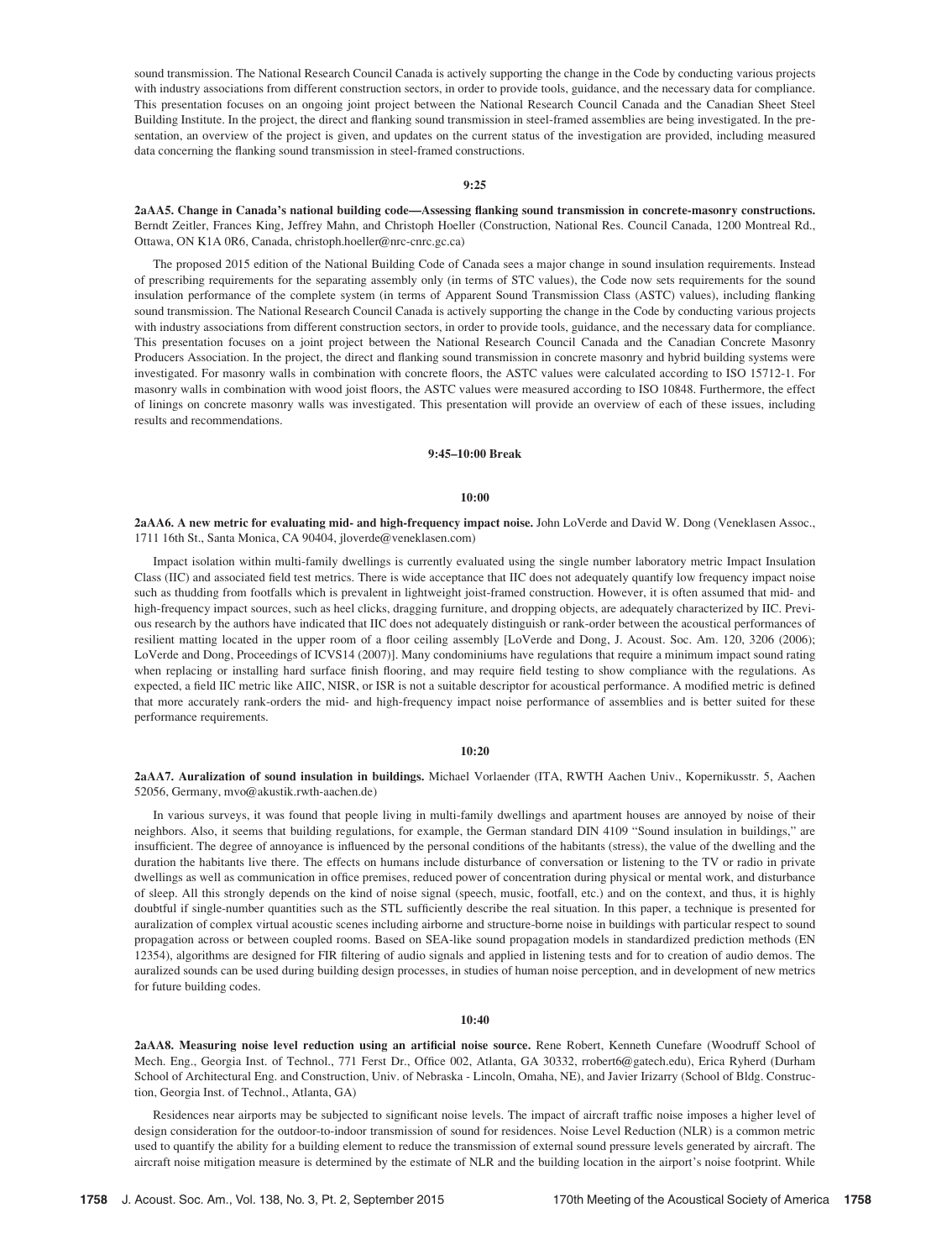sound transmission. The National Research Council Canada is actively supporting the change in the Code by conducting various projects with industry associations from different construction sectors, in order to provide tools, guidance, and the necessary data for compliance. This presentation focuses on an ongoing joint project between the National Research Council Canada and the Canadian Sheet Steel Building Institute. In the project, the direct and flanking sound transmission in steel-framed assemblies are being investigated. In the presentation, an overview of the project is given, and updates on the current status of the investigation are provided, including measured data concerning the flanking sound transmission in steel-framed constructions.

**9:25**

**2aAA5. Change in Canada's national building code—Assessing flanking sound transmission in concrete-masonry constructions.** Berndt Zeitler, Frances King, Jeffrey Mahn, and Christoph Hoeller (Construction, National Res. Council Canada, 1200 Montreal Rd., Ottawa, ON K1A 0R6, Canada, christoph.hoeller@nrc-cnrc.gc.ca)

The proposed 2015 edition of the National Building Code of Canada sees a major change in sound insulation requirements. Instead of prescribing requirements for the separating assembly only (in terms of STC values), the Code now sets requirements for the sound insulation performance of the complete system (in terms of Apparent Sound Transmission Class (ASTC) values), including flanking sound transmission. The National Research Council Canada is actively supporting the change in the Code by conducting various projects with industry associations from different construction sectors, in order to provide tools, guidance, and the necessary data for compliance. This presentation focuses on a joint project between the National Research Council Canada and the Canadian Concrete Masonry Producers Association. In the project, the direct and flanking sound transmission in concrete masonry and hybrid building systems were investigated. For masonry walls in combination with concrete floors, the ASTC values were calculated according to ISO 15712-1. For masonry walls in combination with wood joist floors, the ASTC values were measured according to ISO 10848. Furthermore, the effect of linings on concrete masonry walls was investigated. This presentation will provide an overview of each of these issues, including results and recommendations.

**9:45–10:00 Break**

**10:00**

**2aAA6. A new metric for evaluating mid- and high-frequency impact noise.** John LoVerde and David W. Dong (Veneklasen Assoc., 1711 16th St., Santa Monica, CA 90404, jloverde@veneklasen.com)

Impact isolation within multi-family dwellings is currently evaluated using the single number laboratory metric Impact Insulation Class (IIC) and associated field test metrics. There is wide acceptance that IIC does not adequately quantify low frequency impact noise such as thudding from footfalls which is prevalent in lightweight joist-framed construction. However, it is often assumed that mid- and high-frequency impact sources, such as heel clicks, dragging furniture, and dropping objects, are adequately characterized by IIC. Previous research by the authors have indicated that IIC does not adequately distinguish or rank-order between the acoustical performances of resilient matting located in the upper room of a floor ceiling assembly [LoVerde and Dong, J. Acoust. Soc. Am. 120, 3206 (2006); LoVerde and Dong, Proceedings of ICVS14 (2007)]. Many condominiums have regulations that require a minimum impact sound rating when replacing or installing hard surface finish flooring, and may require field testing to show compliance with the regulations. As expected, a field IIC metric like AIIC, NISR, or ISR is not a suitable descriptor for acoustical performance. A modified metric is defined that more accurately rank-orders the mid- and high-frequency impact noise performance of assemblies and is better suited for these performance requirements.

**10:20**

**2aAA7. Auralization of sound insulation in buildings.** Michael Vorlaender (ITA, RWTH Aachen Univ., Kopernikusstr. 5, Aachen 52056, Germany, mvo@akustik.rwth-aachen.de)

In various surveys, it was found that people living in multi-family dwellings and apartment houses are annoyed by noise of their neighbors. Also, it seems that building regulations, for example, the German standard DIN 4109 "Sound insulation in buildings," are insufficient. The degree of annoyance is influenced by the personal conditions of the habitants (stress), the value of the dwelling and the duration the habitants live there. The effects on humans include disturbance of conversation or listening to the TV or radio in private dwellings as well as communication in office premises, reduced power of concentration during physical or mental work, and disturbance of sleep. All this strongly depends on the kind of noise signal (speech, music, footfall, etc.) and on the context, and thus, it is highly doubtful if single-number quantities such as the STL sufficiently describe the real situation. In this paper, a technique is presented for auralization of complex virtual acoustic scenes including airborne and structure-borne noise in buildings with particular respect to sound propagation across or between coupled rooms. Based on SEA-like sound propagation models in standardized prediction methods (EN 12354), algorithms are designed for FIR filtering of audio signals and applied in listening tests and for to creation of audio demos. The auralized sounds can be used during building design processes, in studies of human noise perception, and in development of new metrics for future building codes.

**10:40**

**2aAA8. Measuring noise level reduction using an artificial noise source.** Rene Robert, Kenneth Cunefare (Woodruff School of Mech. Eng., Georgia Inst. of Technol., 771 Ferst Dr., Office 002, Atlanta, GA 30332, rrobert6@gatech.edu), Erica Ryherd (Durham School of Architectural Eng. and Construction, Univ. of Nebraska - Lincoln, Omaha, NE), and Javier Irizarry (School of Bldg. Construction, Georgia Inst. of Technol., Atlanta, GA)

Residences near airports may be subjected to significant noise levels. The impact of aircraft traffic noise imposes a higher level of design consideration for the outdoor-to-indoor transmission of sound for residences. Noise Level Reduction (NLR) is a common metric used to quantify the ability for a building element to reduce the transmission of external sound pressure levels generated by aircraft. The aircraft noise mitigation measure is determined by the estimate of NLR and the building location in the airport's noise footprint. While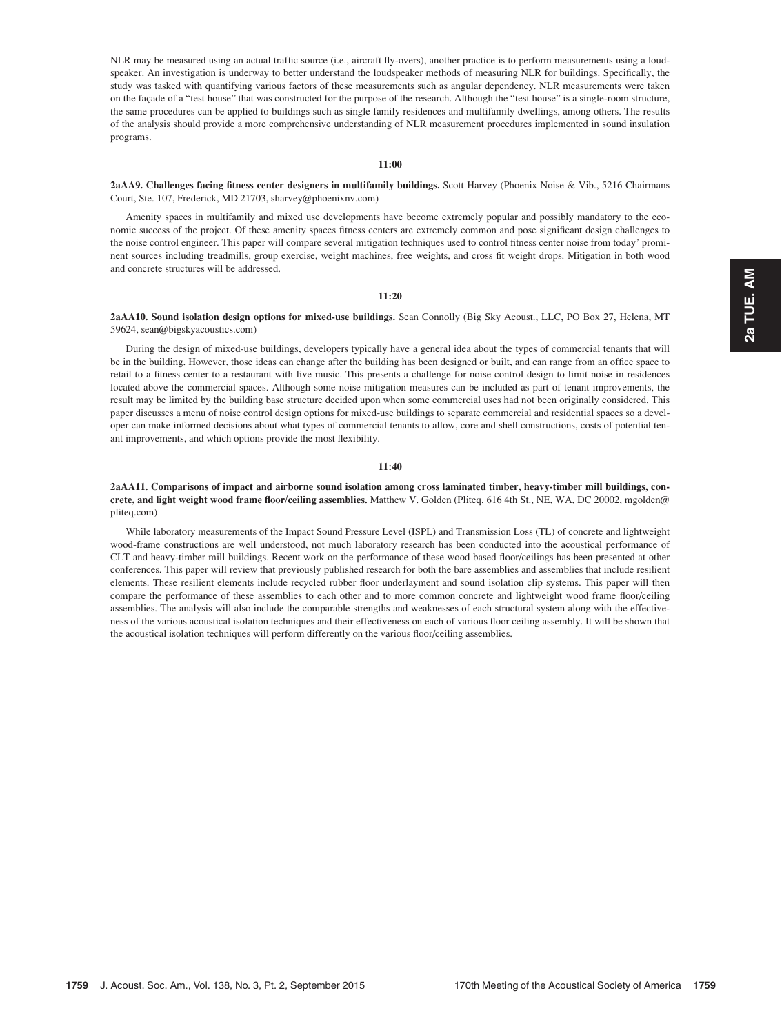NLR may be measured using an actual traffic source (i.e., aircraft fly-overs), another practice is to perform measurements using a loudspeaker. An investigation is underway to better understand the loudspeaker methods of measuring NLR for buildings. Specifically, the study was tasked with quantifying various factors of these measurements such as angular dependency. NLR measurements were taken on the façade of a "test house" that was constructed for the purpose of the research. Although the "test house" is a single-room structure, the same procedures can be applied to buildings such as single family residences and multifamily dwellings, among others. The results of the analysis should provide a more comprehensive understanding of NLR measurement procedures implemented in sound insulation programs.

**11:00**

**2aAA9. Challenges facing fitness center designers in multifamily buildings.** Scott Harvey (Phoenix Noise & Vib., 5216 Chairmans Court, Ste. 107, Frederick, MD 21703, sharvey@phoenixnv.com)

Amenity spaces in multifamily and mixed use developments have become extremely popular and possibly mandatory to the economic success of the project. Of these amenity spaces fitness centers are extremely common and pose significant design challenges to the noise control engineer. This paper will compare several mitigation techniques used to control fitness center noise from today' prominent sources including treadmills, group exercise, weight machines, free weights, and cross fit weight drops. Mitigation in both wood and concrete structures will be addressed.

**11:20**

**2aAA10. Sound isolation design options for mixed-use buildings.** Sean Connolly (Big Sky Acoust., LLC, PO Box 27, Helena, MT 59624, sean@bigskyacoustics.com)

During the design of mixed-use buildings, developers typically have a general idea about the types of commercial tenants that will be in the building. However, those ideas can change after the building has been designed or built, and can range from an office space to retail to a fitness center to a restaurant with live music. This presents a challenge for noise control design to limit noise in residences located above the commercial spaces. Although some noise mitigation measures can be included as part of tenant improvements, the result may be limited by the building base structure decided upon when some commercial uses had not been originally considered. This paper discusses a menu of noise control design options for mixed-use buildings to separate commercial and residential spaces so a developer can make informed decisions about what types of commercial tenants to allow, core and shell constructions, costs of potential tenant improvements, and which options provide the most flexibility.

**11:40**

**2aAA11. Comparisons of impact and airborne sound isolation among cross laminated timber, heavy-timber mill buildings, concrete, and light weight wood frame floor/ceiling assemblies.** Matthew V. Golden (Pliteq, 616 4th St., NE, WA, DC 20002, mgolden@pliteq.com)

While laboratory measurements of the Impact Sound Pressure Level (ISPL) and Transmission Loss (TL) of concrete and lightweight wood-frame constructions are well understood, not much laboratory research has been conducted into the acoustical performance of CLT and heavy-timber mill buildings. Recent work on the performance of these wood based floor/ceilings has been presented at other conferences. This paper will review that previously published research for both the bare assemblies and assemblies that include resilient elements. These resilient elements include recycled rubber floor underlayment and sound isolation clip systems. This paper will then compare the performance of these assemblies to each other and to more common concrete and lightweight wood frame floor/ceiling assemblies. The analysis will also include the comparable strengths and weaknesses of each structural system along with the effectiveness of the various acoustical isolation techniques and their effectiveness on each of various floor ceiling assembly. It will be shown that the acoustical isolation techniques will perform differently on the various floor/ceiling assemblies.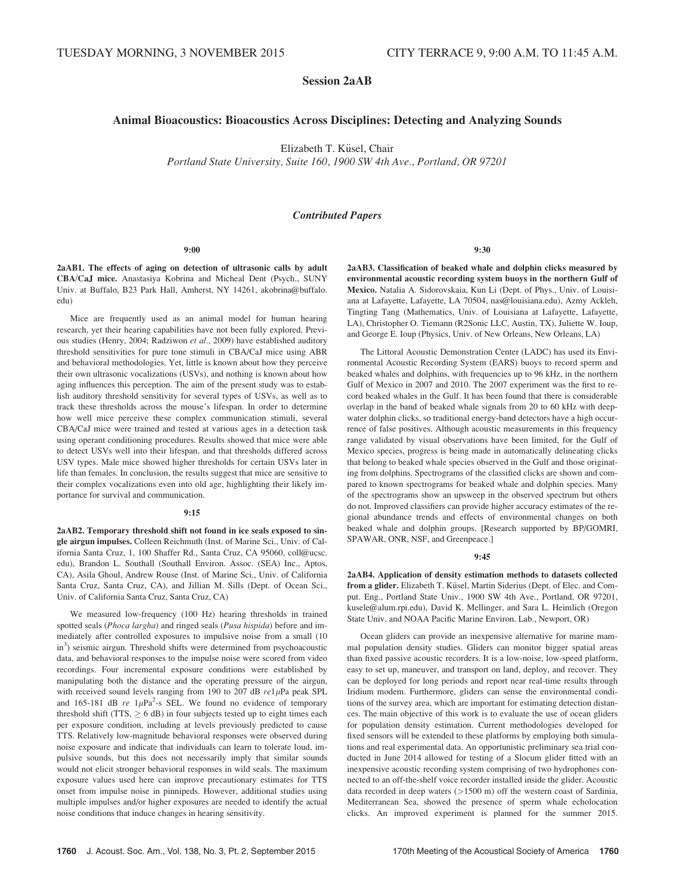TUESDAY MORNING, 3 NOVEMBER 2015 — CITY TERRACE 9, 9:00 A.M. TO 11:45 A.M.

# Session 2aAB

## Animal Bioacoustics: Bioacoustics Across Disciplines: Detecting and Analyzing Sounds

Elizabeth T. Küsel, Chair

*Portland State University, Suite 160, 1900 SW 4th Ave., Portland, OR 97201*

### *Contributed Papers*

**9:00**

**2aAB1. The effects of aging on detection of ultrasonic calls by adult CBA/CaJ mice.** Anastasiya Kobrina and Micheal Dent (Psych., SUNY Univ. at Buffalo, B23 Park Hall, Amherst, NY 14261, akobrina@buffalo.edu)

Mice are frequently used as an animal model for human hearing research, yet their hearing capabilities have not been fully explored. Previous studies (Henry, 2004; Radziwon *et al.*, 2009) have established auditory threshold sensitivities for pure tone stimuli in CBA/CaJ mice using ABR and behavioral methodologies. Yet, little is known about how they perceive their own ultrasonic vocalizations (USVs), and nothing is known about how aging influences this perception. The aim of the present study was to establish auditory threshold sensitivity for several types of USVs, as well as to track these thresholds across the mouse's lifespan. In order to determine how well mice perceive these complex communication stimuli, several CBA/CaJ mice were trained and tested at various ages in a detection task using operant conditioning procedures. Results showed that mice were able to detect USVs well into their lifespan, and that thresholds differed across USV types. Male mice showed higher thresholds for certain USVs later in life than females. In conclusion, the results suggest that mice are sensitive to their complex vocalizations even into old age, highlighting their likely importance for survival and communication.

**9:15**

**2aAB2. Temporary threshold shift not found in ice seals exposed to single airgun impulses.** Colleen Reichmuth (Inst. of Marine Sci., Univ. of California Santa Cruz, 1, 100 Shaffer Rd., Santa Cruz, CA 95060, coll@ucsc.edu), Brandon L. Southall (Southall Environ. Assoc. (SEA) Inc., Aptos, CA), Asila Ghoul, Andrew Rouse (Inst. of Marine Sci., Univ. of California Santa Cruz, Santa Cruz, CA), and Jillian M. Sills (Dept. of Ocean Sci., Univ. of California Santa Cruz, Santa Cruz, CA)

We measured low-frequency (100 Hz) hearing thresholds in trained spotted seals (*Phoca largha*) and ringed seals (*Pusa hispida*) before and immediately after controlled exposures to impulsive noise from a small (10 $in^3$) seismic airgun. Threshold shifts were determined from psychoacoustic data, and behavioral responses to the impulse noise were scored from video recordings. Four incremental exposure conditions were established by manipulating both the distance and the operating pressure of the airgun, with received sound levels ranging from 190 to 207 dB *re*1$\mu$Pa peak SPL and 165-181 dB *re* 1$\mu Pa^2$-s SEL. We found no evidence of temporary threshold shift (TTS, $\geq$ 6 dB) in four subjects tested up to eight times each per exposure condition, including at levels previously predicted to cause TTS. Relatively low-magnitude behavioral responses were observed during noise exposure and indicate that individuals can learn to tolerate loud, impulsive sounds, but this does not necessarily imply that similar sounds would not elicit stronger behavioral responses in wild seals. The maximum exposure values used here can improve precautionary estimates for TTS onset from impulse noise in pinnipeds. However, additional studies using multiple impulses and/or higher exposures are needed to identify the actual noise conditions that induce changes in hearing sensitivity.

**9:30**

**2aAB3. Classification of beaked whale and dolphin clicks measured by environmental acoustic recording system buoys in the northern Gulf of Mexico.** Natalia A. Sidorovskaia, Kun Li (Dept. of Phys., Univ. of Louisiana at Lafayette, Lafayette, LA 70504, nas@louisiana.edu), Azmy Ackleh, Tingting Tang (Mathematics, Univ. of Louisiana at Lafayette, Lafayette, LA), Christopher O. Tiemann (R2Sonic LLC, Austin, TX), Juliette W. Ioup, and George E. Ioup (Physics, Univ. of New Orleans, New Orleans, LA)

The Littoral Acoustic Demonstration Center (LADC) has used its Environmental Acoustic Recording System (EARS) buoys to record sperm and beaked whales and dolphins, with frequencies up to 96 kHz, in the northern Gulf of Mexico in 2007 and 2010. The 2007 experiment was the first to record beaked whales in the Gulf. It has been found that there is considerable overlap in the band of beaked whale signals from 20 to 60 kHz with deep-water dolphin clicks, so traditional energy-band detectors have a high occurrence of false positives. Although acoustic measurements in this frequency range validated by visual observations have been limited, for the Gulf of Mexico species, progress is being made in automatically delineating clicks that belong to beaked whale species observed in the Gulf and those originating from dolphins. Spectrograms of the classified clicks are shown and compared to known spectrograms for beaked whale and dolphin species. Many of the spectrograms show an upsweep in the observed spectrum but others do not. Improved classifiers can provide higher accuracy estimates of the regional abundance trends and effects of environmental changes on both beaked whale and dolphin groups. [Research supported by BP/GOMRI, SPAWAR, ONR, NSF, and Greenpeace.]

**9:45**

**2aAB4. Application of density estimation methods to datasets collected from a glider.** Elizabeth T. Küsel, Martin Siderius (Dept. of Elec. and Comput. Eng., Portland State Univ., 1900 SW 4th Ave., Portland, OR 97201, kusele@alum.rpi.edu), David K. Mellinger, and Sara L. Heimlich (Oregon State Univ. and NOAA Pacific Marine Environ. Lab., Newport, OR)

Ocean gliders can provide an inexpensive alternative for marine mammal population density studies. Gliders can monitor bigger spatial areas than fixed passive acoustic recorders. It is a low-noise, low-speed platform, easy to set up, maneuver, and transport on land, deploy, and recover. They can be deployed for long periods and report near real-time results through Iridium modem. Furthermore, gliders can sense the environmental conditions of the survey area, which are important for estimating detection distances. The main objective of this work is to evaluate the use of ocean gliders for population density estimation. Current methodologies developed for fixed sensors will be extended to these platforms by employing both simulations and real experimental data. An opportunistic preliminary sea trial conducted in June 2014 allowed for testing of a Slocum glider fitted with an inexpensive acoustic recording system comprising of two hydrophones connected to an off-the-shelf voice recorder installed inside the glider. Acoustic data recorded in deep waters (>1500 m) off the western coast of Sardinia, Mediterranean Sea, showed the presence of sperm whale echolocation clicks. An improved experiment is planned for the summer 2015.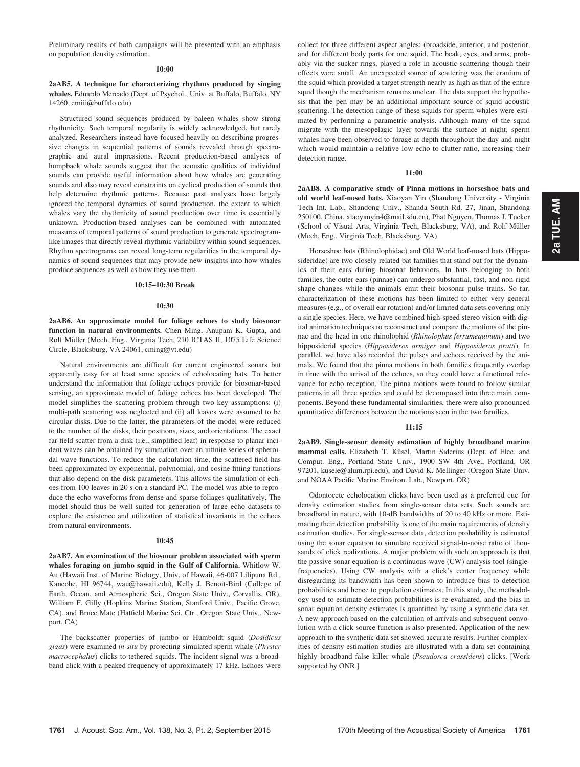Preliminary results of both campaigns will be presented with an emphasis on population density estimation.

**10:00**

**2aAB5. A technique for characterizing rhythms produced by singing whales.** Eduardo Mercado (Dept. of Psychol., Univ. at Buffalo, Buffalo, NY 14260, emiii@buffalo.edu)

Structured sound sequences produced by baleen whales show strong rhythmicity. Such temporal regularity is widely acknowledged, but rarely analyzed. Researchers instead have focused heavily on describing progressive changes in sequential patterns of sounds revealed through spectrographic and aural impressions. Recent production-based analyses of humpback whale sounds suggest that the acoustic qualities of individual sounds can provide useful information about how whales are generating sounds and also may reveal constraints on cyclical production of sounds that help determine rhythmic patterns. Because past analyses have largely ignored the temporal dynamics of sound production, the extent to which whales vary the rhythmicity of sound production over time is essentially unknown. Production-based analyses can be combined with automated measures of temporal patterns of sound production to generate spectrogram-like images that directly reveal rhythmic variability within sound sequences. Rhythm spectrograms can reveal long-term regularities in the temporal dynamics of sound sequences that may provide new insights into how whales produce sequences as well as how they use them.

**10:15–10:30 Break**

**10:30**

**2aAB6. An approximate model for foliage echoes to study biosonar function in natural environments.** Chen Ming, Anupam K. Gupta, and Rolf Müller (Mech. Eng., Virginia Tech, 210 ICTAS II, 1075 Life Science Circle, Blacksburg, VA 24061, cming@vt.edu)

Natural environments are difficult for current engineered sonars but apparently easy for at least some species of echolocating bats. To better understand the information that foliage echoes provide for biosonar-based sensing, an approximate model of foliage echoes has been developed. The model simplifies the scattering problem through two key assumptions: (i) multi-path scattering was neglected and (ii) all leaves were assumed to be circular disks. Due to the latter, the parameters of the model were reduced to the number of the disks, their positions, sizes, and orientations. The exact far-field scatter from a disk (i.e., simplified leaf) in response to planar incident waves can be obtained by summation over an infinite series of spheroidal wave functions. To reduce the calculation time, the scattered field has been approximated by exponential, polynomial, and cosine fitting functions that also depend on the disk parameters. This allows the simulation of echoes from 100 leaves in 20 s on a standard PC. The model was able to reproduce the echo waveforms from dense and sparse foliages qualitatively. The model should thus be well suited for generation of large echo datasets to explore the existence and utilization of statistical invariants in the echoes from natural environments.

**10:45**

**2aAB7. An examination of the biosonar problem associated with sperm whales foraging on jumbo squid in the Gulf of California.** Whitlow W. Au (Hawaii Inst. of Marine Biology, Univ. of Hawaii, 46-007 Lilipuna Rd., Kaneohe, HI 96744, wau@hawaii.edu), Kelly J. Benoit-Bird (College of Earth, Ocean, and Atmospheric Sci., Oregon State Univ., Corvallis, OR), William F. Gilly (Hopkins Marine Station, Stanford Univ., Pacific Grove, CA), and Bruce Mate (Hatfield Marine Sci. Ctr., Oregon State Univ., Newport, CA)

The backscatter properties of jumbo or Humboldt squid (*Dosidicus gigas*) were examined *in-situ* by projecting simulated sperm whale (*Physter macrocephalus*) clicks to tethered squids. The incident signal was a broadband click with a peaked frequency of approximately 17 kHz. Echoes were collect for three different aspect angles; (broadside, anterior, and posterior, and for different body parts for one squid. The beak, eyes, and arms, probably via the sucker rings, played a role in acoustic scattering though their effects were small. An unexpected source of scattering was the cranium of the squid which provided a target strength nearly as high as that of the entire squid though the mechanism remains unclear. The data support the hypothesis that the pen may be an additional important source of squid acoustic scattering. The detection range of these squids for sperm whales were estimated by performing a parametric analysis. Although many of the squid migrate with the mesopelagic layer towards the surface at night, sperm whales have been observed to forage at depth throughout the day and night which would maintain a relative low echo to clutter ratio, increasing their detection range.

**11:00**

**2aAB8. A comparative study of Pinna motions in horseshoe bats and old world leaf-nosed bats.** Xiaoyan Yin (Shandong University - Virginia Tech Int. Lab., Shandong Univ., Shanda South Rd. 27, Jinan, Shandong 250100, China, xiaoyanyin4@mail.sdu.cn), Phat Nguyen, Thomas J. Tucker (School of Visual Arts, Virginia Tech, Blacksburg, VA), and Rolf Müller (Mech. Eng., Virginia Tech, Blacksburg, VA)

Horseshoe bats (Rhinolophidae) and Old World leaf-nosed bats (Hipposideridae) are two closely related bat families that stand out for the dynamics of their ears during biosonar behaviors. In bats belonging to both families, the outer ears (pinnae) can undergo substantial, fast, and non-rigid shape changes while the animals emit their biosonar pulse trains. So far, characterization of these motions has been limited to either very general measures (e.g., of overall ear rotation) and/or limited data sets covering only a single species. Here, we have combined high-speed stereo vision with digital animation techniques to reconstruct and compare the motions of the pinnae and the head in one rhinolophid (*Rhinolophus ferrumequinum*) and two hipposiderid species (*Hipposideros armiger* and *Hipposideros pratti*). In parallel, we have also recorded the pulses and echoes received by the animals. We found that the pinna motions in both families frequently overlap in time with the arrival of the echoes, so they could have a functional relevance for echo reception. The pinna motions were found to follow similar patterns in all three species and could be decomposed into three main components. Beyond these fundamental similarities, there were also pronounced quantitative differences between the motions seen in the two families.

**11:15**

**2aAB9. Single-sensor density estimation of highly broadband marine mammal calls.** Elizabeth T. Küsel, Martin Siderius (Dept. of Elec. and Comput. Eng., Portland State Univ., 1900 SW 4th Ave., Portland, OR 97201, kusele@alum.rpi.edu), and David K. Mellinger (Oregon State Univ. and NOAA Pacific Marine Environ. Lab., Newport, OR)

Odontocete echolocation clicks have been used as a preferred cue for density estimation studies from single-sensor data sets. Such sounds are broadband in nature, with 10-dB bandwidths of 20 to 40 kHz or more. Estimating their detection probability is one of the main requirements of density estimation studies. For single-sensor data, detection probability is estimated using the sonar equation to simulate received signal-to-noise ratio of thousands of click realizations. A major problem with such an approach is that the passive sonar equation is a continuous-wave (CW) analysis tool (single-frequencies). Using CW analysis with a click's center frequency while disregarding its bandwidth has been shown to introduce bias to detection probabilities and hence to population estimates. In this study, the methodology used to estimate detection probabilities is re-evaluated, and the bias in sonar equation density estimates is quantified by using a synthetic data set. A new approach based on the calculation of arrivals and subsequent convolution with a click source function is also presented. Application of the new approach to the synthetic data set showed accurate results. Further complexities of density estimation studies are illustrated with a data set containing highly broadband false killer whale (*Pseudorca crassidens*) clicks. [Work supported by ONR.]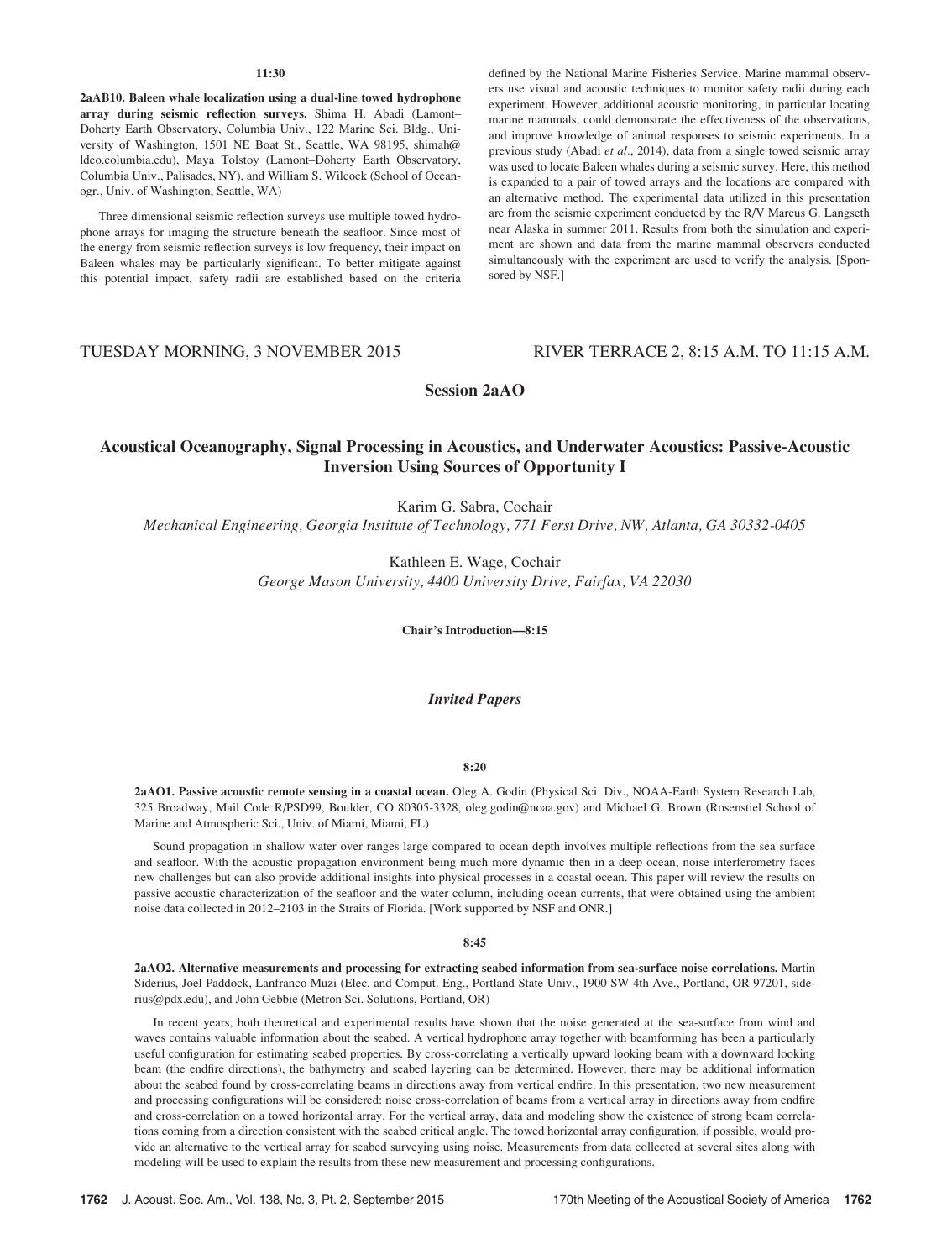**11:30**

**2aAB10. Baleen whale localization using a dual-line towed hydrophone array during seismic reflection surveys.** Shima H. Abadi (Lamont–Doherty Earth Observatory, Columbia Univ., 122 Marine Sci. Bldg., University of Washington, 1501 NE Boat St., Seattle, WA 98195, shimah@ldeo.columbia.edu), Maya Tolstoy (Lamont–Doherty Earth Observatory, Columbia Univ., Palisades, NY), and William S. Wilcock (School of Oceanogr., Univ. of Washington, Seattle, WA)

Three dimensional seismic reflection surveys use multiple towed hydrophone arrays for imaging the structure beneath the seafloor. Since most of the energy from seismic reflection surveys is low frequency, their impact on Baleen whales may be particularly significant. To better mitigate against this potential impact, safety radii are established based on the criteria defined by the National Marine Fisheries Service. Marine mammal observers use visual and acoustic techniques to monitor safety radii during each experiment. However, additional acoustic monitoring, in particular locating marine mammals, could demonstrate the effectiveness of the observations, and improve knowledge of animal responses to seismic experiments. In a previous study (Abadi *et al.*, 2014), data from a single towed seismic array was used to locate Baleen whales during a seismic survey. Here, this method is expanded to a pair of towed arrays and the locations are compared with an alternative method. The experimental data utilized in this presentation are from the seismic experiment conducted by the R/V Marcus G. Langseth near Alaska in summer 2011. Results from both the simulation and experiment are shown and data from the marine mammal observers conducted simultaneously with the experiment are used to verify the analysis. [Sponsored by NSF.]

TUESDAY MORNING, 3 NOVEMBER 2015 — RIVER TERRACE 2, 8:15 A.M. TO 11:15 A.M.

## Session 2aAO

## Acoustical Oceanography, Signal Processing in Acoustics, and Underwater Acoustics: Passive-Acoustic Inversion Using Sources of Opportunity I

Karim G. Sabra, Cochair
*Mechanical Engineering, Georgia Institute of Technology, 771 Ferst Drive, NW, Atlanta, GA 30332-0405*

Kathleen E. Wage, Cochair
*George Mason University, 4400 University Drive, Fairfax, VA 22030*

**Chair's Introduction—8:15**

### *Invited Papers*

**8:20**

**2aAO1. Passive acoustic remote sensing in a coastal ocean.** Oleg A. Godin (Physical Sci. Div., NOAA-Earth System Research Lab, 325 Broadway, Mail Code R/PSD99, Boulder, CO 80305-3328, oleg.godin@noaa.gov) and Michael G. Brown (Rosenstiel School of Marine and Atmospheric Sci., Univ. of Miami, Miami, FL)

Sound propagation in shallow water over ranges large compared to ocean depth involves multiple reflections from the sea surface and seafloor. With the acoustic propagation environment being much more dynamic then in a deep ocean, noise interferometry faces new challenges but can also provide additional insights into physical processes in a coastal ocean. This paper will review the results on passive acoustic characterization of the seafloor and the water column, including ocean currents, that were obtained using the ambient noise data collected in 2012–2103 in the Straits of Florida. [Work supported by NSF and ONR.]

**8:45**

**2aAO2. Alternative measurements and processing for extracting seabed information from sea-surface noise correlations.** Martin Siderius, Joel Paddock, Lanfranco Muzi (Elec. and Comput. Eng., Portland State Univ., 1900 SW 4th Ave., Portland, OR 97201, siderius@pdx.edu), and John Gebbie (Metron Sci. Solutions, Portland, OR)

In recent years, both theoretical and experimental results have shown that the noise generated at the sea-surface from wind and waves contains valuable information about the seabed. A vertical hydrophone array together with beamforming has been a particularly useful configuration for estimating seabed properties. By cross-correlating a vertically upward looking beam with a downward looking beam (the endfire directions), the bathymetry and seabed layering can be determined. However, there may be additional information about the seabed found by cross-correlating beams in directions away from vertical endfire. In this presentation, two new measurement and processing configurations will be considered: noise cross-correlation of beams from a vertical array in directions away from endfire and cross-correlation on a towed horizontal array. For the vertical array, data and modeling show the existence of strong beam correlations coming from a direction consistent with the seabed critical angle. The towed horizontal array configuration, if possible, would provide an alternative to the vertical array for seabed surveying using noise. Measurements from data collected at several sites along with modeling will be used to explain the results from these new measurement and processing configurations.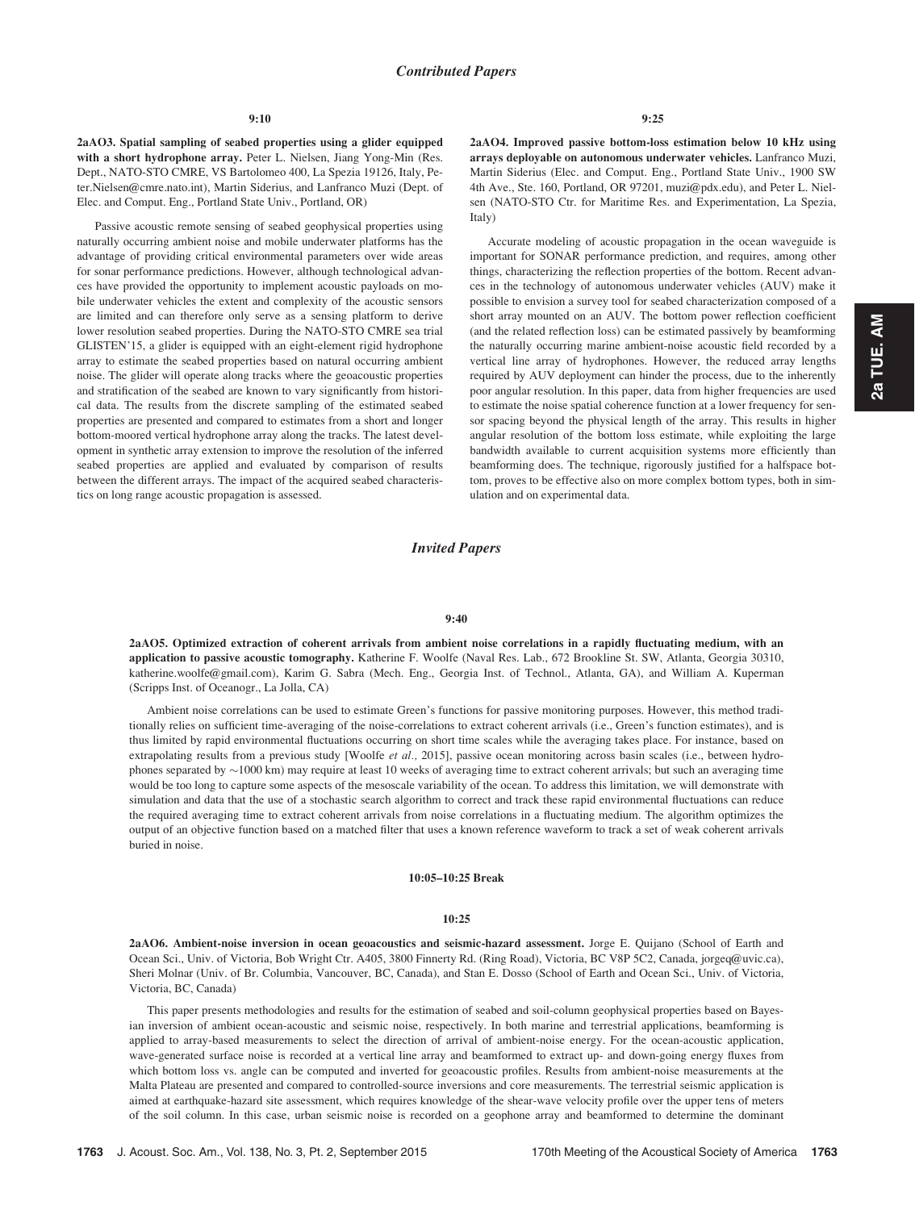## *Contributed Papers*

**9:10**

**2aAO3. Spatial sampling of seabed properties using a glider equipped with a short hydrophone array.** Peter L. Nielsen, Jiang Yong-Min (Res. Dept., NATO-STO CMRE, VS Bartolomeo 400, La Spezia 19126, Italy, Peter.Nielsen@cmre.nato.int), Martin Siderius, and Lanfranco Muzi (Dept. of Elec. and Comput. Eng., Portland State Univ., Portland, OR)

Passive acoustic remote sensing of seabed geophysical properties using naturally occurring ambient noise and mobile underwater platforms has the advantage of providing critical environmental parameters over wide areas for sonar performance predictions. However, although technological advances have provided the opportunity to implement acoustic payloads on mobile underwater vehicles the extent and complexity of the acoustic sensors are limited and can therefore only serve as a sensing platform to derive lower resolution seabed properties. During the NATO-STO CMRE sea trial GLISTEN'15, a glider is equipped with an eight-element rigid hydrophone array to estimate the seabed properties based on natural occurring ambient noise. The glider will operate along tracks where the geoacoustic properties and stratification of the seabed are known to vary significantly from historical data. The results from the discrete sampling of the estimated seabed properties are presented and compared to estimates from a short and longer bottom-moored vertical hydrophone array along the tracks. The latest development in synthetic array extension to improve the resolution of the inferred seabed properties are applied and evaluated by comparison of results between the different arrays. The impact of the acquired seabed characteristics on long range acoustic propagation is assessed.

**9:25**

**2aAO4. Improved passive bottom-loss estimation below 10 kHz using arrays deployable on autonomous underwater vehicles.** Lanfranco Muzi, Martin Siderius (Elec. and Comput. Eng., Portland State Univ., 1900 SW 4th Ave., Ste. 160, Portland, OR 97201, muzi@pdx.edu), and Peter L. Nielsen (NATO-STO Ctr. for Maritime Res. and Experimentation, La Spezia, Italy)

Accurate modeling of acoustic propagation in the ocean waveguide is important for SONAR performance prediction, and requires, among other things, characterizing the reflection properties of the bottom. Recent advances in the technology of autonomous underwater vehicles (AUV) make it possible to envision a survey tool for seabed characterization composed of a short array mounted on an AUV. The bottom power reflection coefficient (and the related reflection loss) can be estimated passively by beamforming the naturally occurring marine ambient-noise acoustic field recorded by a vertical line array of hydrophones. However, the reduced array lengths required by AUV deployment can hinder the process, due to the inherently poor angular resolution. In this paper, data from higher frequencies are used to estimate the noise spatial coherence function at a lower frequency for sensor spacing beyond the physical length of the array. This results in higher angular resolution of the bottom loss estimate, while exploiting the large bandwidth available to current acquisition systems more efficiently than beamforming does. The technique, rigorously justified for a halfspace bottom, proves to be effective also on more complex bottom types, both in simulation and on experimental data.

## *Invited Papers*

**9:40**

**2aAO5. Optimized extraction of coherent arrivals from ambient noise correlations in a rapidly fluctuating medium, with an application to passive acoustic tomography.** Katherine F. Woolfe (Naval Res. Lab., 672 Brookline St. SW, Atlanta, Georgia 30310, katherine.woolfe@gmail.com), Karim G. Sabra (Mech. Eng., Georgia Inst. of Technol., Atlanta, GA), and William A. Kuperman (Scripps Inst. of Oceanogr., La Jolla, CA)

Ambient noise correlations can be used to estimate Green's functions for passive monitoring purposes. However, this method traditionally relies on sufficient time-averaging of the noise-correlations to extract coherent arrivals (i.e., Green's function estimates), and is thus limited by rapid environmental fluctuations occurring on short time scales while the averaging takes place. For instance, based on extrapolating results from a previous study [Woolfe *et al.,* 2015], passive ocean monitoring across basin scales (i.e., between hydrophones separated by ~1000 km) may require at least 10 weeks of averaging time to extract coherent arrivals; but such an averaging time would be too long to capture some aspects of the mesoscale variability of the ocean. To address this limitation, we will demonstrate with simulation and data that the use of a stochastic search algorithm to correct and track these rapid environmental fluctuations can reduce the required averaging time to extract coherent arrivals from noise correlations in a fluctuating medium. The algorithm optimizes the output of an objective function based on a matched filter that uses a known reference waveform to track a set of weak coherent arrivals buried in noise.

**10:05–10:25 Break**

**10:25**

**2aAO6. Ambient-noise inversion in ocean geoacoustics and seismic-hazard assessment.** Jorge E. Quijano (School of Earth and Ocean Sci., Univ. of Victoria, Bob Wright Ctr. A405, 3800 Finnerty Rd. (Ring Road), Victoria, BC V8P 5C2, Canada, jorgeq@uvic.ca), Sheri Molnar (Univ. of Br. Columbia, Vancouver, BC, Canada), and Stan E. Dosso (School of Earth and Ocean Sci., Univ. of Victoria, Victoria, BC, Canada)

This paper presents methodologies and results for the estimation of seabed and soil-column geophysical properties based on Bayesian inversion of ambient ocean-acoustic and seismic noise, respectively. In both marine and terrestrial applications, beamforming is applied to array-based measurements to select the direction of arrival of ambient-noise energy. For the ocean-acoustic application, wave-generated surface noise is recorded at a vertical line array and beamformed to extract up- and down-going energy fluxes from which bottom loss vs. angle can be computed and inverted for geoacoustic profiles. Results from ambient-noise measurements at the Malta Plateau are presented and compared to controlled-source inversions and core measurements. The terrestrial seismic application is aimed at earthquake-hazard site assessment, which requires knowledge of the shear-wave velocity profile over the upper tens of meters of the soil column. In this case, urban seismic noise is recorded on a geophone array and beamformed to determine the dominant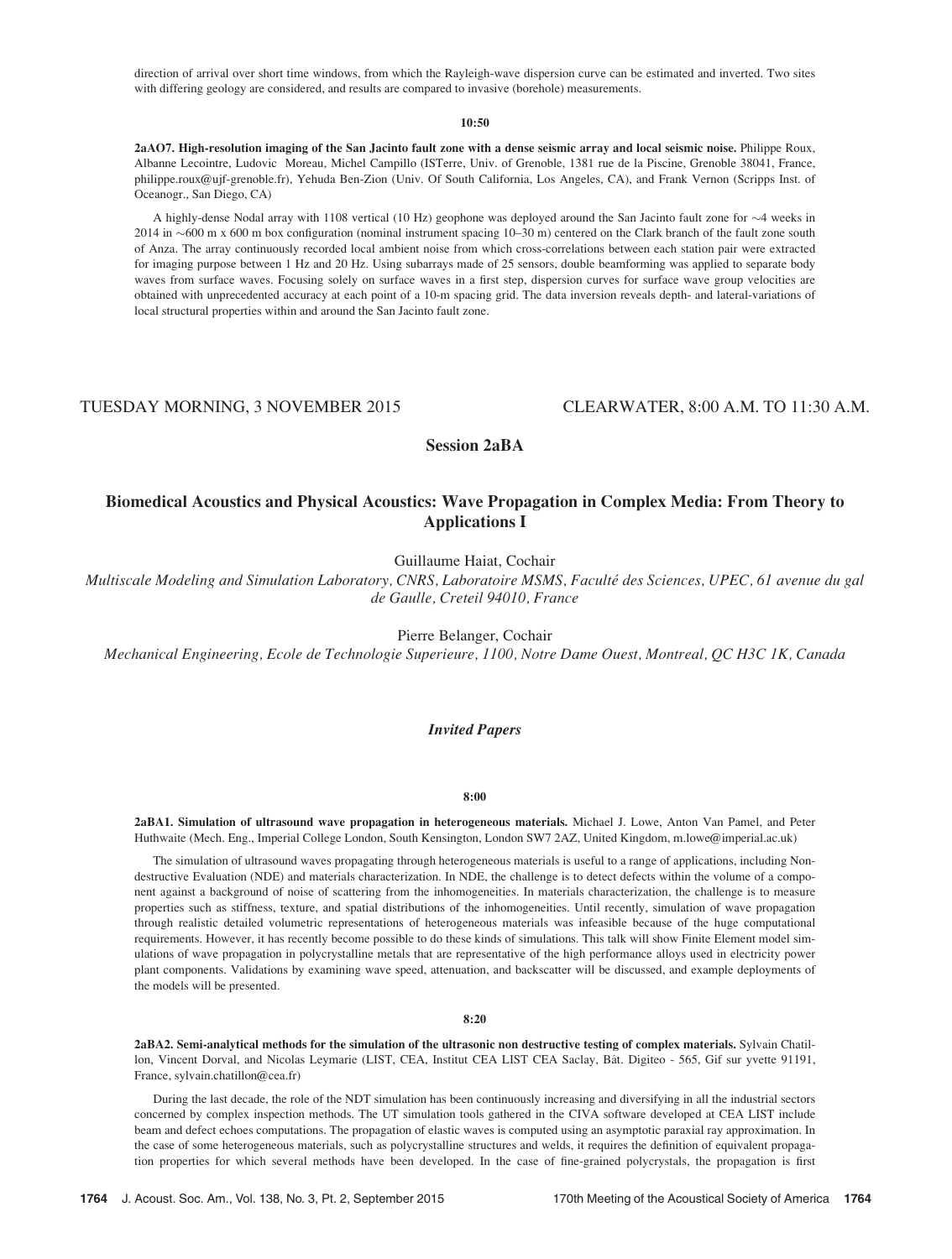direction of arrival over short time windows, from which the Rayleigh-wave dispersion curve can be estimated and inverted. Two sites with differing geology are considered, and results are compared to invasive (borehole) measurements.

**10:50**

**2aAO7. High-resolution imaging of the San Jacinto fault zone with a dense seismic array and local seismic noise.** Philippe Roux, Albanne Lecointre, Ludovic Moreau, Michel Campillo (ISTerre, Univ. of Grenoble, 1381 rue de la Piscine, Grenoble 38041, France, philippe.roux@ujf-grenoble.fr), Yehuda Ben-Zion (Univ. Of South California, Los Angeles, CA), and Frank Vernon (Scripps Inst. of Oceanogr., San Diego, CA)

A highly-dense Nodal array with 1108 vertical (10 Hz) geophone was deployed around the San Jacinto fault zone for ~4 weeks in 2014 in ~600 m x 600 m box configuration (nominal instrument spacing 10–30 m) centered on the Clark branch of the fault zone south of Anza. The array continuously recorded local ambient noise from which cross-correlations between each station pair were extracted for imaging purpose between 1 Hz and 20 Hz. Using subarrays made of 25 sensors, double beamforming was applied to separate body waves from surface waves. Focusing solely on surface waves in a first step, dispersion curves for surface wave group velocities are obtained with unprecedented accuracy at each point of a 10-m spacing grid. The data inversion reveals depth- and lateral-variations of local structural properties within and around the San Jacinto fault zone.

TUESDAY MORNING, 3 NOVEMBER 2015 — CLEARWATER, 8:00 A.M. TO 11:30 A.M.

# Session 2aBA

## Biomedical Acoustics and Physical Acoustics: Wave Propagation in Complex Media: From Theory to Applications I

Guillaume Haiat, Cochair

*Multiscale Modeling and Simulation Laboratory, CNRS, Laboratoire MSMS, Faculté des Sciences, UPEC, 61 avenue du gal de Gaulle, Creteil 94010, France*

Pierre Belanger, Cochair

*Mechanical Engineering, Ecole de Technologie Superieure, 1100, Notre Dame Ouest, Montreal, QC H3C 1K, Canada*

### *Invited Papers*

**8:00**

**2aBA1. Simulation of ultrasound wave propagation in heterogeneous materials.** Michael J. Lowe, Anton Van Pamel, and Peter Huthwaite (Mech. Eng., Imperial College London, South Kensington, London SW7 2AZ, United Kingdom, m.lowe@imperial.ac.uk)

The simulation of ultrasound waves propagating through heterogeneous materials is useful to a range of applications, including Non-destructive Evaluation (NDE) and materials characterization. In NDE, the challenge is to detect defects within the volume of a component against a background of noise of scattering from the inhomogeneities. In materials characterization, the challenge is to measure properties such as stiffness, texture, and spatial distributions of the inhomogeneities. Until recently, simulation of wave propagation through realistic detailed volumetric representations of heterogeneous materials was infeasible because of the huge computational requirements. However, it has recently become possible to do these kinds of simulations. This talk will show Finite Element model simulations of wave propagation in polycrystalline metals that are representative of the high performance alloys used in electricity power plant components. Validations by examining wave speed, attenuation, and backscatter will be discussed, and example deployments of the models will be presented.

**8:20**

**2aBA2. Semi-analytical methods for the simulation of the ultrasonic non destructive testing of complex materials.** Sylvain Chatillon, Vincent Dorval, and Nicolas Leymarie (LIST, CEA, Institut CEA LIST CEA Saclay, Bât. Digiteo - 565, Gif sur yvette 91191, France, sylvain.chatillon@cea.fr)

During the last decade, the role of the NDT simulation has been continuously increasing and diversifying in all the industrial sectors concerned by complex inspection methods. The UT simulation tools gathered in the CIVA software developed at CEA LIST include beam and defect echoes computations. The propagation of elastic waves is computed using an asymptotic paraxial ray approximation. In the case of some heterogeneous materials, such as polycrystalline structures and welds, it requires the definition of equivalent propagation properties for which several methods have been developed. In the case of fine-grained polycrystals, the propagation is first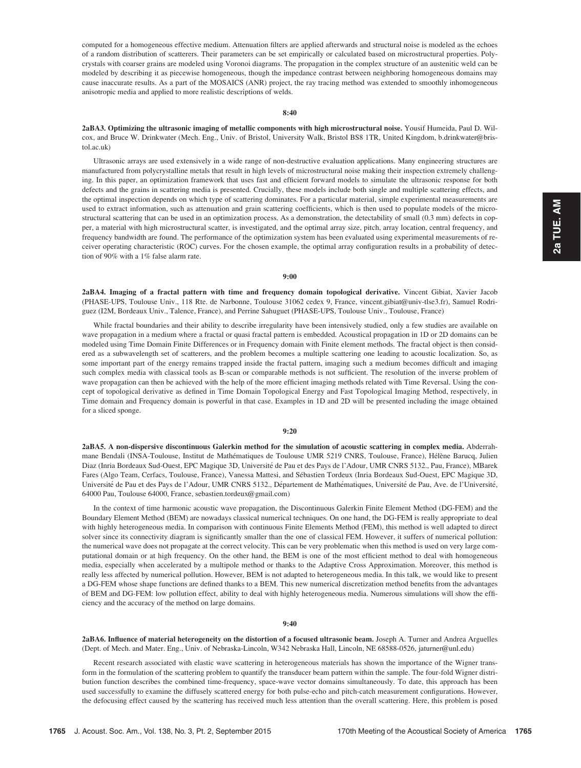computed for a homogeneous effective medium. Attenuation filters are applied afterwards and structural noise is modeled as the echoes of a random distribution of scatterers. Their parameters can be set empirically or calculated based on microstructural properties. Polycrystals with coarser grains are modeled using Voronoi diagrams. The propagation in the complex structure of an austenitic weld can be modeled by describing it as piecewise homogeneous, though the impedance contrast between neighboring homogeneous domains may cause inaccurate results. As a part of the MOSAICS (ANR) project, the ray tracing method was extended to smoothly inhomogeneous anisotropic media and applied to more realistic descriptions of welds.

**8:40**

**2aBA3. Optimizing the ultrasonic imaging of metallic components with high microstructural noise.** Yousif Humeida, Paul D. Wilcox, and Bruce W. Drinkwater (Mech. Eng., Univ. of Bristol, University Walk, Bristol BS8 1TR, United Kingdom, b.drinkwater@bristol.ac.uk)

Ultrasonic arrays are used extensively in a wide range of non-destructive evaluation applications. Many engineering structures are manufactured from polycrystalline metals that result in high levels of microstructural noise making their inspection extremely challenging. In this paper, an optimization framework that uses fast and efficient forward models to simulate the ultrasonic response for both defects and the grains in scattering media is presented. Crucially, these models include both single and multiple scattering effects, and the optimal inspection depends on which type of scattering dominates. For a particular material, simple experimental measurements are used to extract information, such as attenuation and grain scattering coefficients, which is then used to populate models of the microstructural scattering that can be used in an optimization process. As a demonstration, the detectability of small (0.3 mm) defects in copper, a material with high microstructural scatter, is investigated, and the optimal array size, pitch, array location, central frequency, and frequency bandwidth are found. The performance of the optimization system has been evaluated using experimental measurements of receiver operating characteristic (ROC) curves. For the chosen example, the optimal array configuration results in a probability of detection of 90% with a 1% false alarm rate.

**9:00**

**2aBA4. Imaging of a fractal pattern with time and frequency domain topological derivative.** Vincent Gibiat, Xavier Jacob (PHASE-UPS, Toulouse Univ., 118 Rte. de Narbonne, Toulouse 31062 cedex 9, France, vincent.gibiat@univ-tlse3.fr), Samuel Rodriguez (I2M, Bordeaux Univ., Talence, France), and Perrine Sahuguet (PHASE-UPS, Toulouse Univ., Toulouse, France)

While fractal boundaries and their ability to describe irregularity have been intensively studied, only a few studies are available on wave propagation in a medium where a fractal or quasi fractal pattern is embedded. Acoustical propagation in 1D or 2D domains can be modeled using Time Domain Finite Differences or in Frequency domain with Finite element methods. The fractal object is then considered as a subwavelength set of scatterers, and the problem becomes a multiple scattering one leading to acoustic localization. So, as some important part of the energy remains trapped inside the fractal pattern, imaging such a medium becomes difficult and imaging such complex media with classical tools as B-scan or comparable methods is not sufficient. The resolution of the inverse problem of wave propagation can then be achieved with the help of the more efficient imaging methods related with Time Reversal. Using the concept of topological derivative as defined in Time Domain Topological Energy and Fast Topological Imaging Method, respectively, in Time domain and Frequency domain is powerful in that case. Examples in 1D and 2D will be presented including the image obtained for a sliced sponge.

**9:20**

**2aBA5. A non-dispersive discontinuous Galerkin method for the simulation of acoustic scattering in complex media.** Abderrahmane Bendali (INSA-Toulouse, Institut de Mathématiques de Toulouse UMR 5219 CNRS, Toulouse, France), Hélène Barucq, Julien Diaz (Inria Bordeaux Sud-Ouest, EPC Magique 3D, Université de Pau et des Pays de l'Adour, UMR CNRS 5132., Pau, France), MBarek Fares (Algo Team, Cerfacs, Toulouse, France), Vanessa Mattesi, and Sébastien Tordeux (Inria Bordeaux Sud-Ouest, EPC Magique 3D, Université de Pau et des Pays de l'Adour, UMR CNRS 5132., Département de Mathématiques, Université de Pau, Ave. de l'Université, 64000 Pau, Toulouse 64000, France, sebastien.tordeux@gmail.com)

In the context of time harmonic acoustic wave propagation, the Discontinuous Galerkin Finite Element Method (DG-FEM) and the Boundary Element Method (BEM) are nowadays classical numerical techniques. On one hand, the DG-FEM is really appropriate to deal with highly heterogeneous media. In comparison with continuous Finite Elements Method (FEM), this method is well adapted to direct solver since its connectivity diagram is significantly smaller than the one of classical FEM. However, it suffers of numerical pollution: the numerical wave does not propagate at the correct velocity. This can be very problematic when this method is used on very large computational domain or at high frequency. On the other hand, the BEM is one of the most efficient method to deal with homogeneous media, especially when accelerated by a multipole method or thanks to the Adaptive Cross Approximation. Moreover, this method is really less affected by numerical pollution. However, BEM is not adapted to heterogeneous media. In this talk, we would like to present a DG-FEM whose shape functions are defined thanks to a BEM. This new numerical discretization method benefits from the advantages of BEM and DG-FEM: low pollution effect, ability to deal with highly heterogeneous media. Numerous simulations will show the efficiency and the accuracy of the method on large domains.

**9:40**

**2aBA6. Influence of material heterogeneity on the distortion of a focused ultrasonic beam.** Joseph A. Turner and Andrea Arguelles (Dept. of Mech. and Mater. Eng., Univ. of Nebraska-Lincoln, W342 Nebraska Hall, Lincoln, NE 68588-0526, jaturner@unl.edu)

Recent research associated with elastic wave scattering in heterogeneous materials has shown the importance of the Wigner transform in the formulation of the scattering problem to quantify the transducer beam pattern within the sample. The four-fold Wigner distribution function describes the combined time-frequency, space-wave vector domains simultaneously. To date, this approach has been used successfully to examine the diffusely scattered energy for both pulse-echo and pitch-catch measurement configurations. However, the defocusing effect caused by the scattering has received much less attention than the overall scattering. Here, this problem is posed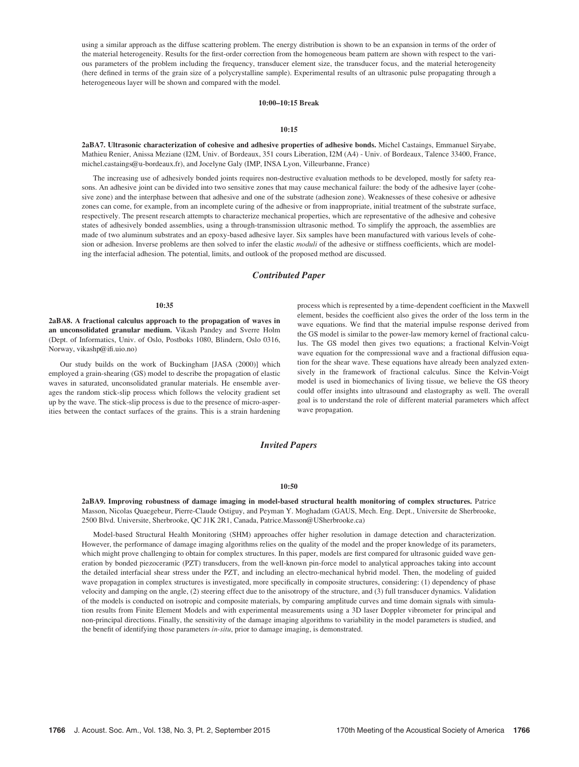using a similar approach as the diffuse scattering problem. The energy distribution is shown to be an expansion in terms of the order of the material heterogeneity. Results for the first-order correction from the homogeneous beam pattern are shown with respect to the various parameters of the problem including the frequency, transducer element size, the transducer focus, and the material heterogeneity (here defined in terms of the grain size of a polycrystalline sample). Experimental results of an ultrasonic pulse propagating through a heterogeneous layer will be shown and compared with the model.

**10:00–10:15 Break**

**10:15**

**2aBA7. Ultrasonic characterization of cohesive and adhesive properties of adhesive bonds.** Michel Castaings, Emmanuel Siryabe, Mathieu Renier, Anissa Meziane (I2M, Univ. of Bordeaux, 351 cours Liberation, I2M (A4) - Univ. of Bordeaux, Talence 33400, France, michel.castaings@u-bordeaux.fr), and Jocelyne Galy (IMP, INSA Lyon, Villeurbanne, France)

The increasing use of adhesively bonded joints requires non-destructive evaluation methods to be developed, mostly for safety reasons. An adhesive joint can be divided into two sensitive zones that may cause mechanical failure: the body of the adhesive layer (cohesive zone) and the interphase between that adhesive and one of the substrate (adhesion zone). Weaknesses of these cohesive or adhesive zones can come, for example, from an incomplete curing of the adhesive or from inappropriate, initial treatment of the substrate surface, respectively. The present research attempts to characterize mechanical properties, which are representative of the adhesive and cohesive states of adhesively bonded assemblies, using a through-transmission ultrasonic method. To simplify the approach, the assemblies are made of two aluminum substrates and an epoxy-based adhesive layer. Six samples have been manufactured with various levels of cohesion or adhesion. Inverse problems are then solved to infer the elastic *moduli* of the adhesive or stiffness coefficients, which are modeling the interfacial adhesion. The potential, limits, and outlook of the proposed method are discussed.

## *Contributed Paper*

**10:35**

**2aBA8. A fractional calculus approach to the propagation of waves in an unconsolidated granular medium.** Vikash Pandey and Sverre Holm (Dept. of Informatics, Univ. of Oslo, Postboks 1080, Blindern, Oslo 0316, Norway, vikashp@ifi.uio.no)

Our study builds on the work of Buckingham [JASA (2000)] which employed a grain-shearing (GS) model to describe the propagation of elastic waves in saturated, unconsolidated granular materials. He ensemble averages the random stick-slip process which follows the velocity gradient set up by the wave. The stick-slip process is due to the presence of micro-asperities between the contact surfaces of the grains. This is a strain hardening process which is represented by a time-dependent coefficient in the Maxwell element, besides the coefficient also gives the order of the loss term in the wave equations. We find that the material impulse response derived from the GS model is similar to the power-law memory kernel of fractional calculus. The GS model then gives two equations; a fractional Kelvin-Voigt wave equation for the compressional wave and a fractional diffusion equation for the shear wave. These equations have already been analyzed extensively in the framework of fractional calculus. Since the Kelvin-Voigt model is used in biomechanics of living tissue, we believe the GS theory could offer insights into ultrasound and elastography as well. The overall goal is to understand the role of different material parameters which affect wave propagation.

## *Invited Papers*

**10:50**

**2aBA9. Improving robustness of damage imaging in model-based structural health monitoring of complex structures.** Patrice Masson, Nicolas Quaegebeur, Pierre-Claude Ostiguy, and Peyman Y. Moghadam (GAUS, Mech. Eng. Dept., Universite de Sherbrooke, 2500 Blvd. Universite, Sherbrooke, QC J1K 2R1, Canada, Patrice.Masson@USherbrooke.ca)

Model-based Structural Health Monitoring (SHM) approaches offer higher resolution in damage detection and characterization. However, the performance of damage imaging algorithms relies on the quality of the model and the proper knowledge of its parameters, which might prove challenging to obtain for complex structures. In this paper, models are first compared for ultrasonic guided wave generation by bonded piezoceramic (PZT) transducers, from the well-known pin-force model to analytical approaches taking into account the detailed interfacial shear stress under the PZT, and including an electro-mechanical hybrid model. Then, the modeling of guided wave propagation in complex structures is investigated, more specifically in composite structures, considering: (1) dependency of phase velocity and damping on the angle, (2) steering effect due to the anisotropy of the structure, and (3) full transducer dynamics. Validation of the models is conducted on isotropic and composite materials, by comparing amplitude curves and time domain signals with simulation results from Finite Element Models and with experimental measurements using a 3D laser Doppler vibrometer for principal and non-principal directions. Finally, the sensitivity of the damage imaging algorithms to variability in the model parameters is studied, and the benefit of identifying those parameters *in-situ*, prior to damage imaging, is demonstrated.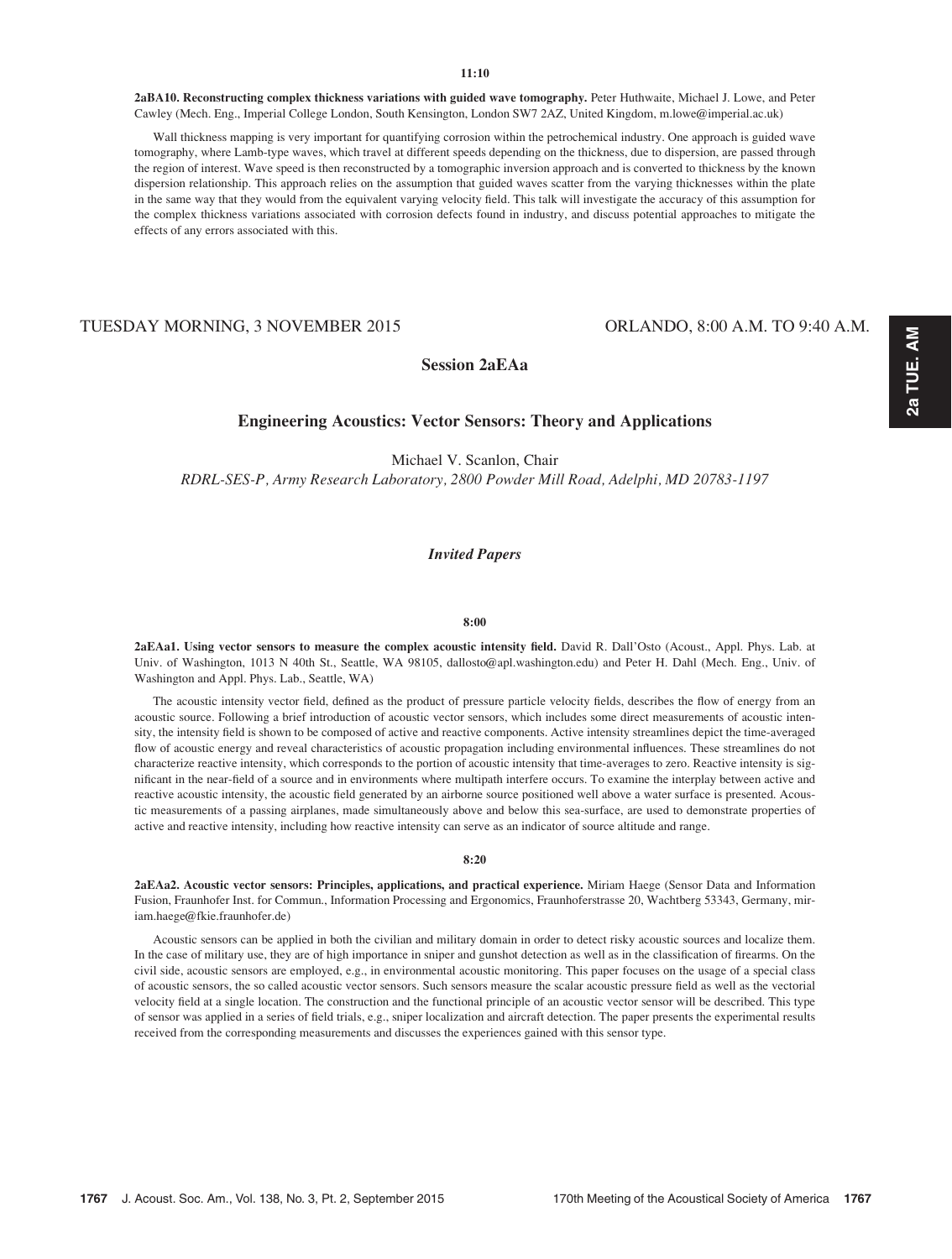11:10

**2aBA10. Reconstructing complex thickness variations with guided wave tomography.** Peter Huthwaite, Michael J. Lowe, and Peter Cawley (Mech. Eng., Imperial College London, South Kensington, London SW7 2AZ, United Kingdom, m.lowe@imperial.ac.uk)

Wall thickness mapping is very important for quantifying corrosion within the petrochemical industry. One approach is guided wave tomography, where Lamb-type waves, which travel at different speeds depending on the thickness, due to dispersion, are passed through the region of interest. Wave speed is then reconstructed by a tomographic inversion approach and is converted to thickness by the known dispersion relationship. This approach relies on the assumption that guided waves scatter from the varying thicknesses within the plate in the same way that they would from the equivalent varying velocity field. This talk will investigate the accuracy of this assumption for the complex thickness variations associated with corrosion defects found in industry, and discuss potential approaches to mitigate the effects of any errors associated with this.

TUESDAY MORNING, 3 NOVEMBER 2015 — ORLANDO, 8:00 A.M. TO 9:40 A.M.

## Session 2aEAa

## Engineering Acoustics: Vector Sensors: Theory and Applications

Michael V. Scanlon, Chair

*RDRL-SES-P, Army Research Laboratory, 2800 Powder Mill Road, Adelphi, MD 20783-1197*

### *Invited Papers*

8:00

**2aEAa1. Using vector sensors to measure the complex acoustic intensity field.** David R. Dall'Osto (Acoust., Appl. Phys. Lab. at Univ. of Washington, 1013 N 40th St., Seattle, WA 98105, dallosto@apl.washington.edu) and Peter H. Dahl (Mech. Eng., Univ. of Washington and Appl. Phys. Lab., Seattle, WA)

The acoustic intensity vector field, defined as the product of pressure particle velocity fields, describes the flow of energy from an acoustic source. Following a brief introduction of acoustic vector sensors, which includes some direct measurements of acoustic intensity, the intensity field is shown to be composed of active and reactive components. Active intensity streamlines depict the time-averaged flow of acoustic energy and reveal characteristics of acoustic propagation including environmental influences. These streamlines do not characterize reactive intensity, which corresponds to the portion of acoustic intensity that time-averages to zero. Reactive intensity is significant in the near-field of a source and in environments where multipath interfere occurs. To examine the interplay between active and reactive acoustic intensity, the acoustic field generated by an airborne source positioned well above a water surface is presented. Acoustic measurements of a passing airplanes, made simultaneously above and below this sea-surface, are used to demonstrate properties of active and reactive intensity, including how reactive intensity can serve as an indicator of source altitude and range.

8:20

**2aEAa2. Acoustic vector sensors: Principles, applications, and practical experience.** Miriam Haege (Sensor Data and Information Fusion, Fraunhofer Inst. for Commun., Information Processing and Ergonomics, Fraunhoferstrasse 20, Wachtberg 53343, Germany, miriam.haege@fkie.fraunhofer.de)

Acoustic sensors can be applied in both the civilian and military domain in order to detect risky acoustic sources and localize them. In the case of military use, they are of high importance in sniper and gunshot detection as well as in the classification of firearms. On the civil side, acoustic sensors are employed, e.g., in environmental acoustic monitoring. This paper focuses on the usage of a special class of acoustic sensors, the so called acoustic vector sensors. Such sensors measure the scalar acoustic pressure field as well as the vectorial velocity field at a single location. The construction and the functional principle of an acoustic vector sensor will be described. This type of sensor was applied in a series of field trials, e.g., sniper localization and aircraft detection. The paper presents the experimental results received from the corresponding measurements and discusses the experiences gained with this sensor type.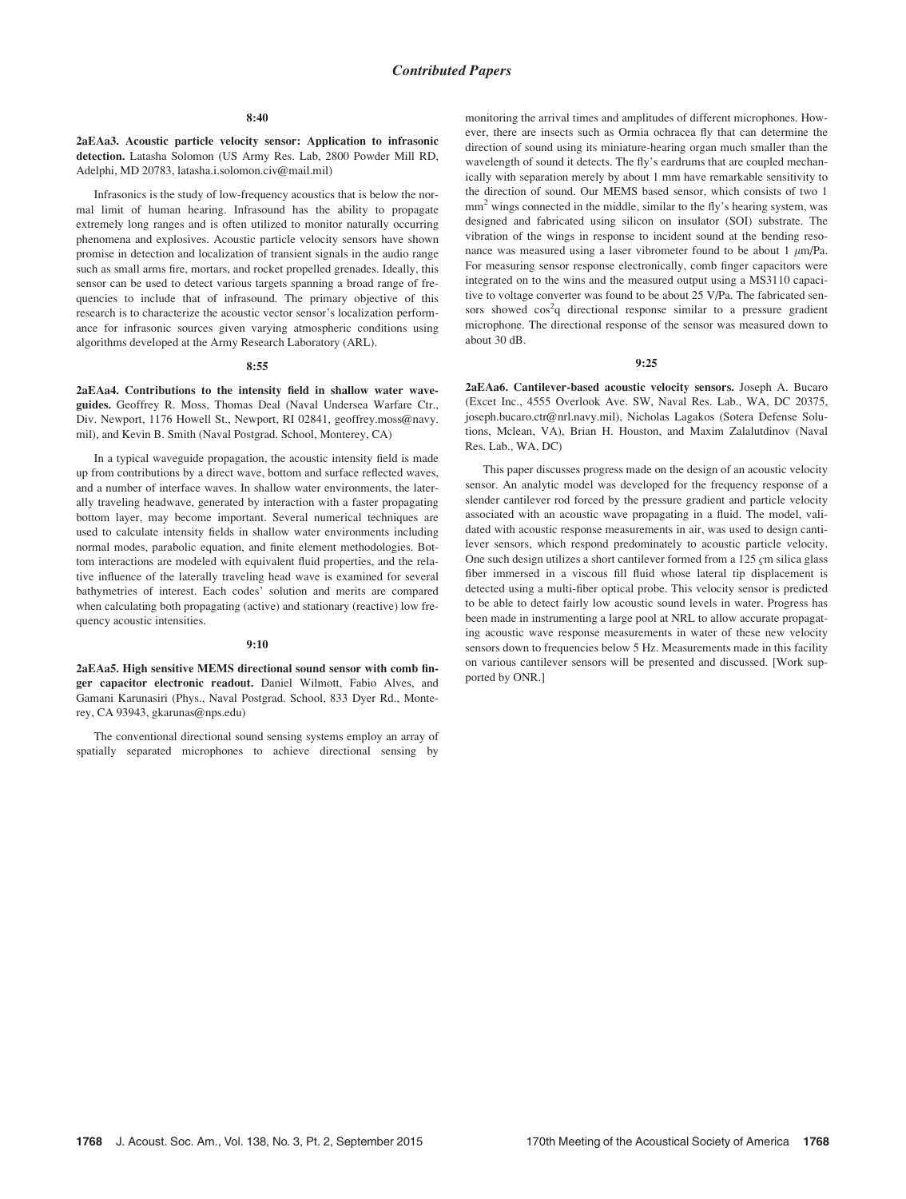## Contributed Papers

### 8:40

**2aEAa3. Acoustic particle velocity sensor: Application to infrasonic detection.** Latasha Solomon (US Army Res. Lab, 2800 Powder Mill RD, Adelphi, MD 20783, latasha.i.solomon.civ@mail.mil)

Infrasonics is the study of low-frequency acoustics that is below the normal limit of human hearing. Infrasound has the ability to propagate extremely long ranges and is often utilized to monitor naturally occurring phenomena and explosives. Acoustic particle velocity sensors have shown promise in detection and localization of transient signals in the audio range such as small arms fire, mortars, and rocket propelled grenades. Ideally, this sensor can be used to detect various targets spanning a broad range of frequencies to include that of infrasound. The primary objective of this research is to characterize the acoustic vector sensor's localization performance for infrasonic sources given varying atmospheric conditions using algorithms developed at the Army Research Laboratory (ARL).

### 8:55

**2aEAa4. Contributions to the intensity field in shallow water waveguides.** Geoffrey R. Moss, Thomas Deal (Naval Undersea Warfare Ctr., Div. Newport, 1176 Howell St., Newport, RI 02841, geoffrey.moss@navy.mil), and Kevin B. Smith (Naval Postgrad. School, Monterey, CA)

In a typical waveguide propagation, the acoustic intensity field is made up from contributions by a direct wave, bottom and surface reflected waves, and a number of interface waves. In shallow water environments, the laterally traveling headwave, generated by interaction with a faster propagating bottom layer, may become important. Several numerical techniques are used to calculate intensity fields in shallow water environments including normal modes, parabolic equation, and finite element methodologies. Bottom interactions are modeled with equivalent fluid properties, and the relative influence of the laterally traveling head wave is examined for several bathymetries of interest. Each codes' solution and merits are compared when calculating both propagating (active) and stationary (reactive) low frequency acoustic intensities.

### 9:10

**2aEAa5. High sensitive MEMS directional sound sensor with comb finger capacitor electronic readout.** Daniel Wilmott, Fabio Alves, and Gamani Karunasiri (Phys., Naval Postgrad. School, 833 Dyer Rd., Monterey, CA 93943, gkarunas@nps.edu)

The conventional directional sound sensing systems employ an array of spatially separated microphones to achieve directional sensing by monitoring the arrival times and amplitudes of different microphones. However, there are insects such as Ormia ochracea fly that can determine the direction of sound using its miniature-hearing organ much smaller than the wavelength of sound it detects. The fly's eardrums that are coupled mechanically with separation merely by about 1 mm have remarkable sensitivity to the direction of sound. Our MEMS based sensor, which consists of two 1 $mm^2$ wings connected in the middle, similar to the fly's hearing system, was designed and fabricated using silicon on insulator (SOI) substrate. The vibration of the wings in response to incident sound at the bending resonance was measured using a laser vibrometer found to be about 1 $\mu$m/Pa. For measuring sensor response electronically, comb finger capacitors were integrated on to the wins and the measured output using a MS3110 capacitive to voltage converter was found to be about 25 V/Pa. The fabricated sensors showed $\cos^2 q$ directional response similar to a pressure gradient microphone. The directional response of the sensor was measured down to about 30 dB.

### 9:25

**2aEAa6. Cantilever-based acoustic velocity sensors.** Joseph A. Bucaro (Excet Inc., 4555 Overlook Ave. SW, Naval Res. Lab., WA, DC 20375, joseph.bucaro.ctr@nrl.navy.mil), Nicholas Lagakos (Sotera Defense Solutions, Mclean, VA), Brian H. Houston, and Maxim Zalalutdinov (Naval Res. Lab., WA, DC)

This paper discusses progress made on the design of an acoustic velocity sensor. An analytic model was developed for the frequency response of a slender cantilever rod forced by the pressure gradient and particle velocity associated with an acoustic wave propagating in a fluid. The model, validated with acoustic response measurements in air, was used to design cantilever sensors, which respond predominately to acoustic particle velocity. One such design utilizes a short cantilever formed from a 125 çm silica glass fiber immersed in a viscous fill fluid whose lateral tip displacement is detected using a multi-fiber optical probe. This velocity sensor is predicted to be able to detect fairly low acoustic sound levels in water. Progress has been made in instrumenting a large pool at NRL to allow accurate propagating acoustic wave response measurements in water of these new velocity sensors down to frequencies below 5 Hz. Measurements made in this facility on various cantilever sensors will be presented and discussed. [Work supported by ONR.]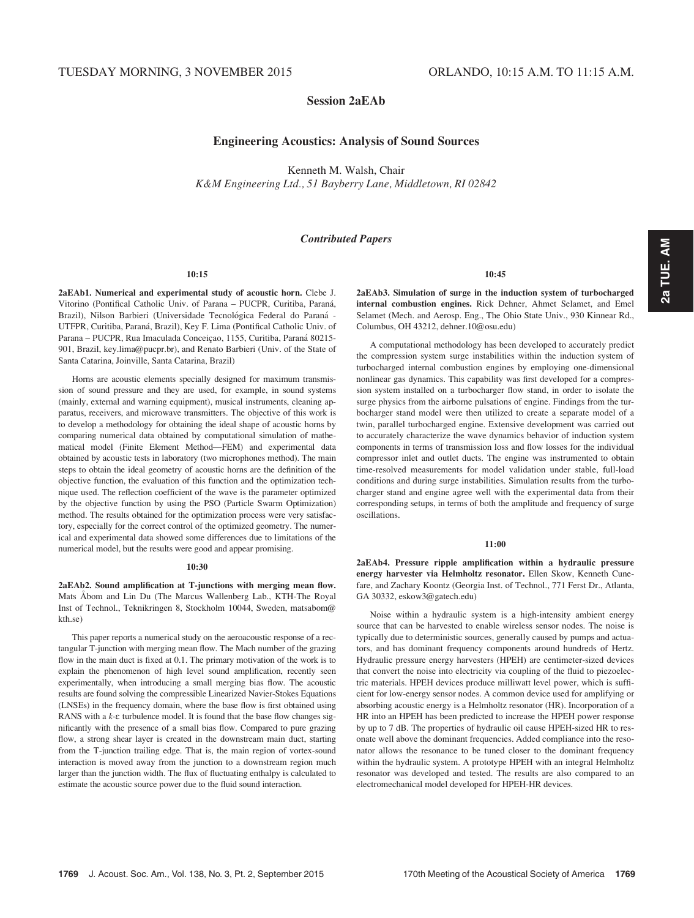TUESDAY MORNING, 3 NOVEMBER 2015 ORLANDO, 10:15 A.M. TO 11:15 A.M.

## Session 2aEAb

## Engineering Acoustics: Analysis of Sound Sources

Kenneth M. Walsh, Chair
*K&M Engineering Ltd., 51 Bayberry Lane, Middletown, RI 02842*

### *Contributed Papers*

**10:15**

**2aEAb1. Numerical and experimental study of acoustic horn.** Clebe J. Vitorino (Pontifical Catholic Univ. of Parana – PUCPR, Curitiba, Paraná, Brazil), Nilson Barbieri (Universidade Tecnológica Federal do Paraná - UTFPR, Curitiba, Paraná, Brazil), Key F. Lima (Pontifical Catholic Univ. of Parana – PUCPR, Rua Imaculada Conceiçao, 1155, Curitiba, Paraná 80215-901, Brazil, key.lima@pucpr.br), and Renato Barbieri (Univ. of the State of Santa Catarina, Joinville, Santa Catarina, Brazil)

Horns are acoustic elements specially designed for maximum transmission of sound pressure and they are used, for example, in sound systems (mainly, external and warning equipment), musical instruments, cleaning apparatus, receivers, and microwave transmitters. The objective of this work is to develop a methodology for obtaining the ideal shape of acoustic horns by comparing numerical data obtained by computational simulation of mathematical model (Finite Element Method—FEM) and experimental data obtained by acoustic tests in laboratory (two microphones method). The main steps to obtain the ideal geometry of acoustic horns are the definition of the objective function, the evaluation of this function and the optimization technique used. The reflection coefficient of the wave is the parameter optimized by the objective function by using the PSO (Particle Swarm Optimization) method. The results obtained for the optimization process were very satisfactory, especially for the correct control of the optimized geometry. The numerical and experimental data showed some differences due to limitations of the numerical model, but the results were good and appear promising.

**10:30**

**2aEAb2. Sound amplification at T-junctions with merging mean flow.** Mats Åbom and Lin Du (The Marcus Wallenberg Lab., KTH-The Royal Inst of Technol., Teknikringen 8, Stockholm 10044, Sweden, matsabom@kth.se)

This paper reports a numerical study on the aeroacoustic response of a rectangular T-junction with merging mean flow. The Mach number of the grazing flow in the main duct is fixed at 0.1. The primary motivation of the work is to explain the phenomenon of high level sound amplification, recently seen experimentally, when introducing a small merging bias flow. The acoustic results are found solving the compressible Linearized Navier-Stokes Equations (LNSEs) in the frequency domain, where the base flow is first obtained using RANS with a $k$-$\varepsilon$ turbulence model. It is found that the base flow changes significantly with the presence of a small bias flow. Compared to pure grazing flow, a strong shear layer is created in the downstream main duct, starting from the T-junction trailing edge. That is, the main region of vortex-sound interaction is moved away from the junction to a downstream region much larger than the junction width. The flux of fluctuating enthalpy is calculated to estimate the acoustic source power due to the fluid sound interaction.

**10:45**

**2aEAb3. Simulation of surge in the induction system of turbocharged internal combustion engines.** Rick Dehner, Ahmet Selamet, and Emel Selamet (Mech. and Aerosp. Eng., The Ohio State Univ., 930 Kinnear Rd., Columbus, OH 43212, dehner.10@osu.edu)

A computational methodology has been developed to accurately predict the compression system surge instabilities within the induction system of turbocharged internal combustion engines by employing one-dimensional nonlinear gas dynamics. This capability was first developed for a compression system installed on a turbocharger flow stand, in order to isolate the surge physics from the airborne pulsations of engine. Findings from the turbocharger stand model were then utilized to create a separate model of a twin, parallel turbocharged engine. Extensive development was carried out to accurately characterize the wave dynamics behavior of induction system components in terms of transmission loss and flow losses for the individual compressor inlet and outlet ducts. The engine was instrumented to obtain time-resolved measurements for model validation under stable, full-load conditions and during surge instabilities. Simulation results from the turbocharger stand and engine agree well with the experimental data from their corresponding setups, in terms of both the amplitude and frequency of surge oscillations.

**11:00**

**2aEAb4. Pressure ripple amplification within a hydraulic pressure energy harvester via Helmholtz resonator.** Ellen Skow, Kenneth Cunefare, and Zachary Koontz (Georgia Inst. of Technol., 771 Ferst Dr., Atlanta, GA 30332, eskow3@gatech.edu)

Noise within a hydraulic system is a high-intensity ambient energy source that can be harvested to enable wireless sensor nodes. The noise is typically due to deterministic sources, generally caused by pumps and actuators, and has dominant frequency components around hundreds of Hertz. Hydraulic pressure energy harvesters (HPEH) are centimeter-sized devices that convert the noise into electricity via coupling of the fluid to piezoelectric materials. HPEH devices produce milliwatt level power, which is sufficient for low-energy sensor nodes. A common device used for amplifying or absorbing acoustic energy is a Helmholtz resonator (HR). Incorporation of a HR into an HPEH has been predicted to increase the HPEH power response by up to 7 dB. The properties of hydraulic oil cause HPEH-sized HR to resonate well above the dominant frequencies. Added compliance into the resonator allows the resonance to be tuned closer to the dominant frequency within the hydraulic system. A prototype HPEH with an integral Helmholtz resonator was developed and tested. The results are also compared to an electromechanical model developed for HPEH-HR devices.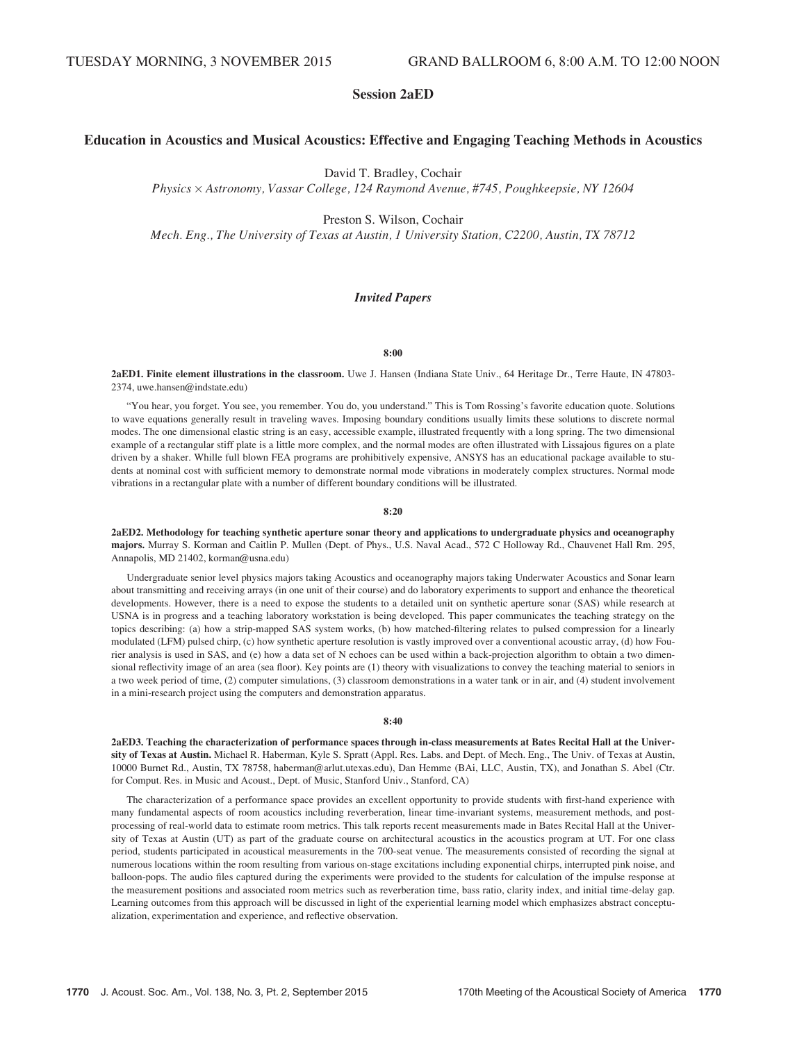TUESDAY MORNING, 3 NOVEMBER 2015 GRAND BALLROOM 6, 8:00 A.M. TO 12:00 NOON

## Session 2aED

### Education in Acoustics and Musical Acoustics: Effective and Engaging Teaching Methods in Acoustics

David T. Bradley, Cochair
*Physics × Astronomy, Vassar College, 124 Raymond Avenue, #745, Poughkeepsie, NY 12604*

Preston S. Wilson, Cochair
*Mech. Eng., The University of Texas at Austin, 1 University Station, C2200, Austin, TX 78712*

### *Invited Papers*

**8:00**

**2aED1. Finite element illustrations in the classroom.** Uwe J. Hansen (Indiana State Univ., 64 Heritage Dr., Terre Haute, IN 47803-2374, uwe.hansen@indstate.edu)

"You hear, you forget. You see, you remember. You do, you understand." This is Tom Rossing's favorite education quote. Solutions to wave equations generally result in traveling waves. Imposing boundary conditions usually limits these solutions to discrete normal modes. The one dimensional elastic string is an easy, accessible example, illustrated frequently with a long spring. The two dimensional example of a rectangular stiff plate is a little more complex, and the normal modes are often illustrated with Lissajous figures on a plate driven by a shaker. Whille full blown FEA programs are prohibitively expensive, ANSYS has an educational package available to students at nominal cost with sufficient memory to demonstrate normal mode vibrations in moderately complex structures. Normal mode vibrations in a rectangular plate with a number of different boundary conditions will be illustrated.

**8:20**

**2aED2. Methodology for teaching synthetic aperture sonar theory and applications to undergraduate physics and oceanography majors.** Murray S. Korman and Caitlin P. Mullen (Dept. of Phys., U.S. Naval Acad., 572 C Holloway Rd., Chauvenet Hall Rm. 295, Annapolis, MD 21402, korman@usna.edu)

Undergraduate senior level physics majors taking Acoustics and oceanography majors taking Underwater Acoustics and Sonar learn about transmitting and receiving arrays (in one unit of their course) and do laboratory experiments to support and enhance the theoretical developments. However, there is a need to expose the students to a detailed unit on synthetic aperture sonar (SAS) while research at USNA is in progress and a teaching laboratory workstation is being developed. This paper communicates the teaching strategy on the topics describing: (a) how a strip-mapped SAS system works, (b) how matched-filtering relates to pulsed compression for a linearly modulated (LFM) pulsed chirp, (c) how synthetic aperture resolution is vastly improved over a conventional acoustic array, (d) how Fourier analysis is used in SAS, and (e) how a data set of N echoes can be used within a back-projection algorithm to obtain a two dimensional reflectivity image of an area (sea floor). Key points are (1) theory with visualizations to convey the teaching material to seniors in a two week period of time, (2) computer simulations, (3) classroom demonstrations in a water tank or in air, and (4) student involvement in a mini-research project using the computers and demonstration apparatus.

**8:40**

**2aED3. Teaching the characterization of performance spaces through in-class measurements at Bates Recital Hall at the University of Texas at Austin.** Michael R. Haberman, Kyle S. Spratt (Appl. Res. Labs. and Dept. of Mech. Eng., The Univ. of Texas at Austin, 10000 Burnet Rd., Austin, TX 78758, haberman@arlut.utexas.edu), Dan Hemme (BAi, LLC, Austin, TX), and Jonathan S. Abel (Ctr. for Comput. Res. in Music and Acoust., Dept. of Music, Stanford Univ., Stanford, CA)

The characterization of a performance space provides an excellent opportunity to provide students with first-hand experience with many fundamental aspects of room acoustics including reverberation, linear time-invariant systems, measurement methods, and post-processing of real-world data to estimate room metrics. This talk reports recent measurements made in Bates Recital Hall at the University of Texas at Austin (UT) as part of the graduate course on architectural acoustics in the acoustics program at UT. For one class period, students participated in acoustical measurements in the 700-seat venue. The measurements consisted of recording the signal at numerous locations within the room resulting from various on-stage excitations including exponential chirps, interrupted pink noise, and balloon-pops. The audio files captured during the experiments were provided to the students for calculation of the impulse response at the measurement positions and associated room metrics such as reverberation time, bass ratio, clarity index, and initial time-delay gap. Learning outcomes from this approach will be discussed in light of the experiential learning model which emphasizes abstract conceptualization, experimentation and experience, and reflective observation.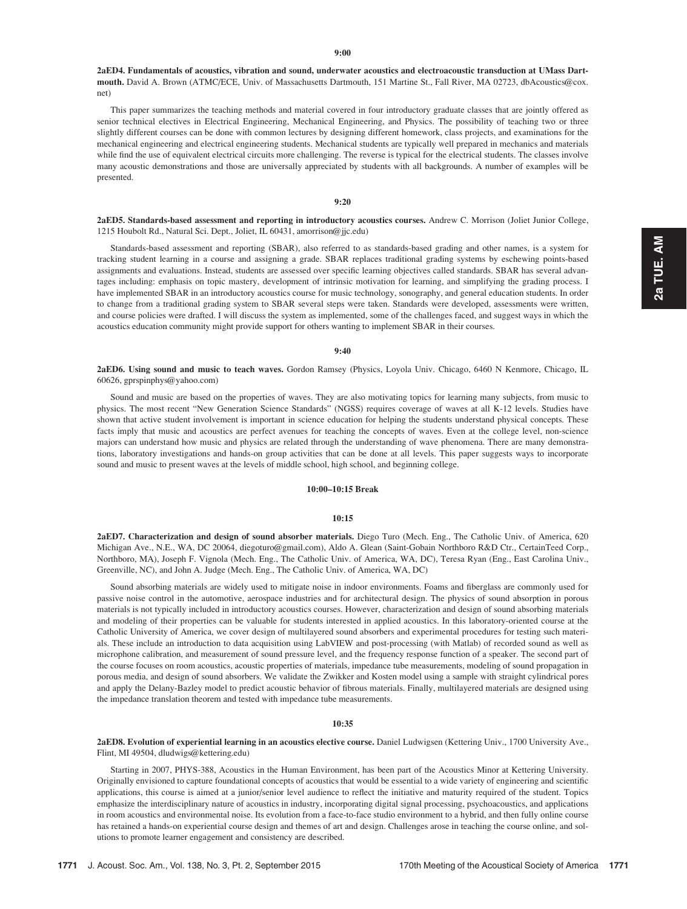**9:00**

**2aED4. Fundamentals of acoustics, vibration and sound, underwater acoustics and electroacoustic transduction at UMass Dartmouth.** David A. Brown (ATMC/ECE, Univ. of Massachusetts Dartmouth, 151 Martine St., Fall River, MA 02723, dbAcoustics@cox.net)

This paper summarizes the teaching methods and material covered in four introductory graduate classes that are jointly offered as senior technical electives in Electrical Engineering, Mechanical Engineering, and Physics. The possibility of teaching two or three slightly different courses can be done with common lectures by designing different homework, class projects, and examinations for the mechanical engineering and electrical engineering students. Mechanical students are typically well prepared in mechanics and materials while find the use of equivalent electrical circuits more challenging. The reverse is typical for the electrical students. The classes involve many acoustic demonstrations and those are universally appreciated by students with all backgrounds. A number of examples will be presented.

**9:20**

**2aED5. Standards-based assessment and reporting in introductory acoustics courses.** Andrew C. Morrison (Joliet Junior College, 1215 Houbolt Rd., Natural Sci. Dept., Joliet, IL 60431, amorrison@jjc.edu)

Standards-based assessment and reporting (SBAR), also referred to as standards-based grading and other names, is a system for tracking student learning in a course and assigning a grade. SBAR replaces traditional grading systems by eschewing points-based assignments and evaluations. Instead, students are assessed over specific learning objectives called standards. SBAR has several advantages including: emphasis on topic mastery, development of intrinsic motivation for learning, and simplifying the grading process. I have implemented SBAR in an introductory acoustics course for music technology, sonography, and general education students. In order to change from a traditional grading system to SBAR several steps were taken. Standards were developed, assessments were written, and course policies were drafted. I will discuss the system as implemented, some of the challenges faced, and suggest ways in which the acoustics education community might provide support for others wanting to implement SBAR in their courses.

**9:40**

**2aED6. Using sound and music to teach waves.** Gordon Ramsey (Physics, Loyola Univ. Chicago, 6460 N Kenmore, Chicago, IL 60626, gprspinphys@yahoo.com)

Sound and music are based on the properties of waves. They are also motivating topics for learning many subjects, from music to physics. The most recent "New Generation Science Standards" (NGSS) requires coverage of waves at all K-12 levels. Studies have shown that active student involvement is important in science education for helping the students understand physical concepts. These facts imply that music and acoustics are perfect avenues for teaching the concepts of waves. Even at the college level, non-science majors can understand how music and physics are related through the understanding of wave phenomena. There are many demonstrations, laboratory investigations and hands-on group activities that can be done at all levels. This paper suggests ways to incorporate sound and music to present waves at the levels of middle school, high school, and beginning college.

**10:00–10:15 Break**

**10:15**

**2aED7. Characterization and design of sound absorber materials.** Diego Turo (Mech. Eng., The Catholic Univ. of America, 620 Michigan Ave., N.E., WA, DC 20064, diegoturo@gmail.com), Aldo A. Glean (Saint-Gobain Northboro R&D Ctr., CertainTeed Corp., Northboro, MA), Joseph F. Vignola (Mech. Eng., The Catholic Univ. of America, WA, DC), Teresa Ryan (Eng., East Carolina Univ., Greenville, NC), and John A. Judge (Mech. Eng., The Catholic Univ. of America, WA, DC)

Sound absorbing materials are widely used to mitigate noise in indoor environments. Foams and fiberglass are commonly used for passive noise control in the automotive, aerospace industries and for architectural design. The physics of sound absorption in porous materials is not typically included in introductory acoustics courses. However, characterization and design of sound absorbing materials and modeling of their properties can be valuable for students interested in applied acoustics. In this laboratory-oriented course at the Catholic University of America, we cover design of multilayered sound absorbers and experimental procedures for testing such materials. These include an introduction to data acquisition using LabVIEW and post-processing (with Matlab) of recorded sound as well as microphone calibration, and measurement of sound pressure level, and the frequency response function of a speaker. The second part of the course focuses on room acoustics, acoustic properties of materials, impedance tube measurements, modeling of sound propagation in porous media, and design of sound absorbers. We validate the Zwikker and Kosten model using a sample with straight cylindrical pores and apply the Delany-Bazley model to predict acoustic behavior of fibrous materials. Finally, multilayered materials are designed using the impedance translation theorem and tested with impedance tube measurements.

**10:35**

**2aED8. Evolution of experiential learning in an acoustics elective course.** Daniel Ludwigsen (Kettering Univ., 1700 University Ave., Flint, MI 49504, dludwigs@kettering.edu)

Starting in 2007, PHYS-388, Acoustics in the Human Environment, has been part of the Acoustics Minor at Kettering University. Originally envisioned to capture foundational concepts of acoustics that would be essential to a wide variety of engineering and scientific applications, this course is aimed at a junior/senior level audience to reflect the initiative and maturity required of the student. Topics emphasize the interdisciplinary nature of acoustics in industry, incorporating digital signal processing, psychoacoustics, and applications in room acoustics and environmental noise. Its evolution from a face-to-face studio environment to a hybrid, and then fully online course has retained a hands-on experiential course design and themes of art and design. Challenges arose in teaching the course online, and solutions to promote learner engagement and consistency are described.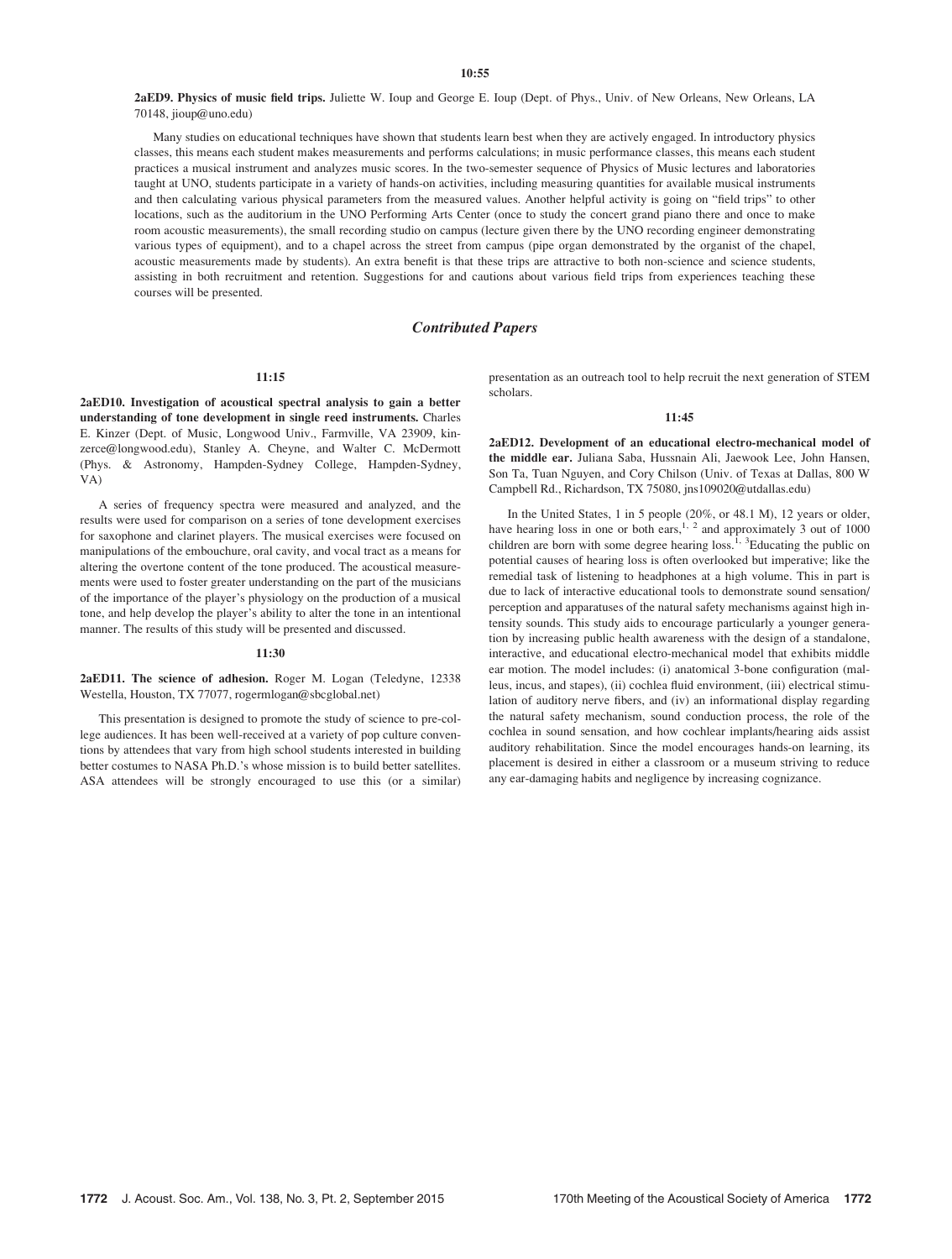**10:55**

**2aED9. Physics of music field trips.** Juliette W. Ioup and George E. Ioup (Dept. of Phys., Univ. of New Orleans, New Orleans, LA 70148, jioup@uno.edu)

Many studies on educational techniques have shown that students learn best when they are actively engaged. In introductory physics classes, this means each student makes measurements and performs calculations; in music performance classes, this means each student practices a musical instrument and analyzes music scores. In the two-semester sequence of Physics of Music lectures and laboratories taught at UNO, students participate in a variety of hands-on activities, including measuring quantities for available musical instruments and then calculating various physical parameters from the measured values. Another helpful activity is going on "field trips" to other locations, such as the auditorium in the UNO Performing Arts Center (once to study the concert grand piano there and once to make room acoustic measurements), the small recording studio on campus (lecture given there by the UNO recording engineer demonstrating various types of equipment), and to a chapel across the street from campus (pipe organ demonstrated by the organist of the chapel, acoustic measurements made by students). An extra benefit is that these trips are attractive to both non-science and science students, assisting in both recruitment and retention. Suggestions for and cautions about various field trips from experiences teaching these courses will be presented.

## *Contributed Papers*

**11:15**

**2aED10. Investigation of acoustical spectral analysis to gain a better understanding of tone development in single reed instruments.** Charles E. Kinzer (Dept. of Music, Longwood Univ., Farmville, VA 23909, kinzerce@longwood.edu), Stanley A. Cheyne, and Walter C. McDermott (Phys. & Astronomy, Hampden-Sydney College, Hampden-Sydney, VA)

A series of frequency spectra were measured and analyzed, and the results were used for comparison on a series of tone development exercises for saxophone and clarinet players. The musical exercises were focused on manipulations of the embouchure, oral cavity, and vocal tract as a means for altering the overtone content of the tone produced. The acoustical measurements were used to foster greater understanding on the part of the musicians of the importance of the player's physiology on the production of a musical tone, and help develop the player's ability to alter the tone in an intentional manner. The results of this study will be presented and discussed.

**11:30**

**2aED11. The science of adhesion.** Roger M. Logan (Teledyne, 12338 Westella, Houston, TX 77077, rogermlogan@sbcglobal.net)

This presentation is designed to promote the study of science to pre-college audiences. It has been well-received at a variety of pop culture conventions by attendees that vary from high school students interested in building better costumes to NASA Ph.D.'s whose mission is to build better satellites. ASA attendees will be strongly encouraged to use this (or a similar) presentation as an outreach tool to help recruit the next generation of STEM scholars.

**11:45**

**2aED12. Development of an educational electro-mechanical model of the middle ear.** Juliana Saba, Hussnain Ali, Jaewook Lee, John Hansen, Son Ta, Tuan Nguyen, and Cory Chilson (Univ. of Texas at Dallas, 800 W Campbell Rd., Richardson, TX 75080, jns109020@utdallas.edu)

In the United States, 1 in 5 people (20%, or 48.1 M), 12 years or older, have hearing loss in one or both ears,[1, 2] and approximately 3 out of 1000 children are born with some degree hearing loss.[1, 3]Educating the public on potential causes of hearing loss is often overlooked but imperative; like the remedial task of listening to headphones at a high volume. This in part is due to lack of interactive educational tools to demonstrate sound sensation/perception and apparatuses of the natural safety mechanisms against high intensity sounds. This study aids to encourage particularly a younger generation by increasing public health awareness with the design of a standalone, interactive, and educational electro-mechanical model that exhibits middle ear motion. The model includes: (i) anatomical 3-bone configuration (malleus, incus, and stapes), (ii) cochlea fluid environment, (iii) electrical stimulation of auditory nerve fibers, and (iv) an informational display regarding the natural safety mechanism, sound conduction process, the role of the cochlea in sound sensation, and how cochlear implants/hearing aids assist auditory rehabilitation. Since the model encourages hands-on learning, its placement is desired in either a classroom or a museum striving to reduce any ear-damaging habits and negligence by increasing cognizance.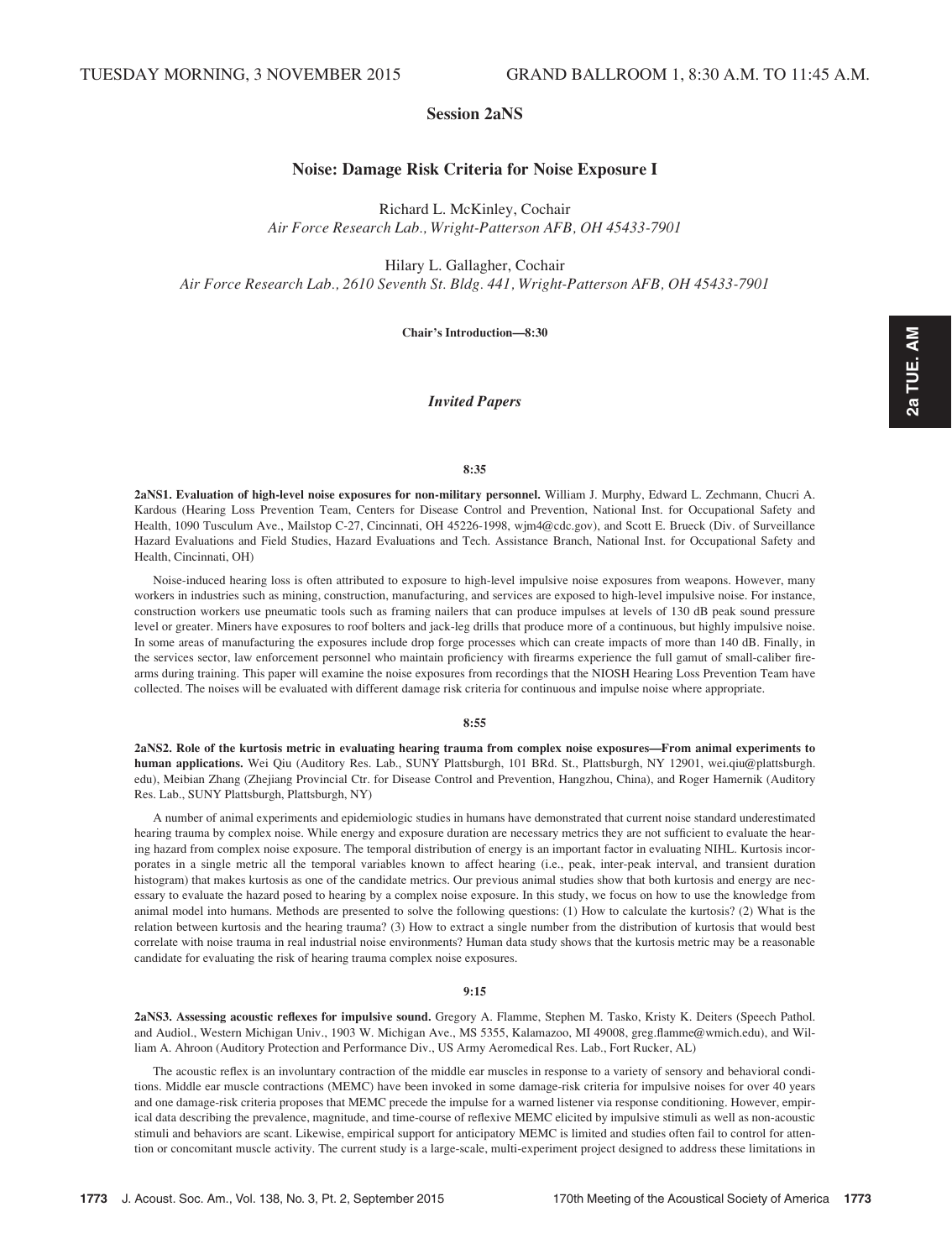TUESDAY MORNING, 3 NOVEMBER 2015 GRAND BALLROOM 1, 8:30 A.M. TO 11:45 A.M.

# Session 2aNS

## Noise: Damage Risk Criteria for Noise Exposure I

Richard L. McKinley, Cochair
*Air Force Research Lab., Wright-Patterson AFB, OH 45433-7901*

Hilary L. Gallagher, Cochair
*Air Force Research Lab., 2610 Seventh St. Bldg. 441, Wright-Patterson AFB, OH 45433-7901*

**Chair's Introduction—8:30**

### *Invited Papers*

**8:35**

**2aNS1. Evaluation of high-level noise exposures for non-military personnel.** William J. Murphy, Edward L. Zechmann, Chucri A. Kardous (Hearing Loss Prevention Team, Centers for Disease Control and Prevention, National Inst. for Occupational Safety and Health, 1090 Tusculum Ave., Mailstop C-27, Cincinnati, OH 45226-1998, wjm4@cdc.gov), and Scott E. Brueck (Div. of Surveillance Hazard Evaluations and Field Studies, Hazard Evaluations and Tech. Assistance Branch, National Inst. for Occupational Safety and Health, Cincinnati, OH)

Noise-induced hearing loss is often attributed to exposure to high-level impulsive noise exposures from weapons. However, many workers in industries such as mining, construction, manufacturing, and services are exposed to high-level impulsive noise. For instance, construction workers use pneumatic tools such as framing nailers that can produce impulses at levels of 130 dB peak sound pressure level or greater. Miners have exposures to roof bolters and jack-leg drills that produce more of a continuous, but highly impulsive noise. In some areas of manufacturing the exposures include drop forge processes which can create impacts of more than 140 dB. Finally, in the services sector, law enforcement personnel who maintain proficiency with firearms experience the full gamut of small-caliber firearms during training. This paper will examine the noise exposures from recordings that the NIOSH Hearing Loss Prevention Team have collected. The noises will be evaluated with different damage risk criteria for continuous and impulse noise where appropriate.

**8:55**

**2aNS2. Role of the kurtosis metric in evaluating hearing trauma from complex noise exposures—From animal experiments to human applications.** Wei Qiu (Auditory Res. Lab., SUNY Plattsburgh, 101 BRd. St., Plattsburgh, NY 12901, wei.qiu@plattsburgh.edu), Meibian Zhang (Zhejiang Provincial Ctr. for Disease Control and Prevention, Hangzhou, China), and Roger Hamernik (Auditory Res. Lab., SUNY Plattsburgh, Plattsburgh, NY)

A number of animal experiments and epidemiologic studies in humans have demonstrated that current noise standard underestimated hearing trauma by complex noise. While energy and exposure duration are necessary metrics they are not sufficient to evaluate the hearing hazard from complex noise exposure. The temporal distribution of energy is an important factor in evaluating NIHL. Kurtosis incorporates in a single metric all the temporal variables known to affect hearing (i.e., peak, inter-peak interval, and transient duration histogram) that makes kurtosis as one of the candidate metrics. Our previous animal studies show that both kurtosis and energy are necessary to evaluate the hazard posed to hearing by a complex noise exposure. In this study, we focus on how to use the knowledge from animal model into humans. Methods are presented to solve the following questions: (1) How to calculate the kurtosis? (2) What is the relation between kurtosis and the hearing trauma? (3) How to extract a single number from the distribution of kurtosis that would best correlate with noise trauma in real industrial noise environments? Human data study shows that the kurtosis metric may be a reasonable candidate for evaluating the risk of hearing trauma complex noise exposures.

**9:15**

**2aNS3. Assessing acoustic reflexes for impulsive sound.** Gregory A. Flamme, Stephen M. Tasko, Kristy K. Deiters (Speech Pathol. and Audiol., Western Michigan Univ., 1903 W. Michigan Ave., MS 5355, Kalamazoo, MI 49008, greg.flamme@wmich.edu), and William A. Ahroon (Auditory Protection and Performance Div., US Army Aeromedical Res. Lab., Fort Rucker, AL)

The acoustic reflex is an involuntary contraction of the middle ear muscles in response to a variety of sensory and behavioral conditions. Middle ear muscle contractions (MEMC) have been invoked in some damage-risk criteria for impulsive noises for over 40 years and one damage-risk criteria proposes that MEMC precede the impulse for a warned listener via response conditioning. However, empirical data describing the prevalence, magnitude, and time-course of reflexive MEMC elicited by impulsive stimuli as well as non-acoustic stimuli and behaviors are scant. Likewise, empirical support for anticipatory MEMC is limited and studies often fail to control for attention or concomitant muscle activity. The current study is a large-scale, multi-experiment project designed to address these limitations in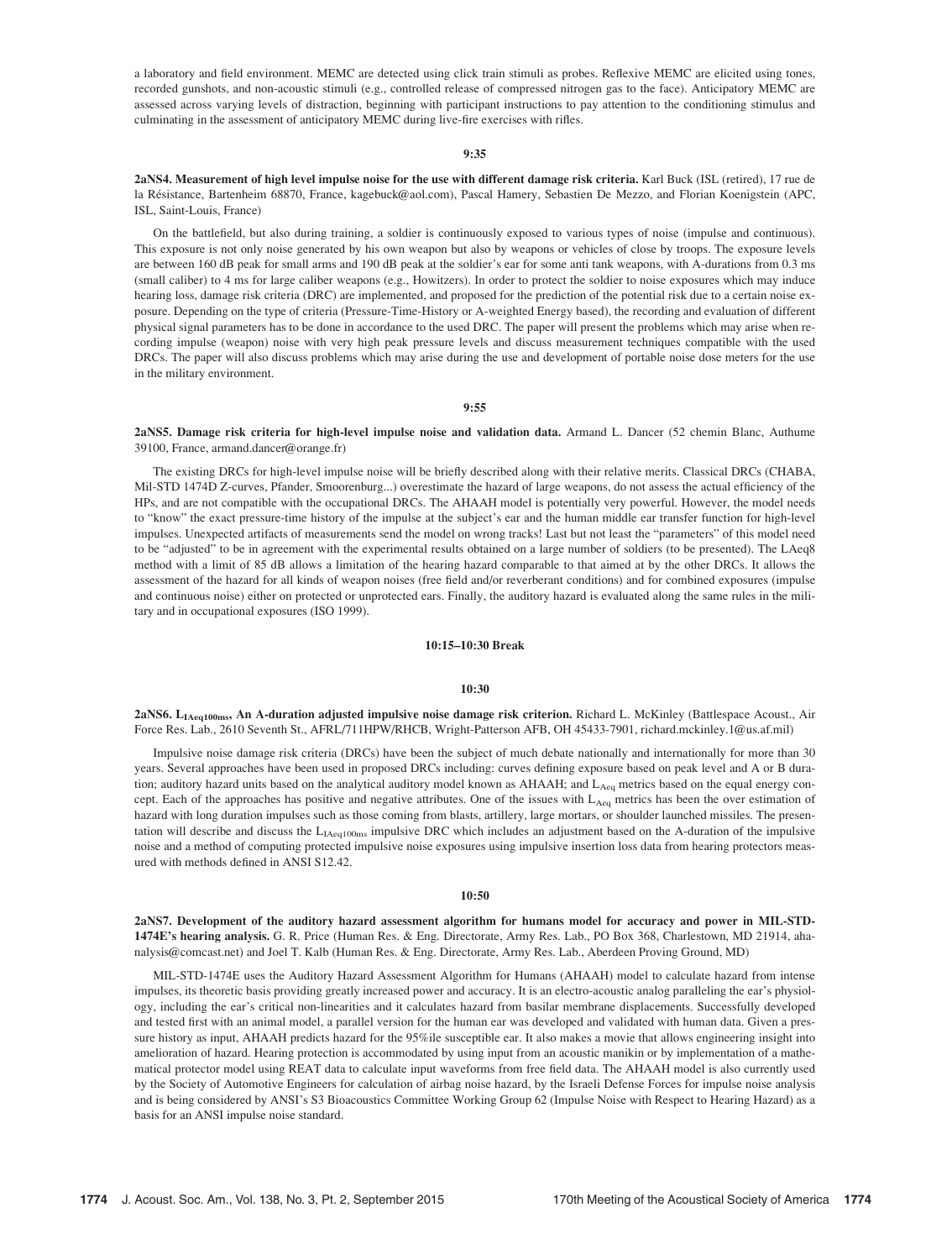a laboratory and field environment. MEMC are detected using click train stimuli as probes. Reflexive MEMC are elicited using tones, recorded gunshots, and non-acoustic stimuli (e.g., controlled release of compressed nitrogen gas to the face). Anticipatory MEMC are assessed across varying levels of distraction, beginning with participant instructions to pay attention to the conditioning stimulus and culminating in the assessment of anticipatory MEMC during live-fire exercises with rifles.

**9:35**

**2aNS4. Measurement of high level impulse noise for the use with different damage risk criteria.** Karl Buck (ISL (retired), 17 rue de la Résistance, Bartenheim 68870, France, kagebuck@aol.com), Pascal Hamery, Sebastien De Mezzo, and Florian Koenigstein (APC, ISL, Saint-Louis, France)

On the battlefield, but also during training, a soldier is continuously exposed to various types of noise (impulse and continuous). This exposure is not only noise generated by his own weapon but also by weapons or vehicles of close by troops. The exposure levels are between 160 dB peak for small arms and 190 dB peak at the soldier's ear for some anti tank weapons, with A-durations from 0.3 ms (small caliber) to 4 ms for large caliber weapons (e.g., Howitzers). In order to protect the soldier to noise exposures which may induce hearing loss, damage risk criteria (DRC) are implemented, and proposed for the prediction of the potential risk due to a certain noise exposure. Depending on the type of criteria (Pressure-Time-History or A-weighted Energy based), the recording and evaluation of different physical signal parameters has to be done in accordance to the used DRC. The paper will present the problems which may arise when recording impulse (weapon) noise with very high peak pressure levels and discuss measurement techniques compatible with the used DRCs. The paper will also discuss problems which may arise during the use and development of portable noise dose meters for the use in the military environment.

**9:55**

**2aNS5. Damage risk criteria for high-level impulse noise and validation data.** Armand L. Dancer (52 chemin Blanc, Authume 39100, France, armand.dancer@orange.fr)

The existing DRCs for high-level impulse noise will be briefly described along with their relative merits. Classical DRCs (CHABA, Mil-STD 1474D Z-curves, Pfander, Smoorenburg...) overestimate the hazard of large weapons, do not assess the actual efficiency of the HPs, and are not compatible with the occupational DRCs. The AHAAH model is potentially very powerful. However, the model needs to "know" the exact pressure-time history of the impulse at the subject's ear and the human middle ear transfer function for high-level impulses. Unexpected artifacts of measurements send the model on wrong tracks! Last but not least the "parameters" of this model need to be "adjusted" to be in agreement with the experimental results obtained on a large number of soldiers (to be presented). The LAeq8 method with a limit of 85 dB allows a limitation of the hearing hazard comparable to that aimed at by the other DRCs. It allows the assessment of the hazard for all kinds of weapon noises (free field and/or reverberant conditions) and for combined exposures (impulse and continuous noise) either on protected or unprotected ears. Finally, the auditory hazard is evaluated along the same rules in the military and in occupational exposures (ISO 1999).

**10:15–10:30 Break**

**10:30**

**2aNS6. $L_{IAeq100ms}$, An A-duration adjusted impulsive noise damage risk criterion.** Richard L. McKinley (Battlespace Acoust., Air Force Res. Lab., 2610 Seventh St., AFRL/711HPW/RHCB, Wright-Patterson AFB, OH 45433-7901, richard.mckinley.1@us.af.mil)

Impulsive noise damage risk criteria (DRCs) have been the subject of much debate nationally and internationally for more than 30 years. Several approaches have been used in proposed DRCs including: curves defining exposure based on peak level and A or B duration; auditory hazard units based on the analytical auditory model known as AHAAH; and $L_{Aeq}$ metrics based on the equal energy concept. Each of the approaches has positive and negative attributes. One of the issues with $L_{Aeq}$ metrics has been the over estimation of hazard with long duration impulses such as those coming from blasts, artillery, large mortars, or shoulder launched missiles. The presentation will describe and discuss the $L_{IAeq100ms}$ impulsive DRC which includes an adjustment based on the A-duration of the impulsive noise and a method of computing protected impulsive noise exposures using impulsive insertion loss data from hearing protectors measured with methods defined in ANSI S12.42.

**10:50**

**2aNS7. Development of the auditory hazard assessment algorithm for humans model for accuracy and power in MIL-STD-1474E's hearing analysis.** G. R. Price (Human Res. & Eng. Directorate, Army Res. Lab., PO Box 368, Charlestown, MD 21914, ahanalysis@comcast.net) and Joel T. Kalb (Human Res. & Eng. Directorate, Army Res. Lab., Aberdeen Proving Ground, MD)

MIL-STD-1474E uses the Auditory Hazard Assessment Algorithm for Humans (AHAAH) model to calculate hazard from intense impulses, its theoretic basis providing greatly increased power and accuracy. It is an electro-acoustic analog paralleling the ear's physiology, including the ear's critical non-linearities and it calculates hazard from basilar membrane displacements. Successfully developed and tested first with an animal model, a parallel version for the human ear was developed and validated with human data. Given a pressure history as input, AHAAH predicts hazard for the 95%ile susceptible ear. It also makes a movie that allows engineering insight into amelioration of hazard. Hearing protection is accommodated by using input from an acoustic manikin or by implementation of a mathematical protector model using REAT data to calculate input waveforms from free field data. The AHAAH model is also currently used by the Society of Automotive Engineers for calculation of airbag noise hazard, by the Israeli Defense Forces for impulse noise analysis and is being considered by ANSI's S3 Bioacoustics Committee Working Group 62 (Impulse Noise with Respect to Hearing Hazard) as a basis for an ANSI impulse noise standard.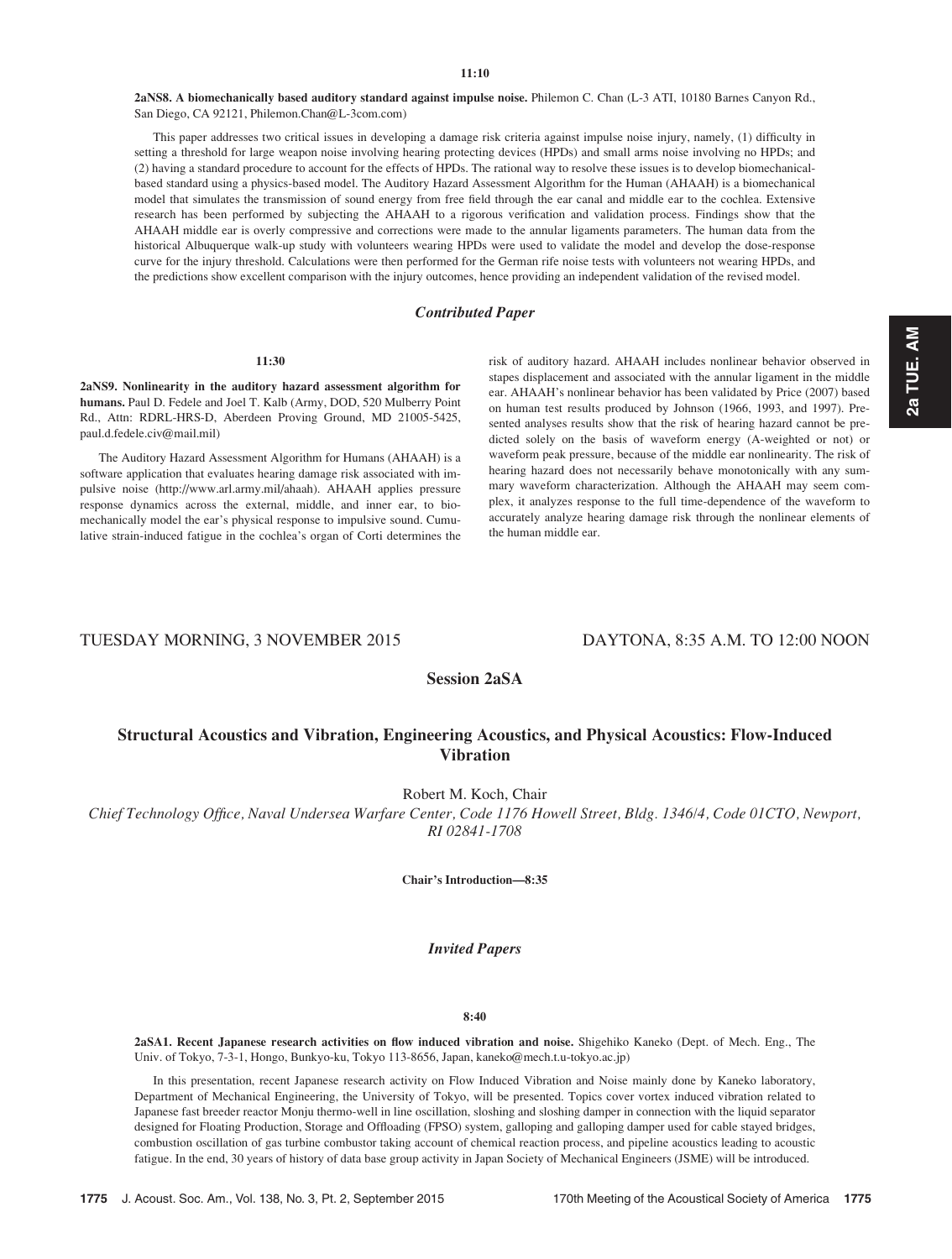11:10

**2aNS8. A biomechanically based auditory standard against impulse noise.** Philemon C. Chan (L-3 ATI, 10180 Barnes Canyon Rd., San Diego, CA 92121, Philemon.Chan@L-3com.com)

This paper addresses two critical issues in developing a damage risk criteria against impulse noise injury, namely, (1) difficulty in setting a threshold for large weapon noise involving hearing protecting devices (HPDs) and small arms noise involving no HPDs; and (2) having a standard procedure to account for the effects of HPDs. The rational way to resolve these issues is to develop biomechanical-based standard using a physics-based model. The Auditory Hazard Assessment Algorithm for the Human (AHAAH) is a biomechanical model that simulates the transmission of sound energy from free field through the ear canal and middle ear to the cochlea. Extensive research has been performed by subjecting the AHAAH to a rigorous verification and validation process. Findings show that the AHAAH middle ear is overly compressive and corrections were made to the annular ligaments parameters. The human data from the historical Albuquerque walk-up study with volunteers wearing HPDs were used to validate the model and develop the dose-response curve for the injury threshold. Calculations were then performed for the German rife noise tests with volunteers not wearing HPDs, and the predictions show excellent comparison with the injury outcomes, hence providing an independent validation of the revised model.

### *Contributed Paper*

11:30

**2aNS9. Nonlinearity in the auditory hazard assessment algorithm for humans.** Paul D. Fedele and Joel T. Kalb (Army, DOD, 520 Mulberry Point Rd., Attn: RDRL-HRS-D, Aberdeen Proving Ground, MD 21005-5425, paul.d.fedele.civ@mail.mil)

The Auditory Hazard Assessment Algorithm for Humans (AHAAH) is a software application that evaluates hearing damage risk associated with impulsive noise (http://www.arl.army.mil/ahaah). AHAAH applies pressure response dynamics across the external, middle, and inner ear, to biomechanically model the ear's physical response to impulsive sound. Cumulative strain-induced fatigue in the cochlea's organ of Corti determines the risk of auditory hazard. AHAAH includes nonlinear behavior observed in stapes displacement and associated with the annular ligament in the middle ear. AHAAH's nonlinear behavior has been validated by Price (2007) based on human test results produced by Johnson (1966, 1993, and 1997). Presented analyses results show that the risk of hearing hazard cannot be predicted solely on the basis of waveform energy (A-weighted or not) or waveform peak pressure, because of the middle ear nonlinearity. The risk of hearing hazard does not necessarily behave monotonically with any summary waveform characterization. Although the AHAAH may seem complex, it analyzes response to the full time-dependence of the waveform to accurately analyze hearing damage risk through the nonlinear elements of the human middle ear.

TUESDAY MORNING, 3 NOVEMBER 2015 — DAYTONA, 8:35 A.M. TO 12:00 NOON

## Session 2aSA

## Structural Acoustics and Vibration, Engineering Acoustics, and Physical Acoustics: Flow-Induced Vibration

Robert M. Koch, Chair

*Chief Technology Office, Naval Undersea Warfare Center, Code 1176 Howell Street, Bldg. 1346/4, Code 01CTO, Newport, RI 02841-1708*

**Chair's Introduction—8:35**

### *Invited Papers*

8:40

**2aSA1. Recent Japanese research activities on flow induced vibration and noise.** Shigehiko Kaneko (Dept. of Mech. Eng., The Univ. of Tokyo, 7-3-1, Hongo, Bunkyo-ku, Tokyo 113-8656, Japan, kaneko@mech.t.u-tokyo.ac.jp)

In this presentation, recent Japanese research activity on Flow Induced Vibration and Noise mainly done by Kaneko laboratory, Department of Mechanical Engineering, the University of Tokyo, will be presented. Topics cover vortex induced vibration related to Japanese fast breeder reactor Monju thermo-well in line oscillation, sloshing and sloshing damper in connection with the liquid separator designed for Floating Production, Storage and Offloading (FPSO) system, galloping and galloping damper used for cable stayed bridges, combustion oscillation of gas turbine combustor taking account of chemical reaction process, and pipeline acoustics leading to acoustic fatigue. In the end, 30 years of history of data base group activity in Japan Society of Mechanical Engineers (JSME) will be introduced.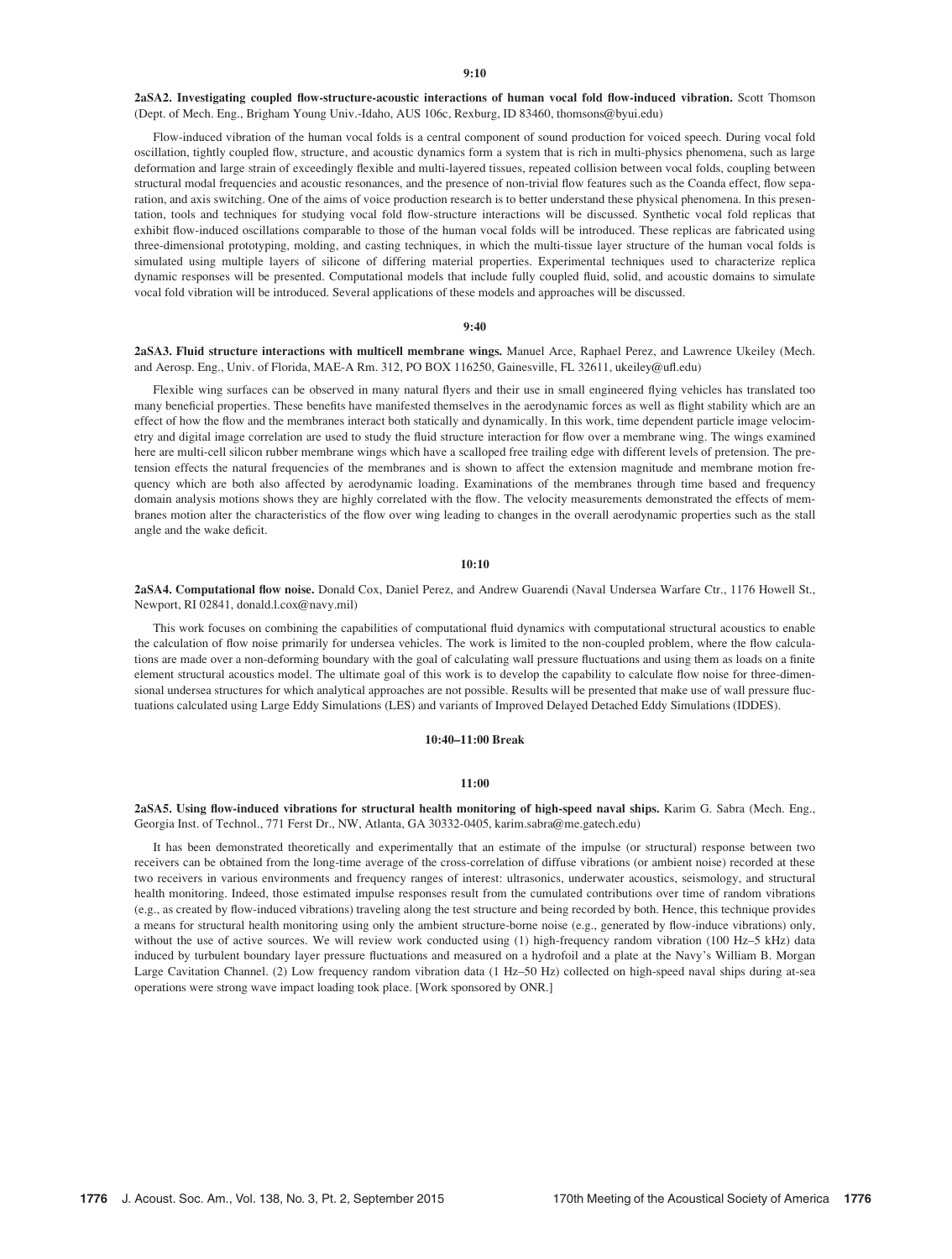**9:10**

**2aSA2. Investigating coupled flow-structure-acoustic interactions of human vocal fold flow-induced vibration.** Scott Thomson (Dept. of Mech. Eng., Brigham Young Univ.-Idaho, AUS 106c, Rexburg, ID 83460, thomsons@byui.edu)

Flow-induced vibration of the human vocal folds is a central component of sound production for voiced speech. During vocal fold oscillation, tightly coupled flow, structure, and acoustic dynamics form a system that is rich in multi-physics phenomena, such as large deformation and large strain of exceedingly flexible and multi-layered tissues, repeated collision between vocal folds, coupling between structural modal frequencies and acoustic resonances, and the presence of non-trivial flow features such as the Coanda effect, flow separation, and axis switching. One of the aims of voice production research is to better understand these physical phenomena. In this presentation, tools and techniques for studying vocal fold flow-structure interactions will be discussed. Synthetic vocal fold replicas that exhibit flow-induced oscillations comparable to those of the human vocal folds will be introduced. These replicas are fabricated using three-dimensional prototyping, molding, and casting techniques, in which the multi-tissue layer structure of the human vocal folds is simulated using multiple layers of silicone of differing material properties. Experimental techniques used to characterize replica dynamic responses will be presented. Computational models that include fully coupled fluid, solid, and acoustic domains to simulate vocal fold vibration will be introduced. Several applications of these models and approaches will be discussed.

**9:40**

**2aSA3. Fluid structure interactions with multicell membrane wings.** Manuel Arce, Raphael Perez, and Lawrence Ukeiley (Mech. and Aerosp. Eng., Univ. of Florida, MAE-A Rm. 312, PO BOX 116250, Gainesville, FL 32611, ukeiley@ufl.edu)

Flexible wing surfaces can be observed in many natural flyers and their use in small engineered flying vehicles has translated too many beneficial properties. These benefits have manifested themselves in the aerodynamic forces as well as flight stability which are an effect of how the flow and the membranes interact both statically and dynamically. In this work, time dependent particle image velocimetry and digital image correlation are used to study the fluid structure interaction for flow over a membrane wing. The wings examined here are multi-cell silicon rubber membrane wings which have a scalloped free trailing edge with different levels of pretension. The pretension effects the natural frequencies of the membranes and is shown to affect the extension magnitude and membrane motion frequency which are both also affected by aerodynamic loading. Examinations of the membranes through time based and frequency domain analysis motions shows they are highly correlated with the flow. The velocity measurements demonstrated the effects of membranes motion alter the characteristics of the flow over wing leading to changes in the overall aerodynamic properties such as the stall angle and the wake deficit.

**10:10**

**2aSA4. Computational flow noise.** Donald Cox, Daniel Perez, and Andrew Guarendi (Naval Undersea Warfare Ctr., 1176 Howell St., Newport, RI 02841, donald.l.cox@navy.mil)

This work focuses on combining the capabilities of computational fluid dynamics with computational structural acoustics to enable the calculation of flow noise primarily for undersea vehicles. The work is limited to the non-coupled problem, where the flow calculations are made over a non-deforming boundary with the goal of calculating wall pressure fluctuations and using them as loads on a finite element structural acoustics model. The ultimate goal of this work is to develop the capability to calculate flow noise for three-dimensional undersea structures for which analytical approaches are not possible. Results will be presented that make use of wall pressure fluctuations calculated using Large Eddy Simulations (LES) and variants of Improved Delayed Detached Eddy Simulations (IDDES).

**10:40–11:00 Break**

**11:00**

**2aSA5. Using flow-induced vibrations for structural health monitoring of high-speed naval ships.** Karim G. Sabra (Mech. Eng., Georgia Inst. of Technol., 771 Ferst Dr., NW, Atlanta, GA 30332-0405, karim.sabra@me.gatech.edu)

It has been demonstrated theoretically and experimentally that an estimate of the impulse (or structural) response between two receivers can be obtained from the long-time average of the cross-correlation of diffuse vibrations (or ambient noise) recorded at these two receivers in various environments and frequency ranges of interest: ultrasonics, underwater acoustics, seismology, and structural health monitoring. Indeed, those estimated impulse responses result from the cumulated contributions over time of random vibrations (e.g., as created by flow-induced vibrations) traveling along the test structure and being recorded by both. Hence, this technique provides a means for structural health monitoring using only the ambient structure-borne noise (e.g., generated by flow-induce vibrations) only, without the use of active sources. We will review work conducted using (1) high-frequency random vibration (100 Hz–5 kHz) data induced by turbulent boundary layer pressure fluctuations and measured on a hydrofoil and a plate at the Navy's William B. Morgan Large Cavitation Channel. (2) Low frequency random vibration data (1 Hz–50 Hz) collected on high-speed naval ships during at-sea operations were strong wave impact loading took place. [Work sponsored by ONR.]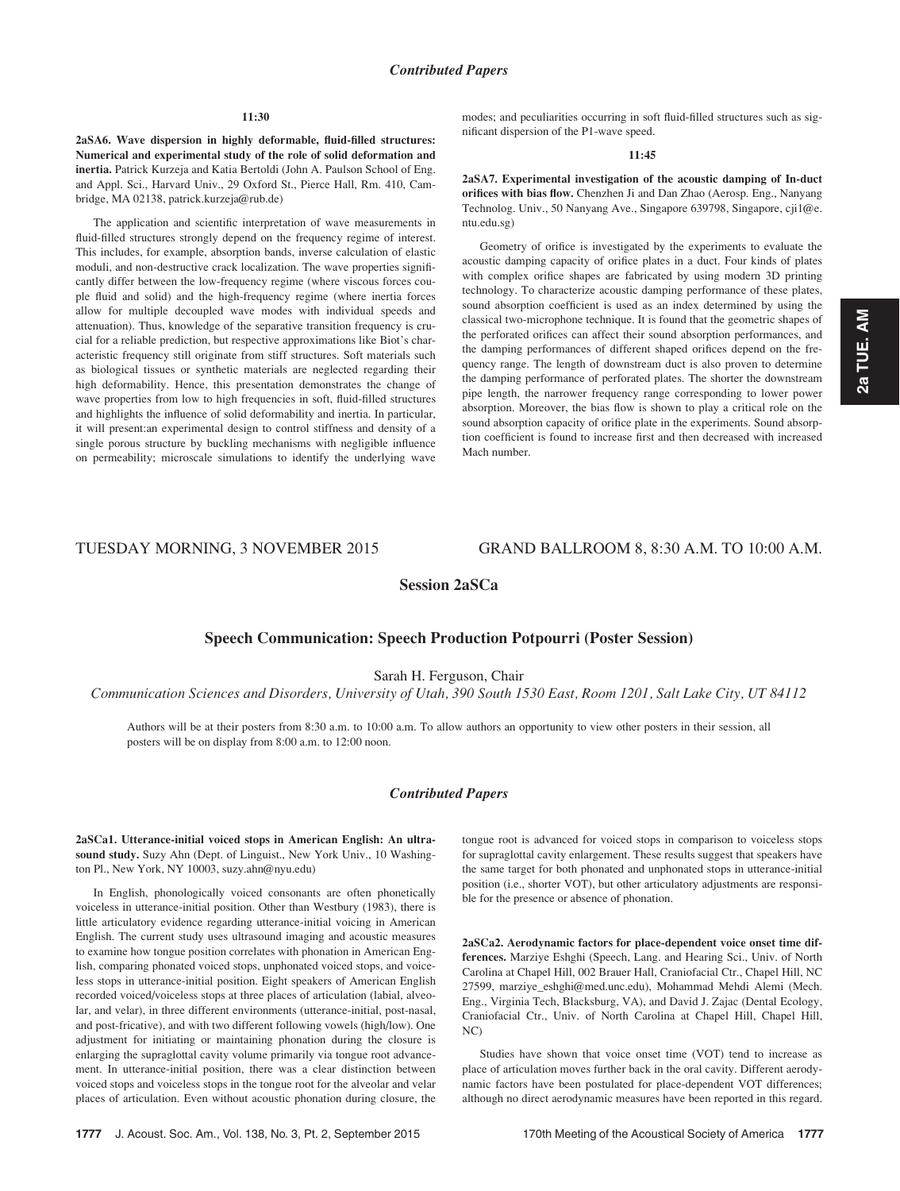## Contributed Papers

**11:30**

**2aSA6. Wave dispersion in highly deformable, fluid-filled structures: Numerical and experimental study of the role of solid deformation and inertia.** Patrick Kurzeja and Katia Bertoldi (John A. Paulson School of Eng. and Appl. Sci., Harvard Univ., 29 Oxford St., Pierce Hall, Rm. 410, Cambridge, MA 02138, patrick.kurzeja@rub.de)

The application and scientific interpretation of wave measurements in fluid-filled structures strongly depend on the frequency regime of interest. This includes, for example, absorption bands, inverse calculation of elastic moduli, and non-destructive crack localization. The wave properties significantly differ between the low-frequency regime (where viscous forces couple fluid and solid) and the high-frequency regime (where inertia forces allow for multiple decoupled wave modes with individual speeds and attenuation). Thus, knowledge of the separative transition frequency is crucial for a reliable prediction, but respective approximations like Biot's characteristic frequency still originate from stiff structures. Soft materials such as biological tissues or synthetic materials are neglected regarding their high deformability. Hence, this presentation demonstrates the change of wave properties from low to high frequencies in soft, fluid-filled structures and highlights the influence of solid deformability and inertia. In particular, it will present:an experimental design to control stiffness and density of a single porous structure by buckling mechanisms with negligible influence on permeability; microscale simulations to identify the underlying wave modes; and peculiarities occurring in soft fluid-filled structures such as significant dispersion of the P1-wave speed.

**11:45**

**2aSA7. Experimental investigation of the acoustic damping of In-duct orifices with bias flow.** Chenzhen Ji and Dan Zhao (Aerosp. Eng., Nanyang Technolog. Univ., 50 Nanyang Ave., Singapore 639798, Singapore, cji1@e.ntu.edu.sg)

Geometry of orifice is investigated by the experiments to evaluate the acoustic damping capacity of orifice plates in a duct. Four kinds of plates with complex orifice shapes are fabricated by using modern 3D printing technology. To characterize acoustic damping performance of these plates, sound absorption coefficient is used as an index determined by using the classical two-microphone technique. It is found that the geometric shapes of the perforated orifices can affect their sound absorption performances, and the damping performances of different shaped orifices depend on the frequency range. The length of downstream duct is also proven to determine the damping performance of perforated plates. The shorter the downstream pipe length, the narrower frequency range corresponding to lower power absorption. Moreover, the bias flow is shown to play a critical role on the sound absorption capacity of orifice plate in the experiments. Sound absorption coefficient is found to increase first and then decreased with increased Mach number.

TUESDAY MORNING, 3 NOVEMBER 2015 GRAND BALLROOM 8, 8:30 A.M. TO 10:00 A.M.

# Session 2aSCa

## Speech Communication: Speech Production Potpourri (Poster Session)

Sarah H. Ferguson, Chair

*Communication Sciences and Disorders, University of Utah, 390 South 1530 East, Room 1201, Salt Lake City, UT 84112*

Authors will be at their posters from 8:30 a.m. to 10:00 a.m. To allow authors an opportunity to view other posters in their session, all posters will be on display from 8:00 a.m. to 12:00 noon.

## Contributed Papers

**2aSCa1. Utterance-initial voiced stops in American English: An ultrasound study.** Suzy Ahn (Dept. of Linguist., New York Univ., 10 Washington Pl., New York, NY 10003, suzy.ahn@nyu.edu)

In English, phonologically voiced consonants are often phonetically voiceless in utterance-initial position. Other than Westbury (1983), there is little articulatory evidence regarding utterance-initial voicing in American English. The current study uses ultrasound imaging and acoustic measures to examine how tongue position correlates with phonation in American English, comparing phonated voiced stops, unphonated voiced stops, and voiceless stops in utterance-initial position. Eight speakers of American English recorded voiced/voiceless stops at three places of articulation (labial, alveolar, and velar), in three different environments (utterance-initial, post-nasal, and post-fricative), and with two different following vowels (high/low). One adjustment for initiating or maintaining phonation during the closure is enlarging the supraglottal cavity volume primarily via tongue root advancement. In utterance-initial position, there was a clear distinction between voiced stops and voiceless stops in the tongue root for the alveolar and velar places of articulation. Even without acoustic phonation during closure, the tongue root is advanced for voiced stops in comparison to voiceless stops for supraglottal cavity enlargement. These results suggest that speakers have the same target for both phonated and unphonated stops in utterance-initial position (i.e., shorter VOT), but other articulatory adjustments are responsible for the presence or absence of phonation.

**2aSCa2. Aerodynamic factors for place-dependent voice onset time differences.** Marziye Eshghi (Speech, Lang. and Hearing Sci., Univ. of North Carolina at Chapel Hill, 002 Brauer Hall, Craniofacial Ctr., Chapel Hill, NC 27599, marziye_eshghi@med.unc.edu), Mohammad Mehdi Alemi (Mech. Eng., Virginia Tech, Blacksburg, VA), and David J. Zajac (Dental Ecology, Craniofacial Ctr., Univ. of North Carolina at Chapel Hill, Chapel Hill, NC)

Studies have shown that voice onset time (VOT) tend to increase as place of articulation moves further back in the oral cavity. Different aerodynamic factors have been postulated for place-dependent VOT differences; although no direct aerodynamic measures have been reported in this regard.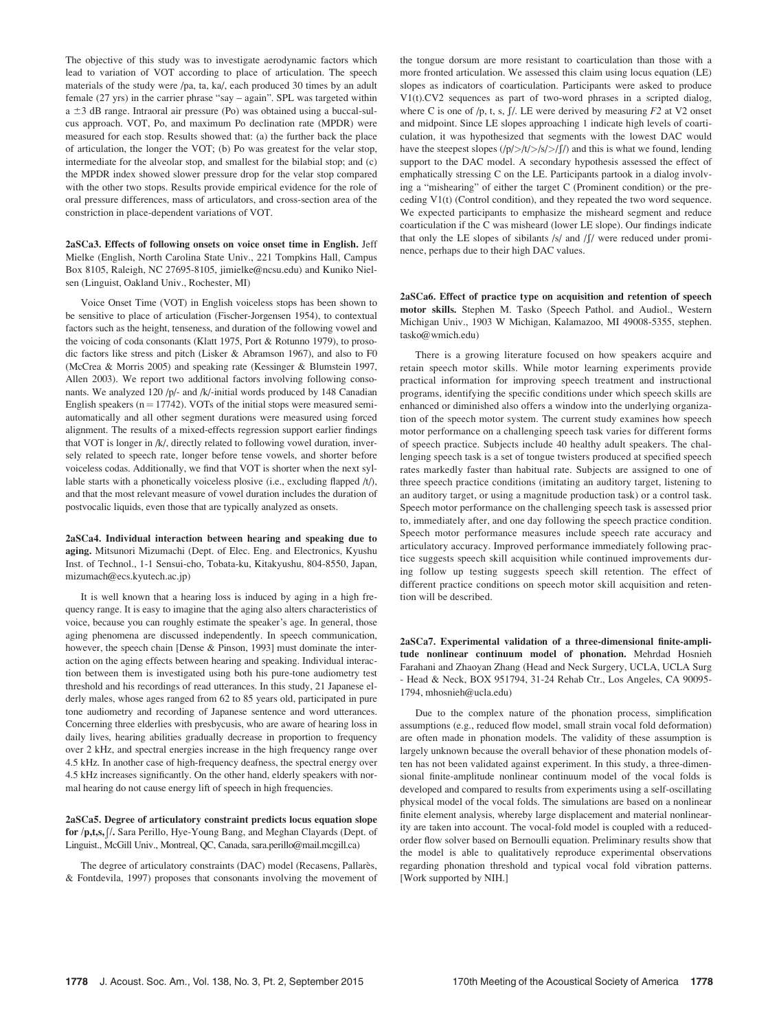The objective of this study was to investigate aerodynamic factors which lead to variation of VOT according to place of articulation. The speech materials of the study were /pa, ta, ka/, each produced 30 times by an adult female (27 yrs) in the carrier phrase "say – again". SPL was targeted within a $\pm 3$ dB range. Intraoral air pressure (Po) was obtained using a buccal-sulcus approach. VOT, Po, and maximum Po declination rate (MPDR) were measured for each stop. Results showed that: (a) the further back the place of articulation, the longer the VOT; (b) Po was greatest for the velar stop, intermediate for the alveolar stop, and smallest for the bilabial stop; and (c) the MPDR index showed slower pressure drop for the velar stop compared with the other two stops. Results provide empirical evidence for the role of oral pressure differences, mass of articulators, and cross-section area of the constriction in place-dependent variations of VOT.

**2aSCa3. Effects of following onsets on voice onset time in English.** Jeff Mielke (English, North Carolina State Univ., 221 Tompkins Hall, Campus Box 8105, Raleigh, NC 27695-8105, jimielke@ncsu.edu) and Kuniko Nielsen (Linguist, Oakland Univ., Rochester, MI)

Voice Onset Time (VOT) in English voiceless stops has been shown to be sensitive to place of articulation (Fischer-Jorgensen 1954), to contextual factors such as the height, tenseness, and duration of the following vowel and the voicing of coda consonants (Klatt 1975, Port & Rotunno 1979), to prosodic factors like stress and pitch (Lisker & Abramson 1967), and also to F0 (McCrea & Morris 2005) and speaking rate (Kessinger & Blumstein 1997, Allen 2003). We report two additional factors involving following consonants. We analyzed 120 /p/- and /k/-initial words produced by 148 Canadian English speakers ($n = 17742$). VOTs of the initial stops were measured semi-automatically and all other segment durations were measured using forced alignment. The results of a mixed-effects regression support earlier findings that VOT is longer in /k/, directly related to following vowel duration, inversely related to speech rate, longer before tense vowels, and shorter before voiceless codas. Additionally, we find that VOT is shorter when the next syllable starts with a phonetically voiceless plosive (i.e., excluding flapped /t/), and that the most relevant measure of vowel duration includes the duration of postvocalic liquids, even those that are typically analyzed as onsets.

**2aSCa4. Individual interaction between hearing and speaking due to aging.** Mitsunori Mizumachi (Dept. of Elec. Eng. and Electronics, Kyushu Inst. of Technol., 1-1 Sensui-cho, Tobata-ku, Kitakyushu, 804-8550, Japan, mizumach@ecs.kyutech.ac.jp)

It is well known that a hearing loss is induced by aging in a high frequency range. It is easy to imagine that the aging also alters characteristics of voice, because you can roughly estimate the speaker's age. In general, those aging phenomena are discussed independently. In speech communication, however, the speech chain [Dense & Pinson, 1993] must dominate the interaction on the aging effects between hearing and speaking. Individual interaction between them is investigated using both his pure-tone audiometry test threshold and his recordings of read utterances. In this study, 21 Japanese elderly males, whose ages ranged from 62 to 85 years old, participated in pure tone audiometry and recording of Japanese sentence and word utterances. Concerning three elderlies with presbycusis, who are aware of hearing loss in daily lives, hearing abilities gradually decrease in proportion to frequency over 2 kHz, and spectral energies increase in the high frequency range over 4.5 kHz. In another case of high-frequency deafness, the spectral energy over 4.5 kHz increases significantly. On the other hand, elderly speakers with normal hearing do not cause energy lift of speech in high frequencies.

**2aSCa5. Degree of articulatory constraint predicts locus equation slope for /p,t,s,ʃ/.** Sara Perillo, Hye-Young Bang, and Meghan Clayards (Dept. of Linguist., McGill Univ., Montreal, QC, Canada, sara.perillo@mail.mcgill.ca)

The degree of articulatory constraints (DAC) model (Recasens, Pallarès, & Fontdevila, 1997) proposes that consonants involving the movement of the tongue dorsum are more resistant to coarticulation than those with a more fronted articulation. We assessed this claim using locus equation (LE) slopes as indicators of coarticulation. Participants were asked to produce V1(t).CV2 sequences as part of two-word phrases in a scripted dialog, where C is one of /p, t, s, ʃ/. LE were derived by measuring $F2$ at V2 onset and midpoint. Since LE slopes approaching 1 indicate high levels of coarticulation, it was hypothesized that segments with the lowest DAC would have the steepest slopes (/p/>/t/>/s/>/ʃ/) and this is what we found, lending support to the DAC model. A secondary hypothesis assessed the effect of emphatically stressing C on the LE. Participants partook in a dialog involving a "mishearing" of either the target C (Prominent condition) or the preceding V1(t) (Control condition), and they repeated the two word sequence. We expected participants to emphasize the misheard segment and reduce coarticulation if the C was misheard (lower LE slope). Our findings indicate that only the LE slopes of sibilants /s/ and /ʃ/ were reduced under prominence, perhaps due to their high DAC values.

**2aSCa6. Effect of practice type on acquisition and retention of speech motor skills.** Stephen M. Tasko (Speech Pathol. and Audiol., Western Michigan Univ., 1903 W Michigan, Kalamazoo, MI 49008-5355, stephen.tasko@wmich.edu)

There is a growing literature focused on how speakers acquire and retain speech motor skills. While motor learning experiments provide practical information for improving speech treatment and instructional programs, identifying the specific conditions under which speech skills are enhanced or diminished also offers a window into the underlying organization of the speech motor system. The current study examines how speech motor performance on a challenging speech task varies for different forms of speech practice. Subjects include 40 healthy adult speakers. The challenging speech task is a set of tongue twisters produced at specified speech rates markedly faster than habitual rate. Subjects are assigned to one of three speech practice conditions (imitating an auditory target, listening to an auditory target, or using a magnitude production task) or a control task. Speech motor performance on the challenging speech task is assessed prior to, immediately after, and one day following the speech practice condition. Speech motor performance measures include speech rate accuracy and articulatory accuracy. Improved performance immediately following practice suggests speech skill acquisition while continued improvements during follow up testing suggests speech skill retention. The effect of different practice conditions on speech motor skill acquisition and retention will be described.

**2aSCa7. Experimental validation of a three-dimensional finite-amplitude nonlinear continuum model of phonation.** Mehrdad Hosnieh Farahani and Zhaoyan Zhang (Head and Neck Surgery, UCLA, UCLA Surg - Head & Neck, BOX 951794, 31-24 Rehab Ctr., Los Angeles, CA 90095-1794, mhosnieh@ucla.edu)

Due to the complex nature of the phonation process, simplification assumptions (e.g., reduced flow model, small strain vocal fold deformation) are often made in phonation models. The validity of these assumption is largely unknown because the overall behavior of these phonation models often has not been validated against experiment. In this study, a three-dimensional finite-amplitude nonlinear continuum model of the vocal folds is developed and compared to results from experiments using a self-oscillating physical model of the vocal folds. The simulations are based on a nonlinear finite element analysis, whereby large displacement and material nonlinearity are taken into account. The vocal-fold model is coupled with a reduced-order flow solver based on Bernoulli equation. Preliminary results show that the model is able to qualitatively reproduce experimental observations regarding phonation threshold and typical vocal fold vibration patterns. [Work supported by NIH.]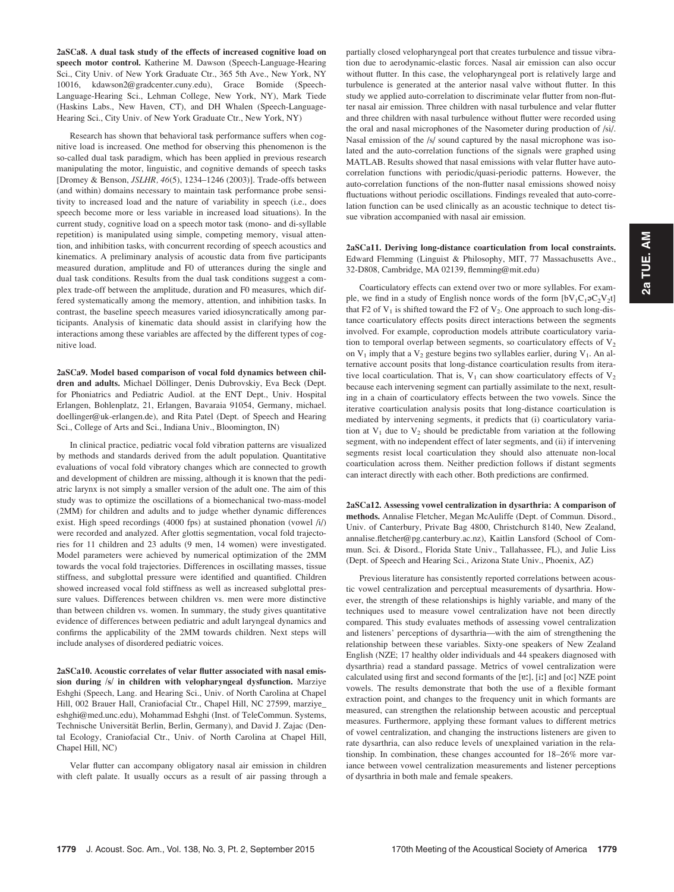**2aSCa8. A dual task study of the effects of increased cognitive load on speech motor control.** Katherine M. Dawson (Speech-Language-Hearing Sci., City Univ. of New York Graduate Ctr., 365 5th Ave., New York, NY 10016, kdawson2@gradcenter.cuny.edu), Grace Bomide (Speech-Language-Hearing Sci., Lehman College, New York, NY), Mark Tiede (Haskins Labs., New Haven, CT), and DH Whalen (Speech-Language-Hearing Sci., City Univ. of New York Graduate Ctr., New York, NY)

Research has shown that behavioral task performance suffers when cognitive load is increased. One method for observing this phenomenon is the so-called dual task paradigm, which has been applied in previous research manipulating the motor, linguistic, and cognitive demands of speech tasks [Dromey & Benson, *JSLHR, 46*(5), 1234–1246 (2003)]. Trade-offs between (and within) domains necessary to maintain task performance probe sensitivity to increased load and the nature of variability in speech (i.e., does speech become more or less variable in increased load situations). In the current study, cognitive load on a speech motor task (mono- and di-syllable repetition) is manipulated using simple, competing memory, visual attention, and inhibition tasks, with concurrent recording of speech acoustics and kinematics. A preliminary analysis of acoustic data from five participants measured duration, amplitude and F0 of utterances during the single and dual task conditions. Results from the dual task conditions suggest a complex trade-off between the amplitude, duration and F0 measures, which differed systematically among the memory, attention, and inhibition tasks. In contrast, the baseline speech measures varied idiosyncratically among participants. Analysis of kinematic data should assist in clarifying how the interactions among these variables are affected by the different types of cognitive load.

**2aSCa9. Model based comparison of vocal fold dynamics between children and adults.** Michael Döllinger, Denis Dubrovskiy, Eva Beck (Dept. for Phoniatrics and Pediatric Audiol. at the ENT Dept., Univ. Hospital Erlangen, Bohlenplatz, 21, Erlangen, Bavaraia 91054, Germany, michael.doellinger@uk-erlangen.de), and Rita Patel (Dept. of Speech and Hearing Sci., College of Arts and Sci., Indiana Univ., Bloomington, IN)

In clinical practice, pediatric vocal fold vibration patterns are visualized by methods and standards derived from the adult population. Quantitative evaluations of vocal fold vibratory changes which are connected to growth and development of children are missing, although it is known that the pediatric larynx is not simply a smaller version of the adult one. The aim of this study was to optimize the oscillations of a biomechanical two-mass-model (2MM) for children and adults and to judge whether dynamic differences exist. High speed recordings (4000 fps) at sustained phonation (vowel /i/) were recorded and analyzed. After glottis segmentation, vocal fold trajectories for 11 children and 23 adults (9 men, 14 women) were investigated. Model parameters were achieved by numerical optimization of the 2MM towards the vocal fold trajectories. Differences in oscillating masses, tissue stiffness, and subglottal pressure were identified and quantified. Children showed increased vocal fold stiffness as well as increased subglottal pressure values. Differences between children vs. men were more distinctive than between children vs. women. In summary, the study gives quantitative evidence of differences between pediatric and adult laryngeal dynamics and confirms the applicability of the 2MM towards children. Next steps will include analyses of disordered pediatric voices.

**2aSCa10. Acoustic correlates of velar flutter associated with nasal emission during /s/ in children with velopharyngeal dysfunction.** Marziye Eshghi (Speech, Lang. and Hearing Sci., Univ. of North Carolina at Chapel Hill, 002 Brauer Hall, Craniofacial Ctr., Chapel Hill, NC 27599, marziye_eshghi@med.unc.edu), Mohammad Eshghi (Inst. of TeleCommun. Systems, Technische Universität Berlin, Berlin, Germany), and David J. Zajac (Dental Ecology, Craniofacial Ctr., Univ. of North Carolina at Chapel Hill, Chapel Hill, NC)

Velar flutter can accompany obligatory nasal air emission in children with cleft palate. It usually occurs as a result of air passing through a partially closed velopharyngeal port that creates turbulence and tissue vibration due to aerodynamic-elastic forces. Nasal air emission can also occur without flutter. In this case, the velopharyngeal port is relatively large and turbulence is generated at the anterior nasal valve without flutter. In this study we applied auto-correlation to discriminate velar flutter from non-flutter nasal air emission. Three children with nasal turbulence and velar flutter and three children with nasal turbulence without flutter were recorded using the oral and nasal microphones of the Nasometer during production of /si/. Nasal emission of the /s/ sound captured by the nasal microphone was isolated and the auto-correlation functions of the signals were graphed using MATLAB. Results showed that nasal emissions with velar flutter have auto-correlation functions with periodic/quasi-periodic patterns. However, the auto-correlation functions of the non-flutter nasal emissions showed noisy fluctuations without periodic oscillations. Findings revealed that auto-correlation function can be used clinically as an acoustic technique to detect tissue vibration accompanied with nasal air emission.

**2aSCa11. Deriving long-distance coarticulation from local constraints.** Edward Flemming (Linguist & Philosophy, MIT, 77 Massachusetts Ave., 32-D808, Cambridge, MA 02139, flemming@mit.edu)

Coarticulatory effects can extend over two or more syllables. For example, we find in a study of English nonce words of the form [$bV_1C_1əC_2V_2t$] that F2 of $V_1$ is shifted toward the F2 of $V_2$. One approach to such long-distance coarticulatory effects posits direct interactions between the segments involved. For example, coproduction models attribute coarticulatory variation to temporal overlap between segments, so coarticulatory effects of $V_2$ on $V_1$ imply that a $V_2$ gesture begins two syllables earlier, during $V_1$. An alternative account posits that long-distance coarticulation results from iterative local coarticulation. That is, $V_1$ can show coarticulatory effects of $V_2$ because each intervening segment can partially assimilate to the next, resulting in a chain of coarticulatory effects between the two vowels. Since the iterative coarticulation analysis posits that long-distance coarticulation is mediated by intervening segments, it predicts that (i) coarticulatory variation at $V_1$ due to $V_2$ should be predictable from variation at the following segment, with no independent effect of later segments, and (ii) if intervening segments resist local coarticulation they should also attenuate non-local coarticulation across them. Neither prediction follows if distant segments can interact directly with each other. Both predictions are confirmed.

**2aSCa12. Assessing vowel centralization in dysarthria: A comparison of methods.** Annalise Fletcher, Megan McAuliffe (Dept. of Commun. Disord., Univ. of Canterbury, Private Bag 4800, Christchurch 8140, New Zealand, annalise.fletcher@pg.canterbury.ac.nz), Kaitlin Lansford (School of Commun. Sci. & Disord., Florida State Univ., Tallahassee, FL), and Julie Liss (Dept. of Speech and Hearing Sci., Arizona State Univ., Phoenix, AZ)

Previous literature has consistently reported correlations between acoustic vowel centralization and perceptual measurements of dysarthria. However, the strength of these relationships is highly variable, and many of the techniques used to measure vowel centralization have not been directly compared. This study evaluates methods of assessing vowel centralization and listeners' perceptions of dysarthria—with the aim of strengthening the relationship between these variables. Sixty-one speakers of New Zealand English (NZE; 17 healthy older individuals and 44 speakers diagnosed with dysarthria) read a standard passage. Metrics of vowel centralization were calculated using first and second formants of the [ɐː], [iː] and [oː] NZE point vowels. The results demonstrate that both the use of a flexible formant extraction point, and changes to the frequency unit in which formants are measured, can strengthen the relationship between acoustic and perceptual measures. Furthermore, applying these formant values to different metrics of vowel centralization, and changing the instructions listeners are given to rate dysarthria, can also reduce levels of unexplained variation in the relationship. In combination, these changes accounted for 18–26% more variance between vowel centralization measurements and listener perceptions of dysarthria in both male and female speakers.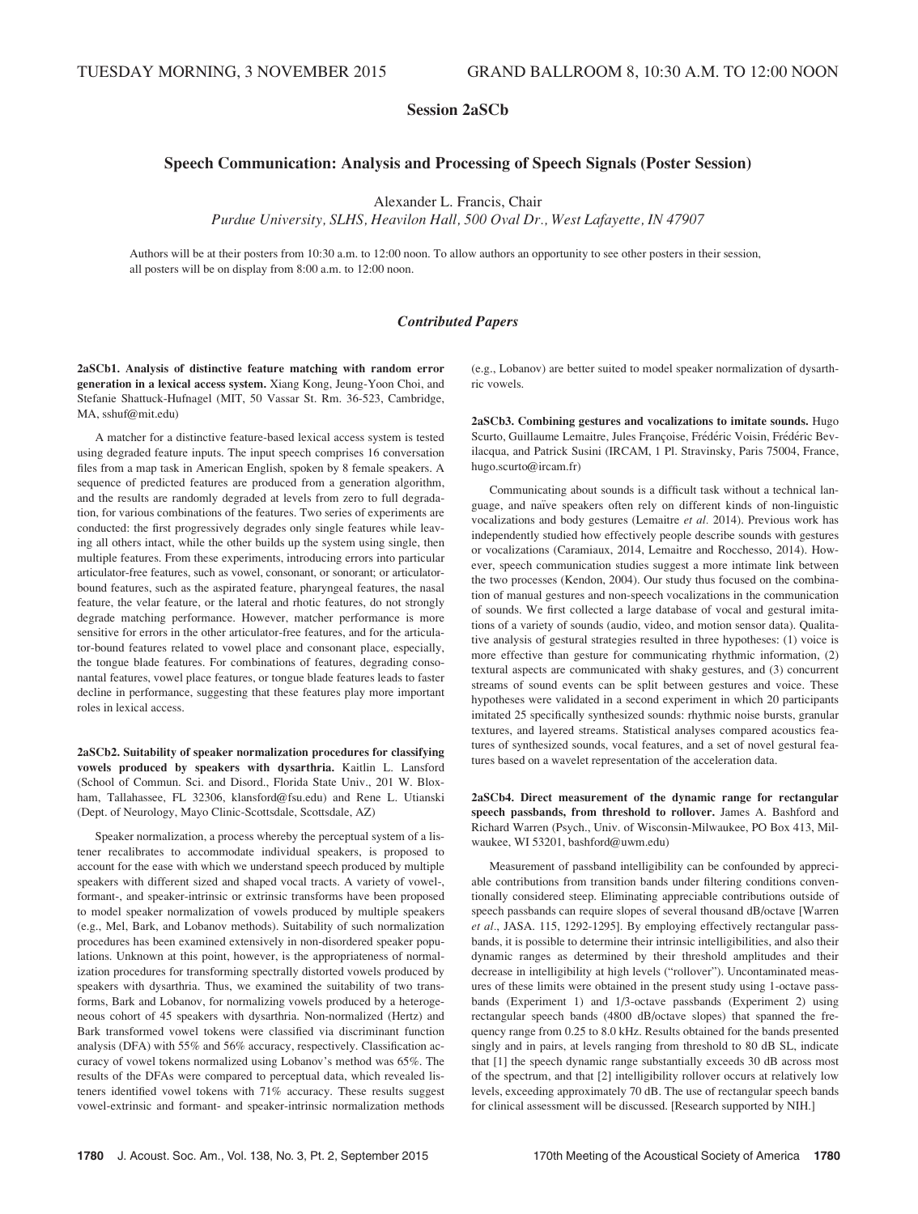TUESDAY MORNING, 3 NOVEMBER 2015 GRAND BALLROOM 8, 10:30 A.M. TO 12:00 NOON

## Session 2aSCb

## Speech Communication: Analysis and Processing of Speech Signals (Poster Session)

Alexander L. Francis, Chair

*Purdue University, SLHS, Heavilon Hall, 500 Oval Dr., West Lafayette, IN 47907*

Authors will be at their posters from 10:30 a.m. to 12:00 noon. To allow authors an opportunity to see other posters in their session, all posters will be on display from 8:00 a.m. to 12:00 noon.

### *Contributed Papers*

**2aSCb1. Analysis of distinctive feature matching with random error generation in a lexical access system.** Xiang Kong, Jeung-Yoon Choi, and Stefanie Shattuck-Hufnagel (MIT, 50 Vassar St. Rm. 36-523, Cambridge, MA, sshuf@mit.edu)

A matcher for a distinctive feature-based lexical access system is tested using degraded feature inputs. The input speech comprises 16 conversation files from a map task in American English, spoken by 8 female speakers. A sequence of predicted features are produced from a generation algorithm, and the results are randomly degraded at levels from zero to full degradation, for various combinations of the features. Two series of experiments are conducted: the first progressively degrades only single features while leaving all others intact, while the other builds up the system using single, then multiple features. From these experiments, introducing errors into particular articulator-free features, such as vowel, consonant, or sonorant; or articulator-bound features, such as the aspirated feature, pharyngeal features, the nasal feature, the velar feature, or the lateral and rhotic features, do not strongly degrade matching performance. However, matcher performance is more sensitive for errors in the other articulator-free features, and for the articulator-bound features related to vowel place and consonant place, especially, the tongue blade features. For combinations of features, degrading consonantal features, vowel place features, or tongue blade features leads to faster decline in performance, suggesting that these features play more important roles in lexical access.

**2aSCb2. Suitability of speaker normalization procedures for classifying vowels produced by speakers with dysarthria.** Kaitlin L. Lansford (School of Commun. Sci. and Disord., Florida State Univ., 201 W. Bloxham, Tallahassee, FL 32306, klansford@fsu.edu) and Rene L. Utianski (Dept. of Neurology, Mayo Clinic-Scottsdale, Scottsdale, AZ)

Speaker normalization, a process whereby the perceptual system of a listener recalibrates to accommodate individual speakers, is proposed to account for the ease with which we understand speech produced by multiple speakers with different sized and shaped vocal tracts. A variety of vowel-, formant-, and speaker-intrinsic or extrinsic transforms have been proposed to model speaker normalization of vowels produced by multiple speakers (e.g., Mel, Bark, and Lobanov methods). Suitability of such normalization procedures has been examined extensively in non-disordered speaker populations. Unknown at this point, however, is the appropriateness of normalization procedures for transforming spectrally distorted vowels produced by speakers with dysarthria. Thus, we examined the suitability of two transforms, Bark and Lobanov, for normalizing vowels produced by a heterogeneous cohort of 45 speakers with dysarthria. Non-normalized (Hertz) and Bark transformed vowel tokens were classified via discriminant function analysis (DFA) with 55% and 56% accuracy, respectively. Classification accuracy of vowel tokens normalized using Lobanov's method was 65%. The results of the DFAs were compared to perceptual data, which revealed listeners identified vowel tokens with 71% accuracy. These results suggest vowel-extrinsic and formant- and speaker-intrinsic normalization methods (e.g., Lobanov) are better suited to model speaker normalization of dysarthric vowels.

**2aSCb3. Combining gestures and vocalizations to imitate sounds.** Hugo Scurto, Guillaume Lemaitre, Jules Françoise, Frédéric Voisin, Frédéric Bevilacqua, and Patrick Susini (IRCAM, 1 Pl. Stravinsky, Paris 75004, France, hugo.scurto@ircam.fr)

Communicating about sounds is a difficult task without a technical language, and naïve speakers often rely on different kinds of non-linguistic vocalizations and body gestures (Lemaitre *et al.* 2014). Previous work has independently studied how effectively people describe sounds with gestures or vocalizations (Caramiaux, 2014, Lemaitre and Rocchesso, 2014). However, speech communication studies suggest a more intimate link between the two processes (Kendon, 2004). Our study thus focused on the combination of manual gestures and non-speech vocalizations in the communication of sounds. We first collected a large database of vocal and gestural imitations of a variety of sounds (audio, video, and motion sensor data). Qualitative analysis of gestural strategies resulted in three hypotheses: (1) voice is more effective than gesture for communicating rhythmic information, (2) textural aspects are communicated with shaky gestures, and (3) concurrent streams of sound events can be split between gestures and voice. These hypotheses were validated in a second experiment in which 20 participants imitated 25 specifically synthesized sounds: rhythmic noise bursts, granular textures, and layered streams. Statistical analyses compared acoustics features of synthesized sounds, vocal features, and a set of novel gestural features based on a wavelet representation of the acceleration data.

**2aSCb4. Direct measurement of the dynamic range for rectangular speech passbands, from threshold to rollover.** James A. Bashford and Richard Warren (Psych., Univ. of Wisconsin-Milwaukee, PO Box 413, Milwaukee, WI 53201, bashford@uwm.edu)

Measurement of passband intelligibility can be confounded by appreciable contributions from transition bands under filtering conditions conventionally considered steep. Eliminating appreciable contributions outside of speech passbands can require slopes of several thousand dB/octave [Warren *et al.*, JASA. 115, 1292-1295]. By employing effectively rectangular passbands, it is possible to determine their intrinsic intelligibilities, and also their dynamic ranges as determined by their threshold amplitudes and their decrease in intelligibility at high levels ("rollover"). Uncontaminated measures of these limits were obtained in the present study using 1-octave passbands (Experiment 1) and 1/3-octave passbands (Experiment 2) using rectangular speech bands (4800 dB/octave slopes) that spanned the frequency range from 0.25 to 8.0 kHz. Results obtained for the bands presented singly and in pairs, at levels ranging from threshold to 80 dB SL, indicate that [1] the speech dynamic range substantially exceeds 30 dB across most of the spectrum, and that [2] intelligibility rollover occurs at relatively low levels, exceeding approximately 70 dB. The use of rectangular speech bands for clinical assessment will be discussed. [Research supported by NIH.]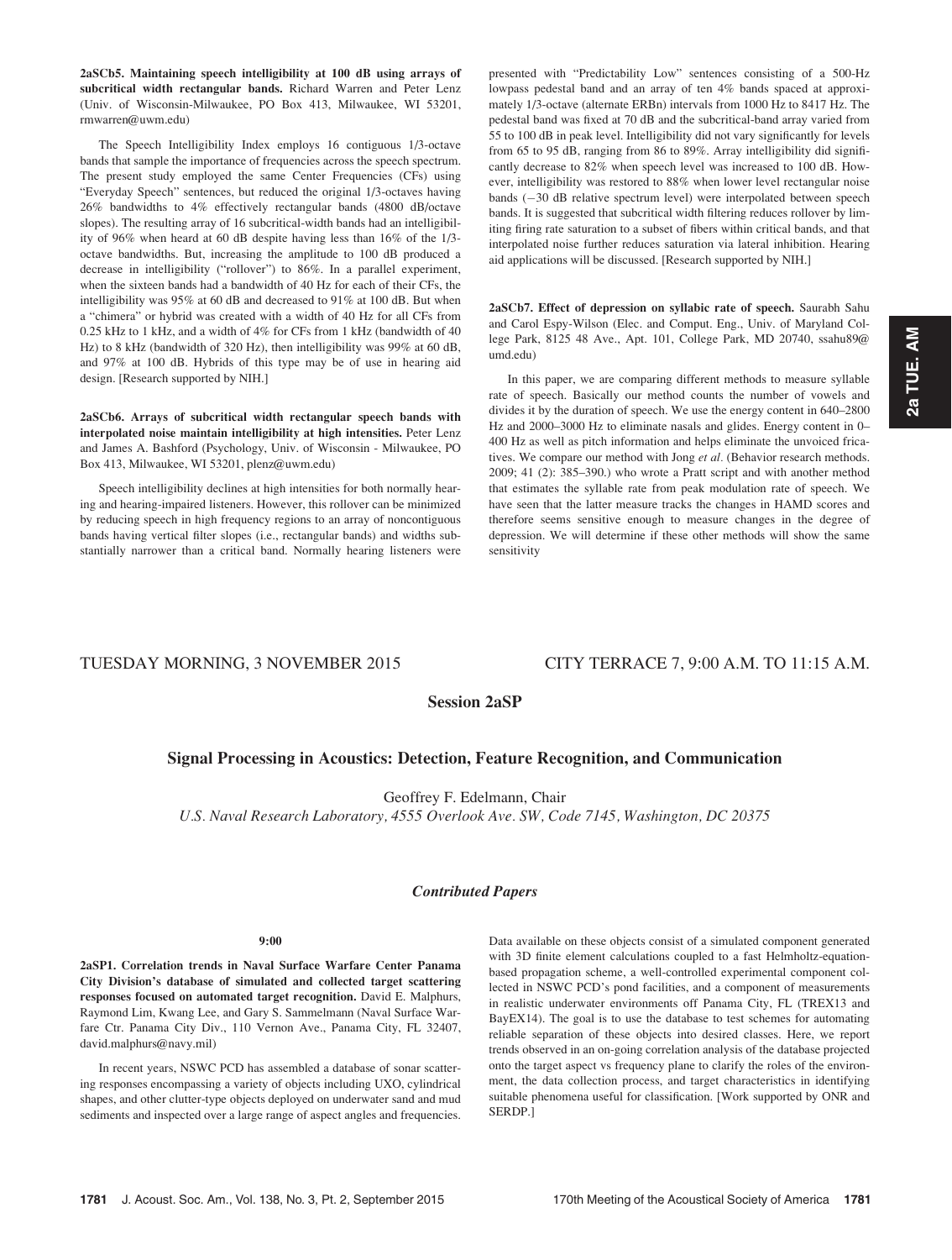**2aSCb5. Maintaining speech intelligibility at 100 dB using arrays of subcritical width rectangular bands.** Richard Warren and Peter Lenz (Univ. of Wisconsin-Milwaukee, PO Box 413, Milwaukee, WI 53201, rmwarren@uwm.edu)

The Speech Intelligibility Index employs 16 contiguous 1/3-octave bands that sample the importance of frequencies across the speech spectrum. The present study employed the same Center Frequencies (CFs) using "Everyday Speech" sentences, but reduced the original 1/3-octaves having 26% bandwidths to 4% effectively rectangular bands (4800 dB/octave slopes). The resulting array of 16 subcritical-width bands had an intelligibility of 96% when heard at 60 dB despite having less than 16% of the 1/3-octave bandwidths. But, increasing the amplitude to 100 dB produced a decrease in intelligibility ("rollover") to 86%. In a parallel experiment, when the sixteen bands had a bandwidth of 40 Hz for each of their CFs, the intelligibility was 95% at 60 dB and decreased to 91% at 100 dB. But when a "chimera" or hybrid was created with a width of 40 Hz for all CFs from 0.25 kHz to 1 kHz, and a width of 4% for CFs from 1 kHz (bandwidth of 40 Hz) to 8 kHz (bandwidth of 320 Hz), then intelligibility was 99% at 60 dB, and 97% at 100 dB. Hybrids of this type may be of use in hearing aid design. [Research supported by NIH.]

**2aSCb6. Arrays of subcritical width rectangular speech bands with interpolated noise maintain intelligibility at high intensities.** Peter Lenz and James A. Bashford (Psychology, Univ. of Wisconsin - Milwaukee, PO Box 413, Milwaukee, WI 53201, plenz@uwm.edu)

Speech intelligibility declines at high intensities for both normally hearing and hearing-impaired listeners. However, this rollover can be minimized by reducing speech in high frequency regions to an array of noncontiguous bands having vertical filter slopes (i.e., rectangular bands) and widths substantially narrower than a critical band. Normally hearing listeners were presented with "Predictability Low" sentences consisting of a 500-Hz lowpass pedestal band and an array of ten 4% bands spaced at approximately 1/3-octave (alternate ERBn) intervals from 1000 Hz to 8417 Hz. The pedestal band was fixed at 70 dB and the subcritical-band array varied from 55 to 100 dB in peak level. Intelligibility did not vary significantly for levels from 65 to 95 dB, ranging from 86 to 89%. Array intelligibility did significantly decrease to 82% when speech level was increased to 100 dB. However, intelligibility was restored to 88% when lower level rectangular noise bands (−30 dB relative spectrum level) were interpolated between speech bands. It is suggested that subcritical width filtering reduces rollover by limiting firing rate saturation to a subset of fibers within critical bands, and that interpolated noise further reduces saturation via lateral inhibition. Hearing aid applications will be discussed. [Research supported by NIH.]

**2aSCb7. Effect of depression on syllabic rate of speech.** Saurabh Sahu and Carol Espy-Wilson (Elec. and Comput. Eng., Univ. of Maryland College Park, 8125 48 Ave., Apt. 101, College Park, MD 20740, ssahu89@umd.edu)

In this paper, we are comparing different methods to measure syllable rate of speech. Basically our method counts the number of vowels and divides it by the duration of speech. We use the energy content in 640–2800 Hz and 2000–3000 Hz to eliminate nasals and glides. Energy content in 0–400 Hz as well as pitch information and helps eliminate the unvoiced fricatives. We compare our method with Jong *et al*. (Behavior research methods. 2009; 41 (2): 385–390.) who wrote a Pratt script and with another method that estimates the syllable rate from peak modulation rate of speech. We have seen that the latter measure tracks the changes in HAMD scores and therefore seems sensitive enough to measure changes in the degree of depression. We will determine if these other methods will show the same sensitivity

TUESDAY MORNING, 3 NOVEMBER 2015 — CITY TERRACE 7, 9:00 A.M. TO 11:15 A.M.

# Session 2aSP

## Signal Processing in Acoustics: Detection, Feature Recognition, and Communication

Geoffrey F. Edelmann, Chair

*U.S. Naval Research Laboratory, 4555 Overlook Ave. SW, Code 7145, Washington, DC 20375*

### *Contributed Papers*

**9:00**

**2aSP1. Correlation trends in Naval Surface Warfare Center Panama City Division's database of simulated and collected target scattering responses focused on automated target recognition.** David E. Malphurs, Raymond Lim, Kwang Lee, and Gary S. Sammelmann (Naval Surface Warfare Ctr. Panama City Div., 110 Vernon Ave., Panama City, FL 32407, david.malphurs@navy.mil)

In recent years, NSWC PCD has assembled a database of sonar scattering responses encompassing a variety of objects including UXO, cylindrical shapes, and other clutter-type objects deployed on underwater sand and mud sediments and inspected over a large range of aspect angles and frequencies. Data available on these objects consist of a simulated component generated with 3D finite element calculations coupled to a fast Helmholtz-equation-based propagation scheme, a well-controlled experimental component collected in NSWC PCD's pond facilities, and a component of measurements in realistic underwater environments off Panama City, FL (TREX13 and BayEX14). The goal is to use the database to test schemes for automating reliable separation of these objects into desired classes. Here, we report trends observed in an on-going correlation analysis of the database projected onto the target aspect vs frequency plane to clarify the roles of the environment, the data collection process, and target characteristics in identifying suitable phenomena useful for classification. [Work supported by ONR and SERDP.]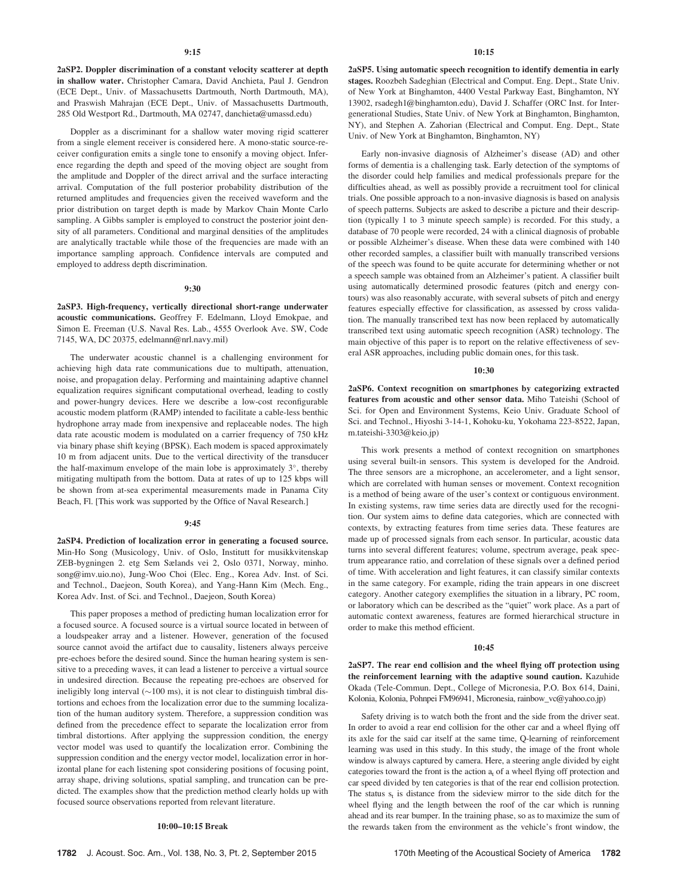**9:15**

**2aSP2. Doppler discrimination of a constant velocity scatterer at depth in shallow water.** Christopher Camara, David Anchieta, Paul J. Gendron (ECE Dept., Univ. of Massachusetts Dartmouth, North Dartmouth, MA), and Praswish Maharjan (ECE Dept., Univ. of Massachusetts Dartmouth, 285 Old Westport Rd., Dartmouth, MA 02747, danchieta@umassd.edu)

Doppler as a discriminant for a shallow water moving rigid scatterer from a single element receiver is considered here. A mono-static source-receiver configuration emits a single tone to ensonify a moving object. Inference regarding the depth and speed of the moving object are sought from the amplitude and Doppler of the direct arrival and the surface interacting arrival. Computation of the full posterior probability distribution of the returned amplitudes and frequencies given the received waveform and the prior distribution on target depth is made by Markov Chain Monte Carlo sampling. A Gibbs sampler is employed to construct the posterior joint density of all parameters. Conditional and marginal densities of the amplitudes are analytically tractable while those of the frequencies are made with an importance sampling approach. Confidence intervals are computed and employed to address depth discrimination.

**9:30**

**2aSP3. High-frequency, vertically directional short-range underwater acoustic communications.** Geoffrey F. Edelmann, Lloyd Emokpae, and Simon E. Freeman (U.S. Naval Res. Lab., 4555 Overlook Ave. SW, Code 7145, WA, DC 20375, edelmann@nrl.navy.mil)

The underwater acoustic channel is a challenging environment for achieving high data rate communications due to multipath, attenuation, noise, and propagation delay. Performing and maintaining adaptive channel equalization requires significant computational overhead, leading to costly and power-hungry devices. Here we describe a low-cost reconfigurable acoustic modem platform (RAMP) intended to facilitate a cable-less benthic hydrophone array made from inexpensive and replaceable nodes. The high data rate acoustic modem is modulated on a carrier frequency of 750 kHz via binary phase shift keying (BPSK). Each modem is spaced approximately 10 m from adjacent units. Due to the vertical directivity of the transducer the half-maximum envelope of the main lobe is approximately 3°, thereby mitigating multipath from the bottom. Data at rates of up to 125 kbps will be shown from at-sea experimental measurements made in Panama City Beach, Fl. [This work was supported by the Office of Naval Research.]

**9:45**

**2aSP4. Prediction of localization error in generating a focused source.** Min-Ho Song (Musicology, Univ. of Oslo, Institutt for musikkvitenskap ZEB-bygningen 2. etg Sem Sælands vei 2, Oslo 0371, Norway, minho.song@imv.uio.no), Jung-Woo Choi (Elec. Eng., Korea Adv. Inst. of Sci. and Technol., Daejeon, South Korea), and Yang-Hann Kim (Mech. Eng., Korea Adv. Inst. of Sci. and Technol., Daejeon, South Korea)

This paper proposes a method of predicting human localization error for a focused source. A focused source is a virtual source located in between of a loudspeaker array and a listener. However, generation of the focused source cannot avoid the artifact due to causality, listeners always perceive pre-echoes before the desired sound. Since the human hearing system is sensitive to a preceding waves, it can lead a listener to perceive a virtual source in undesired direction. Because the repeating pre-echoes are observed for ineligibly long interval (~100 ms), it is not clear to distinguish timbral distortions and echoes from the localization error due to the summing localization of the human auditory system. Therefore, a suppression condition was defined from the precedence effect to separate the localization error from timbral distortions. After applying the suppression condition, the energy vector model was used to quantify the localization error. Combining the suppression condition and the energy vector model, localization error in horizontal plane for each listening spot considering positions of focusing point, array shape, driving solutions, spatial sampling, and truncation can be predicted. The examples show that the prediction method clearly holds up with focused source observations reported from relevant literature.

**10:00–10:15 Break**

**10:15**

**2aSP5. Using automatic speech recognition to identify dementia in early stages.** Roozbeh Sadeghian (Electrical and Comput. Eng. Dept., State Univ. of New York at Binghamton, 4400 Vestal Parkway East, Binghamton, NY 13902, rsadegh1@binghamton.edu), David J. Schaffer (ORC Inst. for Intergenerational Studies, State Univ. of New York at Binghamton, Binghamton, NY), and Stephen A. Zahorian (Electrical and Comput. Eng. Dept., State Univ. of New York at Binghamton, Binghamton, NY)

Early non-invasive diagnosis of Alzheimer's disease (AD) and other forms of dementia is a challenging task. Early detection of the symptoms of the disorder could help families and medical professionals prepare for the difficulties ahead, as well as possibly provide a recruitment tool for clinical trials. One possible approach to a non-invasive diagnosis is based on analysis of speech patterns. Subjects are asked to describe a picture and their description (typically 1 to 3 minute speech sample) is recorded. For this study, a database of 70 people were recorded, 24 with a clinical diagnosis of probable or possible Alzheimer's disease. When these data were combined with 140 other recorded samples, a classifier built with manually transcribed versions of the speech was found to be quite accurate for determining whether or not a speech sample was obtained from an Alzheimer's patient. A classifier built using automatically determined prosodic features (pitch and energy contours) was also reasonably accurate, with several subsets of pitch and energy features especially effective for classification, as assessed by cross validation. The manually transcribed text has now been replaced by automatically transcribed text using automatic speech recognition (ASR) technology. The main objective of this paper is to report on the relative effectiveness of several ASR approaches, including public domain ones, for this task.

**10:30**

**2aSP6. Context recognition on smartphones by categorizing extracted features from acoustic and other sensor data.** Miho Tateishi (School of Sci. for Open and Environment Systems, Keio Univ. Graduate School of Sci. and Technol., Hiyoshi 3-14-1, Kohoku-ku, Yokohama 223-8522, Japan, m.tateishi-3303@keio.jp)

This work presents a method of context recognition on smartphones using several built-in sensors. This system is developed for the Android. The three sensors are a microphone, an accelerometer, and a light sensor, which are correlated with human senses or movement. Context recognition is a method of being aware of the user's context or contiguous environment. In existing systems, raw time series data are directly used for the recognition. Our system aims to define data categories, which are connected with contexts, by extracting features from time series data. These features are made up of processed signals from each sensor. In particular, acoustic data turns into several different features; volume, spectrum average, peak spectrum appearance ratio, and correlation of these signals over a defined period of time. With acceleration and light features, it can classify similar contexts in the same category. For example, riding the train appears in one discreet category. Another category exemplifies the situation in a library, PC room, or laboratory which can be described as the "quiet" work place. As a part of automatic context awareness, features are formed hierarchical structure in order to make this method efficient.

**10:45**

**2aSP7. The rear end collision and the wheel flying off protection using the reinforcement learning with the adaptive sound caution.** Kazuhide Okada (Tele-Commun. Dept., College of Micronesia, P.O. Box 614, Daini, Kolonia, Kolonia, Pohnpei FM96941, Micronesia, rainbow_vc@yahoo.co.jp)

Safety driving is to watch both the front and the side from the driver seat. In order to avoid a rear end collision for the other car and a wheel flying off its axle for the said car itself at the same time, Q-learning of reinforcement learning was used in this study. In this study, the image of the front whole window is always captured by camera. Here, a steering angle divided by eight categories toward the front is the action $a_t$ of a wheel flying off protection and car speed divided by ten categories is that of the rear end collision protection. The status $s_t$ is distance from the sideview mirror to the side ditch for the wheel flying and the length between the roof of the car which is running ahead and its rear bumper. In the training phase, so as to maximize the sum of the rewards taken from the environment as the vehicle's front window, the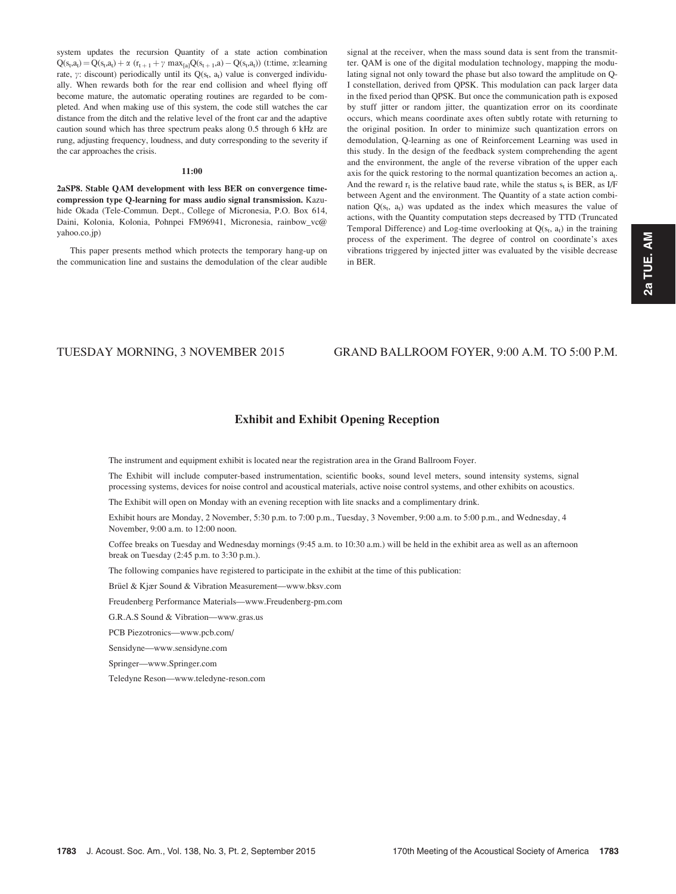system updates the recursion Quantity of a state action combination $Q(s_t,a_t) = Q(s_t,a_t) + \alpha\ (r_{t+1} + \gamma\ \max_{[a]}Q(s_{t+1},a) - Q(s_t,a_t))$ (t:time, $\alpha$:learning rate, $\gamma$: discount) periodically until its $Q(s_t, a_t)$ value is converged individually. When rewards both for the rear end collision and wheel flying off become mature, the automatic operating routines are regarded to be completed. And when making use of this system, the code still watches the car distance from the ditch and the relative level of the front car and the adaptive caution sound which has three spectrum peaks along 0.5 through 6 kHz are rung, adjusting frequency, loudness, and duty corresponding to the severity if the car approaches the crisis.

**11:00**

**2aSP8. Stable QAM development with less BER on convergence time-compression type Q-learning for mass audio signal transmission.** Kazuhide Okada (Tele-Commun. Dept., College of Micronesia, P.O. Box 614, Daini, Kolonia, Kolonia, Pohnpei FM96941, Micronesia, rainbow_vc@yahoo.co.jp)

This paper presents method which protects the temporary hang-up on the communication line and sustains the demodulation of the clear audible signal at the receiver, when the mass sound data is sent from the transmitter. QAM is one of the digital modulation technology, mapping the modulating signal not only toward the phase but also toward the amplitude on Q-I constellation, derived from QPSK. This modulation can pack larger data in the fixed period than QPSK. But once the communication path is exposed by stuff jitter or random jitter, the quantization error on its coordinate occurs, which means coordinate axes often subtly rotate with returning to the original position. In order to minimize such quantization errors on demodulation, Q-learning as one of Reinforcement Learning was used in this study. In the design of the feedback system comprehending the agent and the environment, the angle of the reverse vibration of the upper each axis for the quick restoring to the normal quantization becomes an action $a_t$. And the reward $r_t$ is the relative baud rate, while the status $s_t$ is BER, as I/F between Agent and the environment. The Quantity of a state action combination $Q(s_t, a_t)$ was updated as the index which measures the value of actions, with the Quantity computation steps decreased by TTD (Truncated Temporal Difference) and Log-time overlooking at $Q(s_t, a_t)$ in the training process of the experiment. The degree of control on coordinate's axes vibrations triggered by injected jitter was evaluated by the visible decrease in BER.

TUESDAY MORNING, 3 NOVEMBER 2015 GRAND BALLROOM FOYER, 9:00 A.M. TO 5:00 P.M.

## Exhibit and Exhibit Opening Reception

The instrument and equipment exhibit is located near the registration area in the Grand Ballroom Foyer.

The Exhibit will include computer-based instrumentation, scientific books, sound level meters, sound intensity systems, signal processing systems, devices for noise control and acoustical materials, active noise control systems, and other exhibits on acoustics.

The Exhibit will open on Monday with an evening reception with lite snacks and a complimentary drink.

Exhibit hours are Monday, 2 November, 5:30 p.m. to 7:00 p.m., Tuesday, 3 November, 9:00 a.m. to 5:00 p.m., and Wednesday, 4 November, 9:00 a.m. to 12:00 noon.

Coffee breaks on Tuesday and Wednesday mornings (9:45 a.m. to 10:30 a.m.) will be held in the exhibit area as well as an afternoon break on Tuesday (2:45 p.m. to 3:30 p.m.).

The following companies have registered to participate in the exhibit at the time of this publication:

Brüel & Kjær Sound & Vibration Measurement—www.bksv.com

Freudenberg Performance Materials—www.Freudenberg-pm.com

G.R.A.S Sound & Vibration—www.gras.us

PCB Piezotronics—www.pcb.com/

Sensidyne—www.sensidyne.com

Springer—www.Springer.com

Teledyne Reson—www.teledyne-reson.com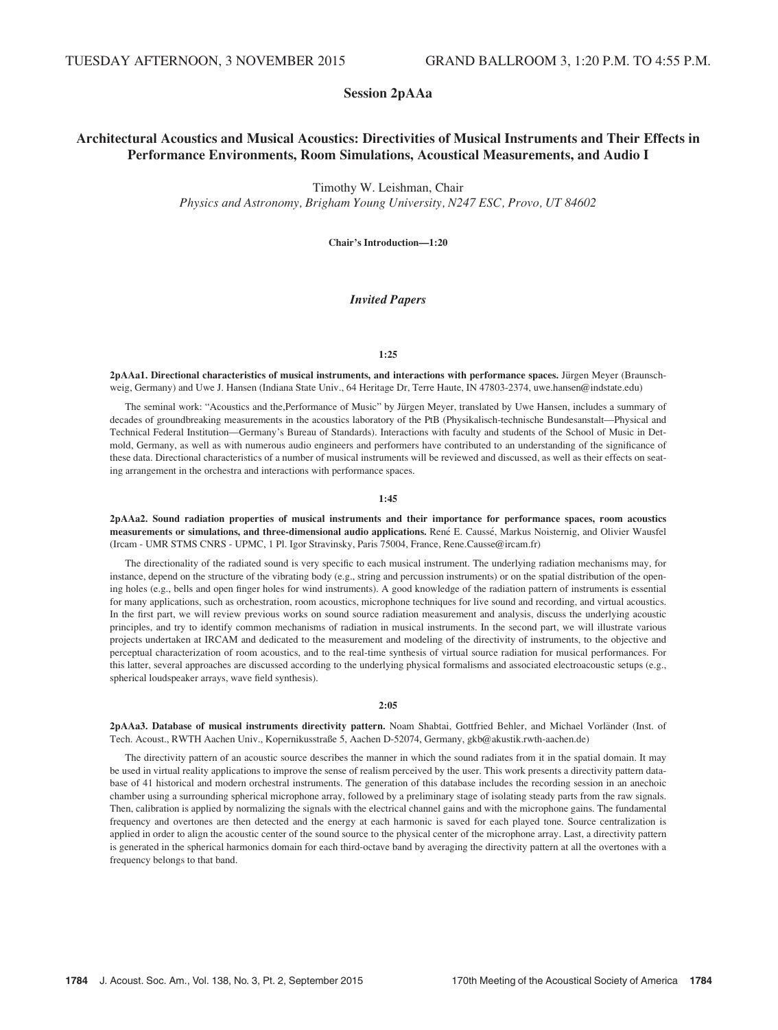TUESDAY AFTERNOON, 3 NOVEMBER 2015 GRAND BALLROOM 3, 1:20 P.M. TO 4:55 P.M.

## Session 2pAAa

## Architectural Acoustics and Musical Acoustics: Directivities of Musical Instruments and Their Effects in Performance Environments, Room Simulations, Acoustical Measurements, and Audio I

Timothy W. Leishman, Chair
*Physics and Astronomy, Brigham Young University, N247 ESC, Provo, UT 84602*

**Chair's Introduction—1:20**

### *Invited Papers*

**1:25**

**2pAAa1. Directional characteristics of musical instruments, and interactions with performance spaces.** Jürgen Meyer (Braunschweig, Germany) and Uwe J. Hansen (Indiana State Univ., 64 Heritage Dr, Terre Haute, IN 47803-2374, uwe.hansen@indstate.edu)

The seminal work: "Acoustics and the,Performance of Music" by Jürgen Meyer, translated by Uwe Hansen, includes a summary of decades of groundbreaking measurements in the acoustics laboratory of the PtB (Physikalisch-technische Bundesanstalt—Physical and Technical Federal Institution—Germany's Bureau of Standards). Interactions with faculty and students of the School of Music in Detmold, Germany, as well as with numerous audio engineers and performers have contributed to an understanding of the significance of these data. Directional characteristics of a number of musical instruments will be reviewed and discussed, as well as their effects on seating arrangement in the orchestra and interactions with performance spaces.

**1:45**

**2pAAa2. Sound radiation properties of musical instruments and their importance for performance spaces, room acoustics measurements or simulations, and three-dimensional audio applications.** René E. Caussé, Markus Noisternig, and Olivier Wausfel (Ircam - UMR STMS CNRS - UPMC, 1 Pl. Igor Stravinsky, Paris 75004, France, Rene.Causse@ircam.fr)

The directionality of the radiated sound is very specific to each musical instrument. The underlying radiation mechanisms may, for instance, depend on the structure of the vibrating body (e.g., string and percussion instruments) or on the spatial distribution of the opening holes (e.g., bells and open finger holes for wind instruments). A good knowledge of the radiation pattern of instruments is essential for many applications, such as orchestration, room acoustics, microphone techniques for live sound and recording, and virtual acoustics. In the first part, we will review previous works on sound source radiation measurement and analysis, discuss the underlying acoustic principles, and try to identify common mechanisms of radiation in musical instruments. In the second part, we will illustrate various projects undertaken at IRCAM and dedicated to the measurement and modeling of the directivity of instruments, to the objective and perceptual characterization of room acoustics, and to the real-time synthesis of virtual source radiation for musical performances. For this latter, several approaches are discussed according to the underlying physical formalisms and associated electroacoustic setups (e.g., spherical loudspeaker arrays, wave field synthesis).

**2:05**

**2pAAa3. Database of musical instruments directivity pattern.** Noam Shabtai, Gottfried Behler, and Michael Vorländer (Inst. of Tech. Acoust., RWTH Aachen Univ., Kopernikusstraße 5, Aachen D-52074, Germany, gkb@akustik.rwth-aachen.de)

The directivity pattern of an acoustic source describes the manner in which the sound radiates from it in the spatial domain. It may be used in virtual reality applications to improve the sense of realism perceived by the user. This work presents a directivity pattern database of 41 historical and modern orchestral instruments. The generation of this database includes the recording session in an anechoic chamber using a surrounding spherical microphone array, followed by a preliminary stage of isolating steady parts from the raw signals. Then, calibration is applied by normalizing the signals with the electrical channel gains and with the microphone gains. The fundamental frequency and overtones are then detected and the energy at each harmonic is saved for each played tone. Source centralization is applied in order to align the acoustic center of the sound source to the physical center of the microphone array. Last, a directivity pattern is generated in the spherical harmonics domain for each third-octave band by averaging the directivity pattern at all the overtones with a frequency belongs to that band.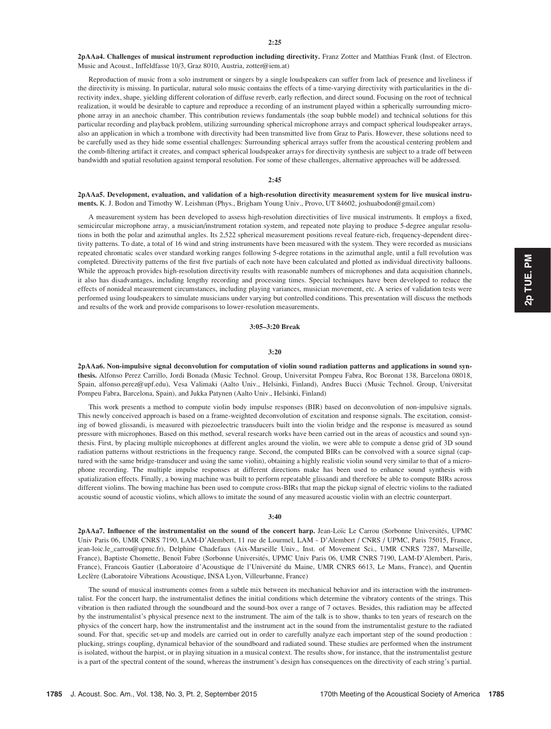**2:25**

**2pAAa4. Challenges of musical instrument reproduction including directivity.** Franz Zotter and Matthias Frank (Inst. of Electron. Music and Acoust., Inffeldfasse 10/3, Graz 8010, Austria, zotter@iem.at)

Reproduction of music from a solo instrument or singers by a single loudspeakers can suffer from lack of presence and liveliness if the directivity is missing. In particular, natural solo music contains the effects of a time-varying directivity with particularities in the directivity index, shape, yielding different coloration of diffuse reverb, early reflection, and direct sound. Focusing on the root of technical realization, it would be desirable to capture and reproduce a recording of an instrument played within a spherically surrounding microphone array in an anechoic chamber. This contribution reviews fundamentals (the soap bubble model) and technical solutions for this particular recording and playback problem, utilizing surrounding spherical microphone arrays and compact spherical loudspeaker arrays, also an application in which a trombone with directivity had been transmitted live from Graz to Paris. However, these solutions need to be carefully used as they hide some essential challenges: Surrounding spherical arrays suffer from the acoustical centering problem and the comb-filtering artifact it creates, and compact spherical loudspeaker arrays for directivity synthesis are subject to a trade off between bandwidth and spatial resolution against temporal resolution. For some of these challenges, alternative approaches will be addressed.

**2:45**

**2pAAa5. Development, evaluation, and validation of a high-resolution directivity measurement system for live musical instruments.** K. J. Bodon and Timothy W. Leishman (Phys., Brigham Young Univ., Provo, UT 84602, joshuabodon@gmail.com)

A measurement system has been developed to assess high-resolution directivities of live musical instruments. It employs a fixed, semicircular microphone array, a musician/instrument rotation system, and repeated note playing to produce 5-degree angular resolutions in both the polar and azimuthal angles. Its 2,522 spherical measurement positions reveal feature-rich, frequency-dependent directivity patterns. To date, a total of 16 wind and string instruments have been measured with the system. They were recorded as musicians repeated chromatic scales over standard working ranges following 5-degree rotations in the azimuthal angle, until a full revolution was completed. Directivity patterns of the first five partials of each note have been calculated and plotted as individual directivity balloons. While the approach provides high-resolution directivity results with reasonable numbers of microphones and data acquisition channels, it also has disadvantages, including lengthy recording and processing times. Special techniques have been developed to reduce the effects of nonideal measurement circumstances, including playing variances, musician movement, etc. A series of validation tests were performed using loudspeakers to simulate musicians under varying but controlled conditions. This presentation will discuss the methods and results of the work and provide comparisons to lower-resolution measurements.

**3:05–3:20 Break**

**3:20**

**2pAAa6. Non-impulsive signal deconvolution for computation of violin sound radiation patterns and applications in sound synthesis.** Alfonso Perez Carrillo, Jordi Bonada (Music Technol. Group, Universitat Pompeu Fabra, Roc Boronat 138, Barcelona 08018, Spain, alfonso.perez@upf.edu), Vesa Valimaki (Aalto Univ., Helsinki, Finland), Andres Bucci (Music Technol. Group, Universitat Pompeu Fabra, Barcelona, Spain), and Jukka Patynen (Aalto Univ., Helsinki, Finland)

This work presents a method to compute violin body impulse responses (BIR) based on deconvolution of non-impulsive signals. This newly conceived approach is based on a frame-weighted deconvolution of excitation and response signals. The excitation, consisting of bowed glissandi, is measured with piezoelectric transducers built into the violin bridge and the response is measured as sound pressure with microphones. Based on this method, several research works have been carried out in the areas of acoustics and sound synthesis. First, by placing multiple microphones at different angles around the violin, we were able to compute a dense grid of 3D sound radiation patterns without restrictions in the frequency range. Second, the computed BIRs can be convolved with a source signal (captured with the same bridge-transducer and using the same violin), obtaining a highly realistic violin sound very similar to that of a microphone recording. The multiple impulse responses at different directions make has been used to enhance sound synthesis with spatialization effects. Finally, a bowing machine was built to perform repeatable glissandi and therefore be able to compute BIRs across different violins. The bowing machine has been used to compute cross-BIRs that map the pickup signal of electric violins to the radiated acoustic sound of acoustic violins, which allows to imitate the sound of any measured acoustic violin with an electric counterpart.

**3:40**

**2pAAa7. Influence of the instrumentalist on the sound of the concert harp.** Jean-Loïc Le Carrou (Sorbonne Universités, UPMC Univ Paris 06, UMR CNRS 7190, LAM-D'Alembert, 11 rue de Lourmel, LAM - D'Alembert / CNRS / UPMC, Paris 75015, France, jean-loic.le_carrou@upmc.fr), Delphine Chadefaux (Aix-Marseille Univ., Inst. of Movement Sci., UMR CNRS 7287, Marseille, France), Baptiste Chomette, Benoît Fabre (Sorbonne Universités, UPMC Univ Paris 06, UMR CNRS 7190, LAM-D'Alembert, Paris, France), Francois Gautier (Laboratoire d'Acoustique de l'Université du Maine, UMR CNRS 6613, Le Mans, France), and Quentin Leclère (Laboratoire Vibrations Acoustique, INSA Lyon, Villeurbanne, France)

The sound of musical instruments comes from a subtle mix between its mechanical behavior and its interaction with the instrumentalist. For the concert harp, the instrumentalist defines the initial conditions which determine the vibratory contents of the strings. This vibration is then radiated through the soundboard and the sound-box over a range of 7 octaves. Besides, this radiation may be affected by the instrumentalist's physical presence next to the instrument. The aim of the talk is to show, thanks to ten years of research on the physics of the concert harp, how the instrumentalist and the instrument act in the sound from the instrumentalist gesture to the radiated sound. For that, specific set-up and models are carried out in order to carefully analyze each important step of the sound production : plucking, strings coupling, dynamical behavior of the soundboard and radiated sound. These studies are performed when the instrument is isolated, without the harpist, or in playing situation in a musical context. The results show, for instance, that the instrumentalist gesture is a part of the spectral content of the sound, whereas the instrument's design has consequences on the directivity of each string's partial.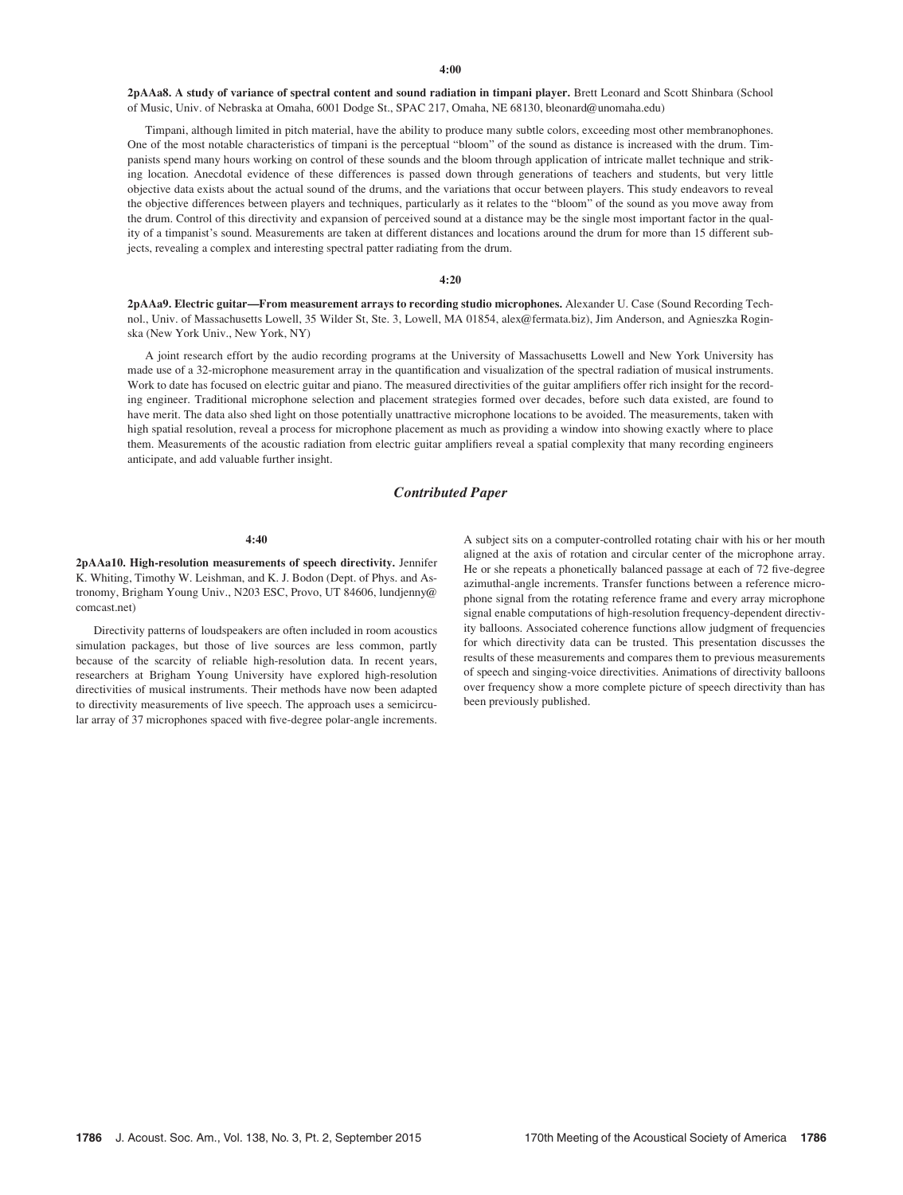**4:00**

**2pAAa8. A study of variance of spectral content and sound radiation in timpani player.** Brett Leonard and Scott Shinbara (School of Music, Univ. of Nebraska at Omaha, 6001 Dodge St., SPAC 217, Omaha, NE 68130, bleonard@unomaha.edu)

Timpani, although limited in pitch material, have the ability to produce many subtle colors, exceeding most other membranophones. One of the most notable characteristics of timpani is the perceptual "bloom" of the sound as distance is increased with the drum. Timpanists spend many hours working on control of these sounds and the bloom through application of intricate mallet technique and striking location. Anecdotal evidence of these differences is passed down through generations of teachers and students, but very little objective data exists about the actual sound of the drums, and the variations that occur between players. This study endeavors to reveal the objective differences between players and techniques, particularly as it relates to the "bloom" of the sound as you move away from the drum. Control of this directivity and expansion of perceived sound at a distance may be the single most important factor in the quality of a timpanist's sound. Measurements are taken at different distances and locations around the drum for more than 15 different subjects, revealing a complex and interesting spectral patter radiating from the drum.

**4:20**

**2pAAa9. Electric guitar—From measurement arrays to recording studio microphones.** Alexander U. Case (Sound Recording Technol., Univ. of Massachusetts Lowell, 35 Wilder St, Ste. 3, Lowell, MA 01854, alex@fermata.biz), Jim Anderson, and Agnieszka Roginska (New York Univ., New York, NY)

A joint research effort by the audio recording programs at the University of Massachusetts Lowell and New York University has made use of a 32-microphone measurement array in the quantification and visualization of the spectral radiation of musical instruments. Work to date has focused on electric guitar and piano. The measured directivities of the guitar amplifiers offer rich insight for the recording engineer. Traditional microphone selection and placement strategies formed over decades, before such data existed, are found to have merit. The data also shed light on those potentially unattractive microphone locations to be avoided. The measurements, taken with high spatial resolution, reveal a process for microphone placement as much as providing a window into showing exactly where to place them. Measurements of the acoustic radiation from electric guitar amplifiers reveal a spatial complexity that many recording engineers anticipate, and add valuable further insight.

## *Contributed Paper*

**4:40**

**2pAAa10. High-resolution measurements of speech directivity.** Jennifer K. Whiting, Timothy W. Leishman, and K. J. Bodon (Dept. of Phys. and Astronomy, Brigham Young Univ., N203 ESC, Provo, UT 84606, lundjenny@comcast.net)

Directivity patterns of loudspeakers are often included in room acoustics simulation packages, but those of live sources are less common, partly because of the scarcity of reliable high-resolution data. In recent years, researchers at Brigham Young University have explored high-resolution directivities of musical instruments. Their methods have now been adapted to directivity measurements of live speech. The approach uses a semicircular array of 37 microphones spaced with five-degree polar-angle increments. A subject sits on a computer-controlled rotating chair with his or her mouth aligned at the axis of rotation and circular center of the microphone array. He or she repeats a phonetically balanced passage at each of 72 five-degree azimuthal-angle increments. Transfer functions between a reference microphone signal from the rotating reference frame and every array microphone signal enable computations of high-resolution frequency-dependent directivity balloons. Associated coherence functions allow judgment of frequencies for which directivity data can be trusted. This presentation discusses the results of these measurements and compares them to previous measurements of speech and singing-voice directivities. Animations of directivity balloons over frequency show a more complete picture of speech directivity than has been previously published.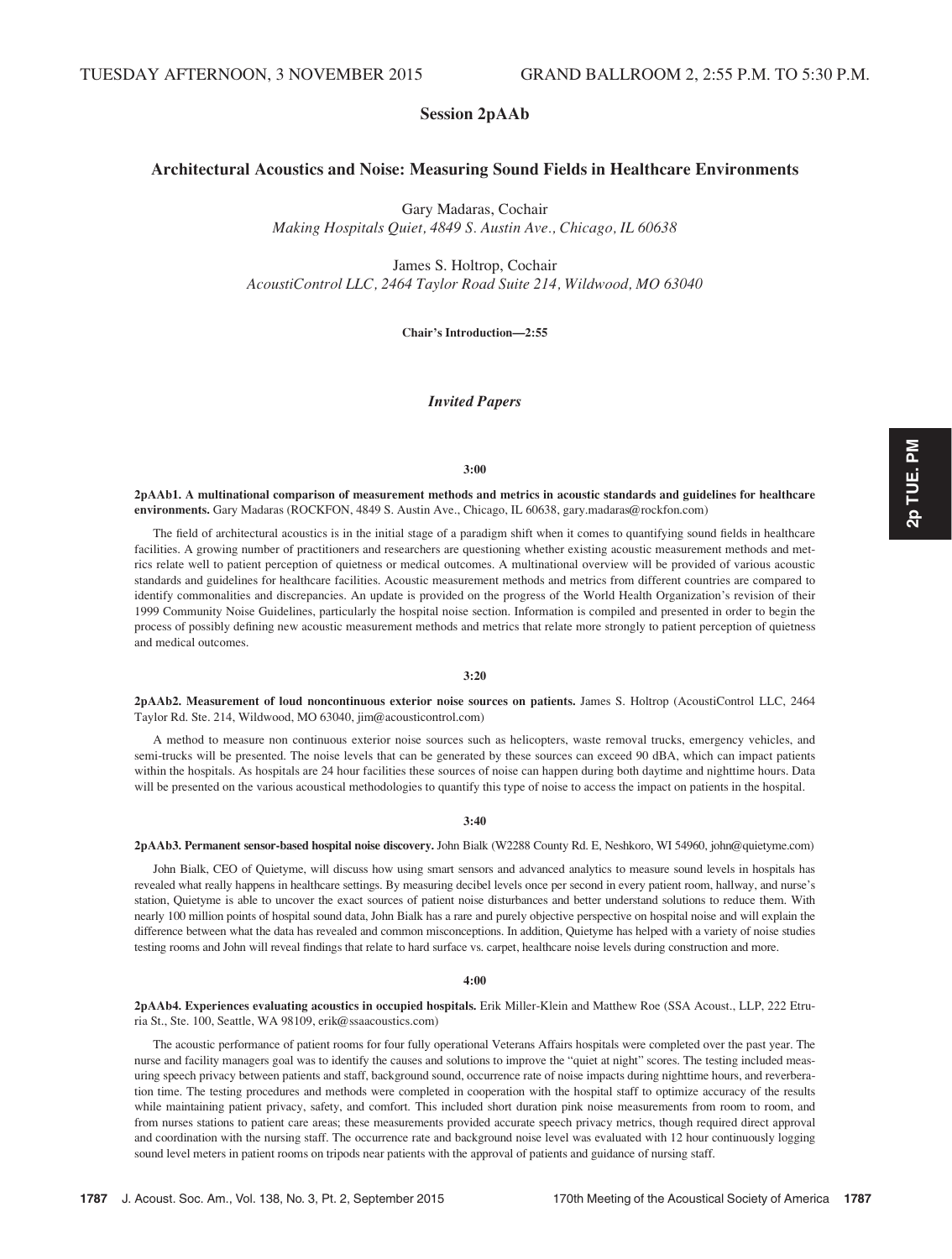TUESDAY AFTERNOON, 3 NOVEMBER 2015 GRAND BALLROOM 2, 2:55 P.M. TO 5:30 P.M.

## Session 2pAAb

## Architectural Acoustics and Noise: Measuring Sound Fields in Healthcare Environments

Gary Madaras, Cochair
*Making Hospitals Quiet, 4849 S. Austin Ave., Chicago, IL 60638*

James S. Holtrop, Cochair
*AcoustiControl LLC, 2464 Taylor Road Suite 214, Wildwood, MO 63040*

**Chair's Introduction—2:55**

### *Invited Papers*

**3:00**

**2pAAb1. A multinational comparison of measurement methods and metrics in acoustic standards and guidelines for healthcare environments.** Gary Madaras (ROCKFON, 4849 S. Austin Ave., Chicago, IL 60638, gary.madaras@rockfon.com)

The field of architectural acoustics is in the initial stage of a paradigm shift when it comes to quantifying sound fields in healthcare facilities. A growing number of practitioners and researchers are questioning whether existing acoustic measurement methods and metrics relate well to patient perception of quietness or medical outcomes. A multinational overview will be provided of various acoustic standards and guidelines for healthcare facilities. Acoustic measurement methods and metrics from different countries are compared to identify commonalities and discrepancies. An update is provided on the progress of the World Health Organization's revision of their 1999 Community Noise Guidelines, particularly the hospital noise section. Information is compiled and presented in order to begin the process of possibly defining new acoustic measurement methods and metrics that relate more strongly to patient perception of quietness and medical outcomes.

**3:20**

**2pAAb2. Measurement of loud noncontinuous exterior noise sources on patients.** James S. Holtrop (AcoustiControl LLC, 2464 Taylor Rd. Ste. 214, Wildwood, MO 63040, jim@acousticontrol.com)

A method to measure non continuous exterior noise sources such as helicopters, waste removal trucks, emergency vehicles, and semi-trucks will be presented. The noise levels that can be generated by these sources can exceed 90 dBA, which can impact patients within the hospitals. As hospitals are 24 hour facilities these sources of noise can happen during both daytime and nighttime hours. Data will be presented on the various acoustical methodologies to quantify this type of noise to access the impact on patients in the hospital.

**3:40**

**2pAAb3. Permanent sensor-based hospital noise discovery.** John Bialk (W2288 County Rd. E, Neshkoro, WI 54960, john@quietyme.com)

John Bialk, CEO of Quietyme, will discuss how using smart sensors and advanced analytics to measure sound levels in hospitals has revealed what really happens in healthcare settings. By measuring decibel levels once per second in every patient room, hallway, and nurse's station, Quietyme is able to uncover the exact sources of patient noise disturbances and better understand solutions to reduce them. With nearly 100 million points of hospital sound data, John Bialk has a rare and purely objective perspective on hospital noise and will explain the difference between what the data has revealed and common misconceptions. In addition, Quietyme has helped with a variety of noise studies testing rooms and John will reveal findings that relate to hard surface vs. carpet, healthcare noise levels during construction and more.

**4:00**

**2pAAb4. Experiences evaluating acoustics in occupied hospitals.** Erik Miller-Klein and Matthew Roe (SSA Acoust., LLP, 222 Etruria St., Ste. 100, Seattle, WA 98109, erik@ssaacoustics.com)

The acoustic performance of patient rooms for four fully operational Veterans Affairs hospitals were completed over the past year. The nurse and facility managers goal was to identify the causes and solutions to improve the "quiet at night" scores. The testing included measuring speech privacy between patients and staff, background sound, occurrence rate of noise impacts during nighttime hours, and reverberation time. The testing procedures and methods were completed in cooperation with the hospital staff to optimize accuracy of the results while maintaining patient privacy, safety, and comfort. This included short duration pink noise measurements from room to room, and from nurses stations to patient care areas; these measurements provided accurate speech privacy metrics, though required direct approval and coordination with the nursing staff. The occurrence rate and background noise level was evaluated with 12 hour continuously logging sound level meters in patient rooms on tripods near patients with the approval of patients and guidance of nursing staff.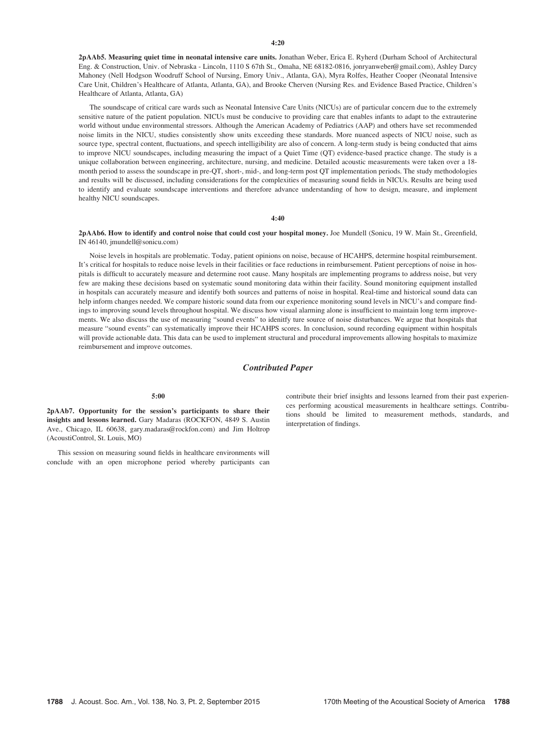**4:20**

**2pAAb5. Measuring quiet time in neonatal intensive care units.** Jonathan Weber, Erica E. Ryherd (Durham School of Architectural Eng. & Construction, Univ. of Nebraska - Lincoln, 1110 S 67th St., Omaha, NE 68182-0816, jonryanweber@gmail.com), Ashley Darcy Mahoney (Nell Hodgson Woodruff School of Nursing, Emory Univ., Atlanta, GA), Myra Rolfes, Heather Cooper (Neonatal Intensive Care Unit, Children's Healthcare of Atlanta, Atlanta, GA), and Brooke Cherven (Nursing Res. and Evidence Based Practice, Children's Healthcare of Atlanta, Atlanta, GA)

The soundscape of critical care wards such as Neonatal Intensive Care Units (NICUs) are of particular concern due to the extremely sensitive nature of the patient population. NICUs must be conducive to providing care that enables infants to adapt to the extrauterine world without undue environmental stressors. Although the American Academy of Pediatrics (AAP) and others have set recommended noise limits in the NICU, studies consistently show units exceeding these standards. More nuanced aspects of NICU noise, such as source type, spectral content, fluctuations, and speech intelligibility are also of concern. A long-term study is being conducted that aims to improve NICU soundscapes, including measuring the impact of a Quiet Time (QT) evidence-based practice change. The study is a unique collaboration between engineering, architecture, nursing, and medicine. Detailed acoustic measurements were taken over a 18-month period to assess the soundscape in pre-QT, short-, mid-, and long-term post QT implementation periods. The study methodologies and results will be discussed, including considerations for the complexities of measuring sound fields in NICUs. Results are being used to identify and evaluate soundscape interventions and therefore advance understanding of how to design, measure, and implement healthy NICU soundscapes.

**4:40**

**2pAAb6. How to identify and control noise that could cost your hospital money.** Joe Mundell (Sonicu, 19 W. Main St., Greenfield, IN 46140, jmundell@sonicu.com)

Noise levels in hospitals are problematic. Today, patient opinions on noise, because of HCAHPS, determine hospital reimbursement. It's critical for hospitals to reduce noise levels in their facilities or face reductions in reimbursement. Patient perceptions of noise in hospitals is difficult to accurately measure and determine root cause. Many hospitals are implementing programs to address noise, but very few are making these decisions based on systematic sound monitoring data within their facility. Sound monitoring equipment installed in hospitals can accurately measure and identify both sources and patterns of noise in hospital. Real-time and historical sound data can help inform changes needed. We compare historic sound data from our experience monitoring sound levels in NICU's and compare findings to improving sound levels throughout hospital. We discuss how visual alarming alone is insufficient to maintain long term improvements. We also discuss the use of measuring "sound events" to idenitfy ture source of noise disturbances. We argue that hospitals that measure "sound events" can systematically improve their HCAHPS scores. In conclusion, sound recording equipment within hospitals will provide actionable data. This data can be used to implement structural and procedural improvements allowing hospitals to maximize reimbursement and improve outcomes.

## *Contributed Paper*

**5:00**

**2pAAb7. Opportunity for the session's participants to share their insights and lessons learned.** Gary Madaras (ROCKFON, 4849 S. Austin Ave., Chicago, IL 60638, gary.madaras@rockfon.com) and Jim Holtrop (AcoustiControl, St. Louis, MO)

This session on measuring sound fields in healthcare environments will conclude with an open microphone period whereby participants can contribute their brief insights and lessons learned from their past experiences performing acoustical measurements in healthcare settings. Contributions should be limited to measurement methods, standards, and interpretation of findings.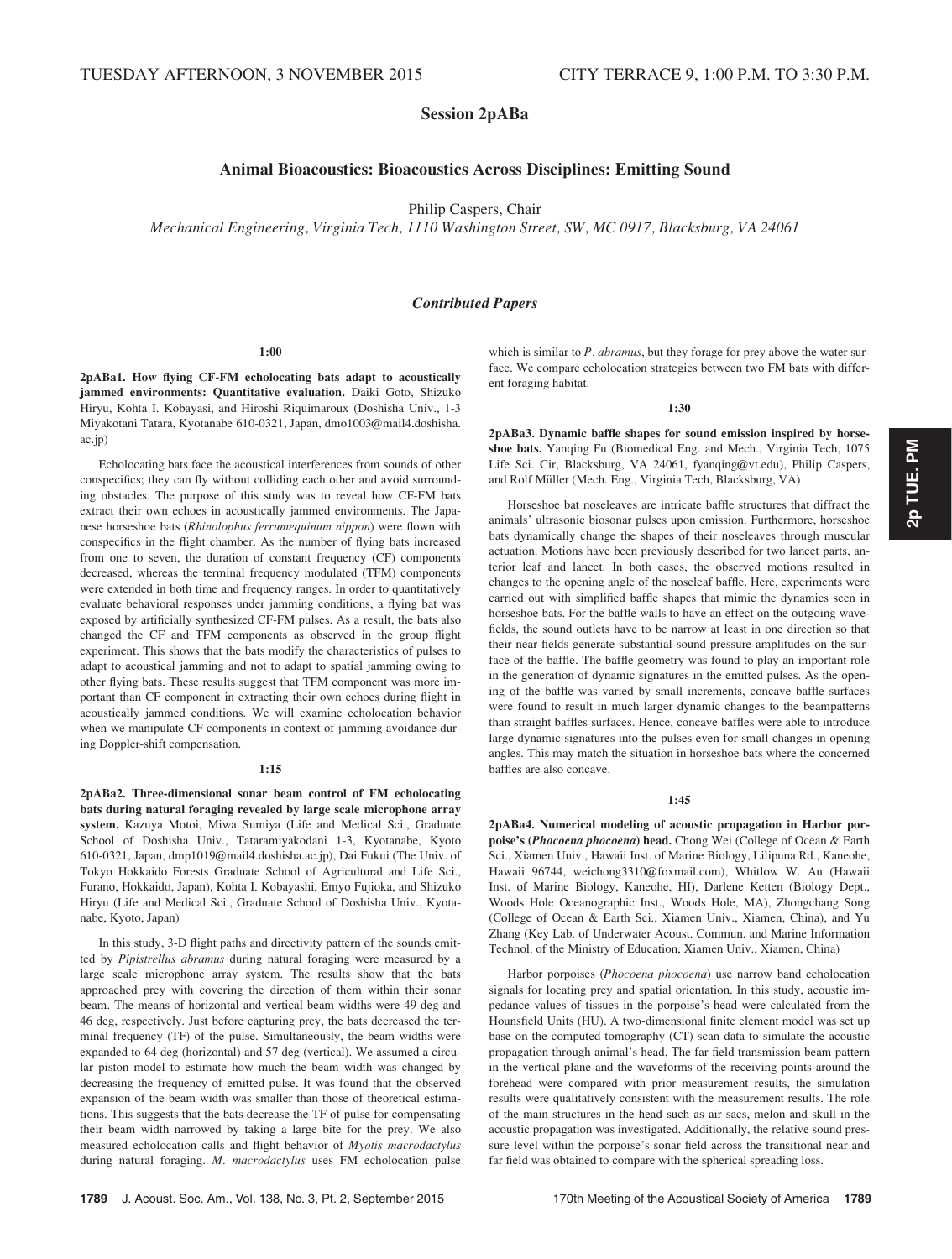TUESDAY AFTERNOON, 3 NOVEMBER 2015 CITY TERRACE 9, 1:00 P.M. TO 3:30 P.M.

## Session 2pABa

### Animal Bioacoustics: Bioacoustics Across Disciplines: Emitting Sound

Philip Caspers, Chair

*Mechanical Engineering, Virginia Tech, 1110 Washington Street, SW, MC 0917, Blacksburg, VA 24061*

#### *Contributed Papers*

**1:00**

**2pABa1. How flying CF-FM echolocating bats adapt to acoustically jammed environments: Quantitative evaluation.** Daiki Goto, Shizuko Hiryu, Kohta I. Kobayasi, and Hiroshi Riquimaroux (Doshisha Univ., 1-3 Miyakotani Tatara, Kyotanabe 610-0321, Japan, dmo1003@mail4.doshisha.ac.jp)

Echolocating bats face the acoustical interferences from sounds of other conspecifics; they can fly without colliding each other and avoid surrounding obstacles. The purpose of this study was to reveal how CF-FM bats extract their own echoes in acoustically jammed environments. The Japanese horseshoe bats (*Rhinolophus ferrumequinum nippon*) were flown with conspecifics in the flight chamber. As the number of flying bats increased from one to seven, the duration of constant frequency (CF) components decreased, whereas the terminal frequency modulated (TFM) components were extended in both time and frequency ranges. In order to quantitatively evaluate behavioral responses under jamming conditions, a flying bat was exposed by artificially synthesized CF-FM pulses. As a result, the bats also changed the CF and TFM components as observed in the group flight experiment. This shows that the bats modify the characteristics of pulses to adapt to acoustical jamming and not to adapt to spatial jamming owing to other flying bats. These results suggest that TFM component was more important than CF component in extracting their own echoes during flight in acoustically jammed conditions. We will examine echolocation behavior when we manipulate CF components in context of jamming avoidance during Doppler-shift compensation.

**1:15**

**2pABa2. Three-dimensional sonar beam control of FM echolocating bats during natural foraging revealed by large scale microphone array system.** Kazuya Motoi, Miwa Sumiya (Life and Medical Sci., Graduate School of Doshisha Univ., Tataramiyakodani 1-3, Kyotanabe, Kyoto 610-0321, Japan, dmp1019@mail4.doshisha.ac.jp), Dai Fukui (The Univ. of Tokyo Hokkaido Forests Graduate School of Agricultural and Life Sci., Furano, Hokkaido, Japan), Kohta I. Kobayashi, Emyo Fujioka, and Shizuko Hiryu (Life and Medical Sci., Graduate School of Doshisha Univ., Kyotanabe, Kyoto, Japan)

In this study, 3-D flight paths and directivity pattern of the sounds emitted by *Pipistrellus abramus* during natural foraging were measured by a large scale microphone array system. The results show that the bats approached prey with covering the direction of them within their sonar beam. The means of horizontal and vertical beam widths were 49 deg and 46 deg, respectively. Just before capturing prey, the bats decreased the terminal frequency (TF) of the pulse. Simultaneously, the beam widths were expanded to 64 deg (horizontal) and 57 deg (vertical). We assumed a circular piston model to estimate how much the beam width was changed by decreasing the frequency of emitted pulse. It was found that the observed expansion of the beam width was smaller than those of theoretical estimations. This suggests that the bats decrease the TF of pulse for compensating their beam width narrowed by taking a large bite for the prey. We also measured echolocation calls and flight behavior of *Myotis macrodactylus* during natural foraging. *M. macrodactylus* uses FM echolocation pulse which is similar to *P. abramus*, but they forage for prey above the water surface. We compare echolocation strategies between two FM bats with different foraging habitat.

**1:30**

**2pABa3. Dynamic baffle shapes for sound emission inspired by horseshoe bats.** Yanqing Fu (Biomedical Eng. and Mech., Virginia Tech, 1075 Life Sci. Cir, Blacksburg, VA 24061, fyanqing@vt.edu), Philip Caspers, and Rolf Müller (Mech. Eng., Virginia Tech, Blacksburg, VA)

Horseshoe bat noseleaves are intricate baffle structures that diffract the animals' ultrasonic biosonar pulses upon emission. Furthermore, horseshoe bats dynamically change the shapes of their noseleaves through muscular actuation. Motions have been previously described for two lancet parts, anterior leaf and lancet. In both cases, the observed motions resulted in changes to the opening angle of the noseleaf baffle. Here, experiments were carried out with simplified baffle shapes that mimic the dynamics seen in horseshoe bats. For the baffle walls to have an effect on the outgoing wavefields, the sound outlets have to be narrow at least in one direction so that their near-fields generate substantial sound pressure amplitudes on the surface of the baffle. The baffle geometry was found to play an important role in the generation of dynamic signatures in the emitted pulses. As the opening of the baffle was varied by small increments, concave baffle surfaces were found to result in much larger dynamic changes to the beampatterns than straight baffles surfaces. Hence, concave baffles were able to introduce large dynamic signatures into the pulses even for small changes in opening angles. This may match the situation in horseshoe bats where the concerned baffles are also concave.

**1:45**

**2pABa4. Numerical modeling of acoustic propagation in Harbor porpoise's (*Phocoena phocoena*) head.** Chong Wei (College of Ocean & Earth Sci., Xiamen Univ., Hawaii Inst. of Marine Biology, Lilipuna Rd., Kaneohe, Hawaii 96744, weichong3310@foxmail.com), Whitlow W. Au (Hawaii Inst. of Marine Biology, Kaneohe, HI), Darlene Ketten (Biology Dept., Woods Hole Oceanographic Inst., Woods Hole, MA), Zhongchang Song (College of Ocean & Earth Sci., Xiamen Univ., Xiamen, China), and Yu Zhang (Key Lab. of Underwater Acoust. Commun. and Marine Information Technol. of the Ministry of Education, Xiamen Univ., Xiamen, China)

Harbor porpoises (*Phocoena phocoena*) use narrow band echolocation signals for locating prey and spatial orientation. In this study, acoustic impedance values of tissues in the porpoise's head were calculated from the Hounsfield Units (HU). A two-dimensional finite element model was set up base on the computed tomography (CT) scan data to simulate the acoustic propagation through animal's head. The far field transmission beam pattern in the vertical plane and the waveforms of the receiving points around the forehead were compared with prior measurement results, the simulation results were qualitatively consistent with the measurement results. The role of the main structures in the head such as air sacs, melon and skull in the acoustic propagation was investigated. Additionally, the relative sound pressure level within the porpoise's sonar field across the transitional near and far field was obtained to compare with the spherical spreading loss.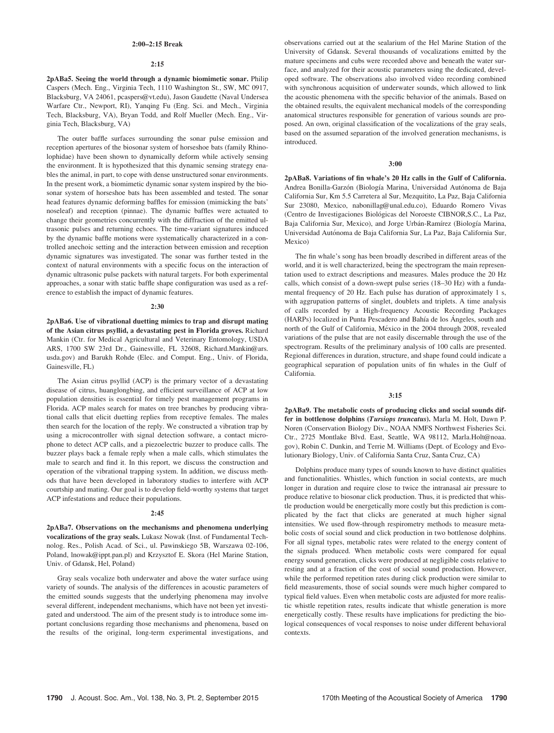**2:00–2:15 Break**

**2:15**

**2pABa5. Seeing the world through a dynamic biomimetic sonar.** Philip Caspers (Mech. Eng., Virginia Tech, 1110 Washington St., SW, MC 0917, Blacksburg, VA 24061, pcaspers@vt.edu), Jason Gaudette (Naval Undersea Warfare Ctr., Newport, RI), Yanqing Fu (Eng. Sci. and Mech., Virginia Tech, Blacksburg, VA), Bryan Todd, and Rolf Mueller (Mech. Eng., Virginia Tech, Blacksburg, VA)

The outer baffle surfaces surrounding the sonar pulse emission and reception apertures of the biosonar system of horseshoe bats (family Rhinolophidae) have been shown to dynamically deform while actively sensing the environment. It is hypothesized that this dynamic sensing strategy enables the animal, in part, to cope with dense unstructured sonar environments. In the present work, a biomimetic dynamic sonar system inspired by the biosonar system of horseshoe bats has been assembled and tested. The sonar head features dynamic deforming baffles for emission (mimicking the bats' noseleaf) and reception (pinnae). The dynamic baffles were actuated to change their geometries concurrently with the diffraction of the emitted ultrasonic pulses and returning echoes. The time-variant signatures induced by the dynamic baffle motions were systematically characterized in a controlled anechoic setting and the interaction between emission and reception dynamic signatures was investigated. The sonar was further tested in the context of natural environments with a specific focus on the interaction of dynamic ultrasonic pulse packets with natural targets. For both experimental approaches, a sonar with static baffle shape configuration was used as a reference to establish the impact of dynamic features.

**2:30**

**2pABa6. Use of vibrational duetting mimics to trap and disrupt mating of the Asian citrus psyllid, a devastating pest in Florida groves.** Richard Mankin (Ctr. for Medical Agricultural and Veterinary Entomology, USDA ARS, 1700 SW 23rd Dr., Gainesville, FL 32608, Richard.Mankin@ars.usda.gov) and Barukh Rohde (Elec. and Comput. Eng., Univ. of Florida, Gainesville, FL)

The Asian citrus psyllid (ACP) is the primary vector of a devastating disease of citrus, huanglongbing, and efficient surveillance of ACP at low population densities is essential for timely pest management programs in Florida. ACP males search for mates on tree branches by producing vibrational calls that elicit duetting replies from receptive females. The males then search for the location of the reply. We constructed a vibration trap by using a microcontroller with signal detection software, a contact microphone to detect ACP calls, and a piezoelectric buzzer to produce calls. The buzzer plays back a female reply when a male calls, which stimulates the male to search and find it. In this report, we discuss the construction and operation of the vibrational trapping system. In addition, we discuss methods that have been developed in laboratory studies to interfere with ACP courtship and mating. Our goal is to develop field-worthy systems that target ACP infestations and reduce their populations.

**2:45**

**2pABa7. Observations on the mechanisms and phenomena underlying vocalizations of the gray seals.** Lukasz Nowak (Inst. of Fundamental Technolog. Res., Polish Acad. of Sci., ul. Pawinskiego 5B, Warszawa 02-106, Poland, lnowak@ippt.pan.pl) and Krzysztof E. Skora (Hel Marine Station, Univ. of Gdansk, Hel, Poland)

Gray seals vocalize both underwater and above the water surface using variety of sounds. The analysis of the differences in acoustic parameters of the emitted sounds suggests that the underlying phenomena may involve several different, independent mechanisms, which have not been yet investigated and understood. The aim of the present study is to introduce some important conclusions regarding those mechanisms and phenomena, based on the results of the original, long-term experimental investigations, and observations carried out at the sealarium of the Hel Marine Station of the University of Gdansk. Several thousands of vocalizations emitted by the mature specimens and cubs were recorded above and beneath the water surface, and analyzed for their acoustic parameters using the dedicated, developed software. The observations also involved video recording combined with synchronous acquisition of underwater sounds, which allowed to link the acoustic phenomena with the specific behavior of the animals. Based on the obtained results, the equivalent mechanical models of the corresponding anatomical structures responsible for generation of various sounds are proposed. An own, original classification of the vocalizations of the gray seals, based on the assumed separation of the involved generation mechanisms, is introduced.

**3:00**

**2pABa8. Variations of fin whale's 20 Hz calls in the Gulf of California.** Andrea Bonilla-Garzón (Biología Marina, Universidad Autónoma de Baja California Sur, Km 5.5 Carretera al Sur, Mezquitito, La Paz, Baja California Sur 23080, Mexico, nabonillag@unal.edu.co), Eduardo Romero Vivas (Centro de Investigaciones Biológicas del Noroeste CIBNOR,S.C., La Paz, Baja California Sur, Mexico), and Jorge Urbán-Ramírez (Biología Marina, Universidad Autónoma de Baja California Sur, La Paz, Baja California Sur, Mexico)

The fin whale's song has been broadly described in different areas of the world, and it is well characterized, being the spectrogram the main representation used to extract descriptions and measures. Males produce the 20 Hz calls, which consist of a down-swept pulse series (18–30 Hz) with a fundamental frequency of 20 Hz. Each pulse has duration of approximately 1 s, with aggrupation patterns of singlet, doublets and triplets. A time analysis of calls recorded by a High-frequency Acoustic Recording Packages (HARPs) localized in Punta Pescadero and Bahía de los Ángeles, south and north of the Gulf of California, México in the 2004 through 2008, revealed variations of the pulse that are not easily discernable through the use of the spectrogram. Results of the preliminary analysis of 100 calls are presented. Regional differences in duration, structure, and shape found could indicate a geographical separation of population units of fin whales in the Gulf of California.

**3:15**

**2pABa9. The metabolic costs of producing clicks and social sounds differ in bottlenose dolphins (*Tursiops truncatus*).** Marla M. Holt, Dawn P. Noren (Conservation Biology Div., NOAA NMFS Northwest Fisheries Sci. Ctr., 2725 Montlake Blvd. East, Seattle, WA 98112, Marla.Holt@noaa.gov), Robin C. Dunkin, and Terrie M. Williams (Dept. of Ecology and Evolutionary Biology, Univ. of California Santa Cruz, Santa Cruz, CA)

Dolphins produce many types of sounds known to have distinct qualities and functionalities. Whistles, which function in social contexts, are much longer in duration and require close to twice the intranasal air pressure to produce relative to biosonar click production. Thus, it is predicted that whistle production would be energetically more costly but this prediction is complicated by the fact that clicks are generated at much higher signal intensities. We used flow-through respirometry methods to measure metabolic costs of social sound and click production in two bottlenose dolphins. For all signal types, metabolic rates were related to the energy content of the signals produced. When metabolic costs were compared for equal energy sound generation, clicks were produced at negligible costs relative to resting and at a fraction of the cost of social sound production. However, while the performed repetition rates during click production were similar to field measurements, those of social sounds were much higher compared to typical field values. Even when metabolic costs are adjusted for more realistic whistle repetition rates, results indicate that whistle generation is more energetically costly. These results have implications for predicting the biological consequences of vocal responses to noise under different behavioral contexts.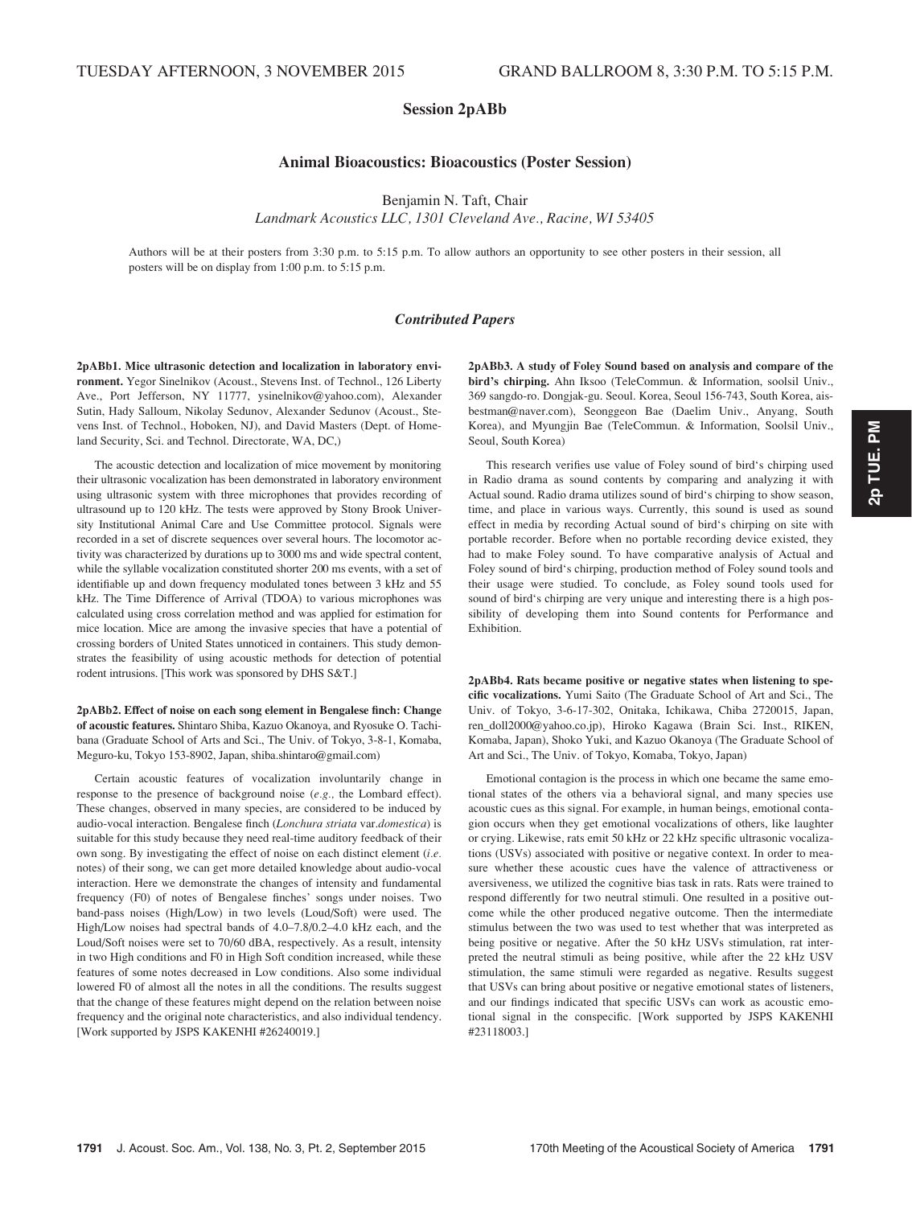TUESDAY AFTERNOON, 3 NOVEMBER 2015 GRAND BALLROOM 8, 3:30 P.M. TO 5:15 P.M.

## Session 2pABb

## Animal Bioacoustics: Bioacoustics (Poster Session)

Benjamin N. Taft, Chair
*Landmark Acoustics LLC, 1301 Cleveland Ave., Racine, WI 53405*

Authors will be at their posters from 3:30 p.m. to 5:15 p.m. To allow authors an opportunity to see other posters in their session, all posters will be on display from 1:00 p.m. to 5:15 p.m.

### *Contributed Papers*

**2pABb1. Mice ultrasonic detection and localization in laboratory environment.** Yegor Sinelnikov (Acoust., Stevens Inst. of Technol., 126 Liberty Ave., Port Jefferson, NY 11777, ysinelnikov@yahoo.com), Alexander Sutin, Hady Salloum, Nikolay Sedunov, Alexander Sedunov (Acoust., Stevens Inst. of Technol., Hoboken, NJ), and David Masters (Dept. of Homeland Security, Sci. and Technol. Directorate, WA, DC,)

The acoustic detection and localization of mice movement by monitoring their ultrasonic vocalization has been demonstrated in laboratory environment using ultrasonic system with three microphones that provides recording of ultrasound up to 120 kHz. The tests were approved by Stony Brook University Institutional Animal Care and Use Committee protocol. Signals were recorded in a set of discrete sequences over several hours. The locomotor activity was characterized by durations up to 3000 ms and wide spectral content, while the syllable vocalization constituted shorter 200 ms events, with a set of identifiable up and down frequency modulated tones between 3 kHz and 55 kHz. The Time Difference of Arrival (TDOA) to various microphones was calculated using cross correlation method and was applied for estimation for mice location. Mice are among the invasive species that have a potential of crossing borders of United States unnoticed in containers. This study demonstrates the feasibility of using acoustic methods for detection of potential rodent intrusions. [This work was sponsored by DHS S&T.]

**2pABb2. Effect of noise on each song element in Bengalese finch: Change of acoustic features.** Shintaro Shiba, Kazuo Okanoya, and Ryosuke O. Tachibana (Graduate School of Arts and Sci., The Univ. of Tokyo, 3-8-1, Komaba, Meguro-ku, Tokyo 153-8902, Japan, shiba.shintaro@gmail.com)

Certain acoustic features of vocalization involuntarily change in response to the presence of background noise (*e.g.*, the Lombard effect). These changes, observed in many species, are considered to be induced by audio-vocal interaction. Bengalese finch (*Lonchura striata* var.*domestica*) is suitable for this study because they need real-time auditory feedback of their own song. By investigating the effect of noise on each distinct element (*i.e.* notes) of their song, we can get more detailed knowledge about audio-vocal interaction. Here we demonstrate the changes of intensity and fundamental frequency (F0) of notes of Bengalese finches' songs under noises. Two band-pass noises (High/Low) in two levels (Loud/Soft) were used. The High/Low noises had spectral bands of 4.0–7.8/0.2–4.0 kHz each, and the Loud/Soft noises were set to 70/60 dBA, respectively. As a result, intensity in two High conditions and F0 in High Soft condition increased, while these features of some notes decreased in Low conditions. Also some individual lowered F0 of almost all the notes in all the conditions. The results suggest that the change of these features might depend on the relation between noise frequency and the original note characteristics, and also individual tendency. [Work supported by JSPS KAKENHI #26240019.]

**2pABb3. A study of Foley Sound based on analysis and compare of the bird's chirping.** Ahn Iksoo (TeleCommun. & Information, soolsil Univ., 369 sangdo-ro. Dongjak-gu. Seoul. Korea, Seoul 156-743, South Korea, aisbestman@naver.com), Seonggeon Bae (Daelim Univ., Anyang, South Korea), and Myungjin Bae (TeleCommun. & Information, Soolsil Univ., Seoul, South Korea)

This research verifies use value of Foley sound of bird's chirping used in Radio drama as sound contents by comparing and analyzing it with Actual sound. Radio drama utilizes sound of bird's chirping to show season, time, and place in various ways. Currently, this sound is used as sound effect in media by recording Actual sound of bird's chirping on site with portable recorder. Before when no portable recording device existed, they had to make Foley sound. To have comparative analysis of Actual and Foley sound of bird's chirping, production method of Foley sound tools and their usage were studied. To conclude, as Foley sound tools used for sound of bird's chirping are very unique and interesting there is a high possibility of developing them into Sound contents for Performance and Exhibition.

**2pABb4. Rats became positive or negative states when listening to specific vocalizations.** Yumi Saito (The Graduate School of Art and Sci., The Univ. of Tokyo, 3-6-17-302, Onitaka, Ichikawa, Chiba 2720015, Japan, ren_doll2000@yahoo.co.jp), Hiroko Kagawa (Brain Sci. Inst., RIKEN, Komaba, Japan), Shoko Yuki, and Kazuo Okanoya (The Graduate School of Art and Sci., The Univ. of Tokyo, Komaba, Tokyo, Japan)

Emotional contagion is the process in which one became the same emotional states of the others via a behavioral signal, and many species use acoustic cues as this signal. For example, in human beings, emotional contagion occurs when they get emotional vocalizations of others, like laughter or crying. Likewise, rats emit 50 kHz or 22 kHz specific ultrasonic vocalizations (USVs) associated with positive or negative context. In order to measure whether these acoustic cues have the valence of attractiveness or aversiveness, we utilized the cognitive bias task in rats. Rats were trained to respond differently for two neutral stimuli. One resulted in a positive outcome while the other produced negative outcome. Then the intermediate stimulus between the two was used to test whether that was interpreted as being positive or negative. After the 50 kHz USVs stimulation, rat interpreted the neutral stimuli as being positive, while after the 22 kHz USV stimulation, the same stimuli were regarded as negative. Results suggest that USVs can bring about positive or negative emotional states of listeners, and our findings indicated that specific USVs can work as acoustic emotional signal in the conspecific. [Work supported by JSPS KAKENHI #23118003.]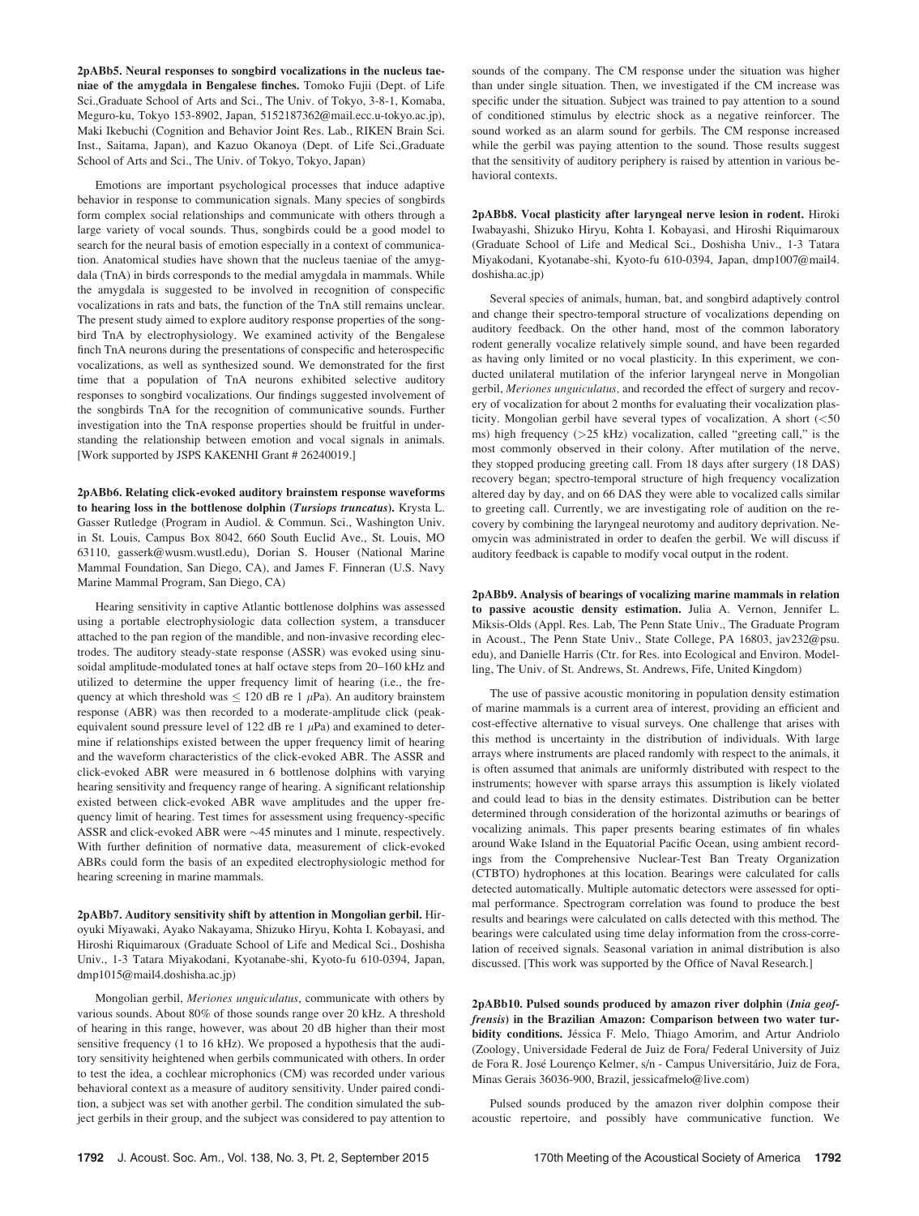**2pABb5. Neural responses to songbird vocalizations in the nucleus taeniae of the amygdala in Bengalese finches.** Tomoko Fujii (Dept. of Life Sci.,Graduate School of Arts and Sci., The Univ. of Tokyo, 3-8-1, Komaba, Meguro-ku, Tokyo 153-8902, Japan, 5152187362@mail.ecc.u-tokyo.ac.jp), Maki Ikebuchi (Cognition and Behavior Joint Res. Lab., RIKEN Brain Sci. Inst., Saitama, Japan), and Kazuo Okanoya (Dept. of Life Sci.,Graduate School of Arts and Sci., The Univ. of Tokyo, Tokyo, Japan)

Emotions are important psychological processes that induce adaptive behavior in response to communication signals. Many species of songbirds form complex social relationships and communicate with others through a large variety of vocal sounds. Thus, songbirds could be a good model to search for the neural basis of emotion especially in a context of communication. Anatomical studies have shown that the nucleus taeniae of the amygdala (TnA) in birds corresponds to the medial amygdala in mammals. While the amygdala is suggested to be involved in recognition of conspecific vocalizations in rats and bats, the function of the TnA still remains unclear. The present study aimed to explore auditory response properties of the songbird TnA by electrophysiology. We examined activity of the Bengalese finch TnA neurons during the presentations of conspecific and heterospecific vocalizations, as well as synthesized sound. We demonstrated for the first time that a population of TnA neurons exhibited selective auditory responses to songbird vocalizations. Our findings suggested involvement of the songbirds TnA for the recognition of communicative sounds. Further investigation into the TnA response properties should be fruitful in understanding the relationship between emotion and vocal signals in animals. [Work supported by JSPS KAKENHI Grant # 26240019.]

**2pABb6. Relating click-evoked auditory brainstem response waveforms to hearing loss in the bottlenose dolphin (*Tursiops truncatus*).** Krysta L. Gasser Rutledge (Program in Audiol. & Commun. Sci., Washington Univ. in St. Louis, Campus Box 8042, 660 South Euclid Ave., St. Louis, MO 63110, gasserk@wusm.wustl.edu), Dorian S. Houser (National Marine Mammal Foundation, San Diego, CA), and James F. Finneran (U.S. Navy Marine Mammal Program, San Diego, CA)

Hearing sensitivity in captive Atlantic bottlenose dolphins was assessed using a portable electrophysiologic data collection system, a transducer attached to the pan region of the mandible, and non-invasive recording electrodes. The auditory steady-state response (ASSR) was evoked using sinusoidal amplitude-modulated tones at half octave steps from 20–160 kHz and utilized to determine the upper frequency limit of hearing (i.e., the frequency at which threshold was $\leq$ 120 dB re 1 $\mu$Pa). An auditory brainstem response (ABR) was then recorded to a moderate-amplitude click (peak-equivalent sound pressure level of 122 dB re 1 $\mu$Pa) and examined to determine if relationships existed between the upper frequency limit of hearing and the waveform characteristics of the click-evoked ABR. The ASSR and click-evoked ABR were measured in 6 bottlenose dolphins with varying hearing sensitivity and frequency range of hearing. A significant relationship existed between click-evoked ABR wave amplitudes and the upper frequency limit of hearing. Test times for assessment using frequency-specific ASSR and click-evoked ABR were ~45 minutes and 1 minute, respectively. With further definition of normative data, measurement of click-evoked ABRs could form the basis of an expedited electrophysiologic method for hearing screening in marine mammals.

**2pABb7. Auditory sensitivity shift by attention in Mongolian gerbil.** Hiroyuki Miyawaki, Ayako Nakayama, Shizuko Hiryu, Kohta I. Kobayasi, and Hiroshi Riquimaroux (Graduate School of Life and Medical Sci., Doshisha Univ., 1-3 Tatara Miyakodani, Kyotanabe-shi, Kyoto-fu 610-0394, Japan, dmp1015@mail4.doshisha.ac.jp)

Mongolian gerbil, *Meriones unguiculatus*, communicate with others by various sounds. About 80% of those sounds range over 20 kHz. A threshold of hearing in this range, however, was about 20 dB higher than their most sensitive frequency (1 to 16 kHz). We proposed a hypothesis that the auditory sensitivity heightened when gerbils communicated with others. In order to test the idea, a cochlear microphonics (CM) was recorded under various behavioral context as a measure of auditory sensitivity. Under paired condition, a subject was set with another gerbil. The condition simulated the subject gerbils in their group, and the subject was considered to pay attention to sounds of the company. The CM response under the situation was higher than under single situation. Then, we investigated if the CM increase was specific under the situation. Subject was trained to pay attention to a sound of conditioned stimulus by electric shock as a negative reinforcer. The sound worked as an alarm sound for gerbils. The CM response increased while the gerbil was paying attention to the sound. Those results suggest that the sensitivity of auditory periphery is raised by attention in various behavioral contexts.

**2pABb8. Vocal plasticity after laryngeal nerve lesion in rodent.** Hiroki Iwabayashi, Shizuko Hiryu, Kohta I. Kobayasi, and Hiroshi Riquimaroux (Graduate School of Life and Medical Sci., Doshisha Univ., 1-3 Tatara Miyakodani, Kyotanabe-shi, Kyoto-fu 610-0394, Japan, dmp1007@mail4.doshisha.ac.jp)

Several species of animals, human, bat, and songbird adaptively control and change their spectro-temporal structure of vocalizations depending on auditory feedback. On the other hand, most of the common laboratory rodent generally vocalize relatively simple sound, and have been regarded as having only limited or no vocal plasticity. In this experiment, we conducted unilateral mutilation of the inferior laryngeal nerve in Mongolian gerbil, *Meriones unguiculatus,* and recorded the effect of surgery and recovery of vocalization for about 2 months for evaluating their vocalization plasticity. Mongolian gerbil have several types of vocalization. A short (<50 ms) high frequency (>25 kHz) vocalization, called "greeting call," is the most commonly observed in their colony. After mutilation of the nerve, they stopped producing greeting call. From 18 days after surgery (18 DAS) recovery began; spectro-temporal structure of high frequency vocalization altered day by day, and on 66 DAS they were able to vocalized calls similar to greeting call. Currently, we are investigating role of audition on the recovery by combining the laryngeal neurotomy and auditory deprivation. Neomycin was administrated in order to deafen the gerbil. We will discuss if auditory feedback is capable to modify vocal output in the rodent.

**2pABb9. Analysis of bearings of vocalizing marine mammals in relation to passive acoustic density estimation.** Julia A. Vernon, Jennifer L. Miksis-Olds (Appl. Res. Lab, The Penn State Univ., The Graduate Program in Acoust., The Penn State Univ., State College, PA 16803, jav232@psu.edu), and Danielle Harris (Ctr. for Res. into Ecological and Environ. Modelling, The Univ. of St. Andrews, St. Andrews, Fife, United Kingdom)

The use of passive acoustic monitoring in population density estimation of marine mammals is a current area of interest, providing an efficient and cost-effective alternative to visual surveys. One challenge that arises with this method is uncertainty in the distribution of individuals. With large arrays where instruments are placed randomly with respect to the animals, it is often assumed that animals are uniformly distributed with respect to the instruments; however with sparse arrays this assumption is likely violated and could lead to bias in the density estimates. Distribution can be better determined through consideration of the horizontal azimuths or bearings of vocalizing animals. This paper presents bearing estimates of fin whales around Wake Island in the Equatorial Pacific Ocean, using ambient recordings from the Comprehensive Nuclear-Test Ban Treaty Organization (CTBTO) hydrophones at this location. Bearings were calculated for calls detected automatically. Multiple automatic detectors were assessed for optimal performance. Spectrogram correlation was found to produce the best results and bearings were calculated on calls detected with this method. The bearings were calculated using time delay information from the cross-correlation of received signals. Seasonal variation in animal distribution is also discussed. [This work was supported by the Office of Naval Research.]

**2pABb10. Pulsed sounds produced by amazon river dolphin (*Inia geoffrensis*) in the Brazilian Amazon: Comparison between two water turbidity conditions.** Jéssica F. Melo, Thiago Amorim, and Artur Andriolo (Zoology, Universidade Federal de Juiz de Fora/ Federal University of Juiz de Fora R. José Lourenço Kelmer, s/n - Campus Universitário, Juiz de Fora, Minas Gerais 36036-900, Brazil, jessicafmelo@live.com)

Pulsed sounds produced by the amazon river dolphin compose their acoustic repertoire, and possibly have communicative function. We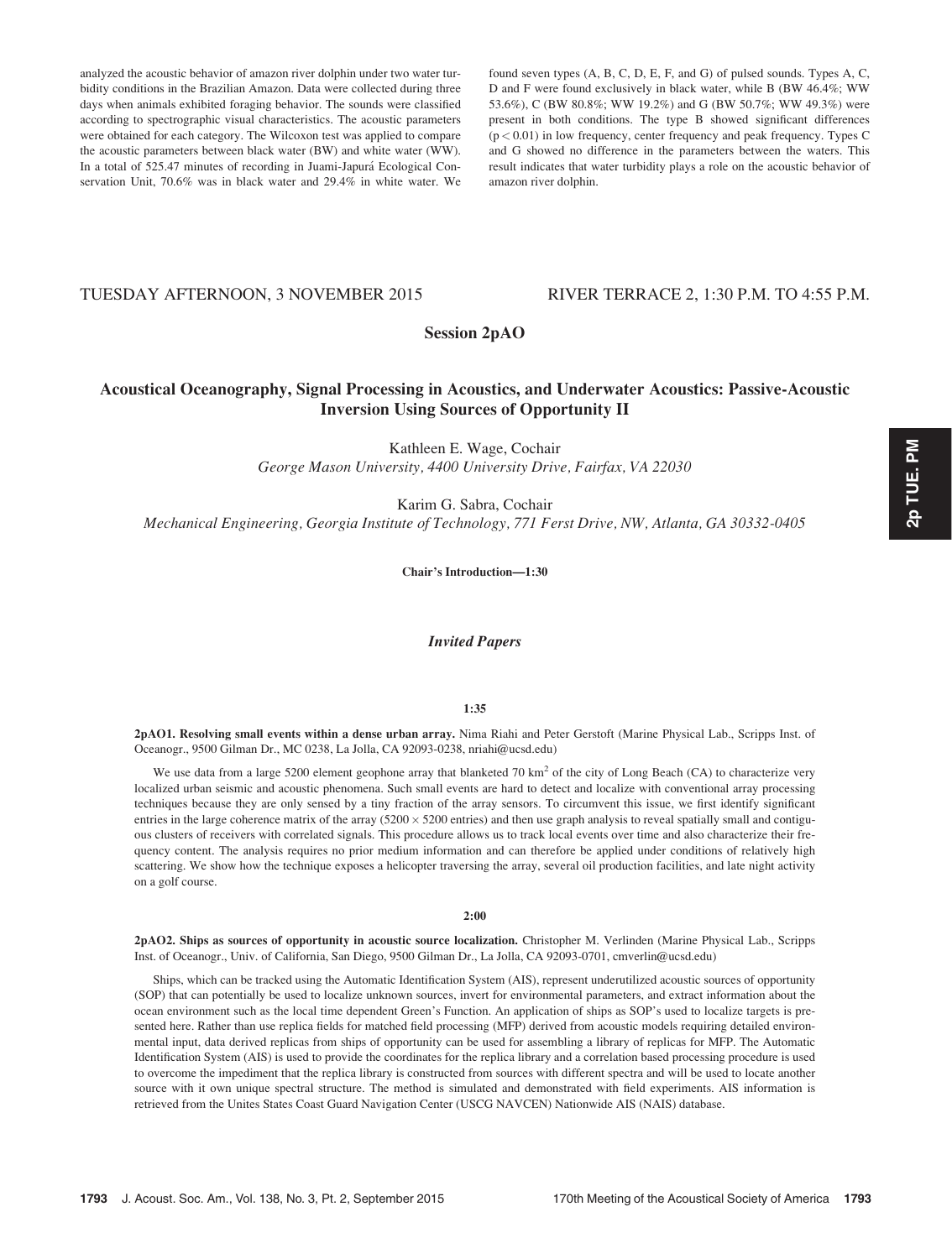analyzed the acoustic behavior of amazon river dolphin under two water turbidity conditions in the Brazilian Amazon. Data were collected during three days when animals exhibited foraging behavior. The sounds were classified according to spectrographic visual characteristics. The acoustic parameters were obtained for each category. The Wilcoxon test was applied to compare the acoustic parameters between black water (BW) and white water (WW). In a total of 525.47 minutes of recording in Juami-Japurá Ecological Conservation Unit, 70.6% was in black water and 29.4% in white water. We found seven types (A, B, C, D, E, F, and G) of pulsed sounds. Types A, C, D and F were found exclusively in black water, while B (BW 46.4%; WW 53.6%), C (BW 80.8%; WW 19.2%) and G (BW 50.7%; WW 49.3%) were present in both conditions. The type B showed significant differences ($p < 0.01$) in low frequency, center frequency and peak frequency. Types C and G showed no difference in the parameters between the waters. This result indicates that water turbidity plays a role on the acoustic behavior of amazon river dolphin.

TUESDAY AFTERNOON, 3 NOVEMBER 2015 — RIVER TERRACE 2, 1:30 P.M. TO 4:55 P.M.

## Session 2pAO

## Acoustical Oceanography, Signal Processing in Acoustics, and Underwater Acoustics: Passive-Acoustic Inversion Using Sources of Opportunity II

Kathleen E. Wage, Cochair
*George Mason University, 4400 University Drive, Fairfax, VA 22030*

Karim G. Sabra, Cochair
*Mechanical Engineering, Georgia Institute of Technology, 771 Ferst Drive, NW, Atlanta, GA 30332-0405*

**Chair's Introduction—1:30**

### *Invited Papers*

**1:35**

**2pAO1. Resolving small events within a dense urban array.** Nima Riahi and Peter Gerstoft (Marine Physical Lab., Scripps Inst. of Oceanogr., 9500 Gilman Dr., MC 0238, La Jolla, CA 92093-0238, nriahi@ucsd.edu)

We use data from a large 5200 element geophone array that blanketed 70 km$^2$ of the city of Long Beach (CA) to characterize very localized urban seismic and acoustic phenomena. Such small events are hard to detect and localize with conventional array processing techniques because they are only sensed by a tiny fraction of the array sensors. To circumvent this issue, we first identify significant entries in the large coherence matrix of the array ($5200 \times 5200$ entries) and then use graph analysis to reveal spatially small and contiguous clusters of receivers with correlated signals. This procedure allows us to track local events over time and also characterize their frequency content. The analysis requires no prior medium information and can therefore be applied under conditions of relatively high scattering. We show how the technique exposes a helicopter traversing the array, several oil production facilities, and late night activity on a golf course.

**2:00**

**2pAO2. Ships as sources of opportunity in acoustic source localization.** Christopher M. Verlinden (Marine Physical Lab., Scripps Inst. of Oceanogr., Univ. of California, San Diego, 9500 Gilman Dr., La Jolla, CA 92093-0701, cmverlin@ucsd.edu)

Ships, which can be tracked using the Automatic Identification System (AIS), represent underutilized acoustic sources of opportunity (SOP) that can potentially be used to localize unknown sources, invert for environmental parameters, and extract information about the ocean environment such as the local time dependent Green's Function. An application of ships as SOP's used to localize targets is presented here. Rather than use replica fields for matched field processing (MFP) derived from acoustic models requiring detailed environmental input, data derived replicas from ships of opportunity can be used for assembling a library of replicas for MFP. The Automatic Identification System (AIS) is used to provide the coordinates for the replica library and a correlation based processing procedure is used to overcome the impediment that the replica library is constructed from sources with different spectra and will be used to locate another source with it own unique spectral structure. The method is simulated and demonstrated with field experiments. AIS information is retrieved from the Unites States Coast Guard Navigation Center (USCG NAVCEN) Nationwide AIS (NAIS) database.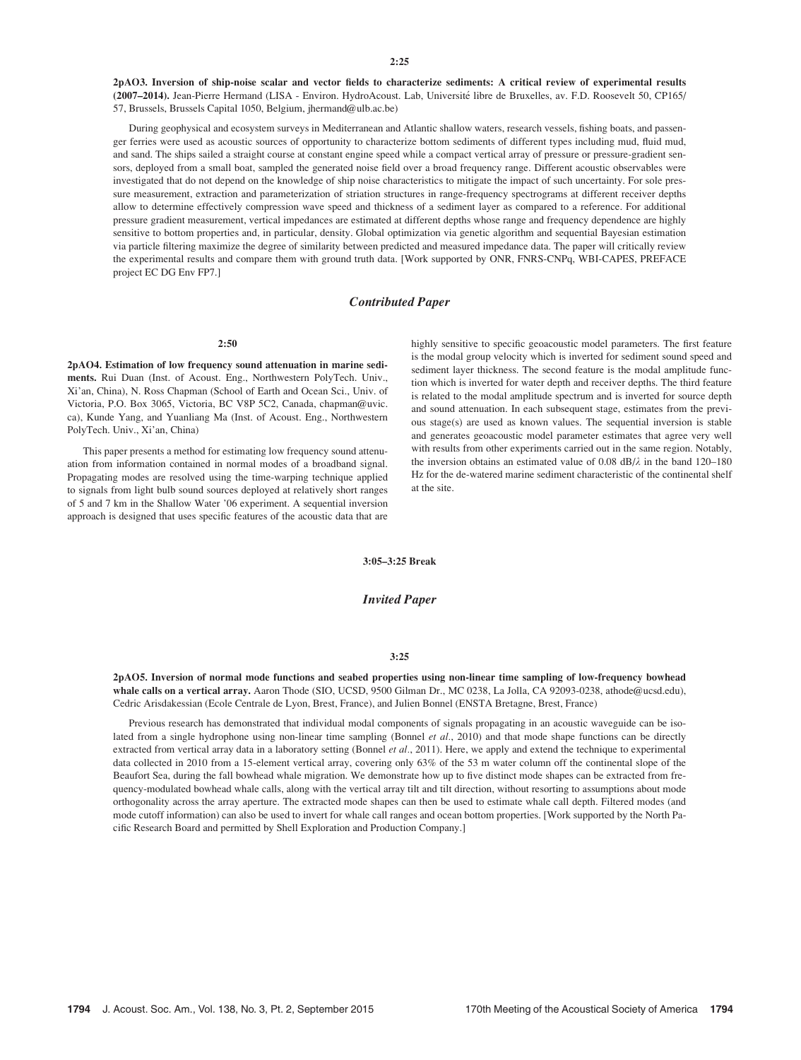**2:25**

**2pAO3. Inversion of ship-noise scalar and vector fields to characterize sediments: A critical review of experimental results (2007–2014).** Jean-Pierre Hermand (LISA - Environ. HydroAcoust. Lab, Université libre de Bruxelles, av. F.D. Roosevelt 50, CP165/57, Brussels, Brussels Capital 1050, Belgium, jhermand@ulb.ac.be)

During geophysical and ecosystem surveys in Mediterranean and Atlantic shallow waters, research vessels, fishing boats, and passenger ferries were used as acoustic sources of opportunity to characterize bottom sediments of different types including mud, fluid mud, and sand. The ships sailed a straight course at constant engine speed while a compact vertical array of pressure or pressure-gradient sensors, deployed from a small boat, sampled the generated noise field over a broad frequency range. Different acoustic observables were investigated that do not depend on the knowledge of ship noise characteristics to mitigate the impact of such uncertainty. For sole pressure measurement, extraction and parameterization of striation structures in range-frequency spectrograms at different receiver depths allow to determine effectively compression wave speed and thickness of a sediment layer as compared to a reference. For additional pressure gradient measurement, vertical impedances are estimated at different depths whose range and frequency dependence are highly sensitive to bottom properties and, in particular, density. Global optimization via genetic algorithm and sequential Bayesian estimation via particle filtering maximize the degree of similarity between predicted and measured impedance data. The paper will critically review the experimental results and compare them with ground truth data. [Work supported by ONR, FNRS-CNPq, WBI-CAPES, PREFACE project EC DG Env FP7.]

## *Contributed Paper*

**2:50**

**2pAO4. Estimation of low frequency sound attenuation in marine sediments.** Rui Duan (Inst. of Acoust. Eng., Northwestern PolyTech. Univ., Xi'an, China), N. Ross Chapman (School of Earth and Ocean Sci., Univ. of Victoria, P.O. Box 3065, Victoria, BC V8P 5C2, Canada, chapman@uvic.ca), Kunde Yang, and Yuanliang Ma (Inst. of Acoust. Eng., Northwestern PolyTech. Univ., Xi'an, China)

This paper presents a method for estimating low frequency sound attenuation from information contained in normal modes of a broadband signal. Propagating modes are resolved using the time-warping technique applied to signals from light bulb sound sources deployed at relatively short ranges of 5 and 7 km in the Shallow Water '06 experiment. A sequential inversion approach is designed that uses specific features of the acoustic data that are highly sensitive to specific geoacoustic model parameters. The first feature is the modal group velocity which is inverted for sediment sound speed and sediment layer thickness. The second feature is the modal amplitude function which is inverted for water depth and receiver depths. The third feature is related to the modal amplitude spectrum and is inverted for source depth and sound attenuation. In each subsequent stage, estimates from the previous stage(s) are used as known values. The sequential inversion is stable and generates geoacoustic model parameter estimates that agree very well with results from other experiments carried out in the same region. Notably, the inversion obtains an estimated value of 0.08 dB/$\lambda$ in the band 120–180 Hz for the de-watered marine sediment characteristic of the continental shelf at the site.

**3:05–3:25 Break**

## *Invited Paper*

**3:25**

**2pAO5. Inversion of normal mode functions and seabed properties using non-linear time sampling of low-frequency bowhead whale calls on a vertical array.** Aaron Thode (SIO, UCSD, 9500 Gilman Dr., MC 0238, La Jolla, CA 92093-0238, athode@ucsd.edu), Cedric Arisdakessian (Ecole Centrale de Lyon, Brest, France), and Julien Bonnel (ENSTA Bretagne, Brest, France)

Previous research has demonstrated that individual modal components of signals propagating in an acoustic waveguide can be isolated from a single hydrophone using non-linear time sampling (Bonnel *et al.*, 2010) and that mode shape functions can be directly extracted from vertical array data in a laboratory setting (Bonnel *et al.*, 2011). Here, we apply and extend the technique to experimental data collected in 2010 from a 15-element vertical array, covering only 63% of the 53 m water column off the continental slope of the Beaufort Sea, during the fall bowhead whale migration. We demonstrate how up to five distinct mode shapes can be extracted from frequency-modulated bowhead whale calls, along with the vertical array tilt and tilt direction, without resorting to assumptions about mode orthogonality across the array aperture. The extracted mode shapes can then be used to estimate whale call depth. Filtered modes (and mode cutoff information) can also be used to invert for whale call ranges and ocean bottom properties. [Work supported by the North Pacific Research Board and permitted by Shell Exploration and Production Company.]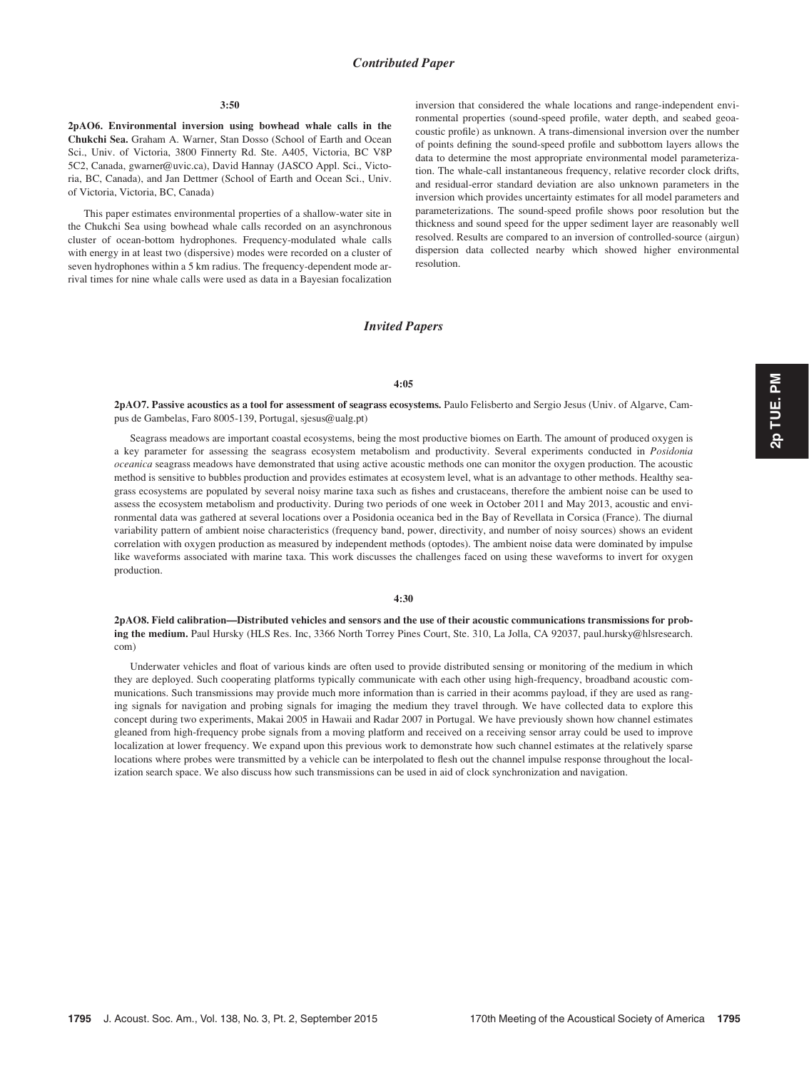## Contributed Paper

**3:50**

**2pAO6. Environmental inversion using bowhead whale calls in the Chukchi Sea.** Graham A. Warner, Stan Dosso (School of Earth and Ocean Sci., Univ. of Victoria, 3800 Finnerty Rd. Ste. A405, Victoria, BC V8P 5C2, Canada, gwarner@uvic.ca), David Hannay (JASCO Appl. Sci., Victoria, BC, Canada), and Jan Dettmer (School of Earth and Ocean Sci., Univ. of Victoria, Victoria, BC, Canada)

This paper estimates environmental properties of a shallow-water site in the Chukchi Sea using bowhead whale calls recorded on an asynchronous cluster of ocean-bottom hydrophones. Frequency-modulated whale calls with energy in at least two (dispersive) modes were recorded on a cluster of seven hydrophones within a 5 km radius. The frequency-dependent mode arrival times for nine whale calls were used as data in a Bayesian focalization inversion that considered the whale locations and range-independent environmental properties (sound-speed profile, water depth, and seabed geoacoustic profile) as unknown. A trans-dimensional inversion over the number of points defining the sound-speed profile and subbottom layers allows the data to determine the most appropriate environmental model parameterization. The whale-call instantaneous frequency, relative recorder clock drifts, and residual-error standard deviation are also unknown parameters in the inversion which provides uncertainty estimates for all model parameters and parameterizations. The sound-speed profile shows poor resolution but the thickness and sound speed for the upper sediment layer are reasonably well resolved. Results are compared to an inversion of controlled-source (airgun) dispersion data collected nearby which showed higher environmental resolution.

## Invited Papers

**4:05**

**2pAO7. Passive acoustics as a tool for assessment of seagrass ecosystems.** Paulo Felisberto and Sergio Jesus (Univ. of Algarve, Campus de Gambelas, Faro 8005-139, Portugal, sjesus@ualg.pt)

Seagrass meadows are important coastal ecosystems, being the most productive biomes on Earth. The amount of produced oxygen is a key parameter for assessing the seagrass ecosystem metabolism and productivity. Several experiments conducted in *Posidonia oceanica* seagrass meadows have demonstrated that using active acoustic methods one can monitor the oxygen production. The acoustic method is sensitive to bubbles production and provides estimates at ecosystem level, what is an advantage to other methods. Healthy seagrass ecosystems are populated by several noisy marine taxa such as fishes and crustaceans, therefore the ambient noise can be used to assess the ecosystem metabolism and productivity. During two periods of one week in October 2011 and May 2013, acoustic and environmental data was gathered at several locations over a Posidonia oceanica bed in the Bay of Revellata in Corsica (France). The diurnal variability pattern of ambient noise characteristics (frequency band, power, directivity, and number of noisy sources) shows an evident correlation with oxygen production as measured by independent methods (optodes). The ambient noise data were dominated by impulse like waveforms associated with marine taxa. This work discusses the challenges faced on using these waveforms to invert for oxygen production.

**4:30**

**2pAO8. Field calibration—Distributed vehicles and sensors and the use of their acoustic communications transmissions for probing the medium.** Paul Hursky (HLS Res. Inc, 3366 North Torrey Pines Court, Ste. 310, La Jolla, CA 92037, paul.hursky@hlsresearch.com)

Underwater vehicles and float of various kinds are often used to provide distributed sensing or monitoring of the medium in which they are deployed. Such cooperating platforms typically communicate with each other using high-frequency, broadband acoustic communications. Such transmissions may provide much more information than is carried in their acomms payload, if they are used as ranging signals for navigation and probing signals for imaging the medium they travel through. We have collected data to explore this concept during two experiments, Makai 2005 in Hawaii and Radar 2007 in Portugal. We have previously shown how channel estimates gleaned from high-frequency probe signals from a moving platform and received on a receiving sensor array could be used to improve localization at lower frequency. We expand upon this previous work to demonstrate how such channel estimates at the relatively sparse locations where probes were transmitted by a vehicle can be interpolated to flesh out the channel impulse response throughout the localization search space. We also discuss how such transmissions can be used in aid of clock synchronization and navigation.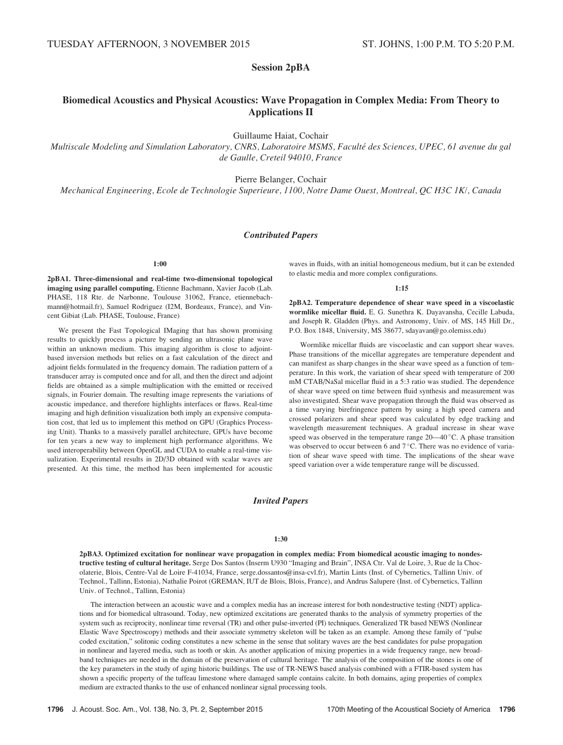TUESDAY AFTERNOON, 3 NOVEMBER 2015 ST. JOHNS, 1:00 P.M. TO 5:20 P.M.

## Session 2pBA

## Biomedical Acoustics and Physical Acoustics: Wave Propagation in Complex Media: From Theory to Applications II

Guillaume Haiat, Cochair

*Multiscale Modeling and Simulation Laboratory, CNRS, Laboratoire MSMS, Faculté des Sciences, UPEC, 61 avenue du gal de Gaulle, Creteil 94010, France*

Pierre Belanger, Cochair

*Mechanical Engineering, Ecole de Technologie Superieure, 1100, Notre Dame Ouest, Montreal, QC H3C 1K/, Canada*

### *Contributed Papers*

**1:00**

**2pBA1. Three-dimensional and real-time two-dimensional topological imaging using parallel computing.** Etienne Bachmann, Xavier Jacob (Lab. PHASE, 118 Rte. de Narbonne, Toulouse 31062, France, etiennebachmann@hotmail.fr), Samuel Rodriguez (I2M, Bordeaux, France), and Vincent Gibiat (Lab. PHASE, Toulouse, France)

We present the Fast Topological IMaging that has shown promising results to quickly process a picture by sending an ultrasonic plane wave within an unknown medium. This imaging algorithm is close to adjoint-based inversion methods but relies on a fast calculation of the direct and adjoint fields formulated in the frequency domain. The radiation pattern of a transducer array is computed once and for all, and then the direct and adjoint fields are obtained as a simple multiplication with the emitted or received signals, in Fourier domain. The resulting image represents the variations of acoustic impedance, and therefore highlights interfaces or flaws. Real-time imaging and high definition visualization both imply an expensive computation cost, that led us to implement this method on GPU (Graphics Processing Unit). Thanks to a massively parallel architecture, GPUs have become for ten years a new way to implement high performance algorithms. We used interoperability between OpenGL and CUDA to enable a real-time visualization. Experimental results in 2D/3D obtained with scalar waves are presented. At this time, the method has been implemented for acoustic waves in fluids, with an initial homogeneous medium, but it can be extended to elastic media and more complex configurations.

**1:15**

**2pBA2. Temperature dependence of shear wave speed in a viscoelastic wormlike micellar fluid.** E. G. Sunethra K. Dayavansha, Cecille Labuda, and Joseph R. Gladden (Phys. and Astronomy, Univ. of MS, 145 Hill Dr., P.O. Box 1848, University, MS 38677, sdayavan@go.olemiss.edu)

Wormlike micellar fluids are viscoelastic and can support shear waves. Phase transitions of the micellar aggregates are temperature dependent and can manifest as sharp changes in the shear wave speed as a function of temperature. In this work, the variation of shear speed with temperature of 200 mM CTAB/NaSal micellar fluid in a 5:3 ratio was studied. The dependence of shear wave speed on time between fluid synthesis and measurement was also investigated. Shear wave propagation through the fluid was observed as a time varying birefringence pattern by using a high speed camera and crossed polarizers and shear speed was calculated by edge tracking and wavelength measurement techniques. A gradual increase in shear wave speed was observed in the temperature range 20—40 °C. A phase transition was observed to occur between 6 and 7 °C. There was no evidence of variation of shear wave speed with time. The implications of the shear wave speed variation over a wide temperature range will be discussed.

### *Invited Papers*

**1:30**

**2pBA3. Optimized excitation for nonlinear wave propagation in complex media: From biomedical acoustic imaging to nondestructive testing of cultural heritage.** Serge Dos Santos (Inserm U930 "Imaging and Brain", INSA Ctr. Val de Loire, 3, Rue de la Chocolaterie, Blois, Centre-Val de Loire F-41034, France, serge.dossantos@insa-cvl.fr), Martin Lints (Inst. of Cybernetics, Tallinn Univ. of Technol., Tallinn, Estonia), Nathalie Poirot (GREMAN, IUT de Blois, Blois, France), and Andrus Salupere (Inst. of Cybernetics, Tallinn Univ. of Technol., Tallinn, Estonia)

The interaction between an acoustic wave and a complex media has an increase interest for both nondestructive testing (NDT) applications and for biomedical ultrasound. Today, new optimized excitations are generated thanks to the analysis of symmetry properties of the system such as reciprocity, nonlinear time reversal (TR) and other pulse-inverted (PI) techniques. Generalized TR based NEWS (Nonlinear Elastic Wave Spectroscopy) methods and their associate symmetry skeleton will be taken as an example. Among these family of "pulse coded excitation," solitonic coding constitutes a new scheme in the sense that solitary waves are the best candidates for pulse propagation in nonlinear and layered media, such as tooth or skin. As another application of mixing properties in a wide frequency range, new broadband techniques are needed in the domain of the preservation of cultural heritage. The analysis of the composition of the stones is one of the key parameters in the study of aging historic buildings. The use of TR-NEWS based analysis combined with a FTIR-based system has shown a specific property of the tuffeau limestone where damaged sample contains calcite. In both domains, aging properties of complex medium are extracted thanks to the use of enhanced nonlinear signal processing tools.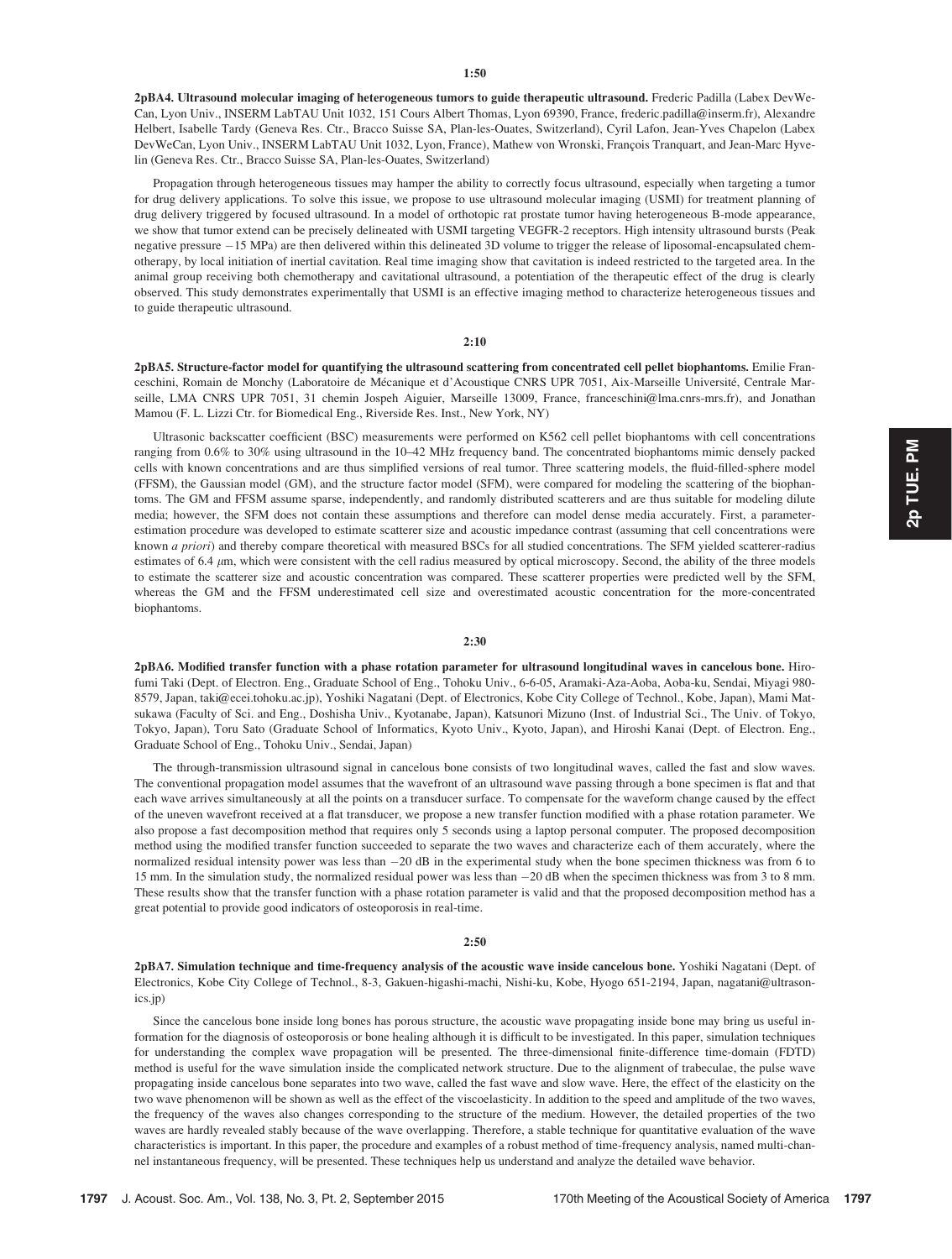**1:50**

**2pBA4. Ultrasound molecular imaging of heterogeneous tumors to guide therapeutic ultrasound.** Frederic Padilla (Labex DevWeCan, Lyon Univ., INSERM LabTAU Unit 1032, 151 Cours Albert Thomas, Lyon 69390, France, frederic.padilla@inserm.fr), Alexandre Helbert, Isabelle Tardy (Geneva Res. Ctr., Bracco Suisse SA, Plan-les-Ouates, Switzerland), Cyril Lafon, Jean-Yves Chapelon (Labex DevWeCan, Lyon Univ., INSERM LabTAU Unit 1032, Lyon, France), Mathew von Wronski, François Tranquart, and Jean-Marc Hyvelin (Geneva Res. Ctr., Bracco Suisse SA, Plan-les-Ouates, Switzerland)

Propagation through heterogeneous tissues may hamper the ability to correctly focus ultrasound, especially when targeting a tumor for drug delivery applications. To solve this issue, we propose to use ultrasound molecular imaging (USMI) for treatment planning of drug delivery triggered by focused ultrasound. In a model of orthotopic rat prostate tumor having heterogeneous B-mode appearance, we show that tumor extend can be precisely delineated with USMI targeting VEGFR-2 receptors. High intensity ultrasound bursts (Peak negative pressure −15 MPa) are then delivered within this delineated 3D volume to trigger the release of liposomal-encapsulated chemotherapy, by local initiation of inertial cavitation. Real time imaging show that cavitation is indeed restricted to the targeted area. In the animal group receiving both chemotherapy and cavitational ultrasound, a potentiation of the therapeutic effect of the drug is clearly observed. This study demonstrates experimentally that USMI is an effective imaging method to characterize heterogeneous tissues and to guide therapeutic ultrasound.

**2:10**

**2pBA5. Structure-factor model for quantifying the ultrasound scattering from concentrated cell pellet biophantoms.** Emilie Franceschini, Romain de Monchy (Laboratoire de Mécanique et d'Acoustique CNRS UPR 7051, Aix-Marseille Université, Centrale Marseille, LMA CNRS UPR 7051, 31 chemin Jospeh Aiguier, Marseille 13009, France, franceschini@lma.cnrs-mrs.fr), and Jonathan Mamou (F. L. Lizzi Ctr. for Biomedical Eng., Riverside Res. Inst., New York, NY)

Ultrasonic backscatter coefficient (BSC) measurements were performed on K562 cell pellet biophantoms with cell concentrations ranging from 0.6% to 30% using ultrasound in the 10–42 MHz frequency band. The concentrated biophantoms mimic densely packed cells with known concentrations and are thus simplified versions of real tumor. Three scattering models, the fluid-filled-sphere model (FFSM), the Gaussian model (GM), and the structure factor model (SFM), were compared for modeling the scattering of the biophantoms. The GM and FFSM assume sparse, independently, and randomly distributed scatterers and are thus suitable for modeling dilute media; however, the SFM does not contain these assumptions and therefore can model dense media accurately. First, a parameter-estimation procedure was developed to estimate scatterer size and acoustic impedance contrast (assuming that cell concentrations were known *a priori*) and thereby compare theoretical with measured BSCs for all studied concentrations. The SFM yielded scatterer-radius estimates of 6.4 $\mu$m, which were consistent with the cell radius measured by optical microscopy. Second, the ability of the three models to estimate the scatterer size and acoustic concentration was compared. These scatterer properties were predicted well by the SFM, whereas the GM and the FFSM underestimated cell size and overestimated acoustic concentration for the more-concentrated biophantoms.

**2:30**

**2pBA6. Modified transfer function with a phase rotation parameter for ultrasound longitudinal waves in cancelous bone.** Hirofumi Taki (Dept. of Electron. Eng., Graduate School of Eng., Tohoku Univ., 6-6-05, Aramaki-Aza-Aoba, Aoba-ku, Sendai, Miyagi 980-8579, Japan, taki@ecei.tohoku.ac.jp), Yoshiki Nagatani (Dept. of Electronics, Kobe City College of Technol., Kobe, Japan), Mami Matsukawa (Faculty of Sci. and Eng., Doshisha Univ., Kyotanabe, Japan), Katsunori Mizuno (Inst. of Industrial Sci., The Univ. of Tokyo, Tokyo, Japan), Toru Sato (Graduate School of Informatics, Kyoto Univ., Kyoto, Japan), and Hiroshi Kanai (Dept. of Electron. Eng., Graduate School of Eng., Tohoku Univ., Sendai, Japan)

The through-transmission ultrasound signal in cancelous bone consists of two longitudinal waves, called the fast and slow waves. The conventional propagation model assumes that the wavefront of an ultrasound wave passing through a bone specimen is flat and that each wave arrives simultaneously at all the points on a transducer surface. To compensate for the waveform change caused by the effect of the uneven wavefront received at a flat transducer, we propose a new transfer function modified with a phase rotation parameter. We also propose a fast decomposition method that requires only 5 seconds using a laptop personal computer. The proposed decomposition method using the modified transfer function succeeded to separate the two waves and characterize each of them accurately, where the normalized residual intensity power was less than −20 dB in the experimental study when the bone specimen thickness was from 6 to 15 mm. In the simulation study, the normalized residual power was less than −20 dB when the specimen thickness was from 3 to 8 mm. These results show that the transfer function with a phase rotation parameter is valid and that the proposed decomposition method has a great potential to provide good indicators of osteoporosis in real-time.

**2:50**

**2pBA7. Simulation technique and time-frequency analysis of the acoustic wave inside cancelous bone.** Yoshiki Nagatani (Dept. of Electronics, Kobe City College of Technol., 8-3, Gakuen-higashi-machi, Nishi-ku, Kobe, Hyogo 651-2194, Japan, nagatani@ultrasonics.jp)

Since the cancelous bone inside long bones has porous structure, the acoustic wave propagating inside bone may bring us useful information for the diagnosis of osteoporosis or bone healing although it is difficult to be investigated. In this paper, simulation techniques for understanding the complex wave propagation will be presented. The three-dimensional finite-difference time-domain (FDTD) method is useful for the wave simulation inside the complicated network structure. Due to the alignment of trabeculae, the pulse wave propagating inside cancelous bone separates into two wave, called the fast wave and slow wave. Here, the effect of the elasticity on the two wave phenomenon will be shown as well as the effect of the viscoelasticity. In addition to the speed and amplitude of the two waves, the frequency of the waves also changes corresponding to the structure of the medium. However, the detailed properties of the two waves are hardly revealed stably because of the wave overlapping. Therefore, a stable technique for quantitative evaluation of the wave characteristics is important. In this paper, the procedure and examples of a robust method of time-frequency analysis, named multi-channel instantaneous frequency, will be presented. These techniques help us understand and analyze the detailed wave behavior.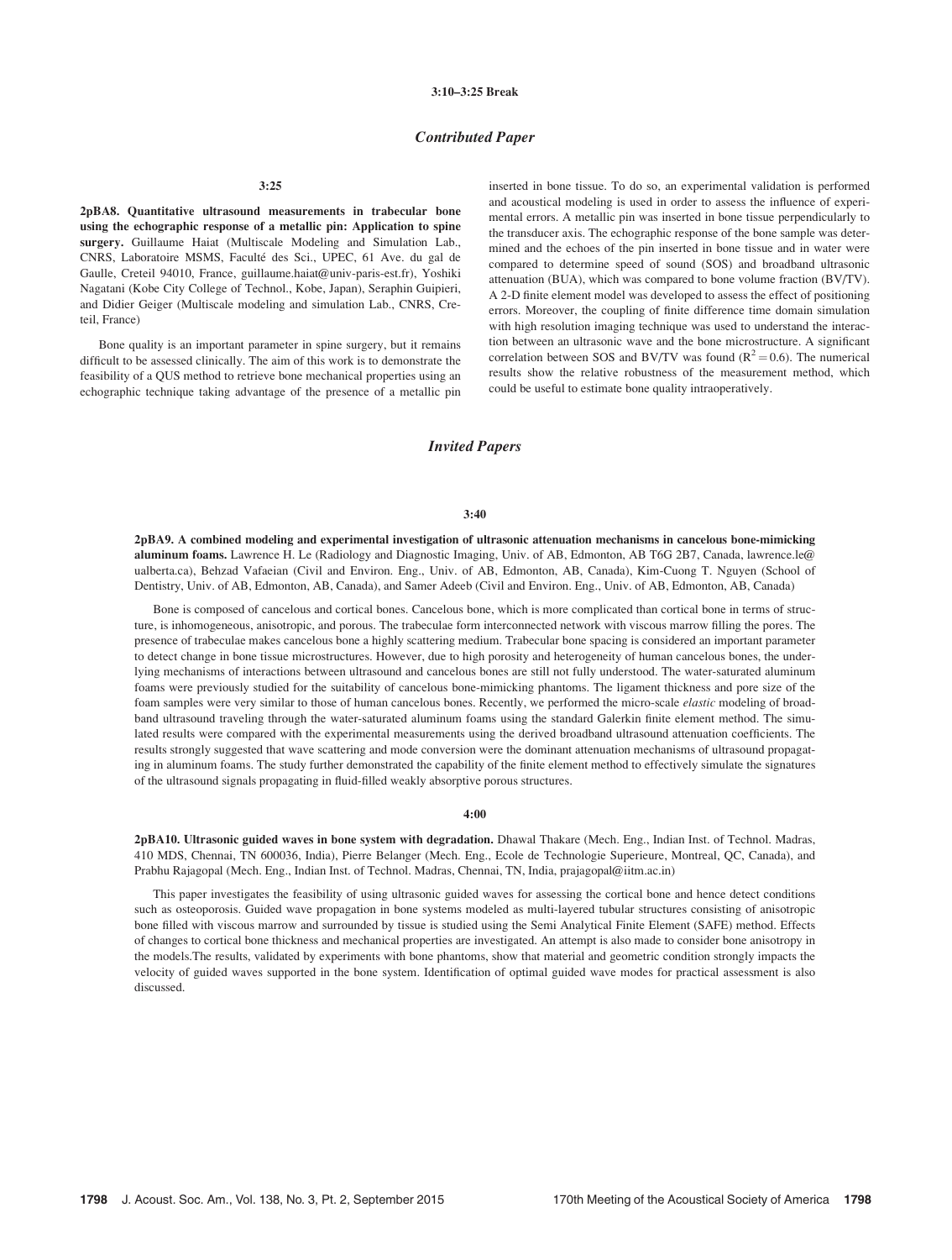**3:10–3:25 Break**

## *Contributed Paper*

**3:25**

**2pBA8. Quantitative ultrasound measurements in trabecular bone using the echographic response of a metallic pin: Application to spine surgery.** Guillaume Haiat (Multiscale Modeling and Simulation Lab., CNRS, Laboratoire MSMS, Faculté des Sci., UPEC, 61 Ave. du gal de Gaulle, Creteil 94010, France, guillaume.haiat@univ-paris-est.fr), Yoshiki Nagatani (Kobe City College of Technol., Kobe, Japan), Seraphin Guipieri, and Didier Geiger (Multiscale modeling and simulation Lab., CNRS, Creteil, France)

Bone quality is an important parameter in spine surgery, but it remains difficult to be assessed clinically. The aim of this work is to demonstrate the feasibility of a QUS method to retrieve bone mechanical properties using an echographic technique taking advantage of the presence of a metallic pin inserted in bone tissue. To do so, an experimental validation is performed and acoustical modeling is used in order to assess the influence of experimental errors. A metallic pin was inserted in bone tissue perpendicularly to the transducer axis. The echographic response of the bone sample was determined and the echoes of the pin inserted in bone tissue and in water were compared to determine speed of sound (SOS) and broadband ultrasonic attenuation (BUA), which was compared to bone volume fraction (BV/TV). A 2-D finite element model was developed to assess the effect of positioning errors. Moreover, the coupling of finite difference time domain simulation with high resolution imaging technique was used to understand the interaction between an ultrasonic wave and the bone microstructure. A significant correlation between SOS and BV/TV was found ($R^2 = 0.6$). The numerical results show the relative robustness of the measurement method, which could be useful to estimate bone quality intraoperatively.

## *Invited Papers*

**3:40**

**2pBA9. A combined modeling and experimental investigation of ultrasonic attenuation mechanisms in cancelous bone-mimicking aluminum foams.** Lawrence H. Le (Radiology and Diagnostic Imaging, Univ. of AB, Edmonton, AB T6G 2B7, Canada, lawrence.le@ualberta.ca), Behzad Vafaeian (Civil and Environ. Eng., Univ. of AB, Edmonton, AB, Canada), Kim-Cuong T. Nguyen (School of Dentistry, Univ. of AB, Edmonton, AB, Canada), and Samer Adeeb (Civil and Environ. Eng., Univ. of AB, Edmonton, AB, Canada)

Bone is composed of cancelous and cortical bones. Cancelous bone, which is more complicated than cortical bone in terms of structure, is inhomogeneous, anisotropic, and porous. The trabeculae form interconnected network with viscous marrow filling the pores. The presence of trabeculae makes cancelous bone a highly scattering medium. Trabecular bone spacing is considered an important parameter to detect change in bone tissue microstructures. However, due to high porosity and heterogeneity of human cancelous bones, the underlying mechanisms of interactions between ultrasound and cancelous bones are still not fully understood. The water-saturated aluminum foams were previously studied for the suitability of cancelous bone-mimicking phantoms. The ligament thickness and pore size of the foam samples were very similar to those of human cancelous bones. Recently, we performed the micro-scale *elastic* modeling of broadband ultrasound traveling through the water-saturated aluminum foams using the standard Galerkin finite element method. The simulated results were compared with the experimental measurements using the derived broadband ultrasound attenuation coefficients. The results strongly suggested that wave scattering and mode conversion were the dominant attenuation mechanisms of ultrasound propagating in aluminum foams. The study further demonstrated the capability of the finite element method to effectively simulate the signatures of the ultrasound signals propagating in fluid-filled weakly absorptive porous structures.

**4:00**

**2pBA10. Ultrasonic guided waves in bone system with degradation.** Dhawal Thakare (Mech. Eng., Indian Inst. of Technol. Madras, 410 MDS, Chennai, TN 600036, India), Pierre Belanger (Mech. Eng., Ecole de Technologie Superieure, Montreal, QC, Canada), and Prabhu Rajagopal (Mech. Eng., Indian Inst. of Technol. Madras, Chennai, TN, India, prajagopal@iitm.ac.in)

This paper investigates the feasibility of using ultrasonic guided waves for assessing the cortical bone and hence detect conditions such as osteoporosis. Guided wave propagation in bone systems modeled as multi-layered tubular structures consisting of anisotropic bone filled with viscous marrow and surrounded by tissue is studied using the Semi Analytical Finite Element (SAFE) method. Effects of changes to cortical bone thickness and mechanical properties are investigated. An attempt is also made to consider bone anisotropy in the models.The results, validated by experiments with bone phantoms, show that material and geometric condition strongly impacts the velocity of guided waves supported in the bone system. Identification of optimal guided wave modes for practical assessment is also discussed.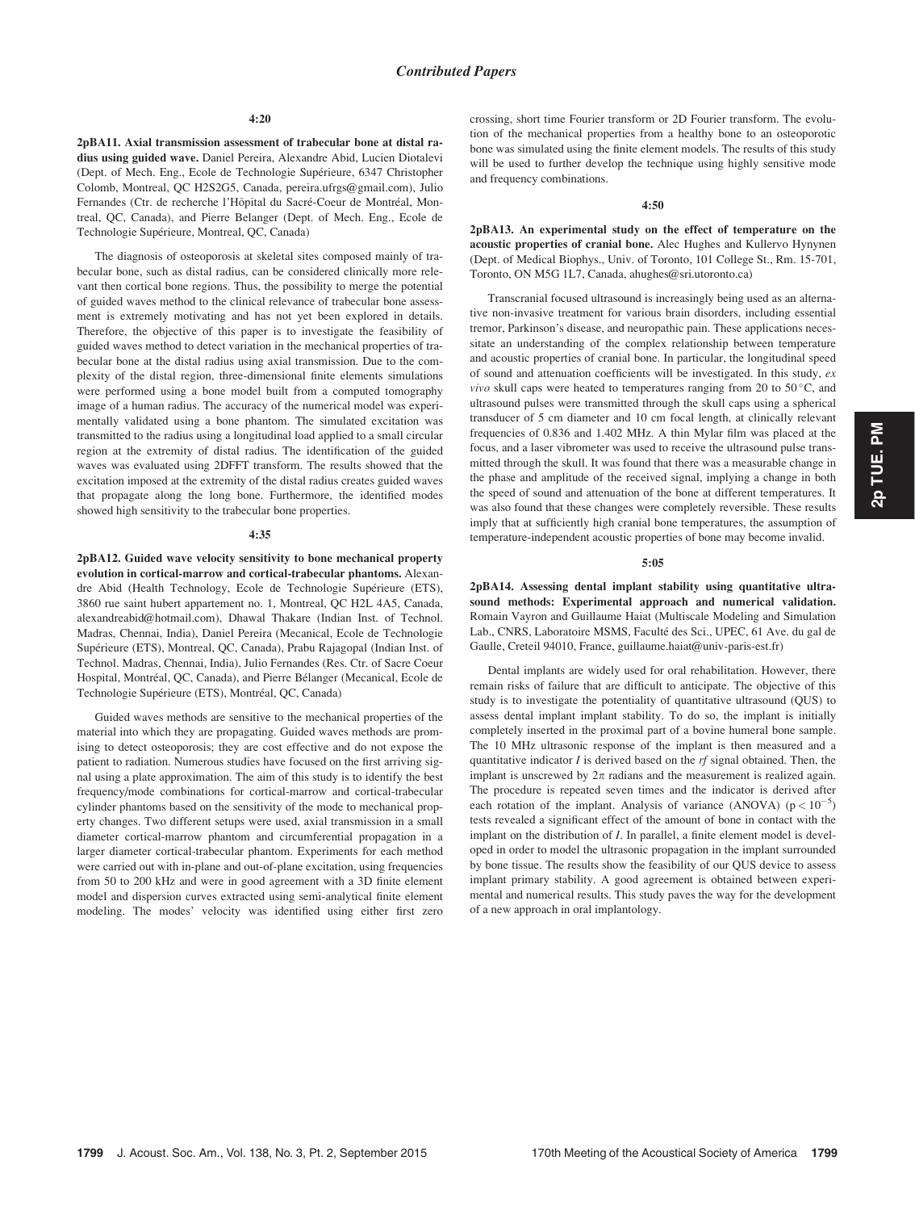## Contributed Papers

**4:20**

**2pBA11. Axial transmission assessment of trabecular bone at distal radius using guided wave.** Daniel Pereira, Alexandre Abid, Lucien Diotalevi (Dept. of Mech. Eng., Ecole de Technologie Supérieure, 6347 Christopher Colomb, Montreal, QC H2S2G5, Canada, pereira.ufrgs@gmail.com), Julio Fernandes (Ctr. de recherche l'Hôpital du Sacré-Coeur de Montréal, Montreal, QC, Canada), and Pierre Belanger (Dept. of Mech. Eng., Ecole de Technologie Supérieure, Montreal, QC, Canada)

The diagnosis of osteoporosis at skeletal sites composed mainly of trabecular bone, such as distal radius, can be considered clinically more relevant then cortical bone regions. Thus, the possibility to merge the potential of guided waves method to the clinical relevance of trabecular bone assessment is extremely motivating and has not yet been explored in details. Therefore, the objective of this paper is to investigate the feasibility of guided waves method to detect variation in the mechanical properties of trabecular bone at the distal radius using axial transmission. Due to the complexity of the distal region, three-dimensional finite elements simulations were performed using a bone model built from a computed tomography image of a human radius. The accuracy of the numerical model was experimentally validated using a bone phantom. The simulated excitation was transmitted to the radius using a longitudinal load applied to a small circular region at the extremity of distal radius. The identification of the guided waves was evaluated using 2DFFT transform. The results showed that the excitation imposed at the extremity of the distal radius creates guided waves that propagate along the long bone. Furthermore, the identified modes showed high sensitivity to the trabecular bone properties.

**4:35**

**2pBA12. Guided wave velocity sensitivity to bone mechanical property evolution in cortical-marrow and cortical-trabecular phantoms.** Alexandre Abid (Health Technology, Ecole de Technologie Supérieure (ETS), 3860 rue saint hubert appartement no. 1, Montreal, QC H2L 4A5, Canada, alexandreabid@hotmail.com), Dhawal Thakare (Indian Inst. of Technol. Madras, Chennai, India), Daniel Pereira (Mecanical, Ecole de Technologie Supérieure (ETS), Montreal, QC, Canada), Prabu Rajagopal (Indian Inst. of Technol. Madras, Chennai, India), Julio Fernandes (Res. Ctr. of Sacre Coeur Hospital, Montréal, QC, Canada), and Pierre Bélanger (Mecanical, Ecole de Technologie Supérieure (ETS), Montréal, QC, Canada)

Guided waves methods are sensitive to the mechanical properties of the material into which they are propagating. Guided waves methods are promising to detect osteoporosis; they are cost effective and do not expose the patient to radiation. Numerous studies have focused on the first arriving signal using a plate approximation. The aim of this study is to identify the best frequency/mode combinations for cortical-marrow and cortical-trabecular cylinder phantoms based on the sensitivity of the mode to mechanical property changes. Two different setups were used, axial transmission in a small diameter cortical-marrow phantom and circumferential propagation in a larger diameter cortical-trabecular phantom. Experiments for each method were carried out with in-plane and out-of-plane excitation, using frequencies from 50 to 200 kHz and were in good agreement with a 3D finite element model and dispersion curves extracted using semi-analytical finite element modeling. The modes' velocity was identified using either first zero crossing, short time Fourier transform or 2D Fourier transform. The evolution of the mechanical properties from a healthy bone to an osteoporotic bone was simulated using the finite element models. The results of this study will be used to further develop the technique using highly sensitive mode and frequency combinations.

**4:50**

**2pBA13. An experimental study on the effect of temperature on the acoustic properties of cranial bone.** Alec Hughes and Kullervo Hynynen (Dept. of Medical Biophys., Univ. of Toronto, 101 College St., Rm. 15-701, Toronto, ON M5G 1L7, Canada, ahughes@sri.utoronto.ca)

Transcranial focused ultrasound is increasingly being used as an alternative non-invasive treatment for various brain disorders, including essential tremor, Parkinson's disease, and neuropathic pain. These applications necessitate an understanding of the complex relationship between temperature and acoustic properties of cranial bone. In particular, the longitudinal speed of sound and attenuation coefficients will be investigated. In this study, *ex vivo* skull caps were heated to temperatures ranging from 20 to 50 °C, and ultrasound pulses were transmitted through the skull caps using a spherical transducer of 5 cm diameter and 10 cm focal length, at clinically relevant frequencies of 0.836 and 1.402 MHz. A thin Mylar film was placed at the focus, and a laser vibrometer was used to receive the ultrasound pulse transmitted through the skull. It was found that there was a measurable change in the phase and amplitude of the received signal, implying a change in both the speed of sound and attenuation of the bone at different temperatures. It was also found that these changes were completely reversible. These results imply that at sufficiently high cranial bone temperatures, the assumption of temperature-independent acoustic properties of bone may become invalid.

**5:05**

**2pBA14. Assessing dental implant stability using quantitative ultrasound methods: Experimental approach and numerical validation.** Romain Vayron and Guillaume Haiat (Multiscale Modeling and Simulation Lab., CNRS, Laboratoire MSMS, Faculté des Sci., UPEC, 61 Ave. du gal de Gaulle, Creteil 94010, France, guillaume.haiat@univ-paris-est.fr)

Dental implants are widely used for oral rehabilitation. However, there remain risks of failure that are difficult to anticipate. The objective of this study is to investigate the potentiality of quantitative ultrasound (QUS) to assess dental implant implant stability. To do so, the implant is initially completely inserted in the proximal part of a bovine humeral bone sample. The 10 MHz ultrasonic response of the implant is then measured and a quantitative indicator $I$ is derived based on the *rf* signal obtained. Then, the implant is unscrewed by $2\pi$ radians and the measurement is realized again. The procedure is repeated seven times and the indicator is derived after each rotation of the implant. Analysis of variance (ANOVA) ($p < 10^{-5}$) tests revealed a significant effect of the amount of bone in contact with the implant on the distribution of $I$. In parallel, a finite element model is developed in order to model the ultrasonic propagation in the implant surrounded by bone tissue. The results show the feasibility of our QUS device to assess implant primary stability. A good agreement is obtained between experimental and numerical results. This study paves the way for the development of a new approach in oral implantology.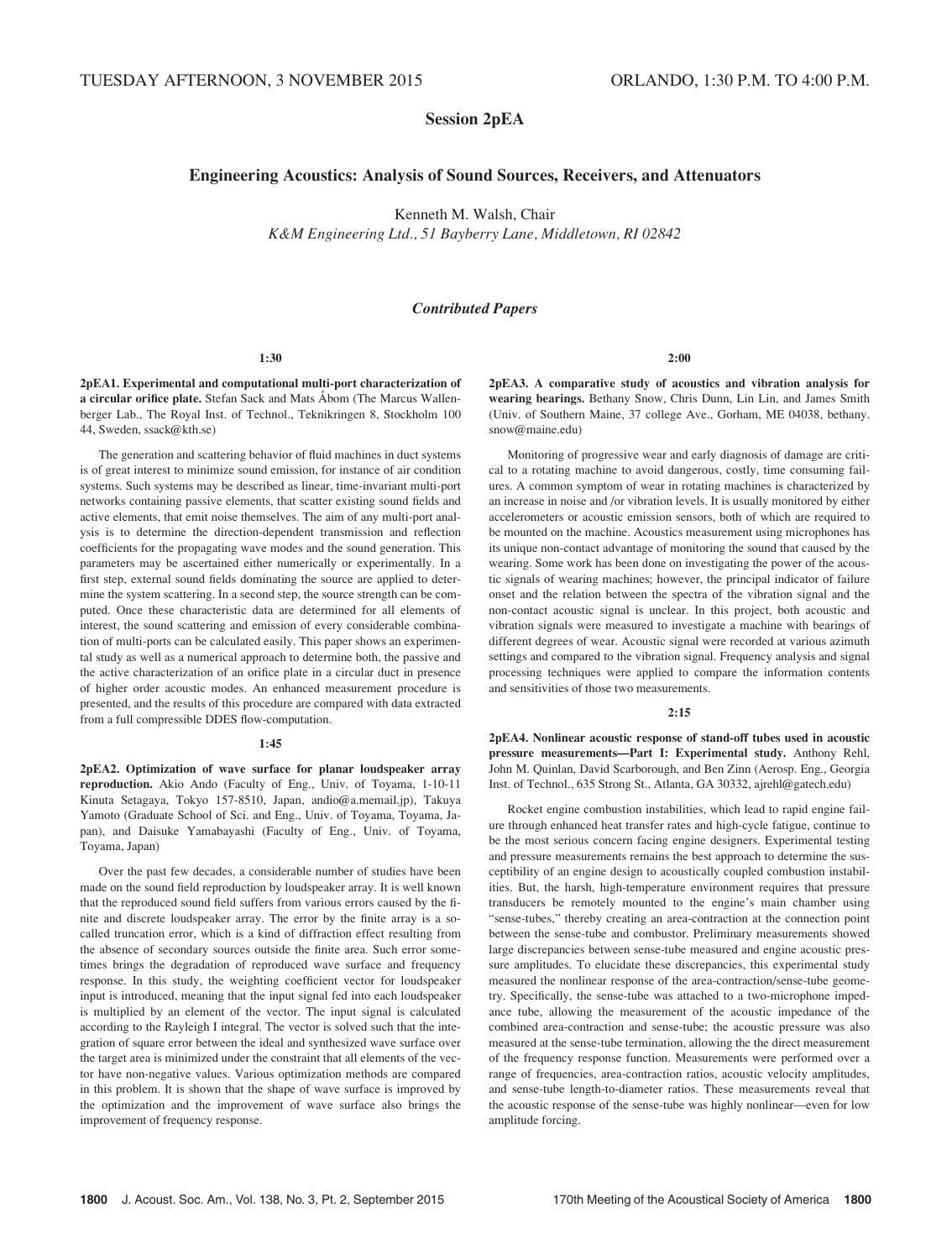TUESDAY AFTERNOON, 3 NOVEMBER 2015 ORLANDO, 1:30 P.M. TO 4:00 P.M.

## Session 2pEA

## Engineering Acoustics: Analysis of Sound Sources, Receivers, and Attenuators

Kenneth M. Walsh, Chair
*K&M Engineering Ltd., 51 Bayberry Lane, Middletown, RI 02842*

### *Contributed Papers*

**1:30**

**2pEA1. Experimental and computational multi-port characterization of a circular orifice plate.** Stefan Sack and Mats Åbom (The Marcus Wallenberger Lab., The Royal Inst. of Technol., Teknikringen 8, Stockholm 100 44, Sweden, ssack@kth.se)

The generation and scattering behavior of fluid machines in duct systems is of great interest to minimize sound emission, for instance of air condition systems. Such systems may be described as linear, time-invariant multi-port networks containing passive elements, that scatter existing sound fields and active elements, that emit noise themselves. The aim of any multi-port analysis is to determine the direction-dependent transmission and reflection coefficients for the propagating wave modes and the sound generation. This parameters may be ascertained either numerically or experimentally. In a first step, external sound fields dominating the source are applied to determine the system scattering. In a second step, the source strength can be computed. Once these characteristic data are determined for all elements of interest, the sound scattering and emission of every considerable combination of multi-ports can be calculated easily. This paper shows an experimental study as well as a numerical approach to determine both, the passive and the active characterization of an orifice plate in a circular duct in presence of higher order acoustic modes. An enhanced measurement procedure is presented, and the results of this procedure are compared with data extracted from a full compressible DDES flow-computation.

**1:45**

**2pEA2. Optimization of wave surface for planar loudspeaker array reproduction.** Akio Ando (Faculty of Eng., Univ. of Toyama, 1-10-11 Kinuta Setagaya, Tokyo 157-8510, Japan, andio@a.memail.jp), Takuya Yamoto (Graduate School of Sci. and Eng., Univ. of Toyama, Toyama, Japan), and Daisuke Yamabayashi (Faculty of Eng., Univ. of Toyama, Toyama, Japan)

Over the past few decades, a considerable number of studies have been made on the sound field reproduction by loudspeaker array. It is well known that the reproduced sound field suffers from various errors caused by the finite and discrete loudspeaker array. The error by the finite array is a so-called truncation error, which is a kind of diffraction effect resulting from the absence of secondary sources outside the finite area. Such error sometimes brings the degradation of reproduced wave surface and frequency response. In this study, the weighting coefficient vector for loudspeaker input is introduced, meaning that the input signal fed into each loudspeaker is multiplied by an element of the vector. The input signal is calculated according to the Rayleigh I integral. The vector is solved such that the integration of square error between the ideal and synthesized wave surface over the target area is minimized under the constraint that all elements of the vector have non-negative values. Various optimization methods are compared in this problem. It is shown that the shape of wave surface is improved by the optimization and the improvement of wave surface also brings the improvement of frequency response.

**2:00**

**2pEA3. A comparative study of acoustics and vibration analysis for wearing bearings.** Bethany Snow, Chris Dunn, Lin Lin, and James Smith (Univ. of Southern Maine, 37 college Ave., Gorham, ME 04038, bethany.snow@maine.edu)

Monitoring of progressive wear and early diagnosis of damage are critical to a rotating machine to avoid dangerous, costly, time consuming failures. A common symptom of wear in rotating machines is characterized by an increase in noise and /or vibration levels. It is usually monitored by either accelerometers or acoustic emission sensors, both of which are required to be mounted on the machine. Acoustics measurement using microphones has its unique non-contact advantage of monitoring the sound that caused by the wearing. Some work has been done on investigating the power of the acoustic signals of wearing machines; however, the principal indicator of failure onset and the relation between the spectra of the vibration signal and the non-contact acoustic signal is unclear. In this project, both acoustic and vibration signals were measured to investigate a machine with bearings of different degrees of wear. Acoustic signal were recorded at various azimuth settings and compared to the vibration signal. Frequency analysis and signal processing techniques were applied to compare the information contents and sensitivities of those two measurements.

**2:15**

**2pEA4. Nonlinear acoustic response of stand-off tubes used in acoustic pressure measurements—Part I: Experimental study.** Anthony Rehl, John M. Quinlan, David Scarborough, and Ben Zinn (Aerosp. Eng., Georgia Inst. of Technol., 635 Strong St., Atlanta, GA 30332, ajrehl@gatech.edu)

Rocket engine combustion instabilities, which lead to rapid engine failure through enhanced heat transfer rates and high-cycle fatigue, continue to be the most serious concern facing engine designers. Experimental testing and pressure measurements remains the best approach to determine the susceptibility of an engine design to acoustically coupled combustion instabilities. But, the harsh, high-temperature environment requires that pressure transducers be remotely mounted to the engine's main chamber using "sense-tubes," thereby creating an area-contraction at the connection point between the sense-tube and combustor. Preliminary measurements showed large discrepancies between sense-tube measured and engine acoustic pressure amplitudes. To elucidate these discrepancies, this experimental study measured the nonlinear response of the area-contraction/sense-tube geometry. Specifically, the sense-tube was attached to a two-microphone impedance tube, allowing the measurement of the acoustic impedance of the combined area-contraction and sense-tube; the acoustic pressure was also measured at the sense-tube termination, allowing the the direct measurement of the frequency response function. Measurements were performed over a range of frequencies, area-contraction ratios, acoustic velocity amplitudes, and sense-tube length-to-diameter ratios. These measurements reveal that the acoustic response of the sense-tube was highly nonlinear—even for low amplitude forcing.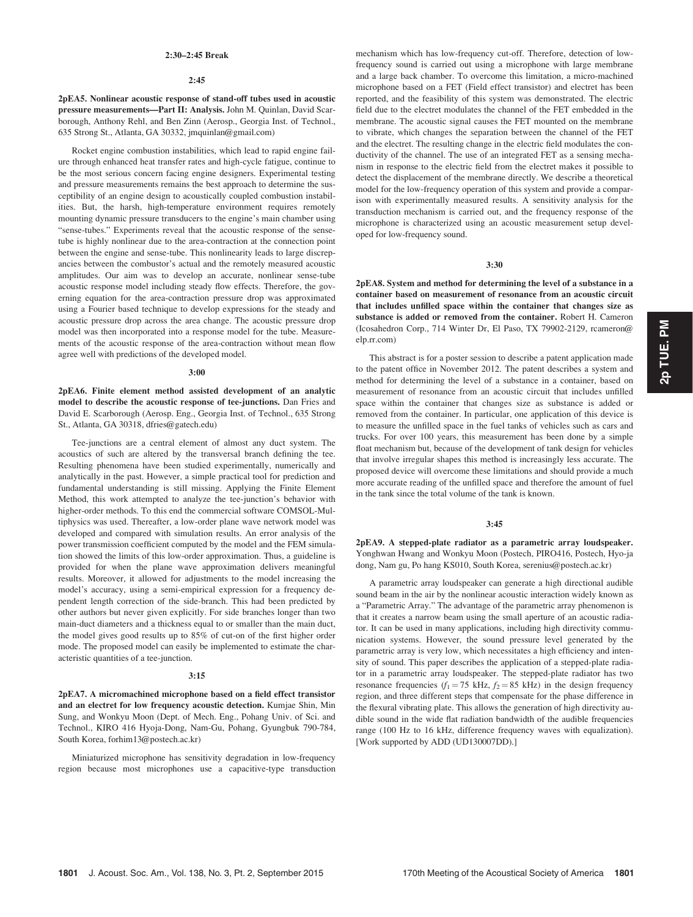**2:30–2:45 Break**

**2:45**

**2pEA5. Nonlinear acoustic response of stand-off tubes used in acoustic pressure measurements—Part II: Analysis.** John M. Quinlan, David Scarborough, Anthony Rehl, and Ben Zinn (Aerosp., Georgia Inst. of Technol., 635 Strong St., Atlanta, GA 30332, jmquinlan@gmail.com)

Rocket engine combustion instabilities, which lead to rapid engine failure through enhanced heat transfer rates and high-cycle fatigue, continue to be the most serious concern facing engine designers. Experimental testing and pressure measurements remains the best approach to determine the susceptibility of an engine design to acoustically coupled combustion instabilities. But, the harsh, high-temperature environment requires remotely mounting dynamic pressure transducers to the engine's main chamber using "sense-tubes." Experiments reveal that the acoustic response of the sense-tube is highly nonlinear due to the area-contraction at the connection point between the engine and sense-tube. This nonlinearity leads to large discrepancies between the combustor's actual and the remotely measured acoustic amplitudes. Our aim was to develop an accurate, nonlinear sense-tube acoustic response model including steady flow effects. Therefore, the governing equation for the area-contraction pressure drop was approximated using a Fourier based technique to develop expressions for the steady and acoustic pressure drop across the area change. The acoustic pressure drop model was then incorporated into a response model for the tube. Measurements of the acoustic response of the area-contraction without mean flow agree well with predictions of the developed model.

**3:00**

**2pEA6. Finite element method assisted development of an analytic model to describe the acoustic response of tee-junctions.** Dan Fries and David E. Scarborough (Aerosp. Eng., Georgia Inst. of Technol., 635 Strong St., Atlanta, GA 30318, dfries@gatech.edu)

Tee-junctions are a central element of almost any duct system. The acoustics of such are altered by the transversal branch defining the tee. Resulting phenomena have been studied experimentally, numerically and analytically in the past. However, a simple practical tool for prediction and fundamental understanding is still missing. Applying the Finite Element Method, this work attempted to analyze the tee-junction's behavior with higher-order methods. To this end the commercial software COMSOL-Multiphysics was used. Thereafter, a low-order plane wave network model was developed and compared with simulation results. An error analysis of the power transmission coefficient computed by the model and the FEM simulation showed the limits of this low-order approximation. Thus, a guideline is provided for when the plane wave approximation delivers meaningful results. Moreover, it allowed for adjustments to the model increasing the model's accuracy, using a semi-empirical expression for a frequency dependent length correction of the side-branch. This had been predicted by other authors but never given explicitly. For side branches longer than two main-duct diameters and a thickness equal to or smaller than the main duct, the model gives good results up to 85% of cut-on of the first higher order mode. The proposed model can easily be implemented to estimate the characteristic quantities of a tee-junction.

**3:15**

**2pEA7. A micromachined microphone based on a field effect transistor and an electret for low frequency acoustic detection.** Kumjae Shin, Min Sung, and Wonkyu Moon (Dept. of Mech. Eng., Pohang Univ. of Sci. and Technol., KIRO 416 Hyoja-Dong, Nam-Gu, Pohang, Gyungbuk 790-784, South Korea, forhim13@postech.ac.kr)

Miniaturized microphone has sensitivity degradation in low-frequency region because most microphones use a capacitive-type transduction mechanism which has low-frequency cut-off. Therefore, detection of low-frequency sound is carried out using a microphone with large membrane and a large back chamber. To overcome this limitation, a micro-machined microphone based on a FET (Field effect transistor) and electret has been reported, and the feasibility of this system was demonstrated. The electric field due to the electret modulates the channel of the FET embedded in the membrane. The acoustic signal causes the FET mounted on the membrane to vibrate, which changes the separation between the channel of the FET and the electret. The resulting change in the electric field modulates the conductivity of the channel. The use of an integrated FET as a sensing mechanism in response to the electric field from the electret makes it possible to detect the displacement of the membrane directly. We describe a theoretical model for the low-frequency operation of this system and provide a comparison with experimentally measured results. A sensitivity analysis for the transduction mechanism is carried out, and the frequency response of the microphone is characterized using an acoustic measurement setup developed for low-frequency sound.

**3:30**

**2pEA8. System and method for determining the level of a substance in a container based on measurement of resonance from an acoustic circuit that includes unfilled space within the container that changes size as substance is added or removed from the container.** Robert H. Cameron (Icosahedron Corp., 714 Winter Dr, El Paso, TX 79902-2129, rcameron@elp.rr.com)

This abstract is for a poster session to describe a patent application made to the patent office in November 2012. The patent describes a system and method for determining the level of a substance in a container, based on measurement of resonance from an acoustic circuit that includes unfilled space within the container that changes size as substance is added or removed from the container. In particular, one application of this device is to measure the unfilled space in the fuel tanks of vehicles such as cars and trucks. For over 100 years, this measurement has been done by a simple float mechanism but, because of the development of tank design for vehicles that involve irregular shapes this method is increasingly less accurate. The proposed device will overcome these limitations and should provide a much more accurate reading of the unfilled space and therefore the amount of fuel in the tank since the total volume of the tank is known.

**3:45**

**2pEA9. A stepped-plate radiator as a parametric array loudspeaker.** Yonghwan Hwang and Wonkyu Moon (Postech, PIRO416, Postech, Hyo-ja dong, Nam gu, Po hang KS010, South Korea, serenius@postech.ac.kr)

A parametric array loudspeaker can generate a high directional audible sound beam in the air by the nonlinear acoustic interaction widely known as a "Parametric Array." The advantage of the parametric array phenomenon is that it creates a narrow beam using the small aperture of an acoustic radiator. It can be used in many applications, including high directivity communication systems. However, the sound pressure level generated by the parametric array is very low, which necessitates a high efficiency and intensity of sound. This paper describes the application of a stepped-plate radiator in a parametric array loudspeaker. The stepped-plate radiator has two resonance frequencies ($f_1 = 75$ kHz, $f_2 = 85$ kHz) in the design frequency region, and three different steps that compensate for the phase difference in the flexural vibrating plate. This allows the generation of high directivity audible sound in the wide flat radiation bandwidth of the audible frequencies range (100 Hz to 16 kHz, difference frequency waves with equalization). [Work supported by ADD (UD130007DD).]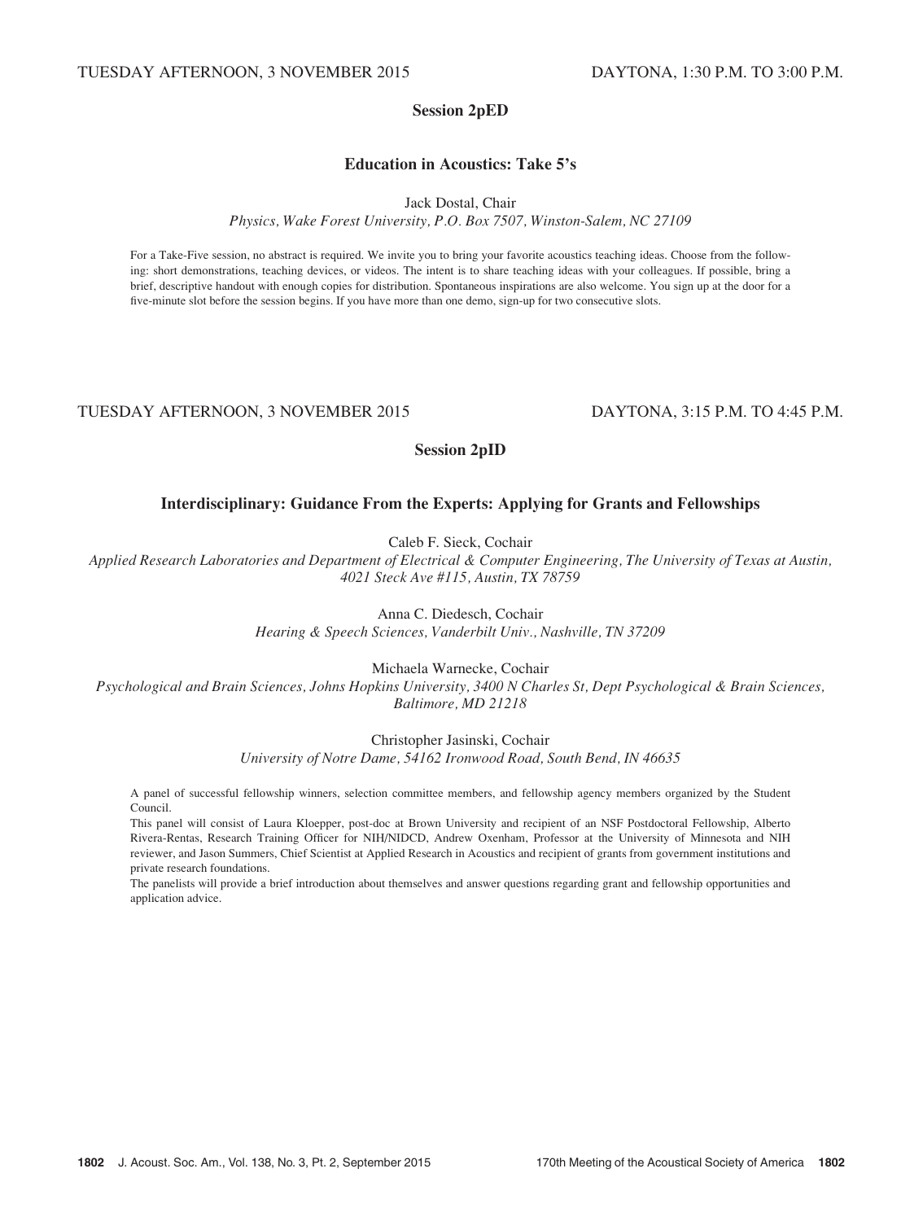TUESDAY AFTERNOON, 3 NOVEMBER 2015 DAYTONA, 1:30 P.M. TO 3:00 P.M.

## Session 2pED

### Education in Acoustics: Take 5's

Jack Dostal, Chair
*Physics, Wake Forest University, P.O. Box 7507, Winston-Salem, NC 27109*

For a Take-Five session, no abstract is required. We invite you to bring your favorite acoustics teaching ideas. Choose from the following: short demonstrations, teaching devices, or videos. The intent is to share teaching ideas with your colleagues. If possible, bring a brief, descriptive handout with enough copies for distribution. Spontaneous inspirations are also welcome. You sign up at the door for a five-minute slot before the session begins. If you have more than one demo, sign-up for two consecutive slots.

TUESDAY AFTERNOON, 3 NOVEMBER 2015 DAYTONA, 3:15 P.M. TO 4:45 P.M.

## Session 2pID

### Interdisciplinary: Guidance From the Experts: Applying for Grants and Fellowships

Caleb F. Sieck, Cochair
*Applied Research Laboratories and Department of Electrical & Computer Engineering, The University of Texas at Austin, 4021 Steck Ave #115, Austin, TX 78759*

Anna C. Diedesch, Cochair
*Hearing & Speech Sciences, Vanderbilt Univ., Nashville, TN 37209*

Michaela Warnecke, Cochair
*Psychological and Brain Sciences, Johns Hopkins University, 3400 N Charles St, Dept Psychological & Brain Sciences, Baltimore, MD 21218*

Christopher Jasinski, Cochair
*University of Notre Dame, 54162 Ironwood Road, South Bend, IN 46635*

A panel of successful fellowship winners, selection committee members, and fellowship agency members organized by the Student Council.

This panel will consist of Laura Kloepper, post-doc at Brown University and recipient of an NSF Postdoctoral Fellowship, Alberto Rivera-Rentas, Research Training Officer for NIH/NIDCD, Andrew Oxenham, Professor at the University of Minnesota and NIH reviewer, and Jason Summers, Chief Scientist at Applied Research in Acoustics and recipient of grants from government institutions and private research foundations.

The panelists will provide a brief introduction about themselves and answer questions regarding grant and fellowship opportunities and application advice.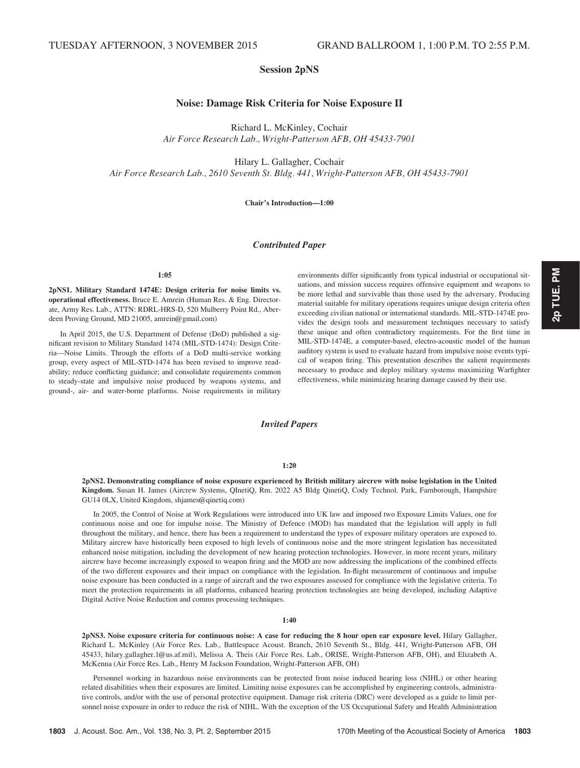TUESDAY AFTERNOON, 3 NOVEMBER 2015 GRAND BALLROOM 1, 1:00 P.M. TO 2:55 P.M.

## Session 2pNS

### Noise: Damage Risk Criteria for Noise Exposure II

Richard L. McKinley, Cochair
*Air Force Research Lab., Wright-Patterson AFB, OH 45433-7901*

Hilary L. Gallagher, Cochair
*Air Force Research Lab., 2610 Seventh St. Bldg. 441, Wright-Patterson AFB, OH 45433-7901*

**Chair's Introduction—1:00**

### *Contributed Paper*

**1:05**

**2pNS1. Military Standard 1474E: Design criteria for noise limits vs. operational effectiveness.** Bruce E. Amrein (Human Res. & Eng. Directorate, Army Res. Lab., ATTN: RDRL-HRS-D, 520 Mulberry Point Rd., Aberdeen Proving Ground, MD 21005, amrein@gmail.com)

In April 2015, the U.S. Department of Defense (DoD) published a significant revision to Military Standard 1474 (MIL-STD-1474): Design Criteria—Noise Limits. Through the efforts of a DoD multi-service working group, every aspect of MIL-STD-1474 has been revised to improve readability; reduce conflicting guidance; and consolidate requirements common to steady-state and impulsive noise produced by weapons systems, and ground-, air- and water-borne platforms. Noise requirements in military environments differ significantly from typical industrial or occupational situations, and mission success requires offensive equipment and weapons to be more lethal and survivable than those used by the adversary. Producing material suitable for military operations requires unique design criteria often exceeding civilian national or international standards. MIL-STD-1474E provides the design tools and measurement techniques necessary to satisfy these unique and often contradictory requirements. For the first time in MIL-STD-1474E, a computer-based, electro-acoustic model of the human auditory system is used to evaluate hazard from impulsive noise events typical of weapon firing. This presentation describes the salient requirements necessary to produce and deploy military systems maximizing Warfighter effectiveness, while minimizing hearing damage caused by their use.

### *Invited Papers*

**1:20**

**2pNS2. Demonstrating compliance of noise exposure experienced by British military aircrew with noise legislation in the United Kingdom.** Susan H. James (Aircrew Systems, QInetiQ, Rm. 2022 A5 Bldg QinetiQ, Cody Technol. Park, Farnborough, Hampshire GU14 0LX, United Kingdom, shjames@qinetiq.com)

In 2005, the Control of Noise at Work Regulations were introduced into UK law and imposed two Exposure Limits Values, one for continuous noise and one for impulse noise. The Ministry of Defence (MOD) has mandated that the legislation will apply in full throughout the military, and hence, there has been a requirement to understand the types of exposure military operators are exposed to. Military aircrew have historically been exposed to high levels of continuous noise and the more stringent legislation has necessitated enhanced noise mitigation, including the development of new hearing protection technologies. However, in more recent years, military aircrew have become increasingly exposed to weapon firing and the MOD are now addressing the implications of the combined effects of the two different exposures and their impact on compliance with the legislation. In-flight measurement of continuous and impulse noise exposure has been conducted in a range of aircraft and the two exposures assessed for compliance with the legislative criteria. To meet the protection requirements in all platforms, enhanced hearing protection technologies are being developed, including Adaptive Digital Active Noise Reduction and comms processing techniques.

**1:40**

**2pNS3. Noise exposure criteria for continuous noise: A case for reducing the 8 hour open ear exposure level.** Hilary Gallagher, Richard L. McKinley (Air Force Res. Lab., Battlespace Acoust. Branch, 2610 Seventh St., Bldg. 441, Wright-Patterson AFB, OH 45433, hilary.gallagher.1@us.af.mil), Melissa A. Theis (Air Force Res. Lab., ORISE, Wright-Patterson AFB, OH), and Elizabeth A. McKenna (Air Force Res. Lab., Henry M Jackson Foundation, Wright-Patterson AFB, OH)

Personnel working in hazardous noise environments can be protected from noise induced hearing loss (NIHL) or other hearing related disabilities when their exposures are limited. Limiting noise exposures can be accomplished by engineering controls, administrative controls, and/or with the use of personal protective equipment. Damage risk criteria (DRC) were developed as a guide to limit personnel noise exposure in order to reduce the risk of NIHL. With the exception of the US Occupational Safety and Health Administration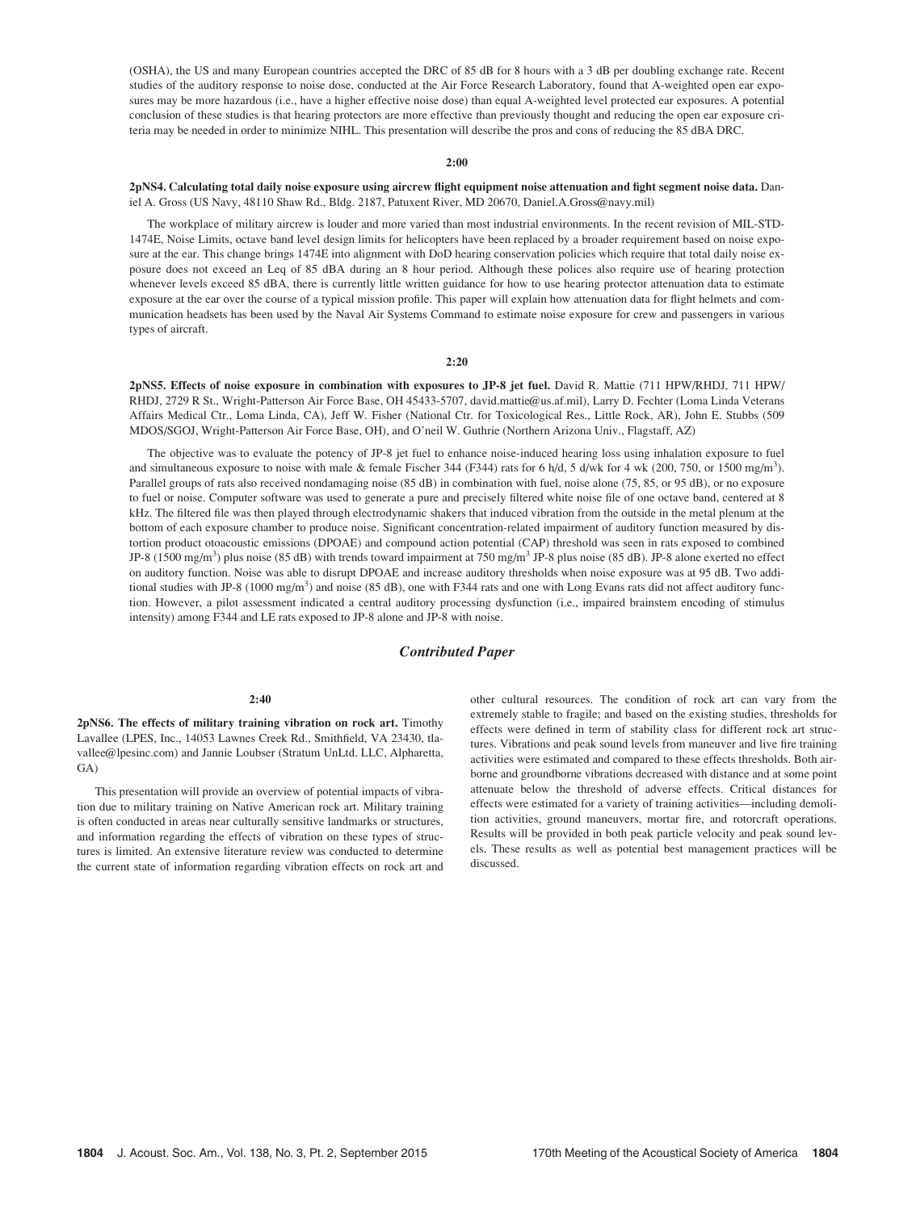(OSHA), the US and many European countries accepted the DRC of 85 dB for 8 hours with a 3 dB per doubling exchange rate. Recent studies of the auditory response to noise dose, conducted at the Air Force Research Laboratory, found that A-weighted open ear exposures may be more hazardous (i.e., have a higher effective noise dose) than equal A-weighted level protected ear exposures. A potential conclusion of these studies is that hearing protectors are more effective than previously thought and reducing the open ear exposure criteria may be needed in order to minimize NIHL. This presentation will describe the pros and cons of reducing the 85 dBA DRC.

**2:00**

**2pNS4. Calculating total daily noise exposure using aircrew flight equipment noise attenuation and fight segment noise data.** Daniel A. Gross (US Navy, 48110 Shaw Rd., Bldg. 2187, Patuxent River, MD 20670, Daniel.A.Gross@navy.mil)

The workplace of military aircrew is louder and more varied than most industrial environments. In the recent revision of MIL-STD-1474E, Noise Limits, octave band level design limits for helicopters have been replaced by a broader requirement based on noise exposure at the ear. This change brings 1474E into alignment with DoD hearing conservation policies which require that total daily noise exposure does not exceed an Leq of 85 dBA during an 8 hour period. Although these polices also require use of hearing protection whenever levels exceed 85 dBA, there is currently little written guidance for how to use hearing protector attenuation data to estimate exposure at the ear over the course of a typical mission profile. This paper will explain how attenuation data for flight helmets and communication headsets has been used by the Naval Air Systems Command to estimate noise exposure for crew and passengers in various types of aircraft.

**2:20**

**2pNS5. Effects of noise exposure in combination with exposures to JP-8 jet fuel.** David R. Mattie (711 HPW/RHDJ, 711 HPW/RHDJ, 2729 R St., Wright-Patterson Air Force Base, OH 45433-5707, david.mattie@us.af.mil), Larry D. Fechter (Loma Linda Veterans Affairs Medical Ctr., Loma Linda, CA), Jeff W. Fisher (National Ctr. for Toxicological Res., Little Rock, AR), John E. Stubbs (509 MDOS/SGOJ, Wright-Patterson Air Force Base, OH), and O'neil W. Guthrie (Northern Arizona Univ., Flagstaff, AZ)

The objective was to evaluate the potency of JP-8 jet fuel to enhance noise-induced hearing loss using inhalation exposure to fuel and simultaneous exposure to noise with male & female Fischer 344 (F344) rats for 6 h/d, 5 d/wk for 4 wk (200, 750, or 1500 mg/m$^3$). Parallel groups of rats also received nondamaging noise (85 dB) in combination with fuel, noise alone (75, 85, or 95 dB), or no exposure to fuel or noise. Computer software was used to generate a pure and precisely filtered white noise file of one octave band, centered at 8 kHz. The filtered file was then played through electrodynamic shakers that induced vibration from the outside in the metal plenum at the bottom of each exposure chamber to produce noise. Significant concentration-related impairment of auditory function measured by distortion product otoacoustic emissions (DPOAE) and compound action potential (CAP) threshold was seen in rats exposed to combined JP-8 (1500 mg/m$^3$) plus noise (85 dB) with trends toward impairment at 750 mg/m$^3$ JP-8 plus noise (85 dB). JP-8 alone exerted no effect on auditory function. Noise was able to disrupt DPOAE and increase auditory thresholds when noise exposure was at 95 dB. Two additional studies with JP-8 (1000 mg/m$^3$) and noise (85 dB), one with F344 rats and one with Long Evans rats did not affect auditory function. However, a pilot assessment indicated a central auditory processing dysfunction (i.e., impaired brainstem encoding of stimulus intensity) among F344 and LE rats exposed to JP-8 alone and JP-8 with noise.

## *Contributed Paper*

**2:40**

**2pNS6. The effects of military training vibration on rock art.** Timothy Lavallee (LPES, Inc., 14053 Lawnes Creek Rd., Smithfield, VA 23430, tlavallee@lpesinc.com) and Jannie Loubser (Stratum UnLtd. LLC, Alpharetta, GA)

This presentation will provide an overview of potential impacts of vibration due to military training on Native American rock art. Military training is often conducted in areas near culturally sensitive landmarks or structures, and information regarding the effects of vibration on these types of structures is limited. An extensive literature review was conducted to determine the current state of information regarding vibration effects on rock art and other cultural resources. The condition of rock art can vary from the extremely stable to fragile; and based on the existing studies, thresholds for effects were defined in term of stability class for different rock art structures. Vibrations and peak sound levels from maneuver and live fire training activities were estimated and compared to these effects thresholds. Both airborne and groundborne vibrations decreased with distance and at some point attenuate below the threshold of adverse effects. Critical distances for effects were estimated for a variety of training activities—including demolition activities, ground maneuvers, mortar fire, and rotorcraft operations. Results will be provided in both peak particle velocity and peak sound levels. These results as well as potential best management practices will be discussed.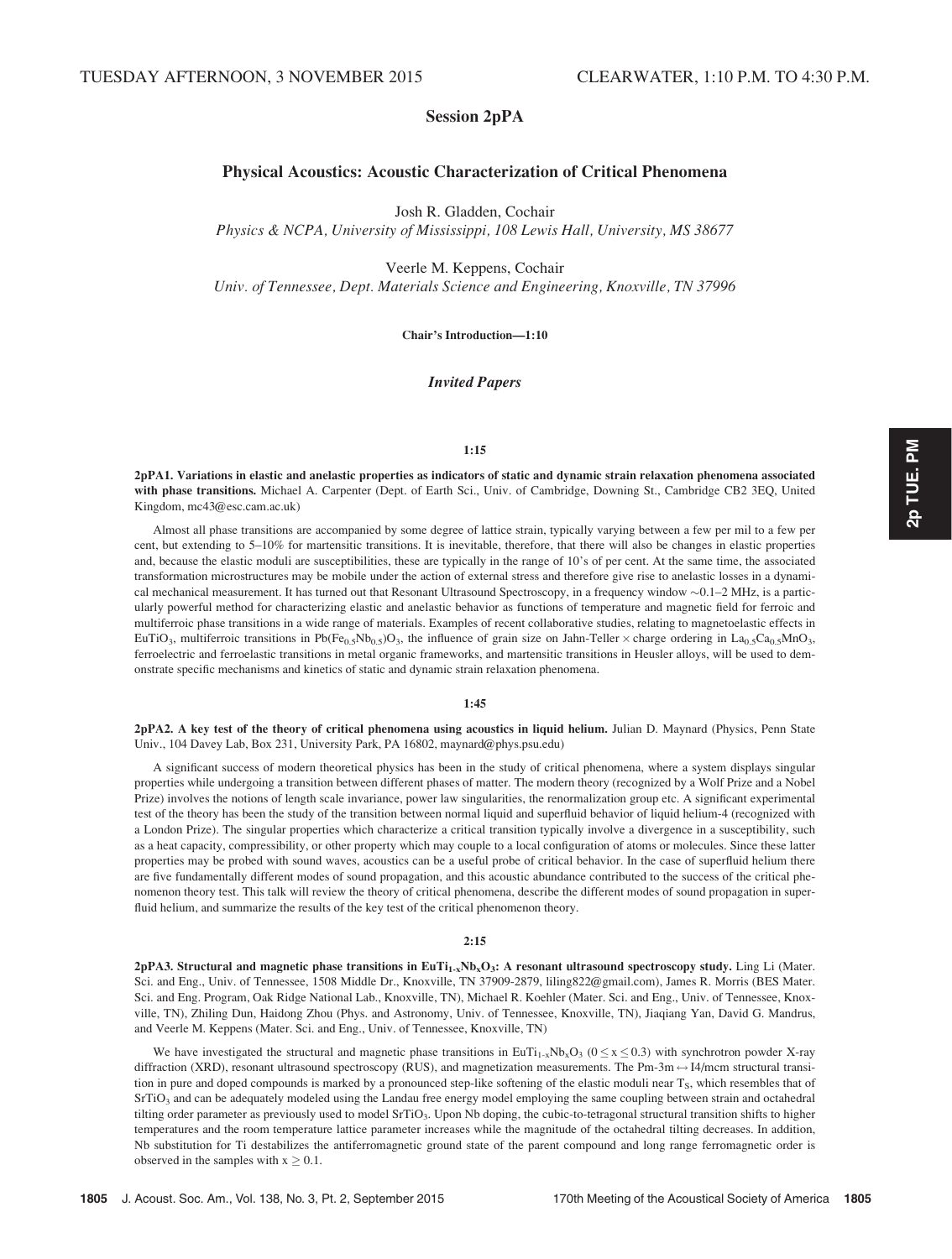TUESDAY AFTERNOON, 3 NOVEMBER 2015 CLEARWATER, 1:10 P.M. TO 4:30 P.M.

# Session 2pPA

## Physical Acoustics: Acoustic Characterization of Critical Phenomena

Josh R. Gladden, Cochair
*Physics & NCPA, University of Mississippi, 108 Lewis Hall, University, MS 38677*

Veerle M. Keppens, Cochair
*Univ. of Tennessee, Dept. Materials Science and Engineering, Knoxville, TN 37996*

**Chair's Introduction—1:10**

### *Invited Papers*

**1:15**

**2pPA1. Variations in elastic and anelastic properties as indicators of static and dynamic strain relaxation phenomena associated with phase transitions.** Michael A. Carpenter (Dept. of Earth Sci., Univ. of Cambridge, Downing St., Cambridge CB2 3EQ, United Kingdom, mc43@esc.cam.ac.uk)

Almost all phase transitions are accompanied by some degree of lattice strain, typically varying between a few per mil to a few per cent, but extending to 5–10% for martensitic transitions. It is inevitable, therefore, that there will also be changes in elastic properties and, because the elastic moduli are susceptibilities, these are typically in the range of 10's of per cent. At the same time, the associated transformation microstructures may be mobile under the action of external stress and therefore give rise to anelastic losses in a dynamical mechanical measurement. It has turned out that Resonant Ultrasound Spectroscopy, in a frequency window ~0.1–2 MHz, is a particularly powerful method for characterizing elastic and anelastic behavior as functions of temperature and magnetic field for ferroic and multiferroic phase transitions in a wide range of materials. Examples of recent collaborative studies, relating to magnetoelastic effects in $EuTiO_3$, multiferroic transitions in $Pb(Fe_{0.5}Nb_{0.5})O_3$, the influence of grain size on Jahn-Teller × charge ordering in $La_{0.5}Ca_{0.5}MnO_3$, ferroelectric and ferroelastic transitions in metal organic frameworks, and martensitic transitions in Heusler alloys, will be used to demonstrate specific mechanisms and kinetics of static and dynamic strain relaxation phenomena.

**1:45**

**2pPA2. A key test of the theory of critical phenomena using acoustics in liquid helium.** Julian D. Maynard (Physics, Penn State Univ., 104 Davey Lab, Box 231, University Park, PA 16802, maynard@phys.psu.edu)

A significant success of modern theoretical physics has been in the study of critical phenomena, where a system displays singular properties while undergoing a transition between different phases of matter. The modern theory (recognized by a Wolf Prize and a Nobel Prize) involves the notions of length scale invariance, power law singularities, the renormalization group etc. A significant experimental test of the theory has been the study of the transition between normal liquid and superfluid behavior of liquid helium-4 (recognized with a London Prize). The singular properties which characterize a critical transition typically involve a divergence in a susceptibility, such as a heat capacity, compressibility, or other property which may couple to a local configuration of atoms or molecules. Since these latter properties may be probed with sound waves, acoustics can be a useful probe of critical behavior. In the case of superfluid helium there are five fundamentally different modes of sound propagation, and this acoustic abundance contributed to the success of the critical phenomenon theory test. This talk will review the theory of critical phenomena, describe the different modes of sound propagation in superfluid helium, and summarize the results of the key test of the critical phenomenon theory.

**2:15**

**2pPA3. Structural and magnetic phase transitions in $EuTi_{1-x}Nb_xO_3$: A resonant ultrasound spectroscopy study.** Ling Li (Mater. Sci. and Eng., Univ. of Tennessee, 1508 Middle Dr., Knoxville, TN 37909-2879, liling822@gmail.com), James R. Morris (BES Mater. Sci. and Eng. Program, Oak Ridge National Lab., Knoxville, TN), Michael R. Koehler (Mater. Sci. and Eng., Univ. of Tennessee, Knoxville, TN), Zhiling Dun, Haidong Zhou (Phys. and Astronomy, Univ. of Tennessee, Knoxville, TN), Jiaqiang Yan, David G. Mandrus, and Veerle M. Keppens (Mater. Sci. and Eng., Univ. of Tennessee, Knoxville, TN)

We have investigated the structural and magnetic phase transitions in $EuTi_{1-x}Nb_xO_3$ ($0 \leq x \leq 0.3$) with synchrotron powder X-ray diffraction (XRD), resonant ultrasound spectroscopy (RUS), and magnetization measurements. The Pm-3m ↔ I4/mcm structural transition in pure and doped compounds is marked by a pronounced step-like softening of the elastic moduli near $T_S$, which resembles that of $SrTiO_3$ and can be adequately modeled using the Landau free energy model employing the same coupling between strain and octahedral tilting order parameter as previously used to model $SrTiO_3$. Upon Nb doping, the cubic-to-tetragonal structural transition shifts to higher temperatures and the room temperature lattice parameter increases while the magnitude of the octahedral tilting decreases. In addition, Nb substitution for Ti destabilizes the antiferromagnetic ground state of the parent compound and long range ferromagnetic order is observed in the samples with $x \geq 0.1$.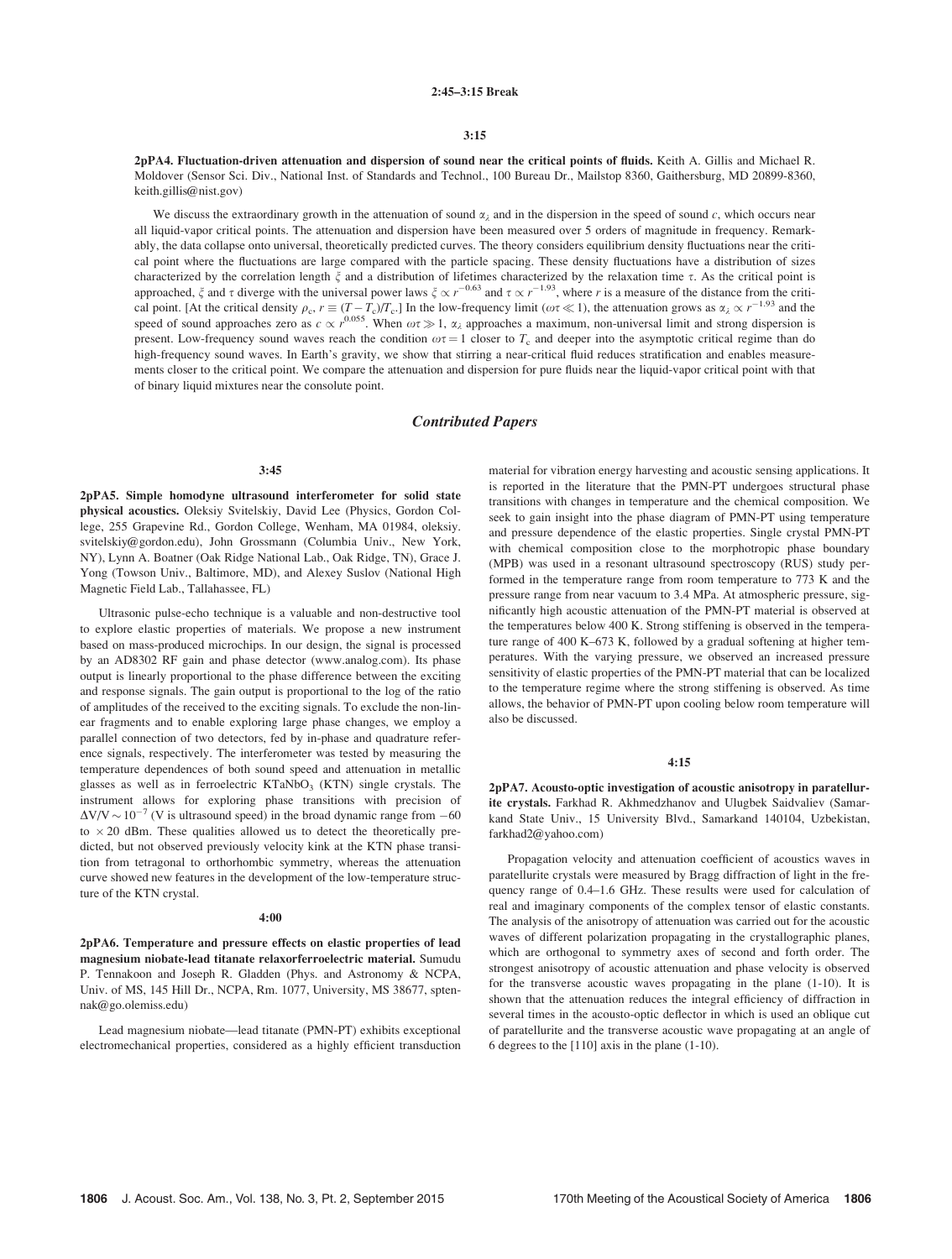**2:45–3:15 Break**

**3:15**

**2pPA4. Fluctuation-driven attenuation and dispersion of sound near the critical points of fluids.** Keith A. Gillis and Michael R. Moldover (Sensor Sci. Div., National Inst. of Standards and Technol., 100 Bureau Dr., Mailstop 8360, Gaithersburg, MD 20899-8360, keith.gillis@nist.gov)

We discuss the extraordinary growth in the attenuation of sound $\alpha_\lambda$ and in the dispersion in the speed of sound $c$, which occurs near all liquid-vapor critical points. The attenuation and dispersion have been measured over 5 orders of magnitude in frequency. Remarkably, the data collapse onto universal, theoretically predicted curves. The theory considers equilibrium density fluctuations near the critical point where the fluctuations are large compared with the particle spacing. These density fluctuations have a distribution of sizes characterized by the correlation length $\xi$ and a distribution of lifetimes characterized by the relaxation time $\tau$. As the critical point is approached, $\xi$ and $\tau$ diverge with the universal power laws $\xi \propto r^{-0.63}$ and $\tau \propto r^{-1.93}$, where $r$ is a measure of the distance from the critical point. [At the critical density $\rho_c$, $r \equiv (T - T_c)/T_c$.] In the low-frequency limit ($\omega\tau \ll 1$), the attenuation grows as $\alpha_\lambda \propto r^{-1.93}$ and the speed of sound approaches zero as $c \propto r^{0.055}$. When $\omega\tau \gg 1$, $\alpha_\lambda$ approaches a maximum, non-universal limit and strong dispersion is present. Low-frequency sound waves reach the condition $\omega\tau = 1$ closer to $T_c$ and deeper into the asymptotic critical regime than do high-frequency sound waves. In Earth's gravity, we show that stirring a near-critical fluid reduces stratification and enables measurements closer to the critical point. We compare the attenuation and dispersion for pure fluids near the liquid-vapor critical point with that of binary liquid mixtures near the consolute point.

## *Contributed Papers*

**3:45**

**2pPA5. Simple homodyne ultrasound interferometer for solid state physical acoustics.** Oleksiy Svitelskiy, David Lee (Physics, Gordon College, 255 Grapevine Rd., Gordon College, Wenham, MA 01984, oleksiy.svitelskiy@gordon.edu), John Grossmann (Columbia Univ., New York, NY), Lynn A. Boatner (Oak Ridge National Lab., Oak Ridge, TN), Grace J. Yong (Towson Univ., Baltimore, MD), and Alexey Suslov (National High Magnetic Field Lab., Tallahassee, FL)

Ultrasonic pulse-echo technique is a valuable and non-destructive tool to explore elastic properties of materials. We propose a new instrument based on mass-produced microchips. In our design, the signal is processed by an AD8302 RF gain and phase detector (www.analog.com). Its phase output is linearly proportional to the phase difference between the exciting and response signals. The gain output is proportional to the log of the ratio of amplitudes of the received to the exciting signals. To exclude the non-linear fragments and to enable exploring large phase changes, we employ a parallel connection of two detectors, fed by in-phase and quadrature reference signals, respectively. The interferometer was tested by measuring the temperature dependences of both sound speed and attenuation in metallic glasses as well as in ferroelectric $KTaNbO_3$ (KTN) single crystals. The instrument allows for exploring phase transitions with precision of $\Delta V/V \sim 10^{-7}$ (V is ultrasound speed) in the broad dynamic range from $-60$ to $\times 20$ dBm. These qualities allowed us to detect the theoretically predicted, but not observed previously velocity kink at the KTN phase transition from tetragonal to orthorhombic symmetry, whereas the attenuation curve showed new features in the development of the low-temperature structure of the KTN crystal.

**4:00**

**2pPA6. Temperature and pressure effects on elastic properties of lead magnesium niobate-lead titanate relaxorferroelectric material.** Sumudu P. Tennakoon and Joseph R. Gladden (Phys. and Astronomy & NCPA, Univ. of MS, 145 Hill Dr., NCPA, Rm. 1077, University, MS 38677, sptennak@go.olemiss.edu)

Lead magnesium niobate—lead titanate (PMN-PT) exhibits exceptional electromechanical properties, considered as a highly efficient transduction material for vibration energy harvesting and acoustic sensing applications. It is reported in the literature that the PMN-PT undergoes structural phase transitions with changes in temperature and the chemical composition. We seek to gain insight into the phase diagram of PMN-PT using temperature and pressure dependence of the elastic properties. Single crystal PMN-PT with chemical composition close to the morphotropic phase boundary (MPB) was used in a resonant ultrasound spectroscopy (RUS) study performed in the temperature range from room temperature to 773 K and the pressure range from near vacuum to 3.4 MPa. At atmospheric pressure, significantly high acoustic attenuation of the PMN-PT material is observed at the temperatures below 400 K. Strong stiffening is observed in the temperature range of 400 K–673 K, followed by a gradual softening at higher temperatures. With the varying pressure, we observed an increased pressure sensitivity of elastic properties of the PMN-PT material that can be localized to the temperature regime where the strong stiffening is observed. As time allows, the behavior of PMN-PT upon cooling below room temperature will also be discussed.

**4:15**

**2pPA7. Acousto-optic investigation of acoustic anisotropy in paratellurite crystals.** Farkhad R. Akhmedzhanov and Ulugbek Saidvaliev (Samarkand State Univ., 15 University Blvd., Samarkand 140104, Uzbekistan, farkhad2@yahoo.com)

Propagation velocity and attenuation coefficient of acoustics waves in paratellurite crystals were measured by Bragg diffraction of light in the frequency range of 0.4–1.6 GHz. These results were used for calculation of real and imaginary components of the complex tensor of elastic constants. The analysis of the anisotropy of attenuation was carried out for the acoustic waves of different polarization propagating in the crystallographic planes, which are orthogonal to symmetry axes of second and forth order. The strongest anisotropy of acoustic attenuation and phase velocity is observed for the transverse acoustic waves propagating in the plane (1-10). It is shown that the attenuation reduces the integral efficiency of diffraction in several times in the acousto-optic deflector in which is used an oblique cut of paratellurite and the transverse acoustic wave propagating at an angle of 6 degrees to the [110] axis in the plane (1-10).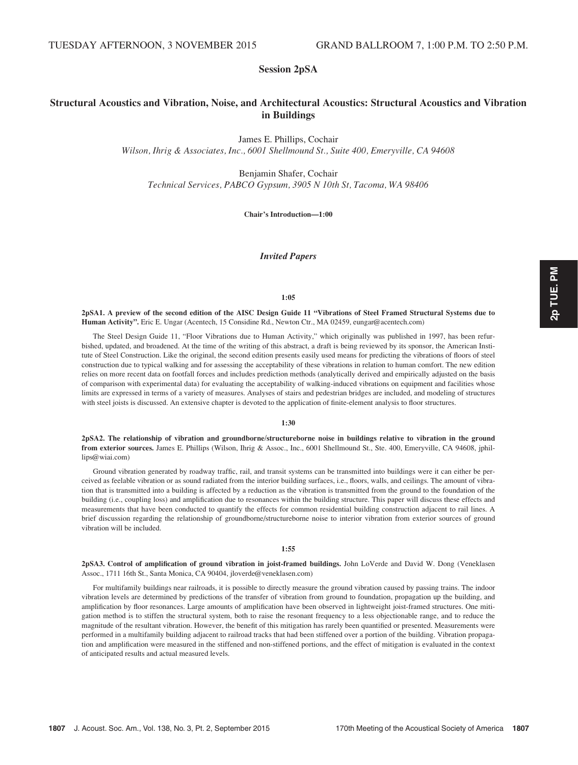TUESDAY AFTERNOON, 3 NOVEMBER 2015 GRAND BALLROOM 7, 1:00 P.M. TO 2:50 P.M.

## Session 2pSA

## Structural Acoustics and Vibration, Noise, and Architectural Acoustics: Structural Acoustics and Vibration in Buildings

James E. Phillips, Cochair
*Wilson, Ihrig & Associates, Inc., 6001 Shellmound St., Suite 400, Emeryville, CA 94608*

Benjamin Shafer, Cochair
*Technical Services, PABCO Gypsum, 3905 N 10th St, Tacoma, WA 98406*

**Chair's Introduction—1:00**

### *Invited Papers*

**1:05**

**2pSA1. A preview of the second edition of the AISC Design Guide 11 "Vibrations of Steel Framed Structural Systems due to Human Activity".** Eric E. Ungar (Acentech, 15 Considine Rd., Newton Ctr., MA 02459, eungar@acentech.com)

The Steel Design Guide 11, "Floor Vibrations due to Human Activity," which originally was published in 1997, has been refurbished, updated, and broadened. At the time of the writing of this abstract, a draft is being reviewed by its sponsor, the American Institute of Steel Construction. Like the original, the second edition presents easily used means for predicting the vibrations of floors of steel construction due to typical walking and for assessing the acceptability of these vibrations in relation to human comfort. The new edition relies on more recent data on footfall forces and includes prediction methods (analytically derived and empirically adjusted on the basis of comparison with experimental data) for evaluating the acceptability of walking-induced vibrations on equipment and facilities whose limits are expressed in terms of a variety of measures. Analyses of stairs and pedestrian bridges are included, and modeling of structures with steel joists is discussed. An extensive chapter is devoted to the application of finite-element analysis to floor structures.

**1:30**

**2pSA2. The relationship of vibration and groundborne/structureborne noise in buildings relative to vibration in the ground from exterior sources.** James E. Phillips (Wilson, Ihrig & Assoc., Inc., 6001 Shellmound St., Ste. 400, Emeryville, CA 94608, jphillips@wiai.com)

Ground vibration generated by roadway traffic, rail, and transit systems can be transmitted into buildings were it can either be perceived as feelable vibration or as sound radiated from the interior building surfaces, i.e., floors, walls, and ceilings. The amount of vibration that is transmitted into a building is affected by a reduction as the vibration is transmitted from the ground to the foundation of the building (i.e., coupling loss) and amplification due to resonances within the building structure. This paper will discuss these effects and measurements that have been conducted to quantify the effects for common residential building construction adjacent to rail lines. A brief discussion regarding the relationship of groundborne/structureborne noise to interior vibration from exterior sources of ground vibration will be included.

**1:55**

**2pSA3. Control of amplification of ground vibration in joist-framed buildings.** John LoVerde and David W. Dong (Veneklasen Assoc., 1711 16th St., Santa Monica, CA 90404, jloverde@veneklasen.com)

For multifamily buildings near railroads, it is possible to directly measure the ground vibration caused by passing trains. The indoor vibration levels are determined by predictions of the transfer of vibration from ground to foundation, propagation up the building, and amplification by floor resonances. Large amounts of amplification have been observed in lightweight joist-framed structures. One mitigation method is to stiffen the structural system, both to raise the resonant frequency to a less objectionable range, and to reduce the magnitude of the resultant vibration. However, the benefit of this mitigation has rarely been quantified or presented. Measurements were performed in a multifamily building adjacent to railroad tracks that had been stiffened over a portion of the building. Vibration propagation and amplification were measured in the stiffened and non-stiffened portions, and the effect of mitigation is evaluated in the context of anticipated results and actual measured levels.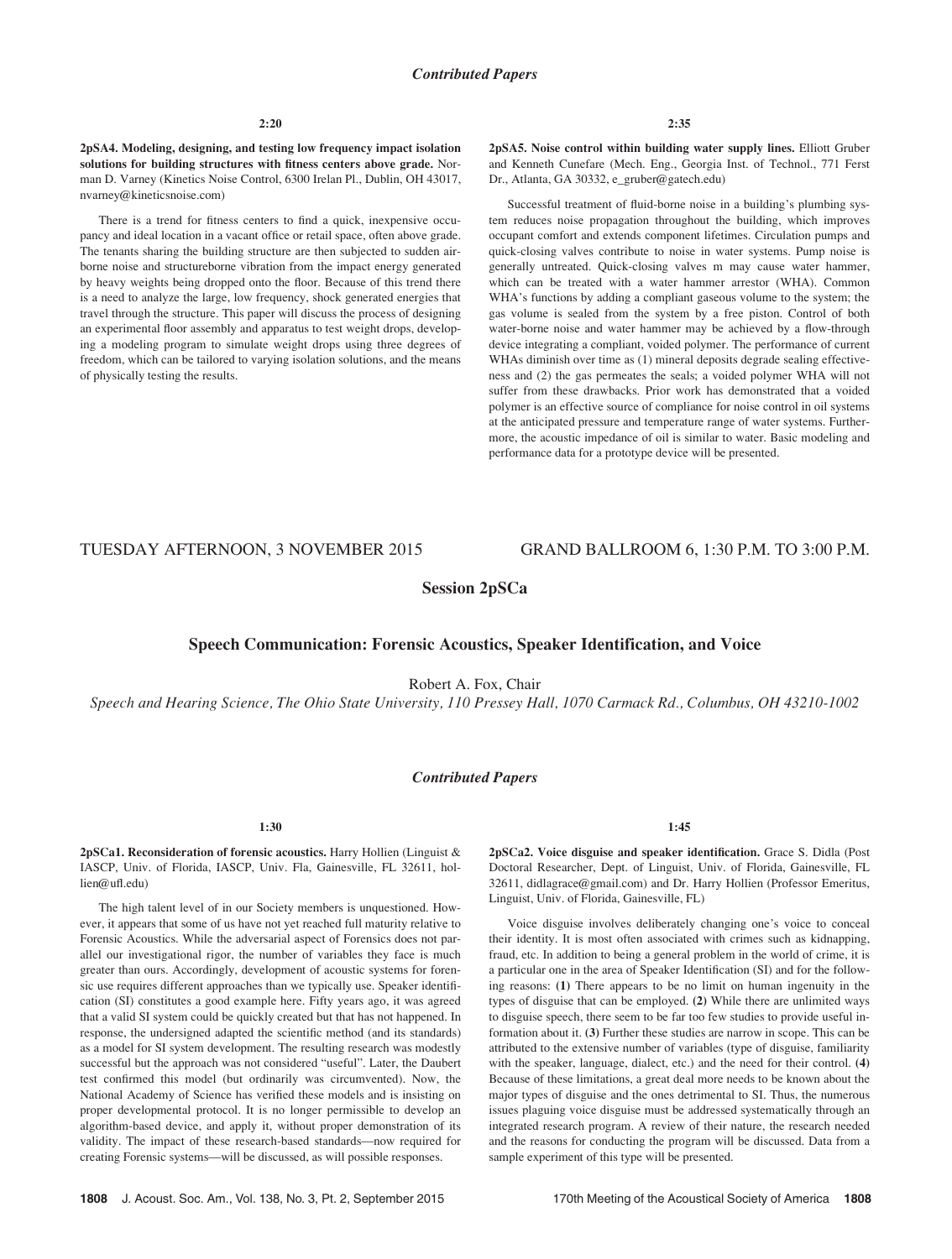## *Contributed Papers*

**2:20**

**2pSA4. Modeling, designing, and testing low frequency impact isolation solutions for building structures with fitness centers above grade.** Norman D. Varney (Kinetics Noise Control, 6300 Irelan Pl., Dublin, OH 43017, nvarney@kineticsnoise.com)

There is a trend for fitness centers to find a quick, inexpensive occupancy and ideal location in a vacant office or retail space, often above grade. The tenants sharing the building structure are then subjected to sudden airborne noise and structureborne vibration from the impact energy generated by heavy weights being dropped onto the floor. Because of this trend there is a need to analyze the large, low frequency, shock generated energies that travel through the structure. This paper will discuss the process of designing an experimental floor assembly and apparatus to test weight drops, developing a modeling program to simulate weight drops using three degrees of freedom, which can be tailored to varying isolation solutions, and the means of physically testing the results.

**2:35**

**2pSA5. Noise control within building water supply lines.** Elliott Gruber and Kenneth Cunefare (Mech. Eng., Georgia Inst. of Technol., 771 Ferst Dr., Atlanta, GA 30332, e_gruber@gatech.edu)

Successful treatment of fluid-borne noise in a building's plumbing system reduces noise propagation throughout the building, which improves occupant comfort and extends component lifetimes. Circulation pumps and quick-closing valves contribute to noise in water systems. Pump noise is generally untreated. Quick-closing valves m may cause water hammer, which can be treated with a water hammer arrestor (WHA). Common WHA's functions by adding a compliant gaseous volume to the system; the gas volume is sealed from the system by a free piston. Control of both water-borne noise and water hammer may be achieved by a flow-through device integrating a compliant, voided polymer. The performance of current WHAs diminish over time as (1) mineral deposits degrade sealing effectiveness and (2) the gas permeates the seals; a voided polymer WHA will not suffer from these drawbacks. Prior work has demonstrated that a voided polymer is an effective source of compliance for noise control in oil systems at the anticipated pressure and temperature range of water systems. Furthermore, the acoustic impedance of oil is similar to water. Basic modeling and performance data for a prototype device will be presented.

TUESDAY AFTERNOON, 3 NOVEMBER 2015 — GRAND BALLROOM 6, 1:30 P.M. TO 3:00 P.M.

# Session 2pSCa

## Speech Communication: Forensic Acoustics, Speaker Identification, and Voice

Robert A. Fox, Chair

*Speech and Hearing Science, The Ohio State University, 110 Pressey Hall, 1070 Carmack Rd., Columbus, OH 43210-1002*

## *Contributed Papers*

**1:30**

**2pSCa1. Reconsideration of forensic acoustics.** Harry Hollien (Linguist & IASCP, Univ. of Florida, IASCP, Univ. Fla, Gainesville, FL 32611, hollien@ufl.edu)

The high talent level of in our Society members is unquestioned. However, it appears that some of us have not yet reached full maturity relative to Forensic Acoustics. While the adversarial aspect of Forensics does not parallel our investigational rigor, the number of variables they face is much greater than ours. Accordingly, development of acoustic systems for forensic use requires different approaches than we typically use. Speaker identification (SI) constitutes a good example here. Fifty years ago, it was agreed that a valid SI system could be quickly created but that has not happened. In response, the undersigned adapted the scientific method (and its standards) as a model for SI system development. The resulting research was modestly successful but the approach was not considered "useful". Later, the Daubert test confirmed this model (but ordinarily was circumvented). Now, the National Academy of Science has verified these models and is insisting on proper developmental protocol. It is no longer permissible to develop an algorithm-based device, and apply it, without proper demonstration of its validity. The impact of these research-based standards—now required for creating Forensic systems—will be discussed, as will possible responses.

**1:45**

**2pSCa2. Voice disguise and speaker identification.** Grace S. Didla (Post Doctoral Researcher, Dept. of Linguist, Univ. of Florida, Gainesville, FL 32611, didlagrace@gmail.com) and Dr. Harry Hollien (Professor Emeritus, Linguist, Univ. of Florida, Gainesville, FL)

Voice disguise involves deliberately changing one's voice to conceal their identity. It is most often associated with crimes such as kidnapping, fraud, etc. In addition to being a general problem in the world of crime, it is a particular one in the area of Speaker Identification (SI) and for the following reasons: **(1)** There appears to be no limit on human ingenuity in the types of disguise that can be employed. **(2)** While there are unlimited ways to disguise speech, there seem to be far too few studies to provide useful information about it. **(3)** Further these studies are narrow in scope. This can be attributed to the extensive number of variables (type of disguise, familiarity with the speaker, language, dialect, etc.) and the need for their control. **(4)** Because of these limitations, a great deal more needs to be known about the major types of disguise and the ones detrimental to SI. Thus, the numerous issues plaguing voice disguise must be addressed systematically through an integrated research program. A review of their nature, the research needed and the reasons for conducting the program will be discussed. Data from a sample experiment of this type will be presented.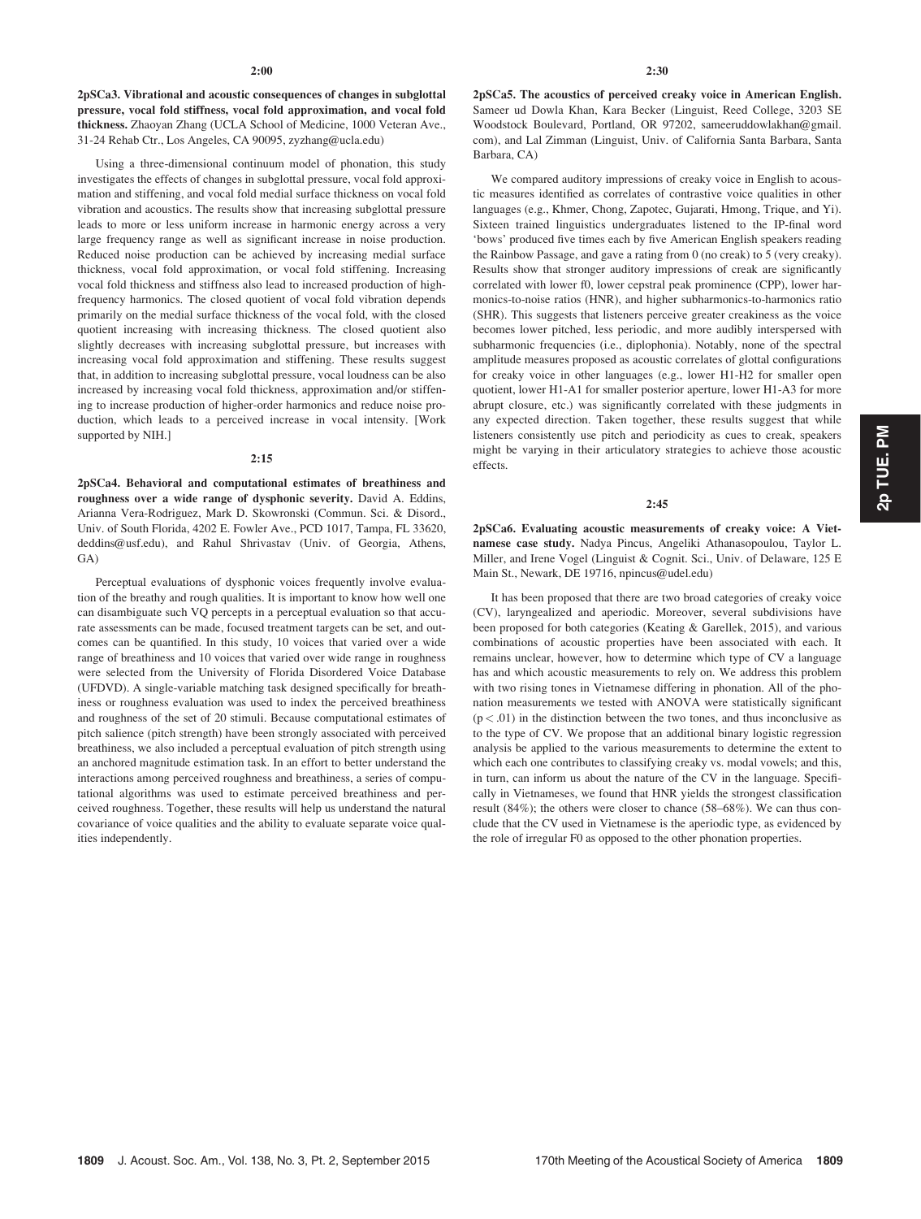**2:00**

**2pSCa3. Vibrational and acoustic consequences of changes in subglottal pressure, vocal fold stiffness, vocal fold approximation, and vocal fold thickness.** Zhaoyan Zhang (UCLA School of Medicine, 1000 Veteran Ave., 31-24 Rehab Ctr., Los Angeles, CA 90095, zyzhang@ucla.edu)

Using a three-dimensional continuum model of phonation, this study investigates the effects of changes in subglottal pressure, vocal fold approximation and stiffening, and vocal fold medial surface thickness on vocal fold vibration and acoustics. The results show that increasing subglottal pressure leads to more or less uniform increase in harmonic energy across a very large frequency range as well as significant increase in noise production. Reduced noise production can be achieved by increasing medial surface thickness, vocal fold approximation, or vocal fold stiffening. Increasing vocal fold thickness and stiffness also lead to increased production of high-frequency harmonics. The closed quotient of vocal fold vibration depends primarily on the medial surface thickness of the vocal fold, with the closed quotient increasing with increasing thickness. The closed quotient also slightly decreases with increasing subglottal pressure, but increases with increasing vocal fold approximation and stiffening. These results suggest that, in addition to increasing subglottal pressure, vocal loudness can be also increased by increasing vocal fold thickness, approximation and/or stiffening to increase production of higher-order harmonics and reduce noise production, which leads to a perceived increase in vocal intensity. [Work supported by NIH.]

**2:15**

**2pSCa4. Behavioral and computational estimates of breathiness and roughness over a wide range of dysphonic severity.** David A. Eddins, Arianna Vera-Rodriguez, Mark D. Skowronski (Commun. Sci. & Disord., Univ. of South Florida, 4202 E. Fowler Ave., PCD 1017, Tampa, FL 33620, deddins@usf.edu), and Rahul Shrivastav (Univ. of Georgia, Athens, GA)

Perceptual evaluations of dysphonic voices frequently involve evaluation of the breathy and rough qualities. It is important to know how well one can disambiguate such VQ percepts in a perceptual evaluation so that accurate assessments can be made, focused treatment targets can be set, and outcomes can be quantified. In this study, 10 voices that varied over a wide range of breathiness and 10 voices that varied over wide range in roughness were selected from the University of Florida Disordered Voice Database (UFDVD). A single-variable matching task designed specifically for breathiness or roughness evaluation was used to index the perceived breathiness and roughness of the set of 20 stimuli. Because computational estimates of pitch salience (pitch strength) have been strongly associated with perceived breathiness, we also included a perceptual evaluation of pitch strength using an anchored magnitude estimation task. In an effort to better understand the interactions among perceived roughness and breathiness, a series of computational algorithms was used to estimate perceived breathiness and perceived roughness. Together, these results will help us understand the natural covariance of voice qualities and the ability to evaluate separate voice qualities independently.

**2:30**

**2pSCa5. The acoustics of perceived creaky voice in American English.** Sameer ud Dowla Khan, Kara Becker (Linguist, Reed College, 3203 SE Woodstock Boulevard, Portland, OR 97202, sameeruddowlakhan@gmail.com), and Lal Zimman (Linguist, Univ. of California Santa Barbara, Santa Barbara, CA)

We compared auditory impressions of creaky voice in English to acoustic measures identified as correlates of contrastive voice qualities in other languages (e.g., Khmer, Chong, Zapotec, Gujarati, Hmong, Trique, and Yi). Sixteen trained linguistics undergraduates listened to the IP-final word 'bows' produced five times each by five American English speakers reading the Rainbow Passage, and gave a rating from 0 (no creak) to 5 (very creaky). Results show that stronger auditory impressions of creak are significantly correlated with lower f0, lower cepstral peak prominence (CPP), lower harmonics-to-noise ratios (HNR), and higher subharmonics-to-harmonics ratio (SHR). This suggests that listeners perceive greater creakiness as the voice becomes lower pitched, less periodic, and more audibly interspersed with subharmonic frequencies (i.e., diplophonia). Notably, none of the spectral amplitude measures proposed as acoustic correlates of glottal configurations for creaky voice in other languages (e.g., lower H1-H2 for smaller open quotient, lower H1-A1 for smaller posterior aperture, lower H1-A3 for more abrupt closure, etc.) was significantly correlated with these judgments in any expected direction. Taken together, these results suggest that while listeners consistently use pitch and periodicity as cues to creak, speakers might be varying in their articulatory strategies to achieve those acoustic effects.

**2:45**

**2pSCa6. Evaluating acoustic measurements of creaky voice: A Vietnamese case study.** Nadya Pincus, Angeliki Athanasopoulou, Taylor L. Miller, and Irene Vogel (Linguist & Cognit. Sci., Univ. of Delaware, 125 E Main St., Newark, DE 19716, npincus@udel.edu)

It has been proposed that there are two broad categories of creaky voice (CV), laryngealized and aperiodic. Moreover, several subdivisions have been proposed for both categories (Keating & Garellek, 2015), and various combinations of acoustic properties have been associated with each. It remains unclear, however, how to determine which type of CV a language has and which acoustic measurements to rely on. We address this problem with two rising tones in Vietnamese differing in phonation. All of the phonation measurements we tested with ANOVA were statistically significant ($p < .01$) in the distinction between the two tones, and thus inconclusive as to the type of CV. We propose that an additional binary logistic regression analysis be applied to the various measurements to determine the extent to which each one contributes to classifying creaky vs. modal vowels; and this, in turn, can inform us about the nature of the CV in the language. Specifically in Vietnameses, we found that HNR yields the strongest classification result (84%); the others were closer to chance (58–68%). We can thus conclude that the CV used in Vietnamese is the aperiodic type, as evidenced by the role of irregular F0 as opposed to the other phonation properties.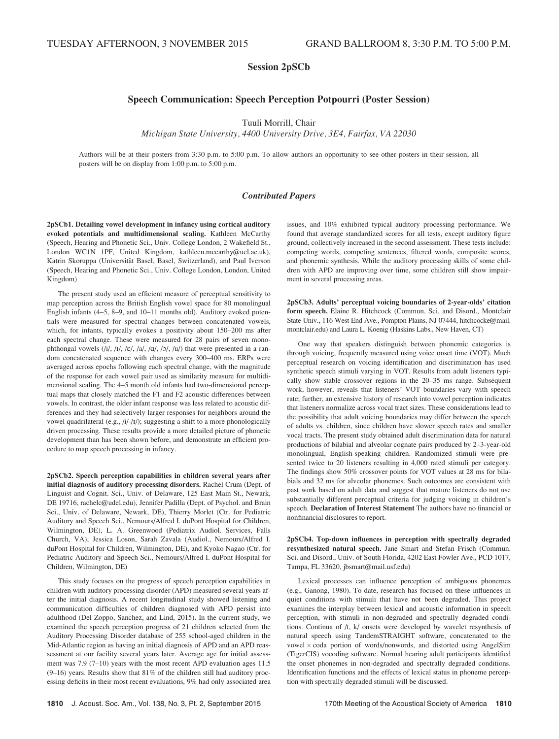TUESDAY AFTERNOON, 3 NOVEMBER 2015 GRAND BALLROOM 8, 3:30 P.M. TO 5:00 P.M.

## Session 2pSCb

## Speech Communication: Speech Perception Potpourri (Poster Session)

Tuuli Morrill, Chair

*Michigan State University, 4400 University Drive, 3E4, Fairfax, VA 22030*

Authors will be at their posters from 3:30 p.m. to 5:00 p.m. To allow authors an opportunity to see other posters in their session, all posters will be on display from 1:00 p.m. to 5:00 p.m.

### *Contributed Papers*

**2pSCb1. Detailing vowel development in infancy using cortical auditory evoked potentials and multidimensional scaling.** Kathleen McCarthy (Speech, Hearing and Phonetic Sci., Univ. College London, 2 Wakefield St., London WC1N 1PF, United Kingdom, kathleen.mccarthy@ucl.ac.uk), Katrin Skoruppa (Universität Basel, Basel, Switzerland), and Paul Iverson (Speech, Hearing and Phonetic Sci., Univ. College London, London, United Kingdom)

The present study used an efficient measure of perceptual sensitivity to map perception across the British English vowel space for 80 monolingual English infants (4–5, 8–9, and 10–11 months old). Auditory evoked potentials were measured for spectral changes between concatenated vowels, which, for infants, typically evokes a positivity about 150–200 ms after each spectral change. These were measured for 28 pairs of seven monophthongal vowels (/i/, /ɪ/, /ɛ/, /a/, /ɑ/, /ɔ/, /u/) that were presented in a random concatenated sequence with changes every 300–400 ms. ERPs were averaged across epochs following each spectral change, with the magnitude of the response for each vowel pair used as similarity measure for multidimensional scaling. The 4–5 month old infants had two-dimensional perceptual maps that closely matched the F1 and F2 acoustic differences between vowels. In contrast, the older infant response was less related to acoustic differences and they had selectively larger responses for neighbors around the vowel quadrilateral (e.g., /i/-/ɪ/); suggesting a shift to a more phonologically driven processing. These results provide a more detailed picture of phonetic development than has been shown before, and demonstrate an efficient procedure to map speech processing in infancy.

**2pSCb2. Speech perception capabilities in children several years after initial diagnosis of auditory processing disorders.** Rachel Crum (Dept. of Linguist and Cognit. Sci., Univ. of Delaware, 125 East Main St., Newark, DE 19716, rachelc@udel.edu), Jennifer Padilla (Dept. of Psychol. and Brain Sci., Univ. of Delaware, Newark, DE), Thierry Morlet (Ctr. for Pediatric Auditory and Speech Sci., Nemours/Alfred I. duPont Hospital for Children, Wilmington, DE), L. A. Greenwood (Pediatrix Audiol. Services, Falls Church, VA), Jessica Loson, Sarah Zavala (Audiol., Nemours/Alfred I. duPont Hospital for Children, Wilmington, DE), and Kyoko Nagao (Ctr. for Pediatric Auditory and Speech Sci., Nemours/Alfred I. duPont Hospital for Children, Wilmington, DE)

This study focuses on the progress of speech perception capabilities in children with auditory processing disorder (APD) measured several years after the initial diagnosis. A recent longitudinal study showed listening and communication difficulties of children diagnosed with APD persist into adulthood (Del Zoppo, Sanchez, and Lind, 2015). In the current study, we examined the speech perception progress of 21 children selected from the Auditory Processing Disorder database of 255 school-aged children in the Mid-Atlantic region as having an initial diagnosis of APD and an APD reassessment at our facility several years later. Average age for initial assessment was 7.9 (7–10) years with the most recent APD evaluation ages 11.5 (9–16) years. Results show that 81% of the children still had auditory processing deficits in their most recent evaluations, 9% had only associated area issues, and 10% exhibited typical auditory processing performance. We found that average standardized scores for all tests, except auditory figure ground, collectively increased in the second assessment. These tests include: competing words, competing sentences, filtered words, composite scores, and phonemic synthesis. While the auditory processing skills of some children with APD are improving over time, some children still show impairment in several processing areas.

**2pSCb3. Adults' perceptual voicing boundaries of 2-year-olds' citation form speech.** Elaine R. Hitchcock (Commun. Sci. and Disord., Montclair State Univ., 116 West End Ave., Pompton Plains, NJ 07444, hitchcocke@mail.montclair.edu) and Laura L. Koenig (Haskins Labs., New Haven, CT)

One way that speakers distinguish between phonemic categories is through voicing, frequently measured using voice onset time (VOT). Much perceptual research on voicing identification and discrimination has used synthetic speech stimuli varying in VOT. Results from adult listeners typically show stable crossover regions in the 20–35 ms range. Subsequent work, however, reveals that listeners' VOT boundaries vary with speech rate; further, an extensive history of research into vowel perception indicates that listeners normalize across vocal tract sizes. These considerations lead to the possibility that adult voicing boundaries may differ between the speech of adults vs. children, since children have slower speech rates and smaller vocal tracts. The present study obtained adult discrimination data for natural productions of bilabial and alveolar cognate pairs produced by 2–3-year-old monolingual, English-speaking children. Randomized stimuli were presented twice to 20 listeners resulting in 4,000 rated stimuli per category. The findings show 50% crossover points for VOT values at 28 ms for bilabials and 32 ms for alveolar phonemes. Such outcomes are consistent with past work based on adult data and suggest that mature listeners do not use substantially different perceptual criteria for judging voicing in children's speech. **Declaration of Interest Statement** The authors have no financial or nonfinancial disclosures to report.

**2pSCb4. Top-down influences in perception with spectrally degraded resynthesized natural speech.** Jane Smart and Stefan Frisch (Commun. Sci. and Disord., Univ. of South Florida, 4202 East Fowler Ave., PCD 1017, Tampa, FL 33620, jbsmart@mail.usf.edu)

Lexical processes can influence perception of ambiguous phonemes (e.g., Ganong, 1980). To date, research has focused on these influences in quiet conditions with stimuli that have not been degraded. This project examines the interplay between lexical and acoustic information in speech perception, with stimuli in non-degraded and spectrally degraded conditions. Continua of /t, k/ onsets were developed by wavelet resynthesis of natural speech using TandemSTRAIGHT software, concatenated to the vowel × coda portion of words/nonwords, and distorted using AngelSim (TigerCIS) vocoding software. Normal hearing adult participants identified the onset phonemes in non-degraded and spectrally degraded conditions. Identification functions and the effects of lexical status in phoneme perception with spectrally degraded stimuli will be discussed.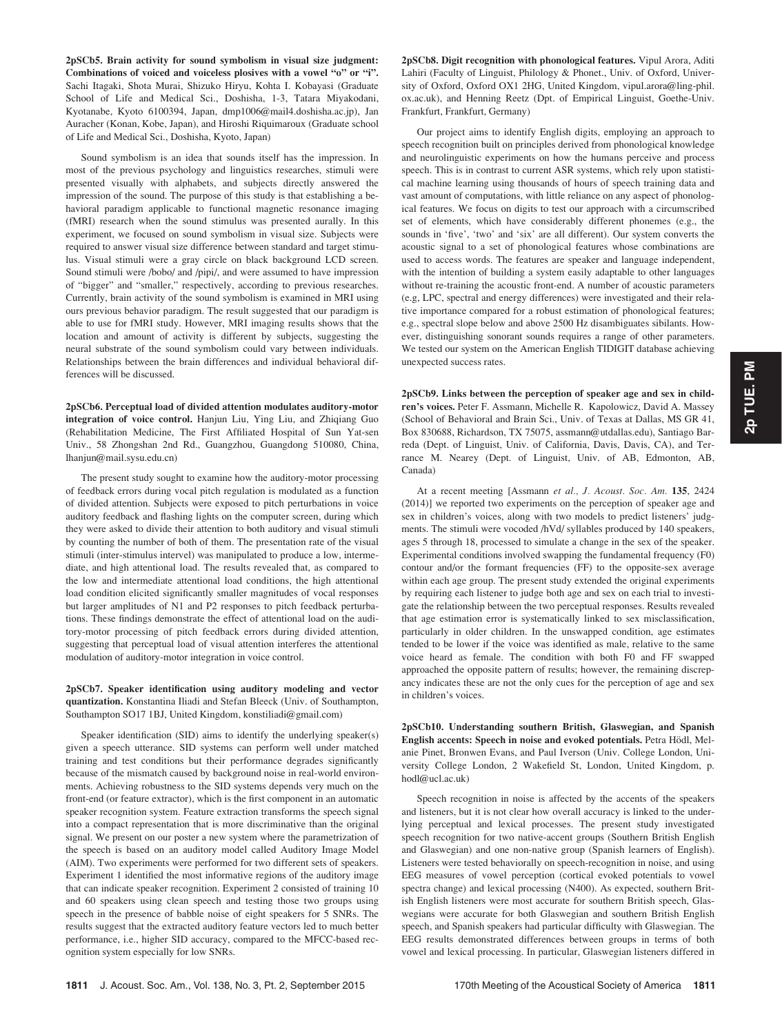**2pSCb5. Brain activity for sound symbolism in visual size judgment: Combinations of voiced and voiceless plosives with a vowel "o" or "i".** Sachi Itagaki, Shota Murai, Shizuko Hiryu, Kohta I. Kobayasi (Graduate School of Life and Medical Sci., Doshisha, 1-3, Tatara Miyakodani, Kyotanabe, Kyoto 6100394, Japan, dmp1006@mail4.doshisha.ac.jp), Jan Auracher (Konan, Kobe, Japan), and Hiroshi Riquimaroux (Graduate school of Life and Medical Sci., Doshisha, Kyoto, Japan)

Sound symbolism is an idea that sounds itself has the impression. In most of the previous psychology and linguistics researches, stimuli were presented visually with alphabets, and subjects directly answered the impression of the sound. The purpose of this study is that establishing a behavioral paradigm applicable to functional magnetic resonance imaging (fMRI) research when the sound stimulus was presented aurally. In this experiment, we focused on sound symbolism in visual size. Subjects were required to answer visual size difference between standard and target stimulus. Visual stimuli were a gray circle on black background LCD screen. Sound stimuli were /bobo/ and /pipi/, and were assumed to have impression of "bigger" and "smaller," respectively, according to previous researches. Currently, brain activity of the sound symbolism is examined in MRI using ours previous behavior paradigm. The result suggested that our paradigm is able to use for fMRI study. However, MRI imaging results shows that the location and amount of activity is different by subjects, suggesting the neural substrate of the sound symbolism could vary between individuals. Relationships between the brain differences and individual behavioral differences will be discussed.

**2pSCb6. Perceptual load of divided attention modulates auditory-motor integration of voice control.** Hanjun Liu, Ying Liu, and Zhiqiang Guo (Rehabilitation Medicine, The First Affiliated Hospital of Sun Yat-sen Univ., 58 Zhongshan 2nd Rd., Guangzhou, Guangdong 510080, China, lhanjun@mail.sysu.edu.cn)

The present study sought to examine how the auditory-motor processing of feedback errors during vocal pitch regulation is modulated as a function of divided attention. Subjects were exposed to pitch perturbations in voice auditory feedback and flashing lights on the computer screen, during which they were asked to divide their attention to both auditory and visual stimuli by counting the number of both of them. The presentation rate of the visual stimuli (inter-stimulus intervel) was manipulated to produce a low, intermediate, and high attentional load. The results revealed that, as compared to the low and intermediate attentional load conditions, the high attentional load condition elicited significantly smaller magnitudes of vocal responses but larger amplitudes of N1 and P2 responses to pitch feedback perturbations. These findings demonstrate the effect of attentional load on the auditory-motor processing of pitch feedback errors during divided attention, suggesting that perceptual load of visual attention interferes the attentional modulation of auditory-motor integration in voice control.

**2pSCb7. Speaker identification using auditory modeling and vector quantization.** Konstantina Iliadi and Stefan Bleeck (Univ. of Southampton, Southampton SO17 1BJ, United Kingdom, konstiliadi@gmail.com)

Speaker identification (SID) aims to identify the underlying speaker(s) given a speech utterance. SID systems can perform well under matched training and test conditions but their performance degrades significantly because of the mismatch caused by background noise in real-world environments. Achieving robustness to the SID systems depends very much on the front-end (or feature extractor), which is the first component in an automatic speaker recognition system. Feature extraction transforms the speech signal into a compact representation that is more discriminative than the original signal. We present on our poster a new system where the parametrization of the speech is based on an auditory model called Auditory Image Model (AIM). Two experiments were performed for two different sets of speakers. Experiment 1 identified the most informative regions of the auditory image that can indicate speaker recognition. Experiment 2 consisted of training 10 and 60 speakers using clean speech and testing those two groups using speech in the presence of babble noise of eight speakers for 5 SNRs. The results suggest that the extracted auditory feature vectors led to much better performance, i.e., higher SID accuracy, compared to the MFCC-based recognition system especially for low SNRs.

**2pSCb8. Digit recognition with phonological features.** Vipul Arora, Aditi Lahiri (Faculty of Linguist, Philology & Phonet., Univ. of Oxford, University of Oxford, Oxford OX1 2HG, United Kingdom, vipul.arora@ling-phil.ox.ac.uk), and Henning Reetz (Dpt. of Empirical Linguist, Goethe-Univ. Frankfurt, Frankfurt, Germany)

Our project aims to identify English digits, employing an approach to speech recognition built on principles derived from phonological knowledge and neurolinguistic experiments on how the humans perceive and process speech. This is in contrast to current ASR systems, which rely upon statistical machine learning using thousands of hours of speech training data and vast amount of computations, with little reliance on any aspect of phonological features. We focus on digits to test our approach with a circumscribed set of elements, which have considerably different phonemes (e.g., the sounds in 'five', 'two' and 'six' are all different). Our system converts the acoustic signal to a set of phonological features whose combinations are used to access words. The features are speaker and language independent, with the intention of building a system easily adaptable to other languages without re-training the acoustic front-end. A number of acoustic parameters (e.g, LPC, spectral and energy differences) were investigated and their relative importance compared for a robust estimation of phonological features; e.g., spectral slope below and above 2500 Hz disambiguates sibilants. However, distinguishing sonorant sounds requires a range of other parameters. We tested our system on the American English TIDIGIT database achieving unexpected success rates.

**2pSCb9. Links between the perception of speaker age and sex in children's voices.** Peter F. Assmann, Michelle R. Kapolowicz, David A. Massey (School of Behavioral and Brain Sci., Univ. of Texas at Dallas, MS GR 41, Box 830688, Richardson, TX 75075, assmann@utdallas.edu), Santiago Barreda (Dept. of Linguist, Univ. of California, Davis, Davis, CA), and Terrance M. Nearey (Dept. of Linguist, Univ. of AB, Edmonton, AB, Canada)

At a recent meeting [Assmann *et al.*, *J. Acoust. Soc. Am.* **135**, 2424 (2014)] we reported two experiments on the perception of speaker age and sex in children's voices, along with two models to predict listeners' judgments. The stimuli were vocoded /hVd/ syllables produced by 140 speakers, ages 5 through 18, processed to simulate a change in the sex of the speaker. Experimental conditions involved swapping the fundamental frequency (F0) contour and/or the formant frequencies (FF) to the opposite-sex average within each age group. The present study extended the original experiments by requiring each listener to judge both age and sex on each trial to investigate the relationship between the two perceptual responses. Results revealed that age estimation error is systematically linked to sex misclassification, particularly in older children. In the unswapped condition, age estimates tended to be lower if the voice was identified as male, relative to the same voice heard as female. The condition with both F0 and FF swapped approached the opposite pattern of results; however, the remaining discrepancy indicates these are not the only cues for the perception of age and sex in children's voices.

**2pSCb10. Understanding southern British, Glaswegian, and Spanish English accents: Speech in noise and evoked potentials.** Petra Hödl, Melanie Pinet, Bronwen Evans, and Paul Iverson (Univ. College London, University College London, 2 Wakefield St, London, United Kingdom, p.hodl@ucl.ac.uk)

Speech recognition in noise is affected by the accents of the speakers and listeners, but it is not clear how overall accuracy is linked to the underlying perceptual and lexical processes. The present study investigated speech recognition for two native-accent groups (Southern British English and Glaswegian) and one non-native group (Spanish learners of English). Listeners were tested behaviorally on speech-recognition in noise, and using EEG measures of vowel perception (cortical evoked potentials to vowel spectra change) and lexical processing (N400). As expected, southern British English listeners were most accurate for southern British speech, Glaswegians were accurate for both Glaswegian and southern British English speech, and Spanish speakers had particular difficulty with Glaswegian. The EEG results demonstrated differences between groups in terms of both vowel and lexical processing. In particular, Glaswegian listeners differed in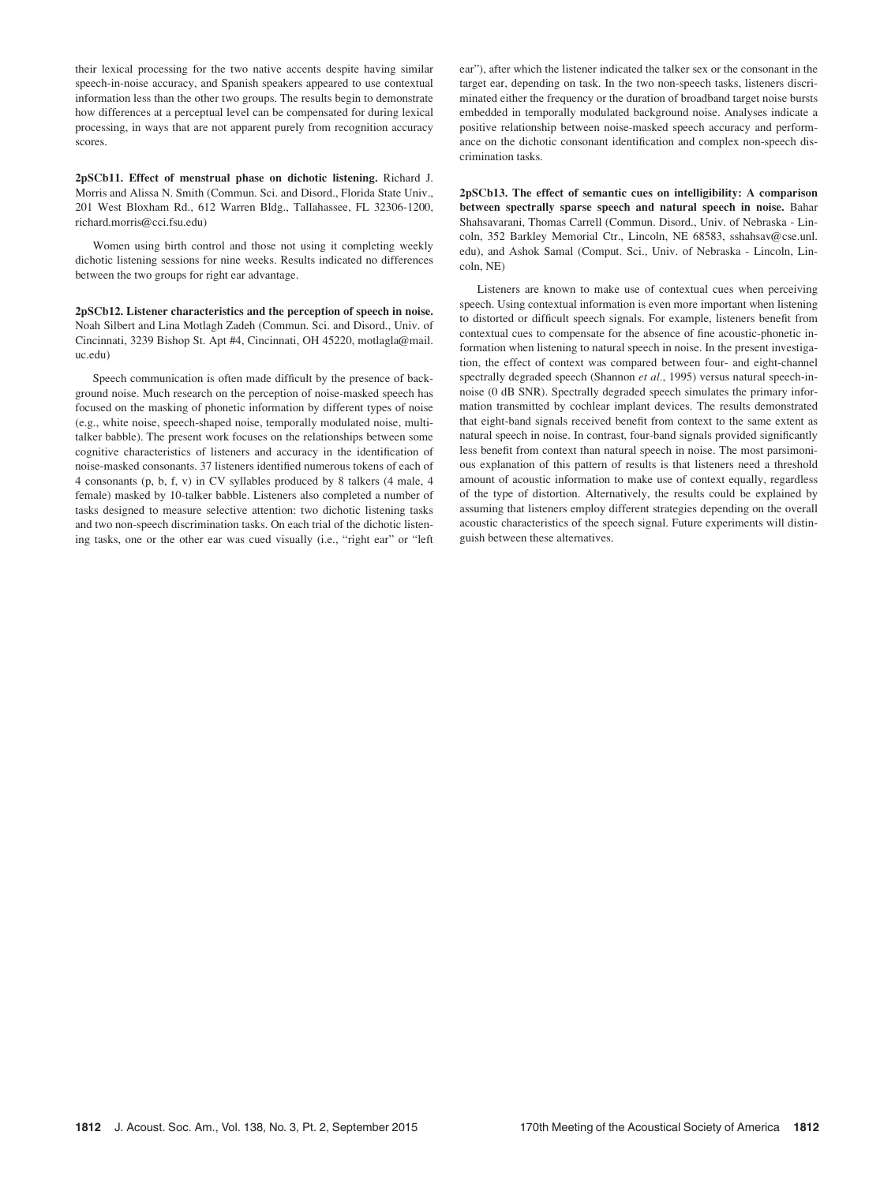their lexical processing for the two native accents despite having similar speech-in-noise accuracy, and Spanish speakers appeared to use contextual information less than the other two groups. The results begin to demonstrate how differences at a perceptual level can be compensated for during lexical processing, in ways that are not apparent purely from recognition accuracy scores.

**2pSCb11. Effect of menstrual phase on dichotic listening.** Richard J. Morris and Alissa N. Smith (Commun. Sci. and Disord., Florida State Univ., 201 West Bloxham Rd., 612 Warren Bldg., Tallahassee, FL 32306-1200, richard.morris@cci.fsu.edu)

Women using birth control and those not using it completing weekly dichotic listening sessions for nine weeks. Results indicated no differences between the two groups for right ear advantage.

**2pSCb12. Listener characteristics and the perception of speech in noise.** Noah Silbert and Lina Motlagh Zadeh (Commun. Sci. and Disord., Univ. of Cincinnati, 3239 Bishop St. Apt #4, Cincinnati, OH 45220, motlagla@mail.uc.edu)

Speech communication is often made difficult by the presence of background noise. Much research on the perception of noise-masked speech has focused on the masking of phonetic information by different types of noise (e.g., white noise, speech-shaped noise, temporally modulated noise, multi-talker babble). The present work focuses on the relationships between some cognitive characteristics of listeners and accuracy in the identification of noise-masked consonants. 37 listeners identified numerous tokens of each of 4 consonants (p, b, f, v) in CV syllables produced by 8 talkers (4 male, 4 female) masked by 10-talker babble. Listeners also completed a number of tasks designed to measure selective attention: two dichotic listening tasks and two non-speech discrimination tasks. On each trial of the dichotic listening tasks, one or the other ear was cued visually (i.e., "right ear" or "left ear"), after which the listener indicated the talker sex or the consonant in the target ear, depending on task. In the two non-speech tasks, listeners discriminated either the frequency or the duration of broadband target noise bursts embedded in temporally modulated background noise. Analyses indicate a positive relationship between noise-masked speech accuracy and performance on the dichotic consonant identification and complex non-speech discrimination tasks.

**2pSCb13. The effect of semantic cues on intelligibility: A comparison between spectrally sparse speech and natural speech in noise.** Bahar Shahsavarani, Thomas Carrell (Commun. Disord., Univ. of Nebraska - Lincoln, 352 Barkley Memorial Ctr., Lincoln, NE 68583, sshahsav@cse.unl.edu), and Ashok Samal (Comput. Sci., Univ. of Nebraska - Lincoln, Lincoln, NE)

Listeners are known to make use of contextual cues when perceiving speech. Using contextual information is even more important when listening to distorted or difficult speech signals. For example, listeners benefit from contextual cues to compensate for the absence of fine acoustic-phonetic information when listening to natural speech in noise. In the present investigation, the effect of context was compared between four- and eight-channel spectrally degraded speech (Shannon *et al*., 1995) versus natural speech-in-noise (0 dB SNR). Spectrally degraded speech simulates the primary information transmitted by cochlear implant devices. The results demonstrated that eight-band signals received benefit from context to the same extent as natural speech in noise. In contrast, four-band signals provided significantly less benefit from context than natural speech in noise. The most parsimonious explanation of this pattern of results is that listeners need a threshold amount of acoustic information to make use of context equally, regardless of the type of distortion. Alternatively, the results could be explained by assuming that listeners employ different strategies depending on the overall acoustic characteristics of the speech signal. Future experiments will distinguish between these alternatives.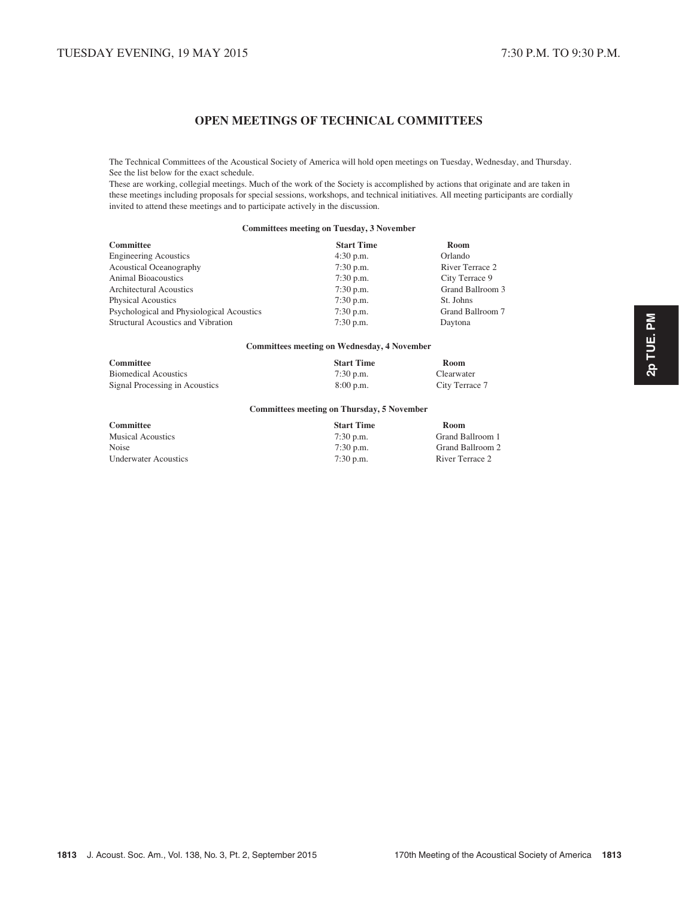TUESDAY EVENING, 19 MAY 2015 7:30 P.M. TO 9:30 P.M.

## OPEN MEETINGS OF TECHNICAL COMMITTEES

The Technical Committees of the Acoustical Society of America will hold open meetings on Tuesday, Wednesday, and Thursday. See the list below for the exact schedule.

These are working, collegial meetings. Much of the work of the Society is accomplished by actions that originate and are taken in these meetings including proposals for special sessions, workshops, and technical initiatives. All meeting participants are cordially invited to attend these meetings and to participate actively in the discussion.

**Committees meeting on Tuesday, 3 November**

| Committee | Start Time | Room |
|---|---|---|
| Engineering Acoustics | 4:30 p.m. | Orlando |
| Acoustical Oceanography | 7:30 p.m. | River Terrace 2 |
| Animal Bioacoustics | 7:30 p.m. | City Terrace 9 |
| Architectural Acoustics | 7:30 p.m. | Grand Ballroom 3 |
| Physical Acoustics | 7:30 p.m. | St. Johns |
| Psychological and Physiological Acoustics | 7:30 p.m. | Grand Ballroom 7 |
| Structural Acoustics and Vibration | 7:30 p.m. | Daytona |

**Committees meeting on Wednesday, 4 November**

| Committee | Start Time | Room |
|---|---|---|
| Biomedical Acoustics | 7:30 p.m. | Clearwater |
| Signal Processing in Acoustics | 8:00 p.m. | City Terrace 7 |

**Committees meeting on Thursday, 5 November**

| Committee | Start Time | Room |
|---|---|---|
| Musical Acoustics | 7:30 p.m. | Grand Ballroom 1 |
| Noise | 7:30 p.m. | Grand Ballroom 2 |
| Underwater Acoustics | 7:30 p.m. | River Terrace 2 |